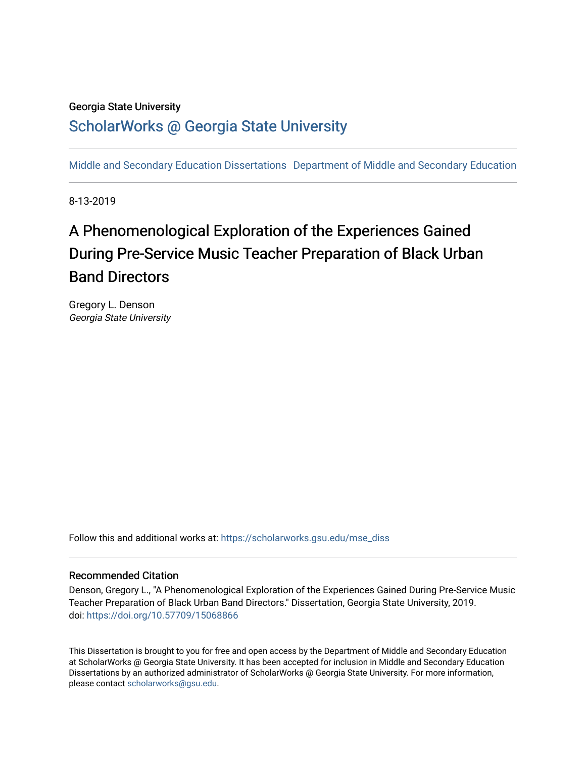Georgia State University

# ScholarWorks @ Georgia State University

Middle and Secondary Education Dissertations Department of Middle and Secondary Education

8-13-2019

# A Phenomenological Exploration of the Experiences Gained During Pre-Service Music Teacher Preparation of Black Urban Band Directors

Gregory L. Denson
*Georgia State University*

Follow this and additional works at: https://scholarworks.gsu.edu/mse_diss

## Recommended Citation

Denson, Gregory L., "A Phenomenological Exploration of the Experiences Gained During Pre-Service Music Teacher Preparation of Black Urban Band Directors." Dissertation, Georgia State University, 2019.
doi: https://doi.org/10.57709/15068866

This Dissertation is brought to you for free and open access by the Department of Middle and Secondary Education at ScholarWorks @ Georgia State University. It has been accepted for inclusion in Middle and Secondary Education Dissertations by an authorized administrator of ScholarWorks @ Georgia State University. For more information, please contact scholarworks@gsu.edu.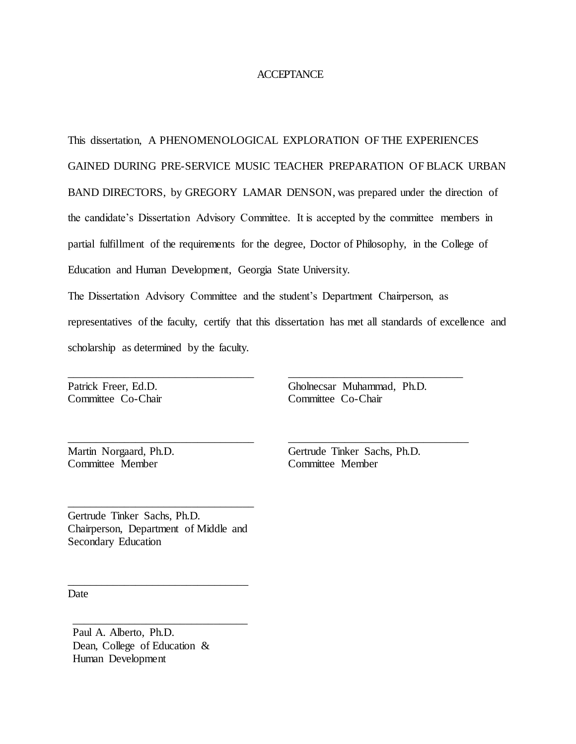# ACCEPTANCE

This dissertation, A PHENOMENOLOGICAL EXPLORATION OF THE EXPERIENCES GAINED DURING PRE-SERVICE MUSIC TEACHER PREPARATION OF BLACK URBAN BAND DIRECTORS, by GREGORY LAMAR DENSON, was prepared under the direction of the candidate's Dissertation Advisory Committee. It is accepted by the committee members in partial fulfillment of the requirements for the degree, Doctor of Philosophy, in the College of Education and Human Development, Georgia State University.

The Dissertation Advisory Committee and the student's Department Chairperson, as representatives of the faculty, certify that this dissertation has met all standards of excellence and scholarship as determined by the faculty.

_________________________________
Patrick Freer, Ed.D.
Committee Co-Chair

_________________________________
Gholnecsar Muhammad, Ph.D.
Committee Co-Chair

_________________________________
Martin Norgaard, Ph.D.
Committee Member

_________________________________
Gertrude Tinker Sachs, Ph.D.
Committee Member

_________________________________
Gertrude Tinker Sachs, Ph.D.
Chairperson, Department of Middle and Secondary Education

_________________________________
Date

_________________________________
Paul A. Alberto, Ph.D.
Dean, College of Education & Human Development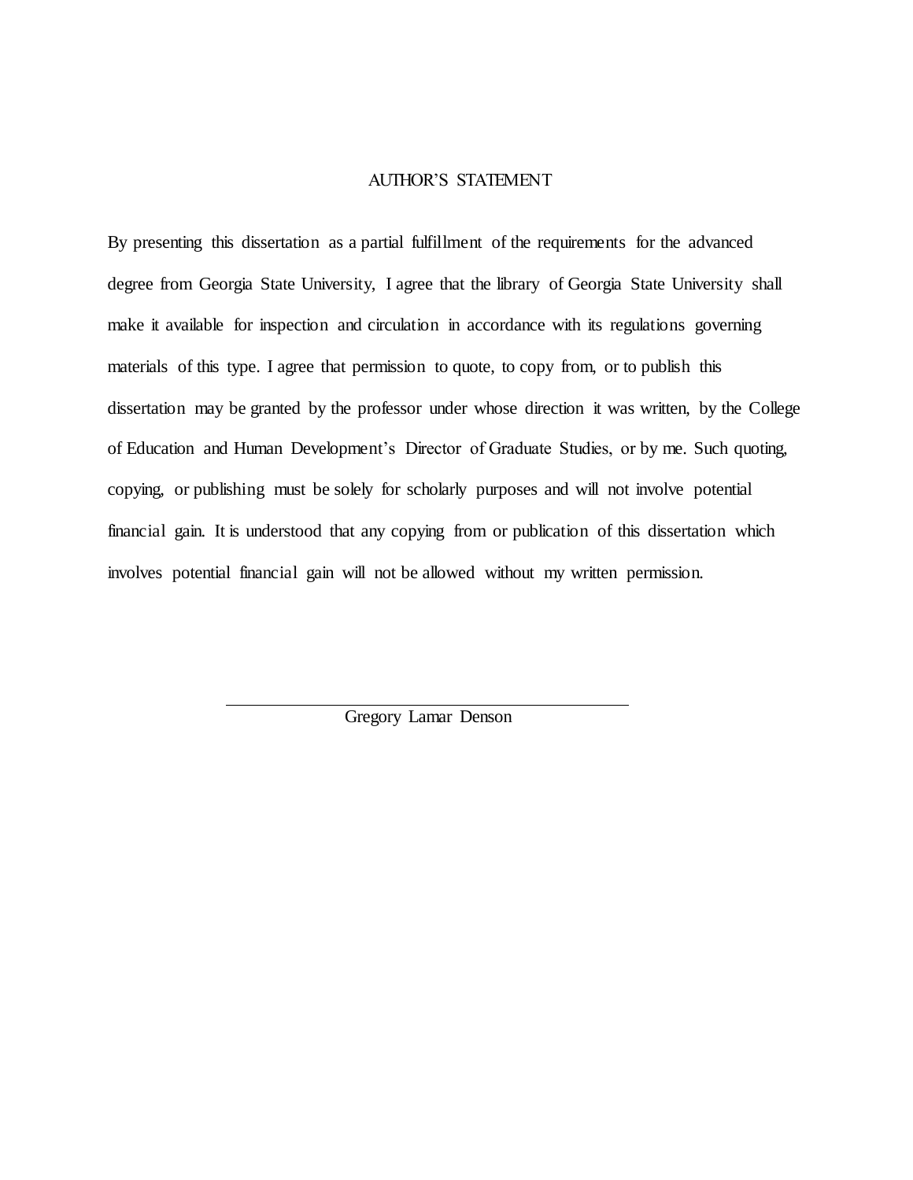## AUTHOR'S STATEMENT

By presenting this dissertation as a partial fulfillment of the requirements for the advanced degree from Georgia State University, I agree that the library of Georgia State University shall make it available for inspection and circulation in accordance with its regulations governing materials of this type. I agree that permission to quote, to copy from, or to publish this dissertation may be granted by the professor under whose direction it was written, by the College of Education and Human Development's Director of Graduate Studies, or by me. Such quoting, copying, or publishing must be solely for scholarly purposes and will not involve potential financial gain. It is understood that any copying from or publication of this dissertation which involves potential financial gain will not be allowed without my written permission.

\_\_\_\_\_\_\_\_\_\_\_\_\_\_\_\_\_\_\_\_\_\_\_\_\_\_\_\_\_\_\_\_\_\_\_\_\_\_\_\_

Gregory Lamar Denson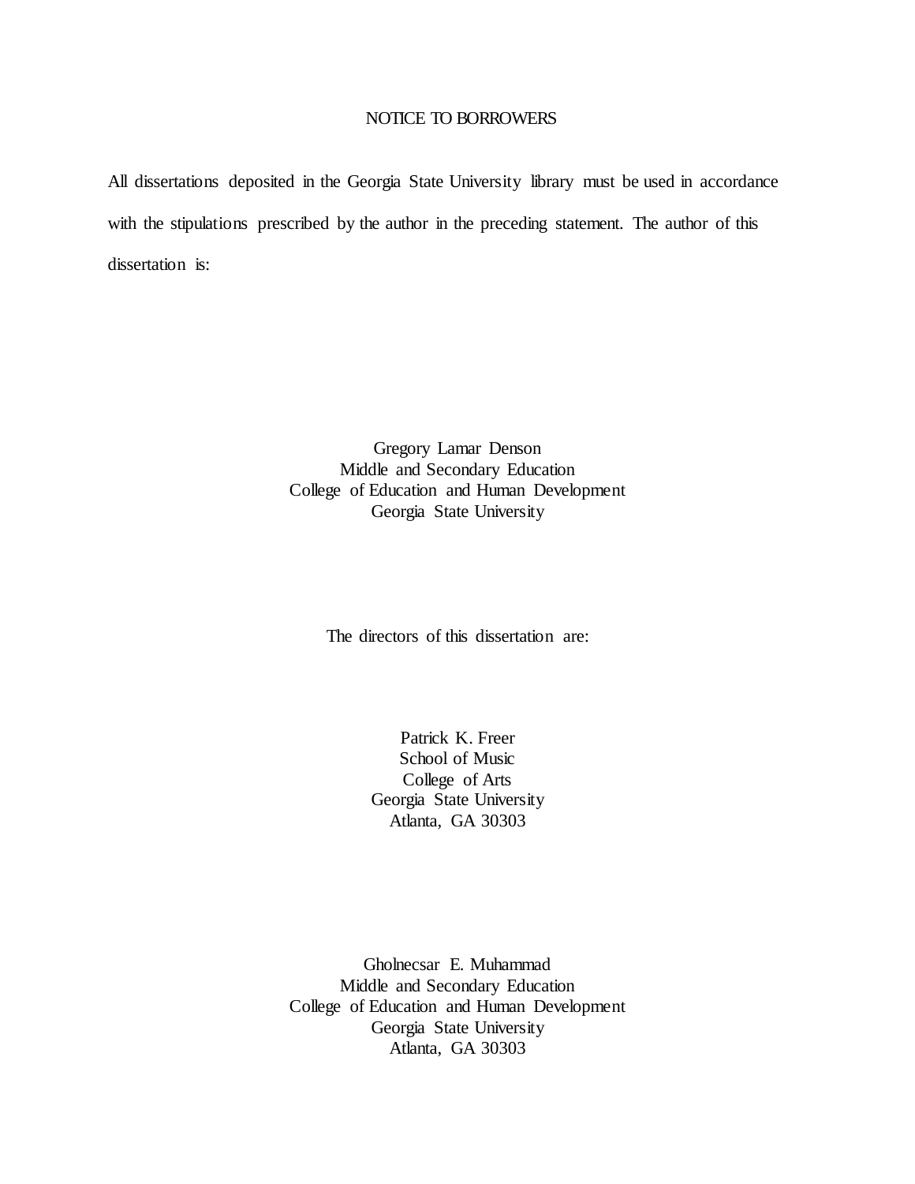# NOTICE TO BORROWERS

All dissertations deposited in the Georgia State University library must be used in accordance with the stipulations prescribed by the author in the preceding statement. The author of this dissertation is:

Gregory Lamar Denson
Middle and Secondary Education
College of Education and Human Development
Georgia State University

The directors of this dissertation are:

Patrick K. Freer
School of Music
College of Arts
Georgia State University
Atlanta, GA 30303

Gholnecsar E. Muhammad
Middle and Secondary Education
College of Education and Human Development
Georgia State University
Atlanta, GA 30303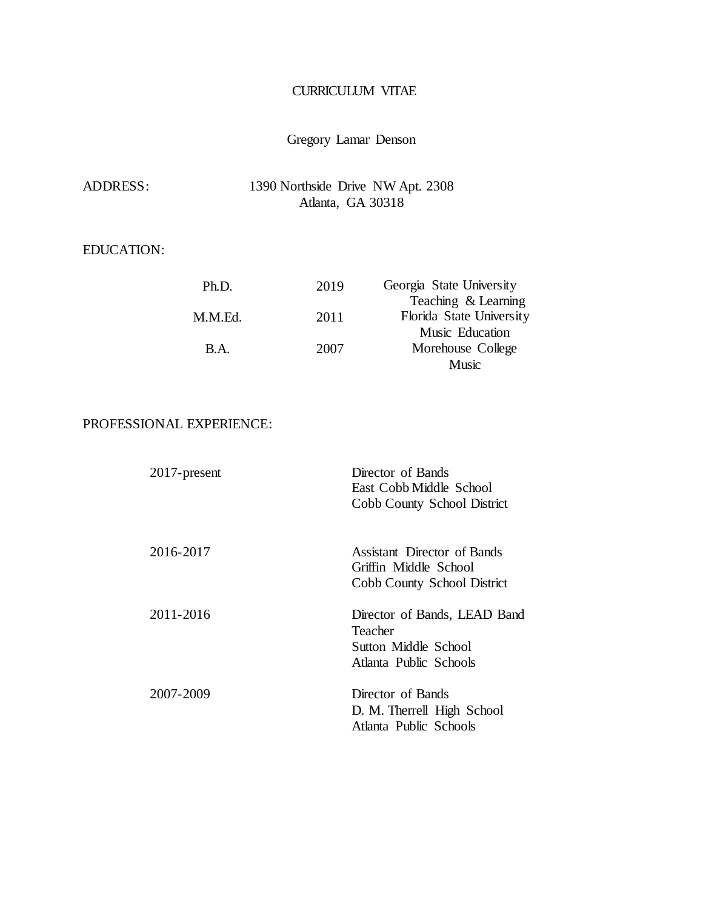# CURRICULUM VITAE

Gregory Lamar Denson

ADDRESS: 1390 Northside Drive NW Apt. 2308
Atlanta, GA 30318

EDUCATION:

| Degree | Year | Institution |
|---|---|---|
| Ph.D. | 2019 | Georgia State University<br>Teaching & Learning |
| M.M.Ed. | 2011 | Florida State University<br>Music Education |
| B.A. | 2007 | Morehouse College<br>Music |

PROFESSIONAL EXPERIENCE:

| Years | Position |
|---|---|
| 2017-present | Director of Bands<br>East Cobb Middle School<br>Cobb County School District |
| 2016-2017 | Assistant Director of Bands<br>Griffin Middle School<br>Cobb County School District |
| 2011-2016 | Director of Bands, LEAD Band Teacher<br>Sutton Middle School<br>Atlanta Public Schools |
| 2007-2009 | Director of Bands<br>D. M. Therrell High School<br>Atlanta Public Schools |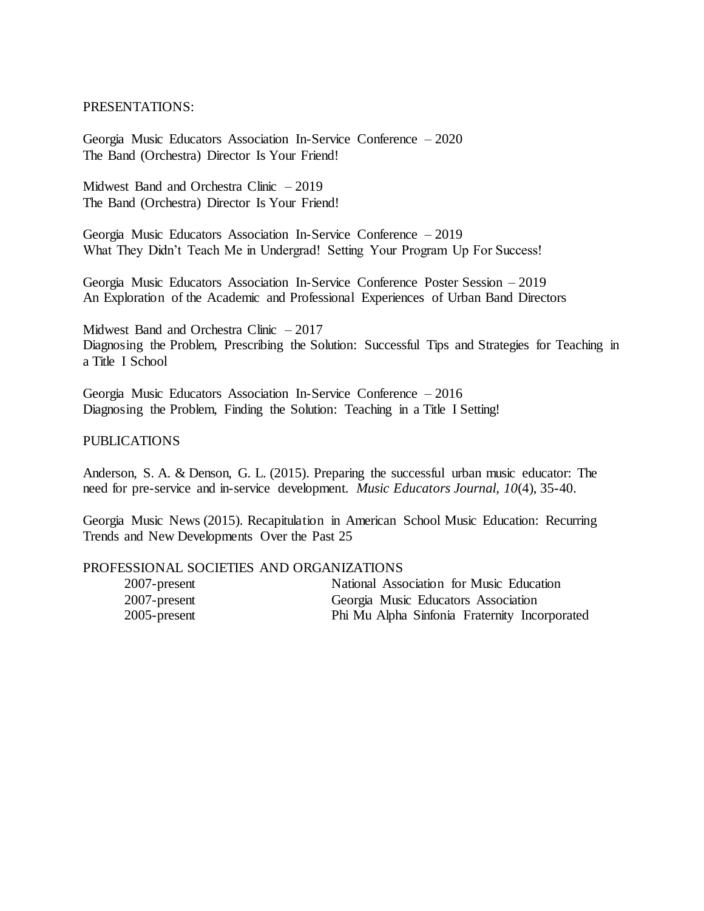## PRESENTATIONS:

Georgia Music Educators Association In-Service Conference – 2020
The Band (Orchestra) Director Is Your Friend!

Midwest Band and Orchestra Clinic – 2019
The Band (Orchestra) Director Is Your Friend!

Georgia Music Educators Association In-Service Conference – 2019
What They Didn't Teach Me in Undergrad! Setting Your Program Up For Success!

Georgia Music Educators Association In-Service Conference Poster Session – 2019
An Exploration of the Academic and Professional Experiences of Urban Band Directors

Midwest Band and Orchestra Clinic – 2017
Diagnosing the Problem, Prescribing the Solution: Successful Tips and Strategies for Teaching in a Title I School

Georgia Music Educators Association In-Service Conference – 2016
Diagnosing the Problem, Finding the Solution: Teaching in a Title I Setting!

## PUBLICATIONS

Anderson, S. A. & Denson, G. L. (2015). Preparing the successful urban music educator: The need for pre-service and in-service development. *Music Educators Journal, 10*(4), 35-40.

Georgia Music News (2015). Recapitulation in American School Music Education: Recurring Trends and New Developments Over the Past 25

## PROFESSIONAL SOCIETIES AND ORGANIZATIONS

| | |
|---|---|
| 2007-present | National Association for Music Education |
| 2007-present | Georgia Music Educators Association |
| 2005-present | Phi Mu Alpha Sinfonia Fraternity Incorporated |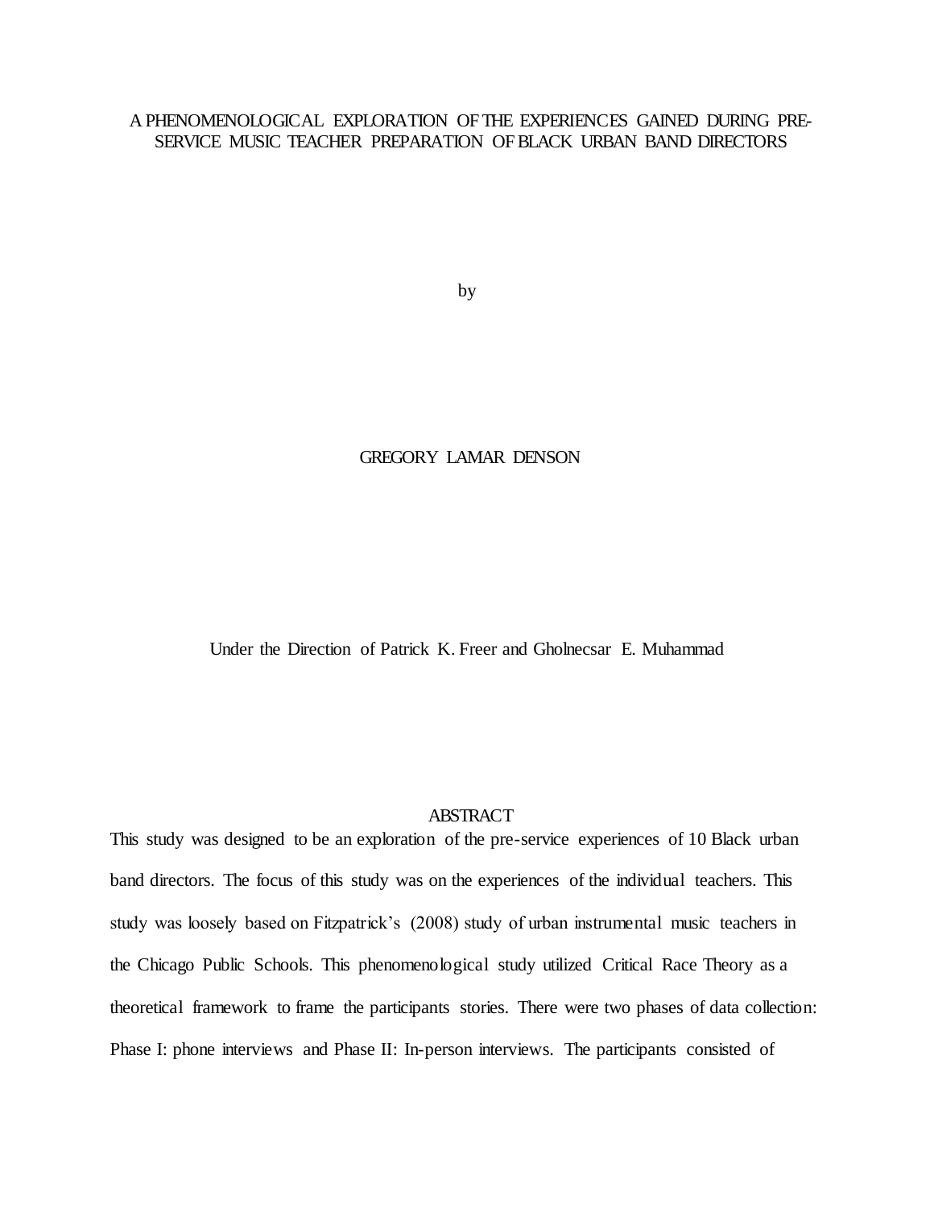A PHENOMENOLOGICAL EXPLORATION OF THE EXPERIENCES GAINED DURING PRE-SERVICE MUSIC TEACHER PREPARATION OF BLACK URBAN BAND DIRECTORS

by

GREGORY LAMAR DENSON

Under the Direction of Patrick K. Freer and Gholnecsar E. Muhammad

ABSTRACT

This study was designed to be an exploration of the pre-service experiences of 10 Black urban band directors. The focus of this study was on the experiences of the individual teachers. This study was loosely based on Fitzpatrick's (2008) study of urban instrumental music teachers in the Chicago Public Schools. This phenomenological study utilized Critical Race Theory as a theoretical framework to frame the participants stories. There were two phases of data collection: Phase I: phone interviews and Phase II: In-person interviews. The participants consisted of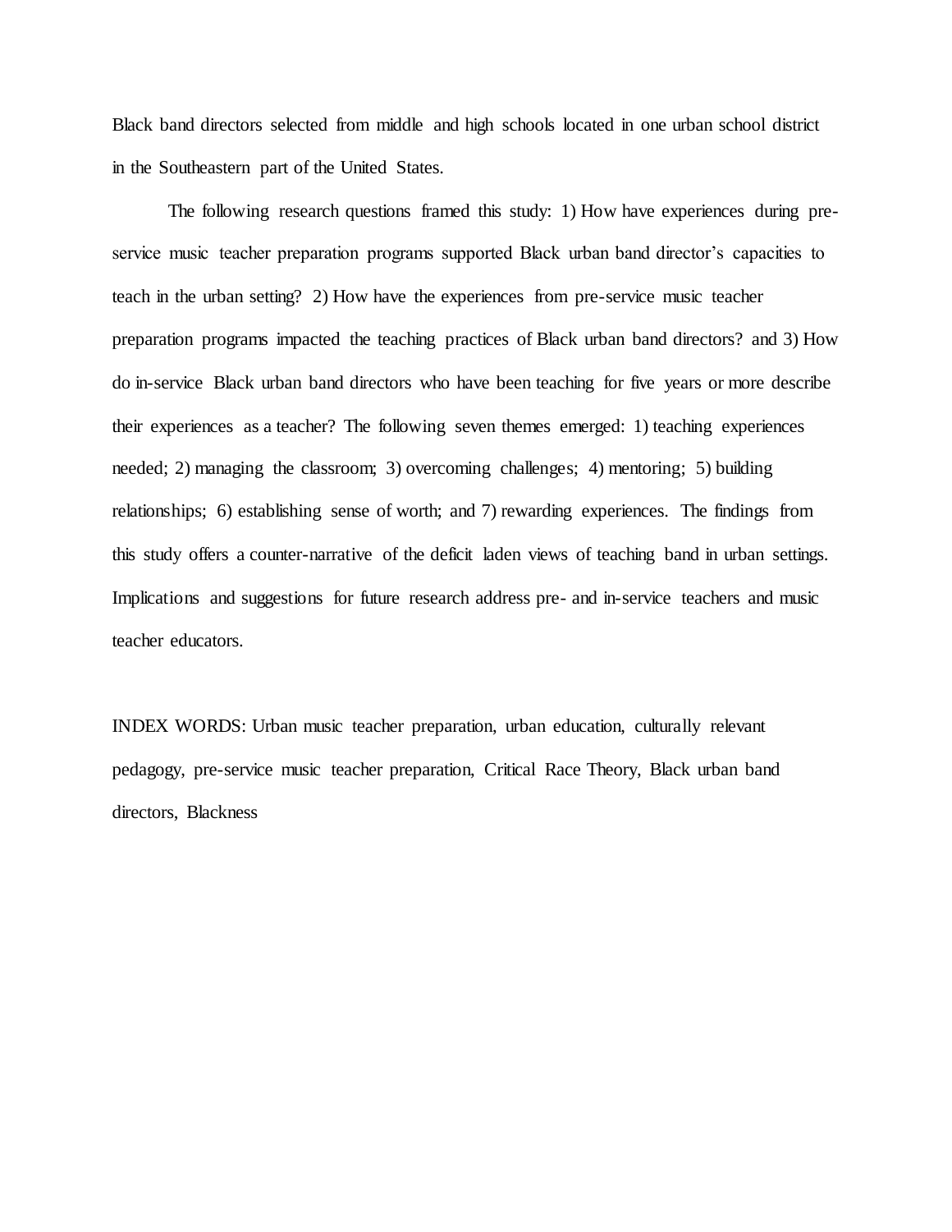Black band directors selected from middle and high schools located in one urban school district in the Southeastern part of the United States.

The following research questions framed this study: 1) How have experiences during pre-service music teacher preparation programs supported Black urban band director's capacities to teach in the urban setting? 2) How have the experiences from pre-service music teacher preparation programs impacted the teaching practices of Black urban band directors? and 3) How do in-service Black urban band directors who have been teaching for five years or more describe their experiences as a teacher? The following seven themes emerged: 1) teaching experiences needed; 2) managing the classroom; 3) overcoming challenges; 4) mentoring; 5) building relationships; 6) establishing sense of worth; and 7) rewarding experiences. The findings from this study offers a counter-narrative of the deficit laden views of teaching band in urban settings. Implications and suggestions for future research address pre- and in-service teachers and music teacher educators.

INDEX WORDS: Urban music teacher preparation, urban education, culturally relevant pedagogy, pre-service music teacher preparation, Critical Race Theory, Black urban band directors, Blackness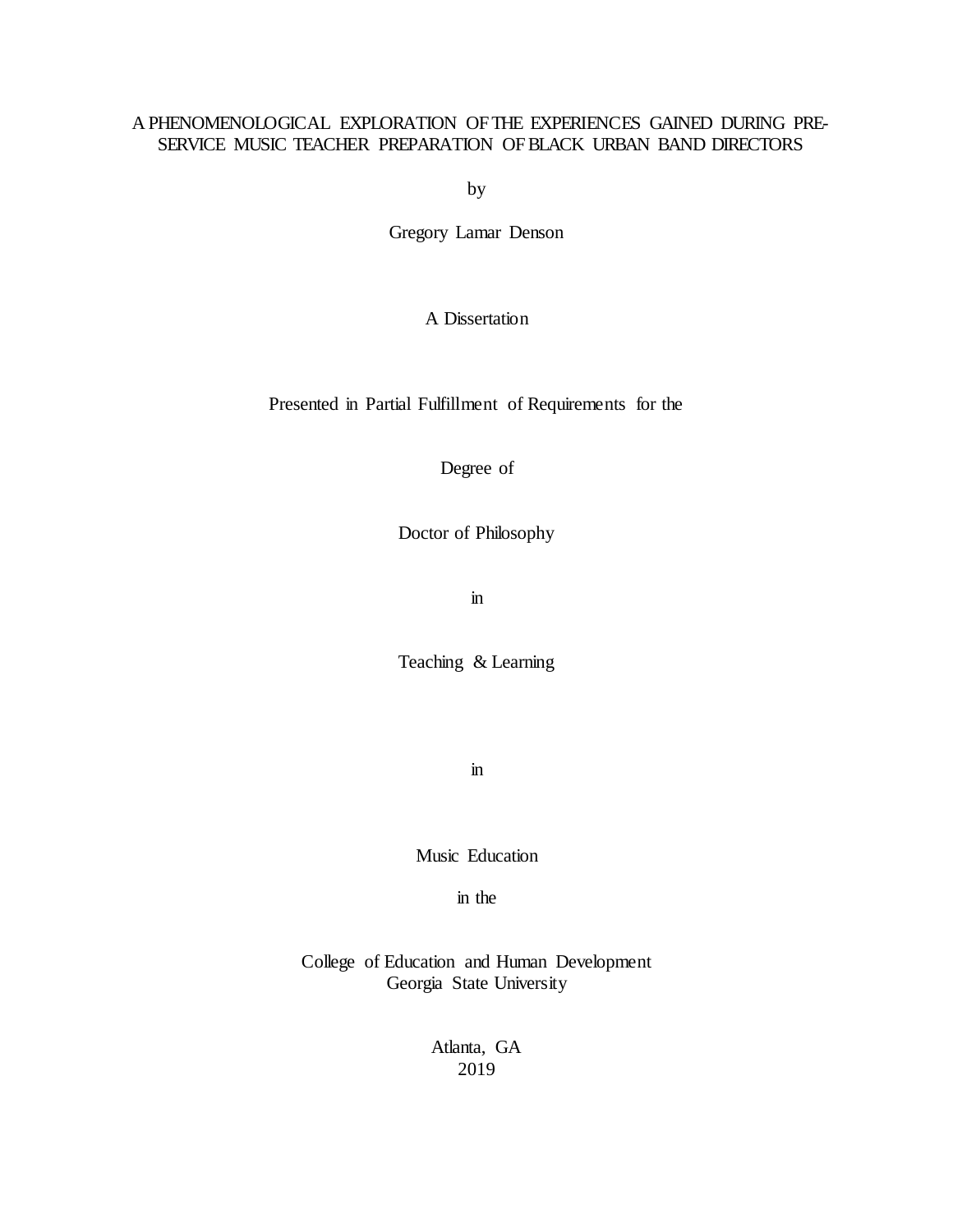# A PHENOMENOLOGICAL EXPLORATION OF THE EXPERIENCES GAINED DURING PRE-SERVICE MUSIC TEACHER PREPARATION OF BLACK URBAN BAND DIRECTORS

by

Gregory Lamar Denson

A Dissertation

Presented in Partial Fulfillment of Requirements for the

Degree of

Doctor of Philosophy

in

Teaching & Learning

in

Music Education

in the

College of Education and Human Development
Georgia State University

Atlanta, GA
2019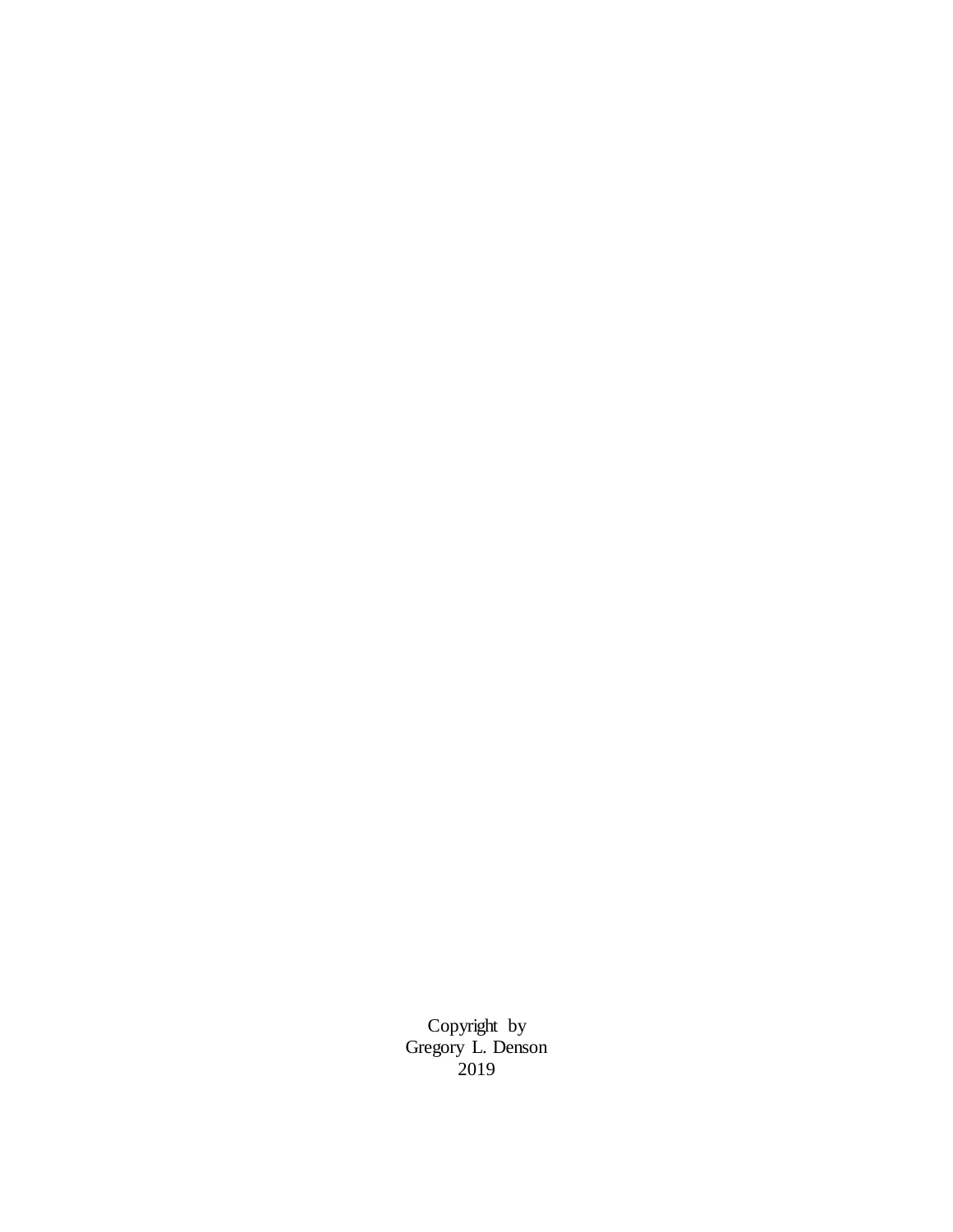Copyright by
Gregory L. Denson
2019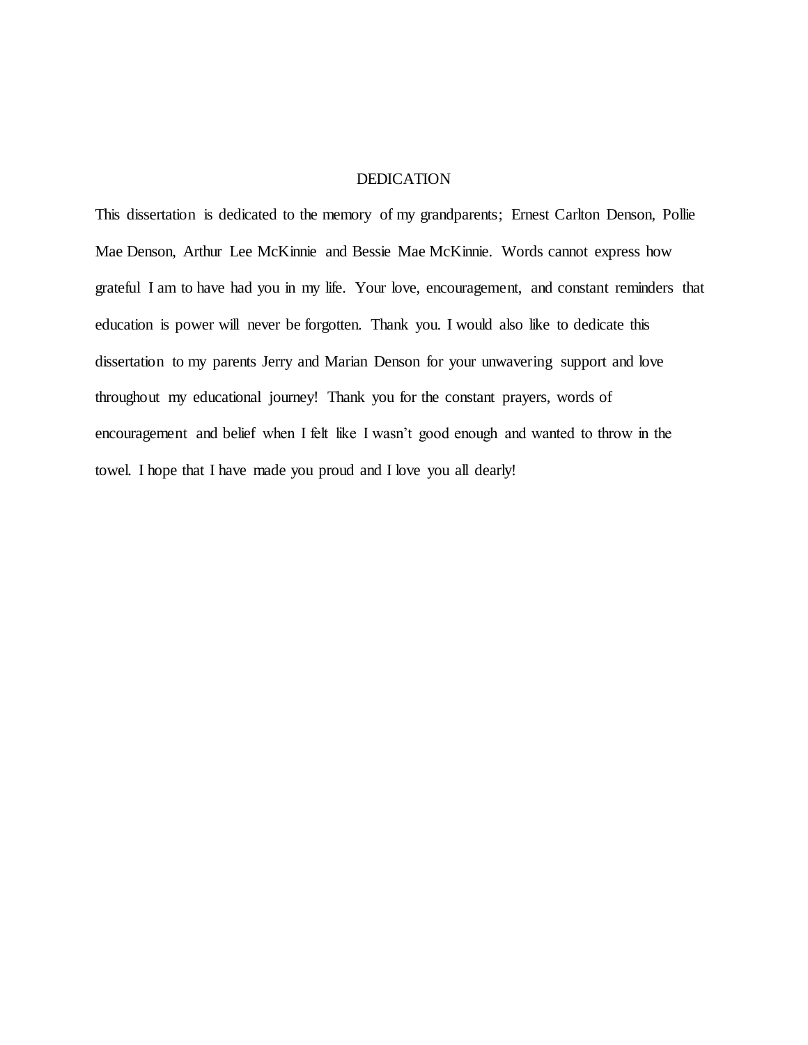# DEDICATION

This dissertation is dedicated to the memory of my grandparents; Ernest Carlton Denson, Pollie Mae Denson, Arthur Lee McKinnie and Bessie Mae McKinnie. Words cannot express how grateful I am to have had you in my life. Your love, encouragement, and constant reminders that education is power will never be forgotten. Thank you. I would also like to dedicate this dissertation to my parents Jerry and Marian Denson for your unwavering support and love throughout my educational journey! Thank you for the constant prayers, words of encouragement and belief when I felt like I wasn't good enough and wanted to throw in the towel. I hope that I have made you proud and I love you all dearly!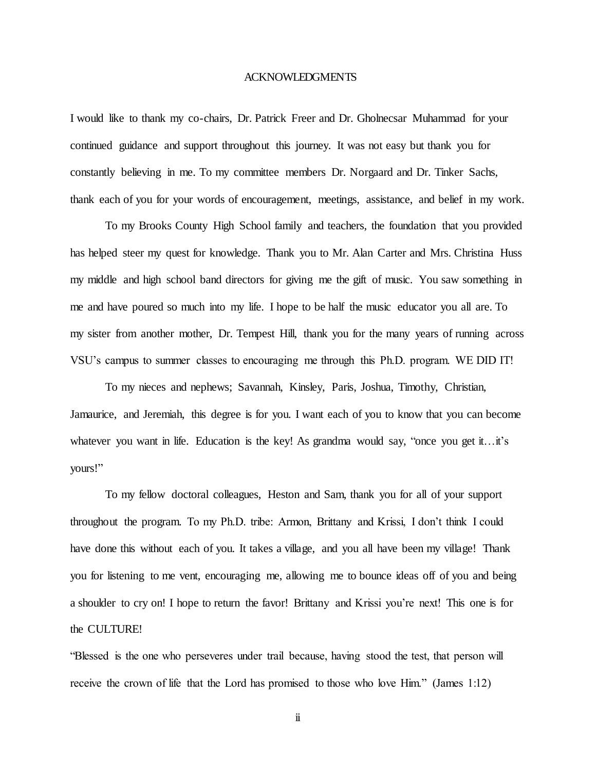# ACKNOWLEDGMENTS

I would like to thank my co-chairs, Dr. Patrick Freer and Dr. Gholnecsar Muhammad for your continued guidance and support throughout this journey. It was not easy but thank you for constantly believing in me. To my committee members Dr. Norgaard and Dr. Tinker Sachs, thank each of you for your words of encouragement, meetings, assistance, and belief in my work.

To my Brooks County High School family and teachers, the foundation that you provided has helped steer my quest for knowledge. Thank you to Mr. Alan Carter and Mrs. Christina Huss my middle and high school band directors for giving me the gift of music. You saw something in me and have poured so much into my life. I hope to be half the music educator you all are. To my sister from another mother, Dr. Tempest Hill, thank you for the many years of running across VSU's campus to summer classes to encouraging me through this Ph.D. program. WE DID IT!

To my nieces and nephews; Savannah, Kinsley, Paris, Joshua, Timothy, Christian, Jamaurice, and Jeremiah, this degree is for you. I want each of you to know that you can become whatever you want in life. Education is the key! As grandma would say, "once you get it…it's yours!"

To my fellow doctoral colleagues, Heston and Sam, thank you for all of your support throughout the program. To my Ph.D. tribe: Armon, Brittany and Krissi, I don't think I could have done this without each of you. It takes a village, and you all have been my village! Thank you for listening to me vent, encouraging me, allowing me to bounce ideas off of you and being a shoulder to cry on! I hope to return the favor! Brittany and Krissi you're next! This one is for the CULTURE!

"Blessed is the one who perseveres under trail because, having stood the test, that person will receive the crown of life that the Lord has promised to those who love Him." (James 1:12)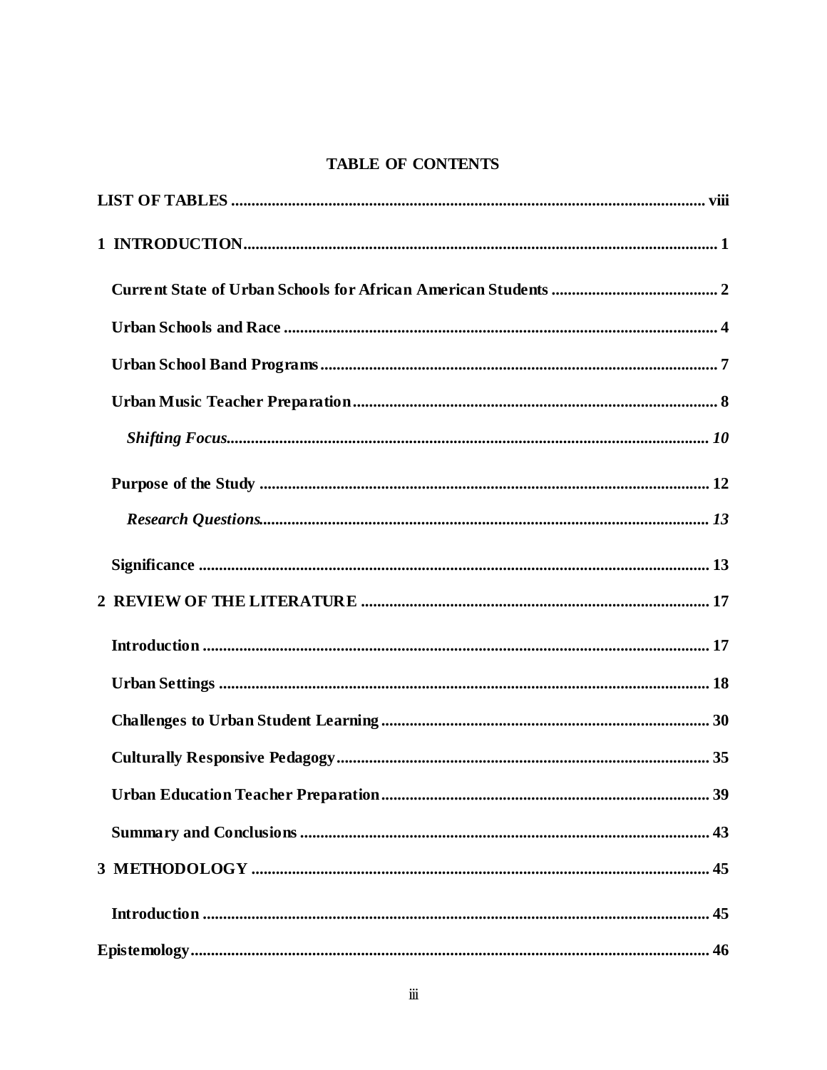**TABLE OF CONTENTS**

**LIST OF TABLES** ........................................................................................................... **viii**

**1 INTRODUCTION** ......................................................................................................... **1**

**Current State of Urban Schools for African American Students** ......................................... **2**

**Urban Schools and Race** ................................................................................................ **4**

**Urban School Band Programs** ......................................................................................... **7**

**Urban Music Teacher Preparation** ................................................................................... **8**

***Shifting Focus*** ................................................................................................................ ***10***

**Purpose of the Study** ..................................................................................................... **12**

***Research Questions*** ....................................................................................................... ***13***

**Significance** .................................................................................................................. **13**

**2 REVIEW OF THE LITERATURE** ................................................................................. **17**

**Introduction** ................................................................................................................. **17**

**Urban Settings** .............................................................................................................. **18**

**Challenges to Urban Student Learning** ........................................................................... **30**

**Culturally Responsive Pedagogy** ................................................................................... **35**

**Urban Education Teacher Preparation** ............................................................................ **39**

**Summary and Conclusions** ............................................................................................ **43**

**3 METHODOLOGY** ........................................................................................................ **45**

**Introduction** ................................................................................................................. **45**

**Epistemology** ................................................................................................................ **46**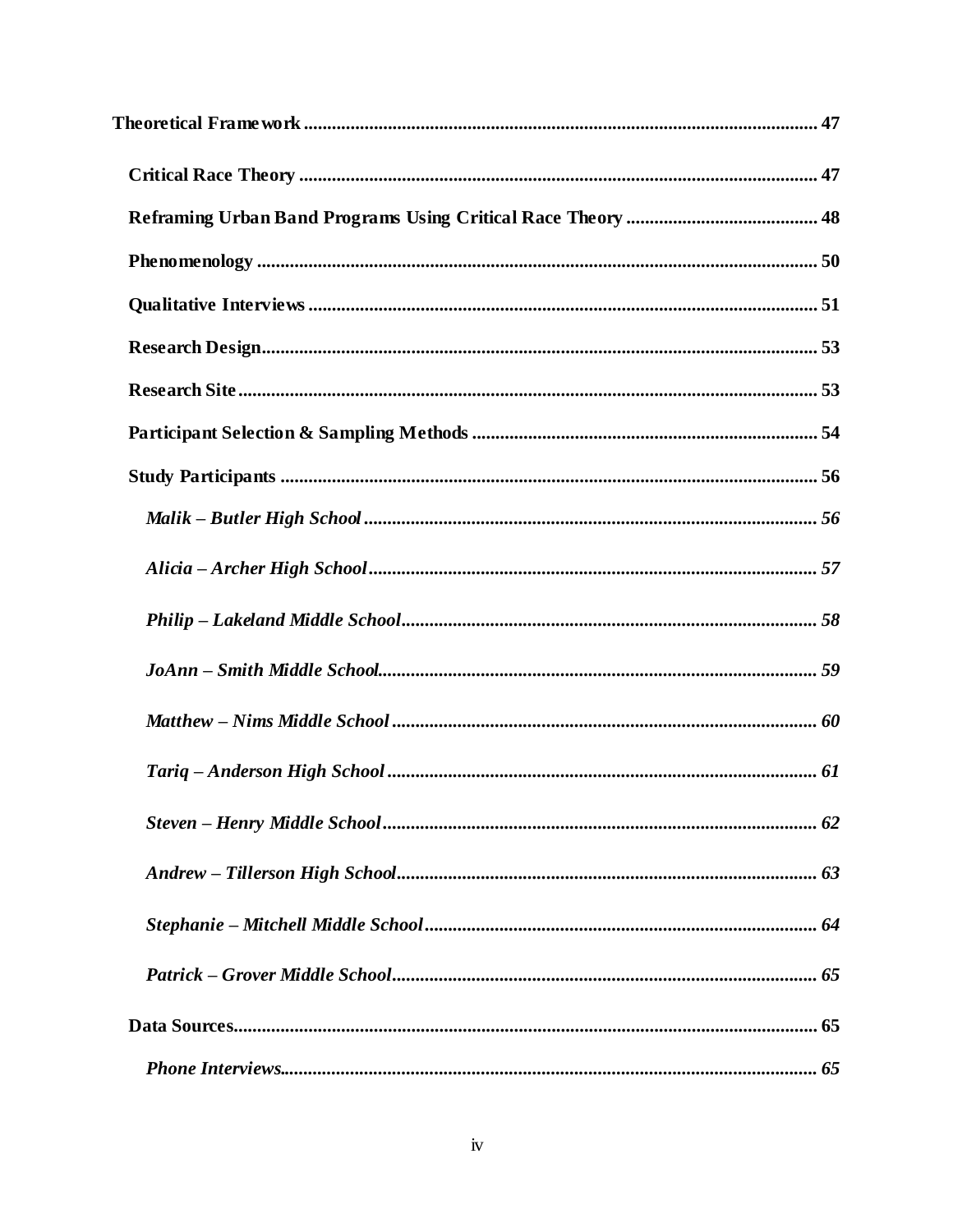**Theoretical Framework** ............................................................................................................ 47

**Critical Race Theory** ............................................................................................................ 47

**Reframing Urban Band Programs Using Critical Race Theory** ........................................ 48

**Phenomenology** ..................................................................................................................... 50

**Qualitative Interviews** .......................................................................................................... 51

**Research Design** .................................................................................................................... 53

**Research Site** ......................................................................................................................... 53

**Participant Selection & Sampling Methods** ........................................................................ 54

**Study Participants** ................................................................................................................. 56

***Malik – Butler High School*** .............................................................................................. 56

***Alicia – Archer High School*** ............................................................................................. 57

***Philip – Lakeland Middle School*** ...................................................................................... 58

***JoAnn – Smith Middle School*** .......................................................................................... 59

***Matthew – Nims Middle School*** ........................................................................................ 60

***Tariq – Anderson High School*** .......................................................................................... 61

***Steven – Henry Middle School*** .......................................................................................... 62

***Andrew – Tillerson High School*** ....................................................................................... 63

***Stephanie – Mitchell Middle School*** .................................................................................. 64

***Patrick – Grover Middle School*** ........................................................................................ 65

**Data Sources** .......................................................................................................................... 65

***Phone Interviews*** ................................................................................................................ 65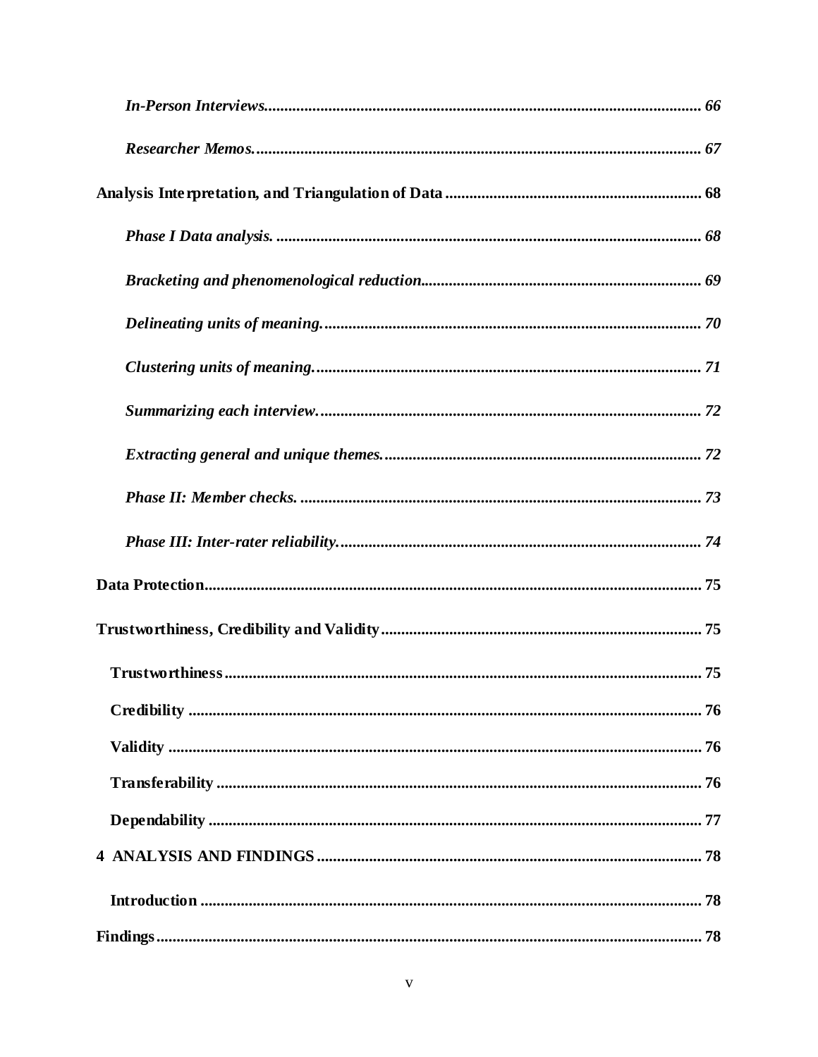*In-Person Interviews* ............................................................ 66

*Researcher Memos* ............................................................ 67

**Analysis Interpretation, and Triangulation of Data** ............................................................ 68

*Phase I Data analysis.* ............................................................ 68

*Bracketing and phenomenological reduction* ............................................................ 69

*Delineating units of meaning.* ............................................................ 70

*Clustering units of meaning.* ............................................................ 71

*Summarizing each interview.* ............................................................ 72

*Extracting general and unique themes.* ............................................................ 72

*Phase II: Member checks.* ............................................................ 73

*Phase III: Inter-rater reliability.* ............................................................ 74

**Data Protection** ............................................................ 75

**Trustworthiness, Credibility and Validity** ............................................................ 75

**Trustworthiness** ............................................................ 75

**Credibility** ............................................................ 76

**Validity** ............................................................ 76

**Transferability** ............................................................ 76

**Dependability** ............................................................ 77

**4 ANALYSIS AND FINDINGS** ............................................................ 78

**Introduction** ............................................................ 78

**Findings** ............................................................ 78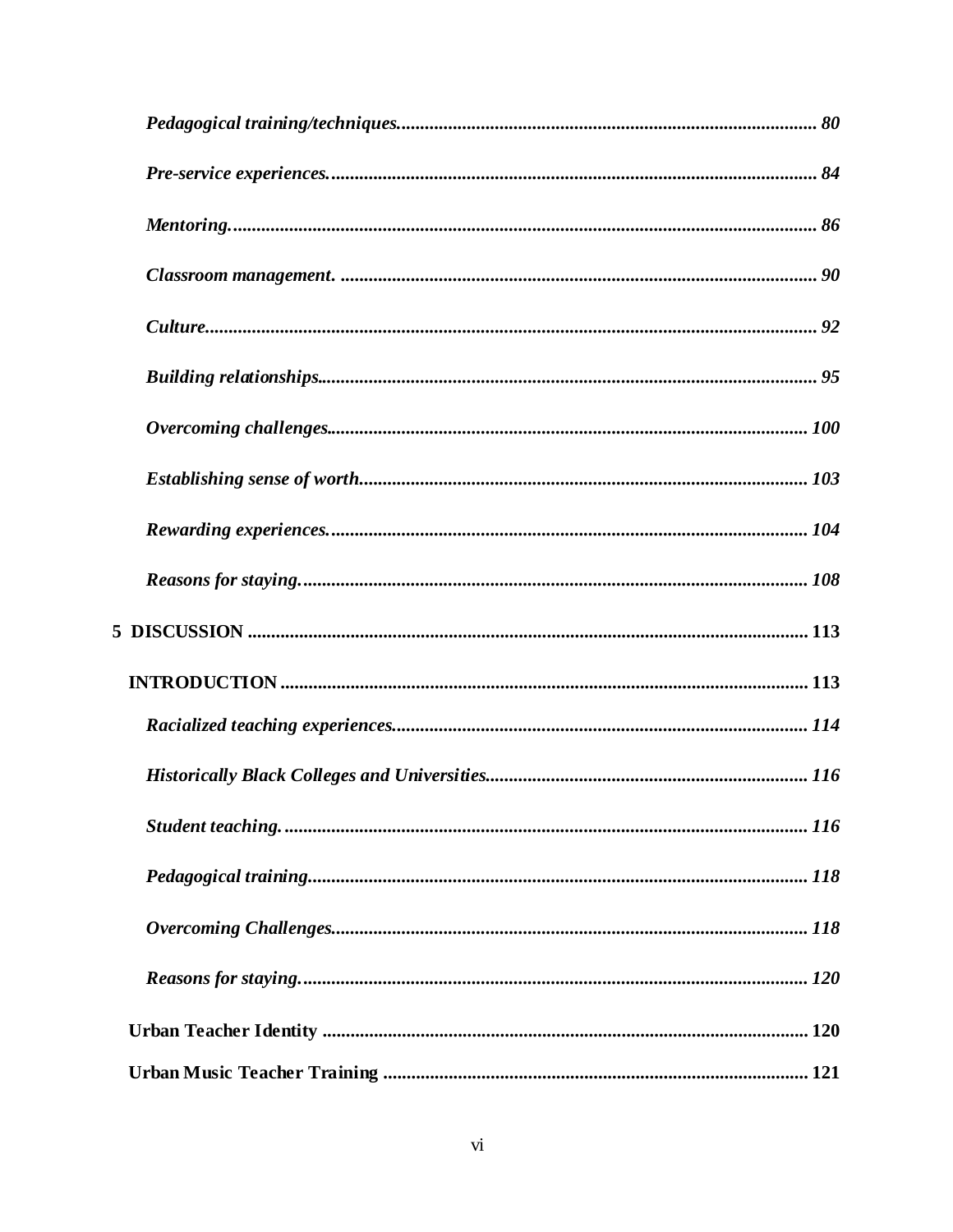*Pedagogical training/techniques.* ........................................................................................ 80

*Pre-service experiences.* ...................................................................................................... 84

*Mentoring.* ............................................................................................................................ 86

*Classroom management.* .................................................................................................... 90

*Culture.* ................................................................................................................................ 92

*Building relationships.* ......................................................................................................... 95

*Overcoming challenges.* ..................................................................................................... 100

*Establishing sense of worth.* .............................................................................................. 103

*Rewarding experiences.* ..................................................................................................... 104

*Reasons for staying.* ........................................................................................................... 108

**5 DISCUSSION** ...................................................................................................................... 113

**INTRODUCTION** ................................................................................................................. 113

*Racialized teaching experiences.* ........................................................................................ 114

*Historically Black Colleges and Universities.* .................................................................... 116

*Student teaching.* ................................................................................................................ 116

*Pedagogical training.* .......................................................................................................... 118

*Overcoming Challenges.* ..................................................................................................... 118

*Reasons for staying.* ........................................................................................................... 120

**Urban Teacher Identity** ....................................................................................................... 120

**Urban Music Teacher Training** .......................................................................................... 121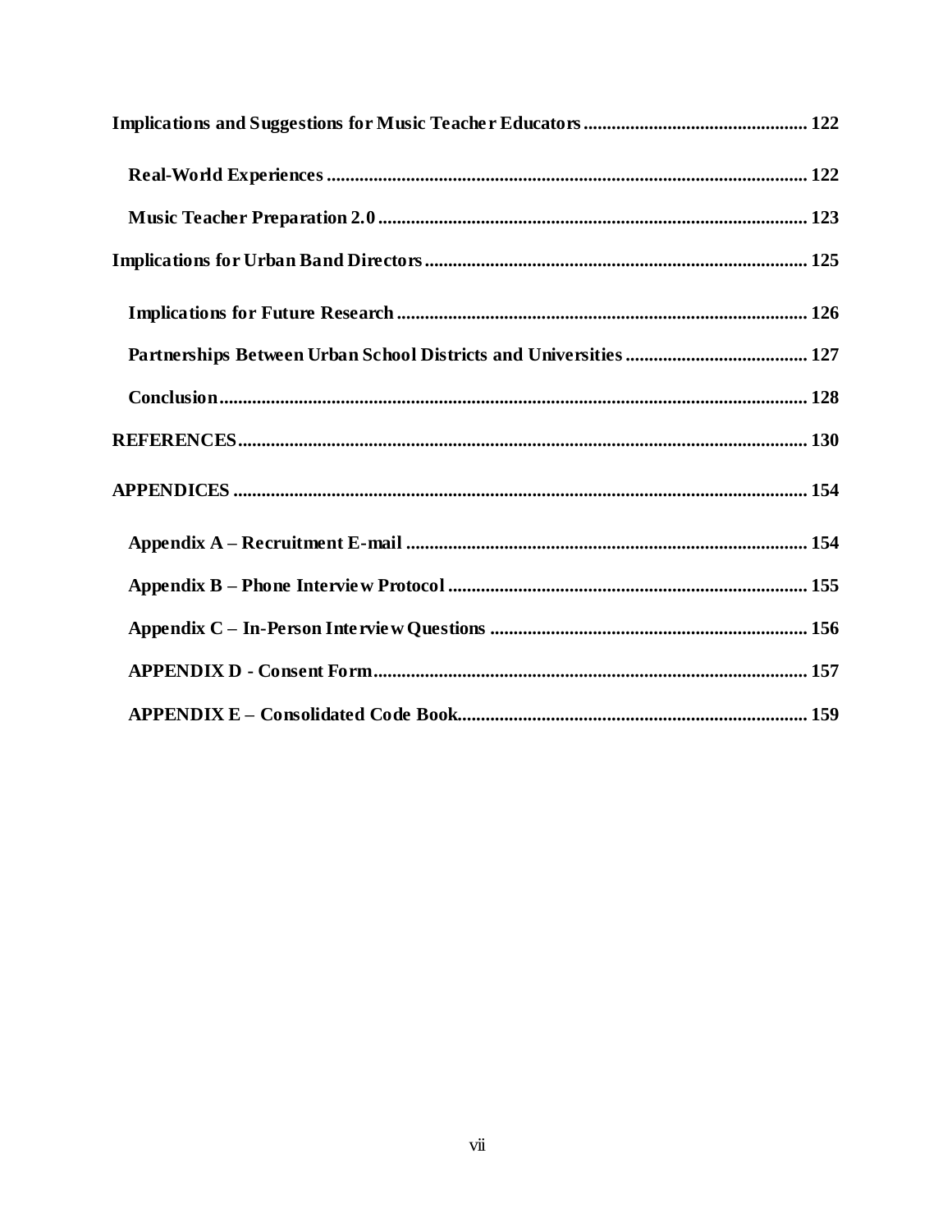**Implications and Suggestions for Music Teacher Educators** ........................................ 122

**Real-World Experiences** ........................................................................ 122

**Music Teacher Preparation 2.0** ................................................................ 123

**Implications for Urban Band Directors** ........................................................ 125

**Implications for Future Research** .............................................................. 126

**Partnerships Between Urban School Districts and Universities** ................................. 127

**Conclusion** ........................................................................................ 128

**REFERENCES** ........................................................................................ 130

**APPENDICES** ........................................................................................ 154

**Appendix A – Recruitment E-mail** .............................................................. 154

**Appendix B – Phone Interview Protocol** ........................................................ 155

**Appendix C – In-Person Interview Questions** .................................................. 156

**APPENDIX D - Consent Form** ...................................................................... 157

**APPENDIX E – Consolidated Code Book** .......................................................... 159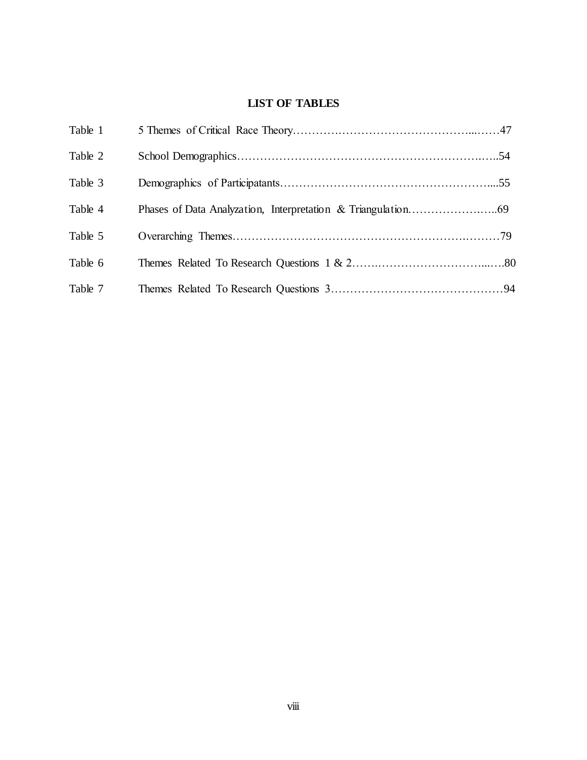## LIST OF TABLES

| | | |
|---|---|---|
| Table 1 | 5 Themes of Critical Race Theory | 47 |
| Table 2 | School Demographics | 54 |
| Table 3 | Demographics of Participatants | 55 |
| Table 4 | Phases of Data Analyzation, Interpretation & Triangulation | 69 |
| Table 5 | Overarching Themes | 79 |
| Table 6 | Themes Related To Research Questions 1 & 2 | 80 |
| Table 7 | Themes Related To Research Questions 3 | 94 |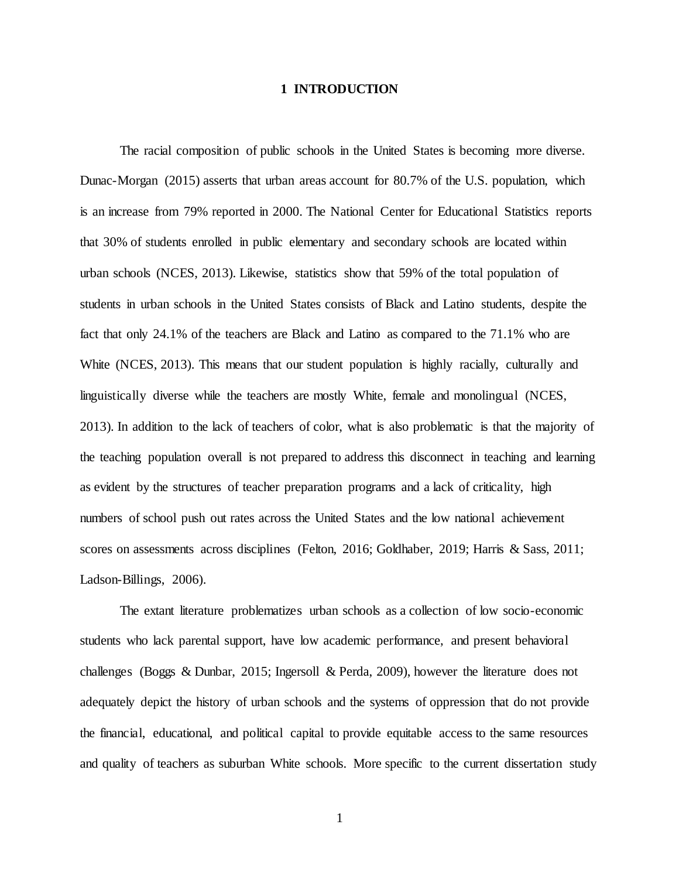# 1 INTRODUCTION

The racial composition of public schools in the United States is becoming more diverse. Dunac-Morgan (2015) asserts that urban areas account for 80.7% of the U.S. population, which is an increase from 79% reported in 2000. The National Center for Educational Statistics reports that 30% of students enrolled in public elementary and secondary schools are located within urban schools (NCES, 2013). Likewise, statistics show that 59% of the total population of students in urban schools in the United States consists of Black and Latino students, despite the fact that only 24.1% of the teachers are Black and Latino as compared to the 71.1% who are White (NCES, 2013). This means that our student population is highly racially, culturally and linguistically diverse while the teachers are mostly White, female and monolingual (NCES, 2013). In addition to the lack of teachers of color, what is also problematic is that the majority of the teaching population overall is not prepared to address this disconnect in teaching and learning as evident by the structures of teacher preparation programs and a lack of criticality, high numbers of school push out rates across the United States and the low national achievement scores on assessments across disciplines (Felton, 2016; Goldhaber, 2019; Harris & Sass, 2011; Ladson-Billings, 2006).

The extant literature problematizes urban schools as a collection of low socio-economic students who lack parental support, have low academic performance, and present behavioral challenges (Boggs & Dunbar, 2015; Ingersoll & Perda, 2009), however the literature does not adequately depict the history of urban schools and the systems of oppression that do not provide the financial, educational, and political capital to provide equitable access to the same resources and quality of teachers as suburban White schools. More specific to the current dissertation study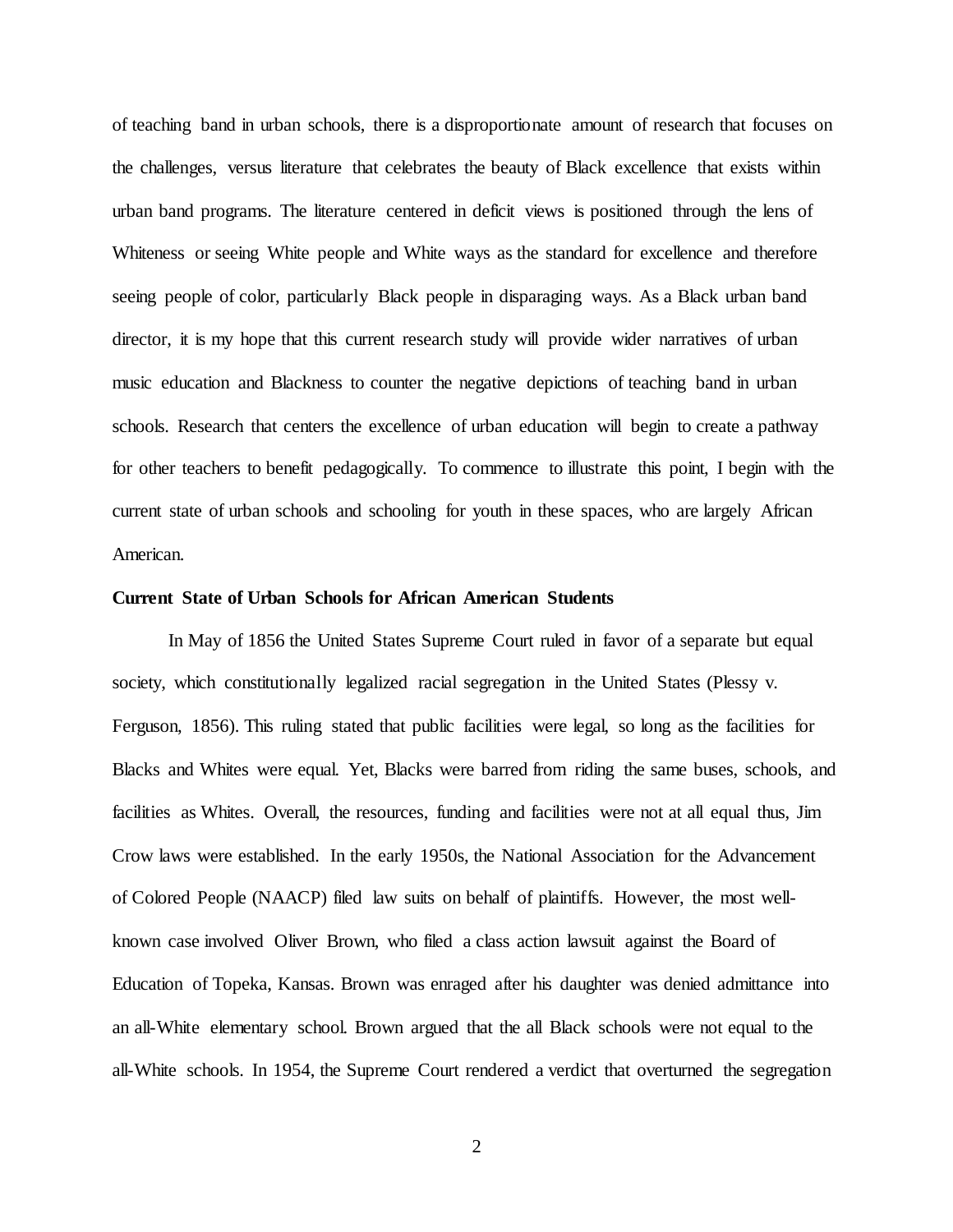of teaching band in urban schools, there is a disproportionate amount of research that focuses on the challenges, versus literature that celebrates the beauty of Black excellence that exists within urban band programs. The literature centered in deficit views is positioned through the lens of Whiteness or seeing White people and White ways as the standard for excellence and therefore seeing people of color, particularly Black people in disparaging ways. As a Black urban band director, it is my hope that this current research study will provide wider narratives of urban music education and Blackness to counter the negative depictions of teaching band in urban schools. Research that centers the excellence of urban education will begin to create a pathway for other teachers to benefit pedagogically. To commence to illustrate this point, I begin with the current state of urban schools and schooling for youth in these spaces, who are largely African American.

**Current State of Urban Schools for African American Students**

In May of 1856 the United States Supreme Court ruled in favor of a separate but equal society, which constitutionally legalized racial segregation in the United States (Plessy v. Ferguson, 1856). This ruling stated that public facilities were legal, so long as the facilities for Blacks and Whites were equal. Yet, Blacks were barred from riding the same buses, schools, and facilities as Whites. Overall, the resources, funding and facilities were not at all equal thus, Jim Crow laws were established. In the early 1950s, the National Association for the Advancement of Colored People (NAACP) filed law suits on behalf of plaintiffs. However, the most well-known case involved Oliver Brown, who filed a class action lawsuit against the Board of Education of Topeka, Kansas. Brown was enraged after his daughter was denied admittance into an all-White elementary school. Brown argued that the all Black schools were not equal to the all-White schools. In 1954, the Supreme Court rendered a verdict that overturned the segregation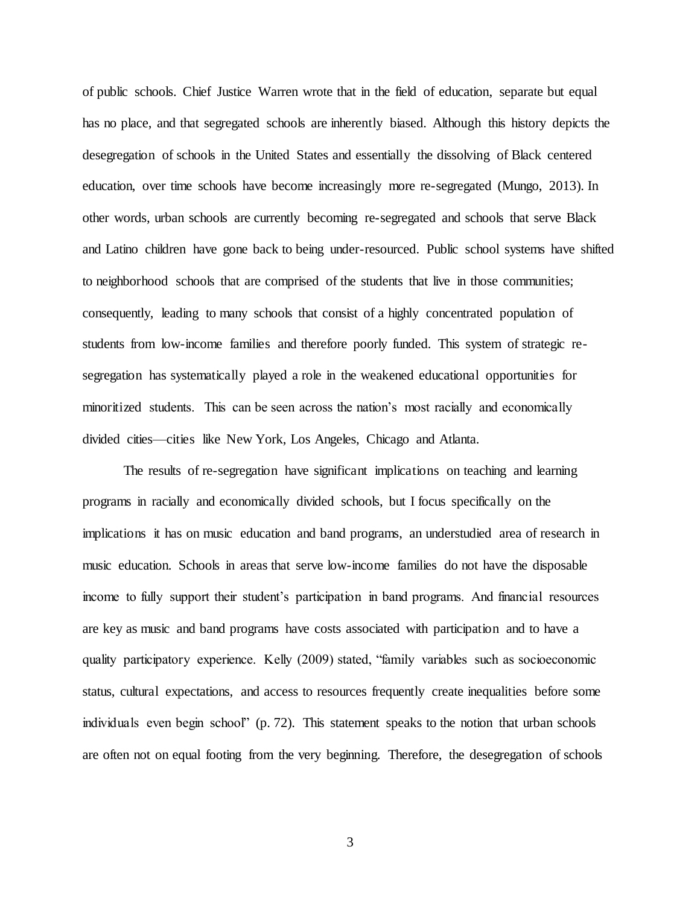of public schools. Chief Justice Warren wrote that in the field of education, separate but equal has no place, and that segregated schools are inherently biased. Although this history depicts the desegregation of schools in the United States and essentially the dissolving of Black centered education, over time schools have become increasingly more re-segregated (Mungo, 2013). In other words, urban schools are currently becoming re-segregated and schools that serve Black and Latino children have gone back to being under-resourced. Public school systems have shifted to neighborhood schools that are comprised of the students that live in those communities; consequently, leading to many schools that consist of a highly concentrated population of students from low-income families and therefore poorly funded. This system of strategic re-segregation has systematically played a role in the weakened educational opportunities for minoritized students. This can be seen across the nation's most racially and economically divided cities—cities like New York, Los Angeles, Chicago and Atlanta.

The results of re-segregation have significant implications on teaching and learning programs in racially and economically divided schools, but I focus specifically on the implications it has on music education and band programs, an understudied area of research in music education. Schools in areas that serve low-income families do not have the disposable income to fully support their student's participation in band programs. And financial resources are key as music and band programs have costs associated with participation and to have a quality participatory experience. Kelly (2009) stated, "family variables such as socioeconomic status, cultural expectations, and access to resources frequently create inequalities before some individuals even begin school" (p. 72). This statement speaks to the notion that urban schools are often not on equal footing from the very beginning. Therefore, the desegregation of schools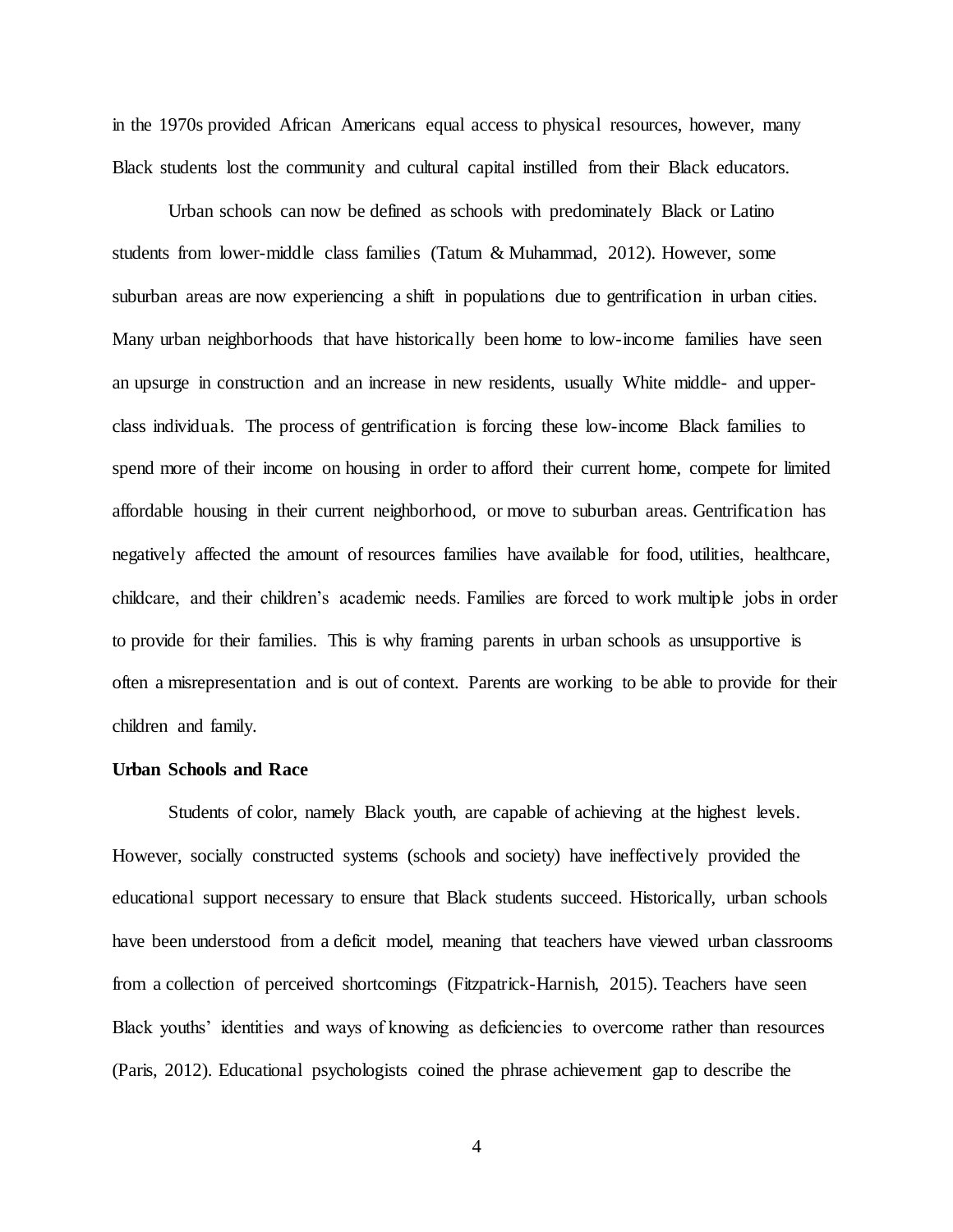in the 1970s provided African Americans equal access to physical resources, however, many Black students lost the community and cultural capital instilled from their Black educators.

Urban schools can now be defined as schools with predominately Black or Latino students from lower-middle class families (Tatum & Muhammad, 2012). However, some suburban areas are now experiencing a shift in populations due to gentrification in urban cities. Many urban neighborhoods that have historically been home to low-income families have seen an upsurge in construction and an increase in new residents, usually White middle- and upper-class individuals. The process of gentrification is forcing these low-income Black families to spend more of their income on housing in order to afford their current home, compete for limited affordable housing in their current neighborhood, or move to suburban areas. Gentrification has negatively affected the amount of resources families have available for food, utilities, healthcare, childcare, and their children's academic needs. Families are forced to work multiple jobs in order to provide for their families. This is why framing parents in urban schools as unsupportive is often a misrepresentation and is out of context. Parents are working to be able to provide for their children and family.

**Urban Schools and Race**

Students of color, namely Black youth, are capable of achieving at the highest levels. However, socially constructed systems (schools and society) have ineffectively provided the educational support necessary to ensure that Black students succeed. Historically, urban schools have been understood from a deficit model, meaning that teachers have viewed urban classrooms from a collection of perceived shortcomings (Fitzpatrick-Harnish, 2015). Teachers have seen Black youths' identities and ways of knowing as deficiencies to overcome rather than resources (Paris, 2012). Educational psychologists coined the phrase achievement gap to describe the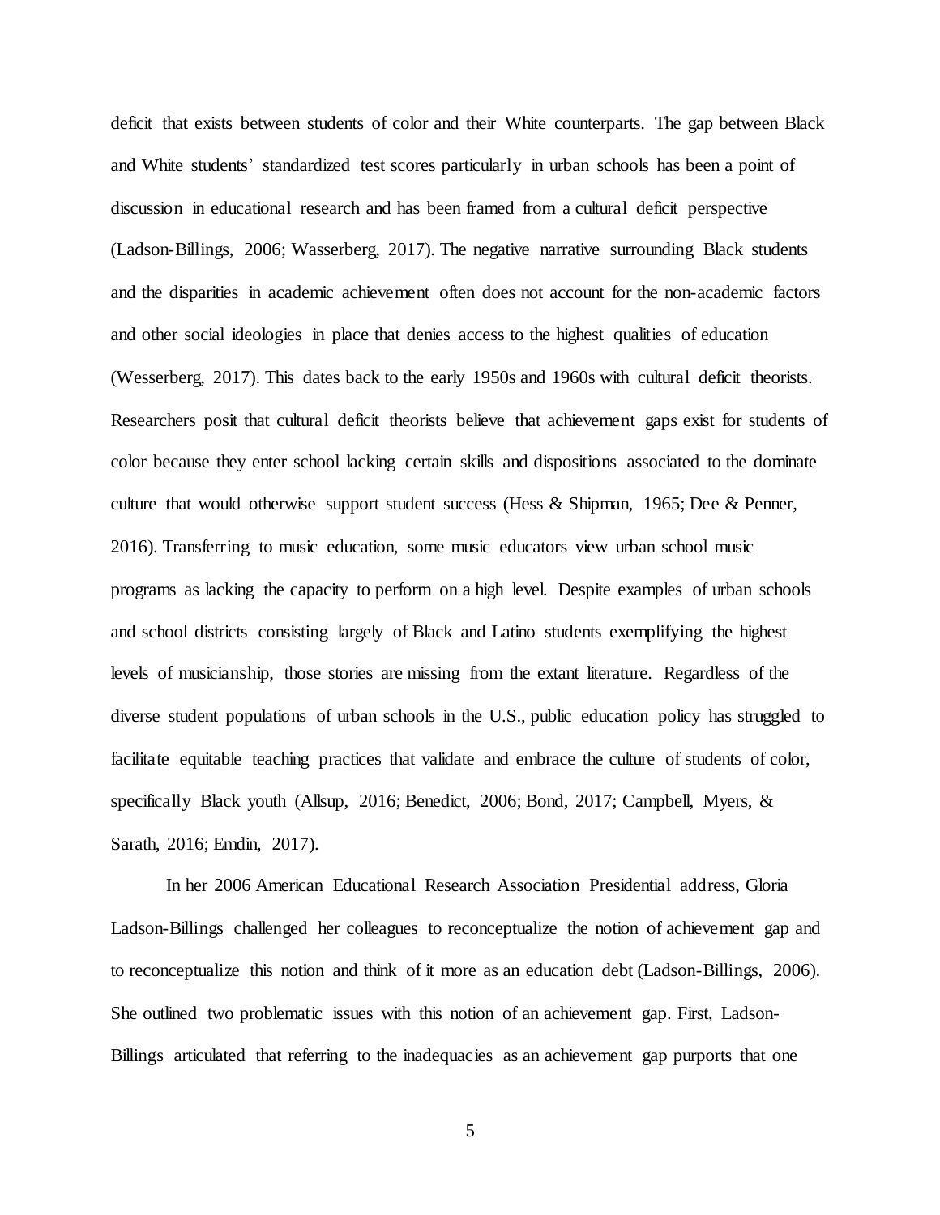deficit that exists between students of color and their White counterparts. The gap between Black and White students' standardized test scores particularly in urban schools has been a point of discussion in educational research and has been framed from a cultural deficit perspective (Ladson-Billings, 2006; Wasserberg, 2017). The negative narrative surrounding Black students and the disparities in academic achievement often does not account for the non-academic factors and other social ideologies in place that denies access to the highest qualities of education (Wesserberg, 2017). This dates back to the early 1950s and 1960s with cultural deficit theorists. Researchers posit that cultural deficit theorists believe that achievement gaps exist for students of color because they enter school lacking certain skills and dispositions associated to the dominate culture that would otherwise support student success (Hess & Shipman, 1965; Dee & Penner, 2016). Transferring to music education, some music educators view urban school music programs as lacking the capacity to perform on a high level. Despite examples of urban schools and school districts consisting largely of Black and Latino students exemplifying the highest levels of musicianship, those stories are missing from the extant literature. Regardless of the diverse student populations of urban schools in the U.S., public education policy has struggled to facilitate equitable teaching practices that validate and embrace the culture of students of color, specifically Black youth (Allsup, 2016; Benedict, 2006; Bond, 2017; Campbell, Myers, & Sarath, 2016; Emdin, 2017).

In her 2006 American Educational Research Association Presidential address, Gloria Ladson-Billings challenged her colleagues to reconceptualize the notion of achievement gap and to reconceptualize this notion and think of it more as an education debt (Ladson-Billings, 2006). She outlined two problematic issues with this notion of an achievement gap. First, Ladson-Billings articulated that referring to the inadequacies as an achievement gap purports that one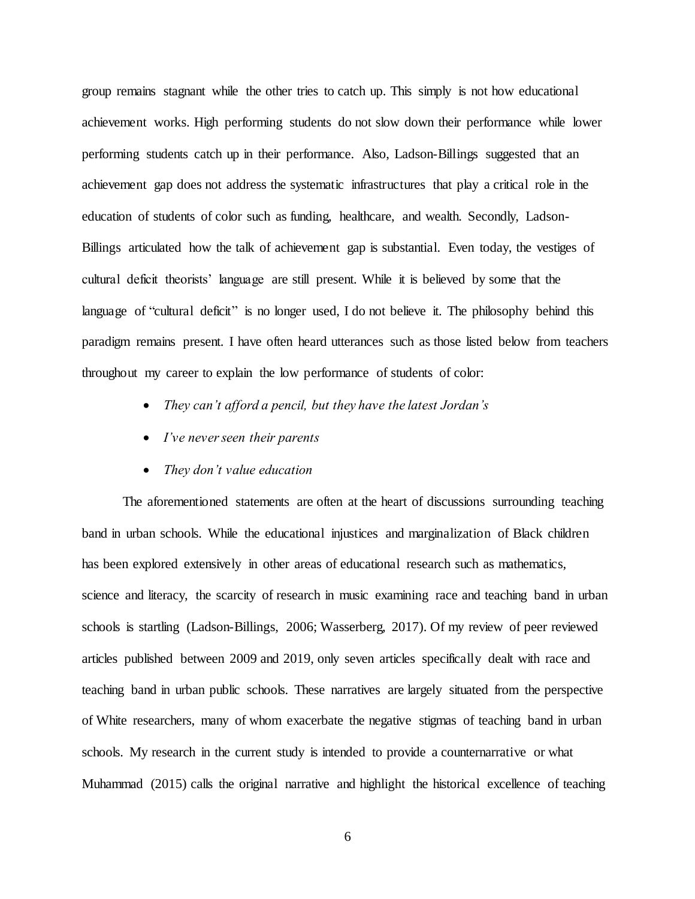group remains stagnant while the other tries to catch up. This simply is not how educational achievement works. High performing students do not slow down their performance while lower performing students catch up in their performance. Also, Ladson-Billings suggested that an achievement gap does not address the systematic infrastructures that play a critical role in the education of students of color such as funding, healthcare, and wealth. Secondly, Ladson-Billings articulated how the talk of achievement gap is substantial. Even today, the vestiges of cultural deficit theorists' language are still present. While it is believed by some that the language of "cultural deficit" is no longer used, I do not believe it. The philosophy behind this paradigm remains present. I have often heard utterances such as those listed below from teachers throughout my career to explain the low performance of students of color:

- *They can't afford a pencil, but they have the latest Jordan's*
- *I've never seen their parents*
- *They don't value education*

The aforementioned statements are often at the heart of discussions surrounding teaching band in urban schools. While the educational injustices and marginalization of Black children has been explored extensively in other areas of educational research such as mathematics, science and literacy, the scarcity of research in music examining race and teaching band in urban schools is startling (Ladson-Billings, 2006; Wasserberg, 2017). Of my review of peer reviewed articles published between 2009 and 2019, only seven articles specifically dealt with race and teaching band in urban public schools. These narratives are largely situated from the perspective of White researchers, many of whom exacerbate the negative stigmas of teaching band in urban schools. My research in the current study is intended to provide a counternarrative or what Muhammad (2015) calls the original narrative and highlight the historical excellence of teaching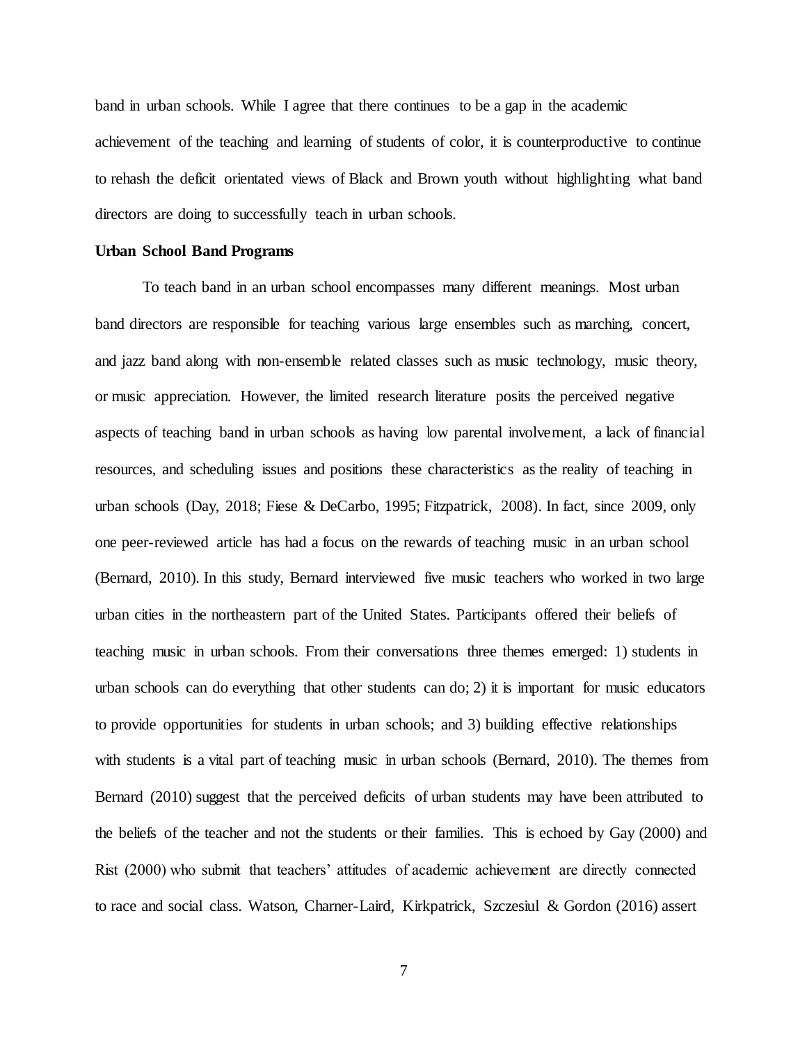band in urban schools. While I agree that there continues to be a gap in the academic achievement of the teaching and learning of students of color, it is counterproductive to continue to rehash the deficit orientated views of Black and Brown youth without highlighting what band directors are doing to successfully teach in urban schools.

**Urban School Band Programs**

To teach band in an urban school encompasses many different meanings. Most urban band directors are responsible for teaching various large ensembles such as marching, concert, and jazz band along with non-ensemble related classes such as music technology, music theory, or music appreciation. However, the limited research literature posits the perceived negative aspects of teaching band in urban schools as having low parental involvement, a lack of financial resources, and scheduling issues and positions these characteristics as the reality of teaching in urban schools (Day, 2018; Fiese & DeCarbo, 1995; Fitzpatrick, 2008). In fact, since 2009, only one peer-reviewed article has had a focus on the rewards of teaching music in an urban school (Bernard, 2010). In this study, Bernard interviewed five music teachers who worked in two large urban cities in the northeastern part of the United States. Participants offered their beliefs of teaching music in urban schools. From their conversations three themes emerged: 1) students in urban schools can do everything that other students can do; 2) it is important for music educators to provide opportunities for students in urban schools; and 3) building effective relationships with students is a vital part of teaching music in urban schools (Bernard, 2010). The themes from Bernard (2010) suggest that the perceived deficits of urban students may have been attributed to the beliefs of the teacher and not the students or their families. This is echoed by Gay (2000) and Rist (2000) who submit that teachers' attitudes of academic achievement are directly connected to race and social class. Watson, Charner-Laird, Kirkpatrick, Szczesiul & Gordon (2016) assert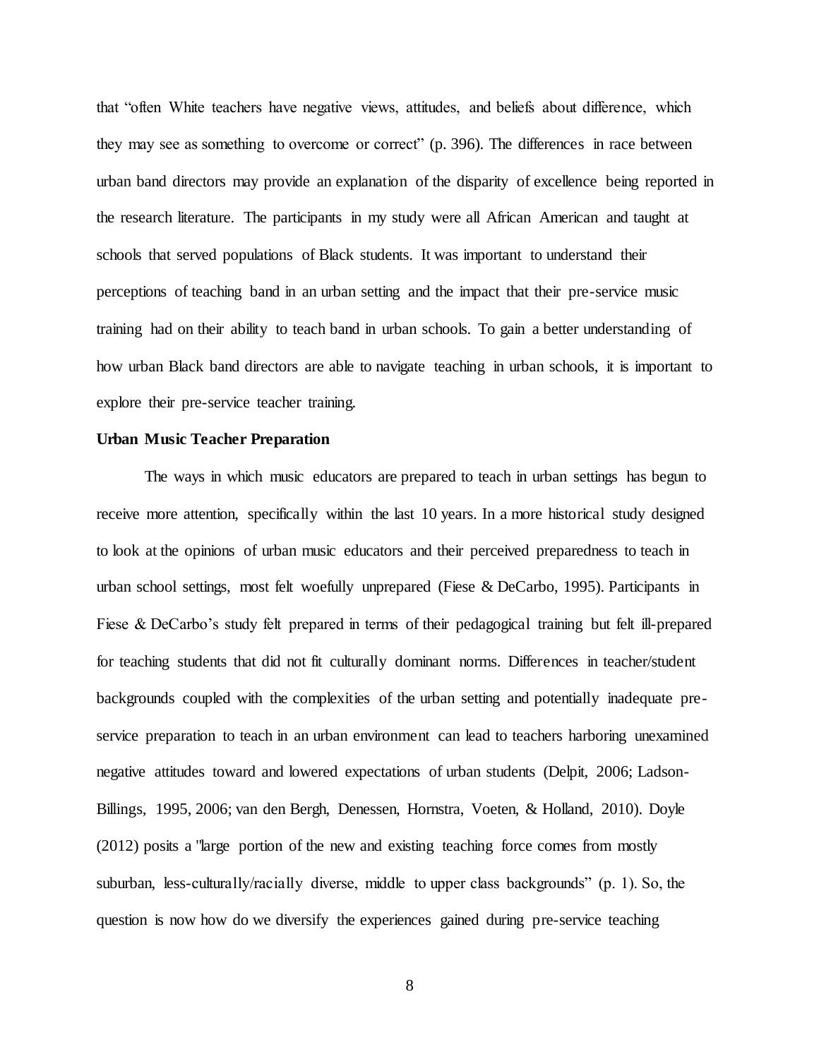that “often White teachers have negative views, attitudes, and beliefs about difference, which they may see as something to overcome or correct” (p. 396). The differences in race between urban band directors may provide an explanation of the disparity of excellence being reported in the research literature. The participants in my study were all African American and taught at schools that served populations of Black students. It was important to understand their perceptions of teaching band in an urban setting and the impact that their pre-service music training had on their ability to teach band in urban schools. To gain a better understanding of how urban Black band directors are able to navigate teaching in urban schools, it is important to explore their pre-service teacher training.

**Urban Music Teacher Preparation**

The ways in which music educators are prepared to teach in urban settings has begun to receive more attention, specifically within the last 10 years. In a more historical study designed to look at the opinions of urban music educators and their perceived preparedness to teach in urban school settings, most felt woefully unprepared (Fiese & DeCarbo, 1995). Participants in Fiese & DeCarbo’s study felt prepared in terms of their pedagogical training but felt ill-prepared for teaching students that did not fit culturally dominant norms. Differences in teacher/student backgrounds coupled with the complexities of the urban setting and potentially inadequate pre-service preparation to teach in an urban environment can lead to teachers harboring unexamined negative attitudes toward and lowered expectations of urban students (Delpit, 2006; Ladson-Billings, 1995, 2006; van den Bergh, Denessen, Hornstra, Voeten, & Holland, 2010). Doyle (2012) posits a "large portion of the new and existing teaching force comes from mostly suburban, less-culturally/racially diverse, middle to upper class backgrounds” (p. 1). So, the question is now how do we diversify the experiences gained during pre-service teaching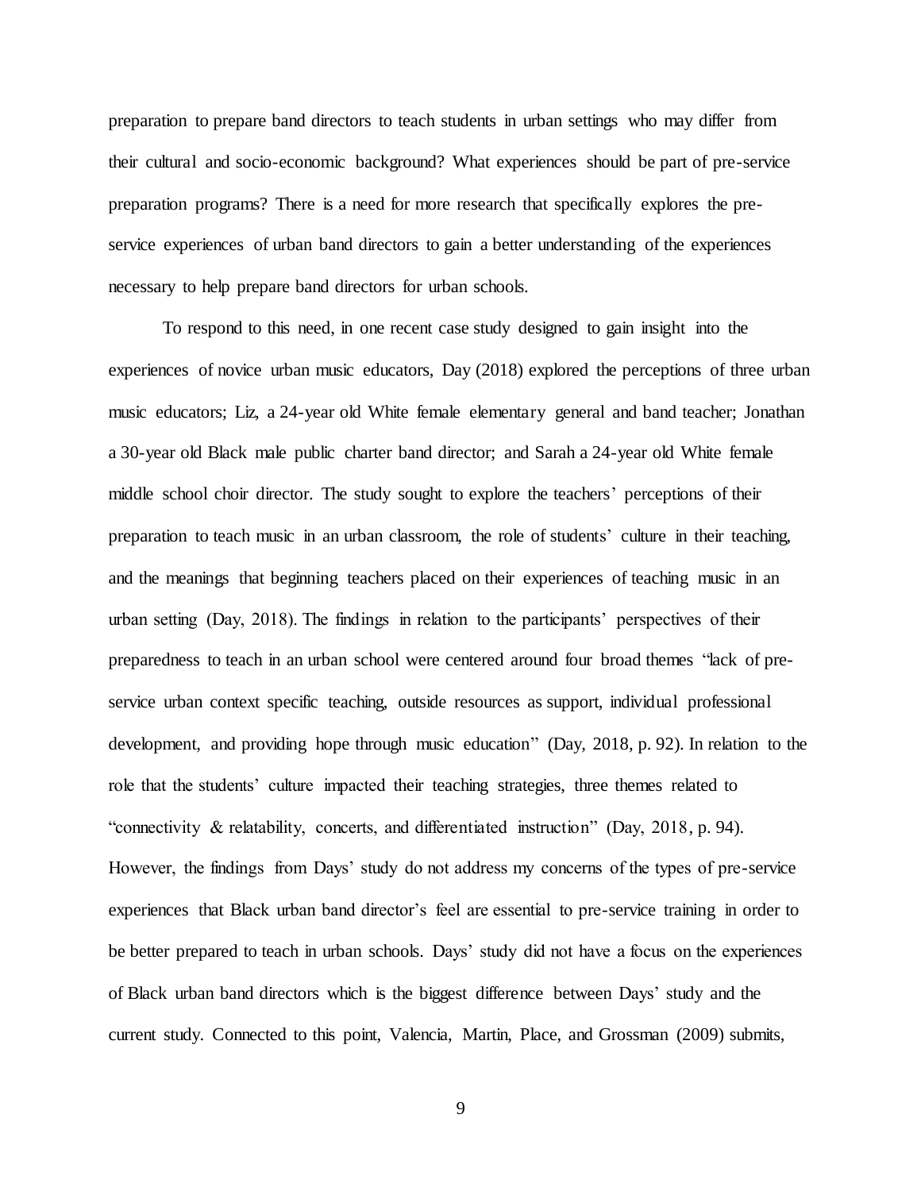preparation to prepare band directors to teach students in urban settings who may differ from their cultural and socio-economic background? What experiences should be part of pre-service preparation programs? There is a need for more research that specifically explores the pre-service experiences of urban band directors to gain a better understanding of the experiences necessary to help prepare band directors for urban schools.

To respond to this need, in one recent case study designed to gain insight into the experiences of novice urban music educators, Day (2018) explored the perceptions of three urban music educators; Liz, a 24-year old White female elementary general and band teacher; Jonathan a 30-year old Black male public charter band director; and Sarah a 24-year old White female middle school choir director. The study sought to explore the teachers' perceptions of their preparation to teach music in an urban classroom, the role of students' culture in their teaching, and the meanings that beginning teachers placed on their experiences of teaching music in an urban setting (Day, 2018). The findings in relation to the participants' perspectives of their preparedness to teach in an urban school were centered around four broad themes "lack of pre-service urban context specific teaching, outside resources as support, individual professional development, and providing hope through music education" (Day, 2018, p. 92). In relation to the role that the students' culture impacted their teaching strategies, three themes related to "connectivity & relatability, concerts, and differentiated instruction" (Day, 2018, p. 94). However, the findings from Days' study do not address my concerns of the types of pre-service experiences that Black urban band director's feel are essential to pre-service training in order to be better prepared to teach in urban schools. Days' study did not have a focus on the experiences of Black urban band directors which is the biggest difference between Days' study and the current study. Connected to this point, Valencia, Martin, Place, and Grossman (2009) submits,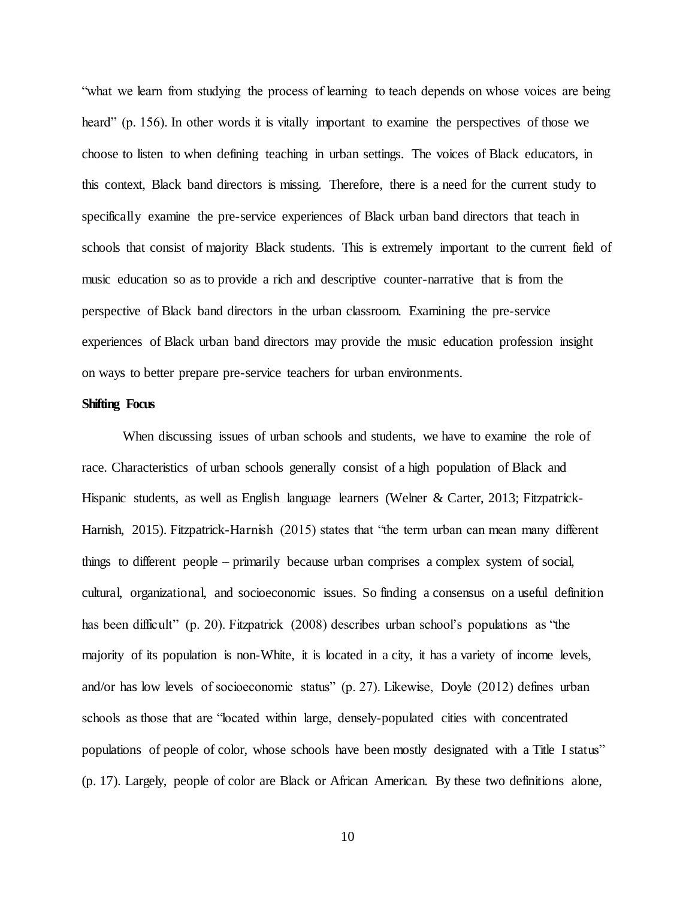"what we learn from studying the process of learning to teach depends on whose voices are being heard" (p. 156). In other words it is vitally important to examine the perspectives of those we choose to listen to when defining teaching in urban settings. The voices of Black educators, in this context, Black band directors is missing. Therefore, there is a need for the current study to specifically examine the pre-service experiences of Black urban band directors that teach in schools that consist of majority Black students. This is extremely important to the current field of music education so as to provide a rich and descriptive counter-narrative that is from the perspective of Black band directors in the urban classroom. Examining the pre-service experiences of Black urban band directors may provide the music education profession insight on ways to better prepare pre-service teachers for urban environments.

**Shifting Focus**

When discussing issues of urban schools and students, we have to examine the role of race. Characteristics of urban schools generally consist of a high population of Black and Hispanic students, as well as English language learners (Welner & Carter, 2013; Fitzpatrick-Harnish, 2015). Fitzpatrick-Harnish (2015) states that "the term urban can mean many different things to different people – primarily because urban comprises a complex system of social, cultural, organizational, and socioeconomic issues. So finding a consensus on a useful definition has been difficult" (p. 20). Fitzpatrick (2008) describes urban school's populations as "the majority of its population is non-White, it is located in a city, it has a variety of income levels, and/or has low levels of socioeconomic status" (p. 27). Likewise, Doyle (2012) defines urban schools as those that are "located within large, densely-populated cities with concentrated populations of people of color, whose schools have been mostly designated with a Title I status" (p. 17). Largely, people of color are Black or African American. By these two definitions alone,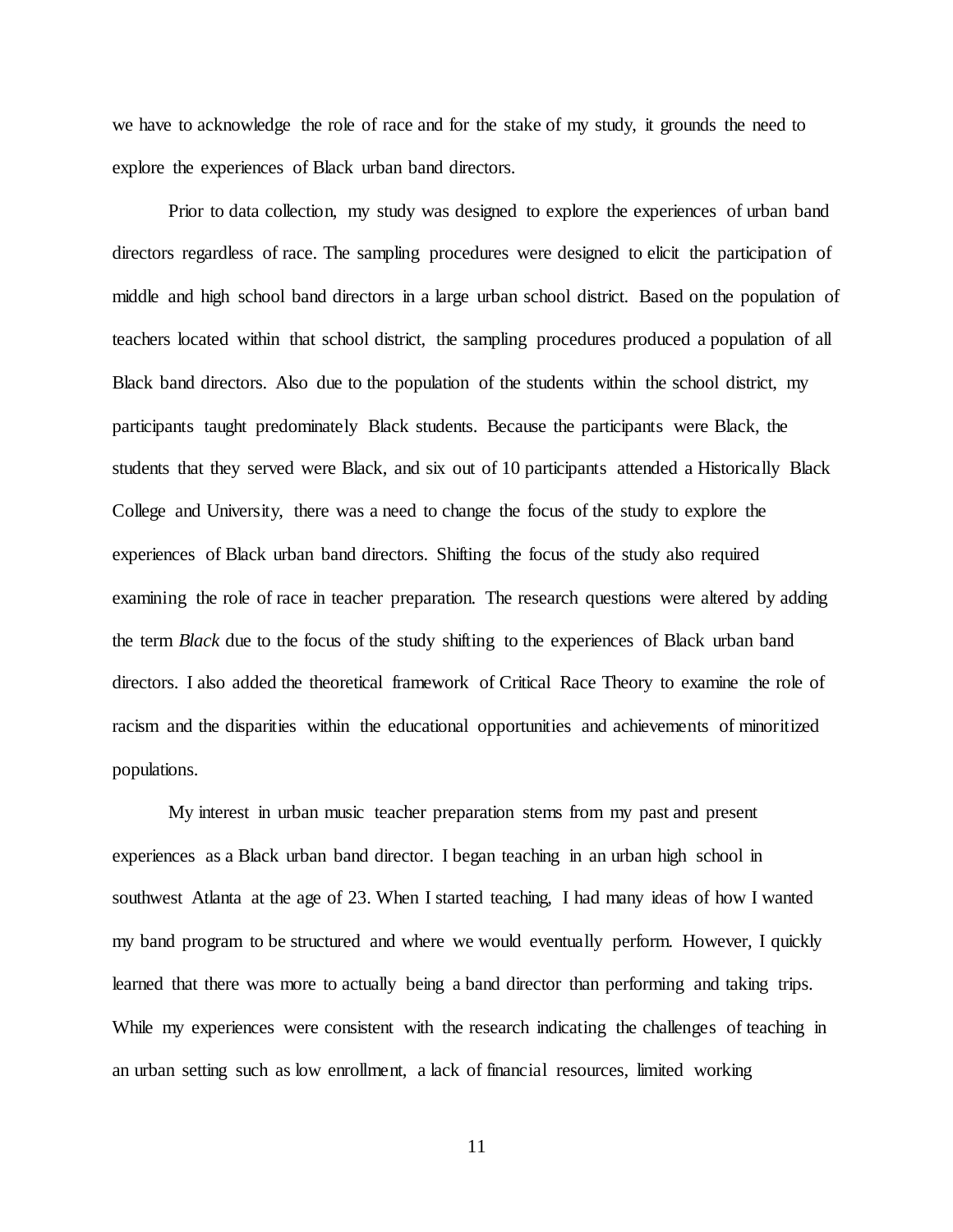we have to acknowledge the role of race and for the stake of my study, it grounds the need to explore the experiences of Black urban band directors.

Prior to data collection, my study was designed to explore the experiences of urban band directors regardless of race. The sampling procedures were designed to elicit the participation of middle and high school band directors in a large urban school district. Based on the population of teachers located within that school district, the sampling procedures produced a population of all Black band directors. Also due to the population of the students within the school district, my participants taught predominately Black students. Because the participants were Black, the students that they served were Black, and six out of 10 participants attended a Historically Black College and University, there was a need to change the focus of the study to explore the experiences of Black urban band directors. Shifting the focus of the study also required examining the role of race in teacher preparation. The research questions were altered by adding the term *Black* due to the focus of the study shifting to the experiences of Black urban band directors. I also added the theoretical framework of Critical Race Theory to examine the role of racism and the disparities within the educational opportunities and achievements of minoritized populations.

My interest in urban music teacher preparation stems from my past and present experiences as a Black urban band director. I began teaching in an urban high school in southwest Atlanta at the age of 23. When I started teaching, I had many ideas of how I wanted my band program to be structured and where we would eventually perform. However, I quickly learned that there was more to actually being a band director than performing and taking trips. While my experiences were consistent with the research indicating the challenges of teaching in an urban setting such as low enrollment, a lack of financial resources, limited working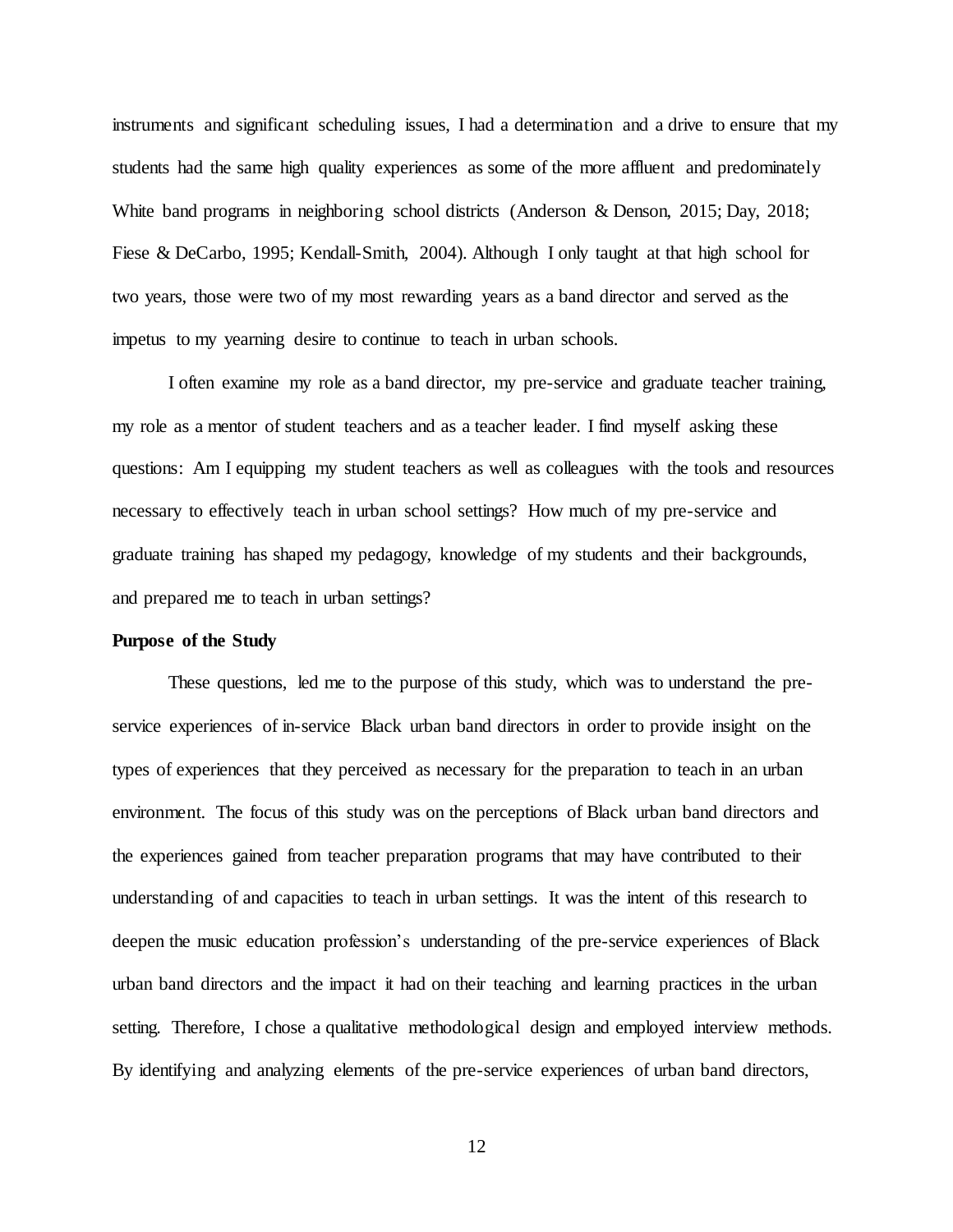instruments and significant scheduling issues, I had a determination and a drive to ensure that my students had the same high quality experiences as some of the more affluent and predominately White band programs in neighboring school districts (Anderson & Denson, 2015; Day, 2018; Fiese & DeCarbo, 1995; Kendall-Smith, 2004). Although I only taught at that high school for two years, those were two of my most rewarding years as a band director and served as the impetus to my yearning desire to continue to teach in urban schools.

I often examine my role as a band director, my pre-service and graduate teacher training, my role as a mentor of student teachers and as a teacher leader. I find myself asking these questions: Am I equipping my student teachers as well as colleagues with the tools and resources necessary to effectively teach in urban school settings? How much of my pre-service and graduate training has shaped my pedagogy, knowledge of my students and their backgrounds, and prepared me to teach in urban settings?

**Purpose of the Study**

These questions, led me to the purpose of this study, which was to understand the pre-service experiences of in-service Black urban band directors in order to provide insight on the types of experiences that they perceived as necessary for the preparation to teach in an urban environment. The focus of this study was on the perceptions of Black urban band directors and the experiences gained from teacher preparation programs that may have contributed to their understanding of and capacities to teach in urban settings. It was the intent of this research to deepen the music education profession's understanding of the pre-service experiences of Black urban band directors and the impact it had on their teaching and learning practices in the urban setting. Therefore, I chose a qualitative methodological design and employed interview methods. By identifying and analyzing elements of the pre-service experiences of urban band directors,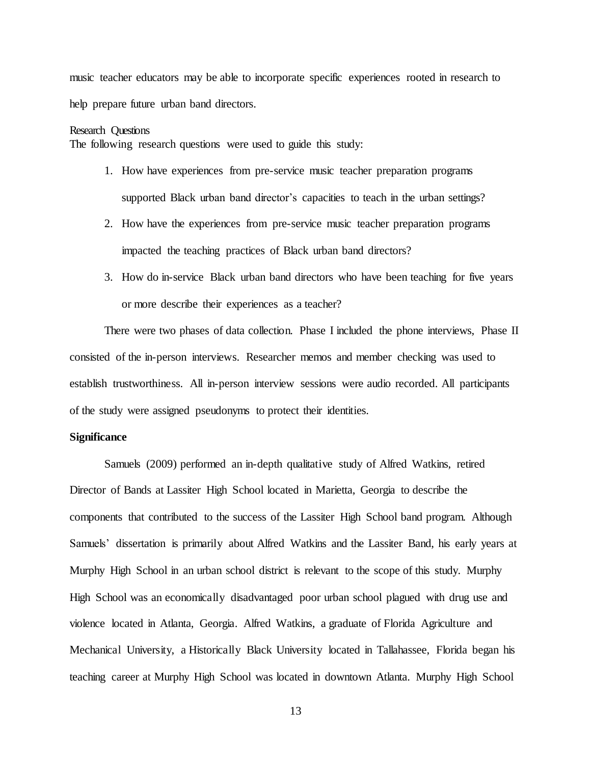music teacher educators may be able to incorporate specific experiences rooted in research to help prepare future urban band directors.

### Research Questions

The following research questions were used to guide this study:

1. How have experiences from pre-service music teacher preparation programs supported Black urban band director's capacities to teach in the urban settings?
2. How have the experiences from pre-service music teacher preparation programs impacted the teaching practices of Black urban band directors?
3. How do in-service Black urban band directors who have been teaching for five years or more describe their experiences as a teacher?

There were two phases of data collection. Phase I included the phone interviews, Phase II consisted of the in-person interviews. Researcher memos and member checking was used to establish trustworthiness. All in-person interview sessions were audio recorded. All participants of the study were assigned pseudonyms to protect their identities.

**Significance**

Samuels (2009) performed an in-depth qualitative study of Alfred Watkins, retired Director of Bands at Lassiter High School located in Marietta, Georgia to describe the components that contributed to the success of the Lassiter High School band program. Although Samuels' dissertation is primarily about Alfred Watkins and the Lassiter Band, his early years at Murphy High School in an urban school district is relevant to the scope of this study. Murphy High School was an economically disadvantaged poor urban school plagued with drug use and violence located in Atlanta, Georgia. Alfred Watkins, a graduate of Florida Agriculture and Mechanical University, a Historically Black University located in Tallahassee, Florida began his teaching career at Murphy High School was located in downtown Atlanta. Murphy High School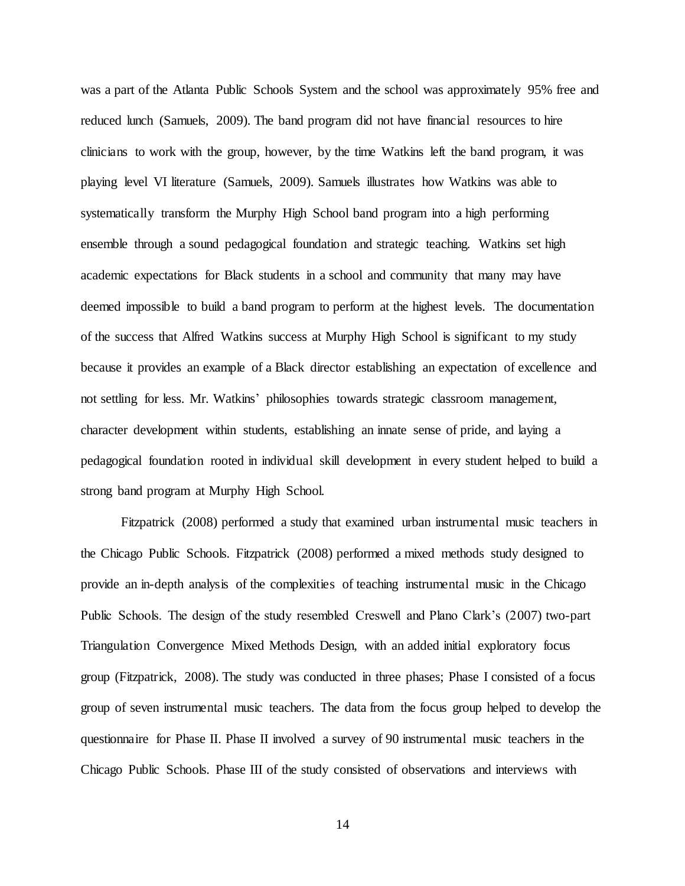was a part of the Atlanta Public Schools System and the school was approximately 95% free and reduced lunch (Samuels, 2009). The band program did not have financial resources to hire clinicians to work with the group, however, by the time Watkins left the band program, it was playing level VI literature (Samuels, 2009). Samuels illustrates how Watkins was able to systematically transform the Murphy High School band program into a high performing ensemble through a sound pedagogical foundation and strategic teaching. Watkins set high academic expectations for Black students in a school and community that many may have deemed impossible to build a band program to perform at the highest levels. The documentation of the success that Alfred Watkins success at Murphy High School is significant to my study because it provides an example of a Black director establishing an expectation of excellence and not settling for less. Mr. Watkins' philosophies towards strategic classroom management, character development within students, establishing an innate sense of pride, and laying a pedagogical foundation rooted in individual skill development in every student helped to build a strong band program at Murphy High School.

Fitzpatrick (2008) performed a study that examined urban instrumental music teachers in the Chicago Public Schools. Fitzpatrick (2008) performed a mixed methods study designed to provide an in-depth analysis of the complexities of teaching instrumental music in the Chicago Public Schools. The design of the study resembled Creswell and Plano Clark's (2007) two-part Triangulation Convergence Mixed Methods Design, with an added initial exploratory focus group (Fitzpatrick, 2008). The study was conducted in three phases; Phase I consisted of a focus group of seven instrumental music teachers. The data from the focus group helped to develop the questionnaire for Phase II. Phase II involved a survey of 90 instrumental music teachers in the Chicago Public Schools. Phase III of the study consisted of observations and interviews with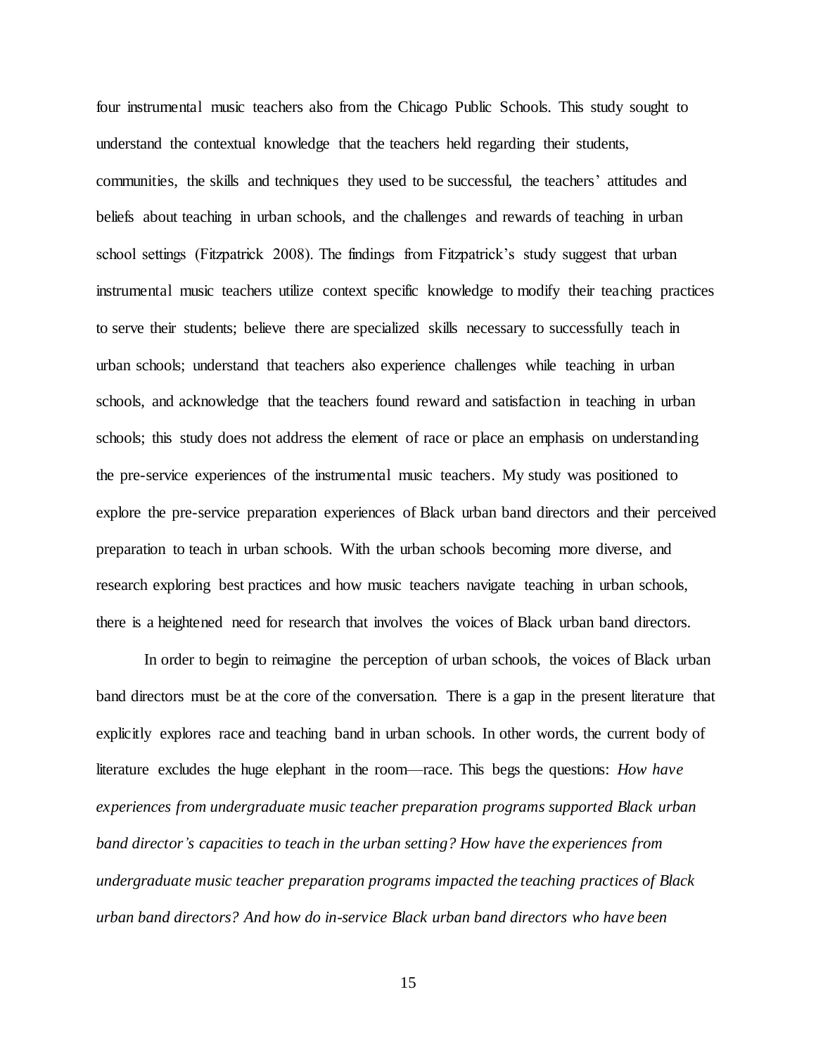four instrumental music teachers also from the Chicago Public Schools. This study sought to understand the contextual knowledge that the teachers held regarding their students, communities, the skills and techniques they used to be successful, the teachers' attitudes and beliefs about teaching in urban schools, and the challenges and rewards of teaching in urban school settings (Fitzpatrick 2008). The findings from Fitzpatrick's study suggest that urban instrumental music teachers utilize context specific knowledge to modify their teaching practices to serve their students; believe there are specialized skills necessary to successfully teach in urban schools; understand that teachers also experience challenges while teaching in urban schools, and acknowledge that the teachers found reward and satisfaction in teaching in urban schools; this study does not address the element of race or place an emphasis on understanding the pre-service experiences of the instrumental music teachers. My study was positioned to explore the pre-service preparation experiences of Black urban band directors and their perceived preparation to teach in urban schools. With the urban schools becoming more diverse, and research exploring best practices and how music teachers navigate teaching in urban schools, there is a heightened need for research that involves the voices of Black urban band directors.

In order to begin to reimagine the perception of urban schools, the voices of Black urban band directors must be at the core of the conversation. There is a gap in the present literature that explicitly explores race and teaching band in urban schools. In other words, the current body of literature excludes the huge elephant in the room—race. This begs the questions: *How have experiences from undergraduate music teacher preparation programs supported Black urban band director's capacities to teach in the urban setting? How have the experiences from undergraduate music teacher preparation programs impacted the teaching practices of Black urban band directors? And how do in-service Black urban band directors who have been*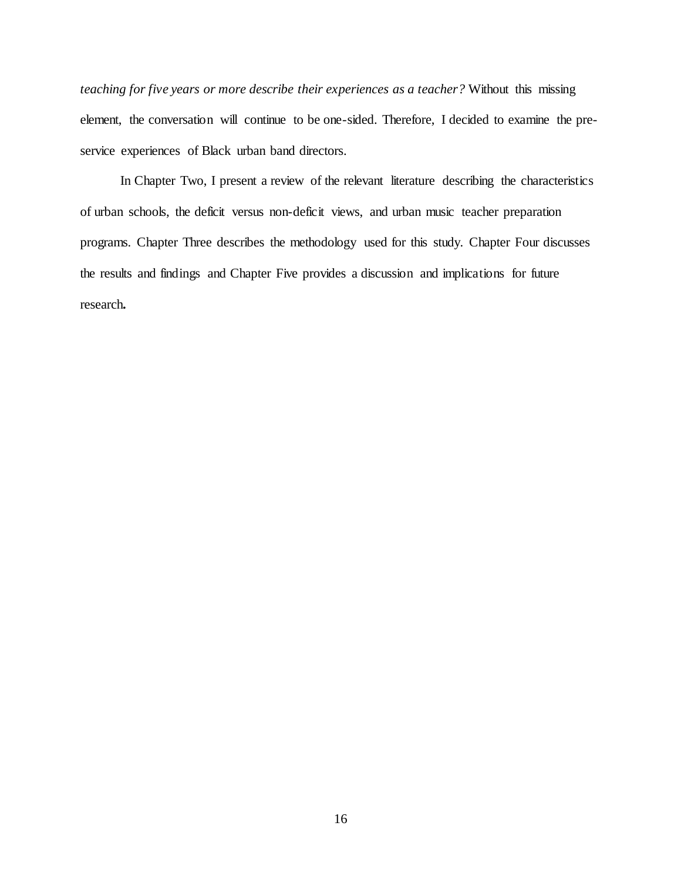*teaching for five years or more describe their experiences as a teacher?* Without this missing element, the conversation will continue to be one-sided. Therefore, I decided to examine the pre-service experiences of Black urban band directors.

In Chapter Two, I present a review of the relevant literature describing the characteristics of urban schools, the deficit versus non-deficit views, and urban music teacher preparation programs. Chapter Three describes the methodology used for this study. Chapter Four discusses the results and findings and Chapter Five provides a discussion and implications for future research**.**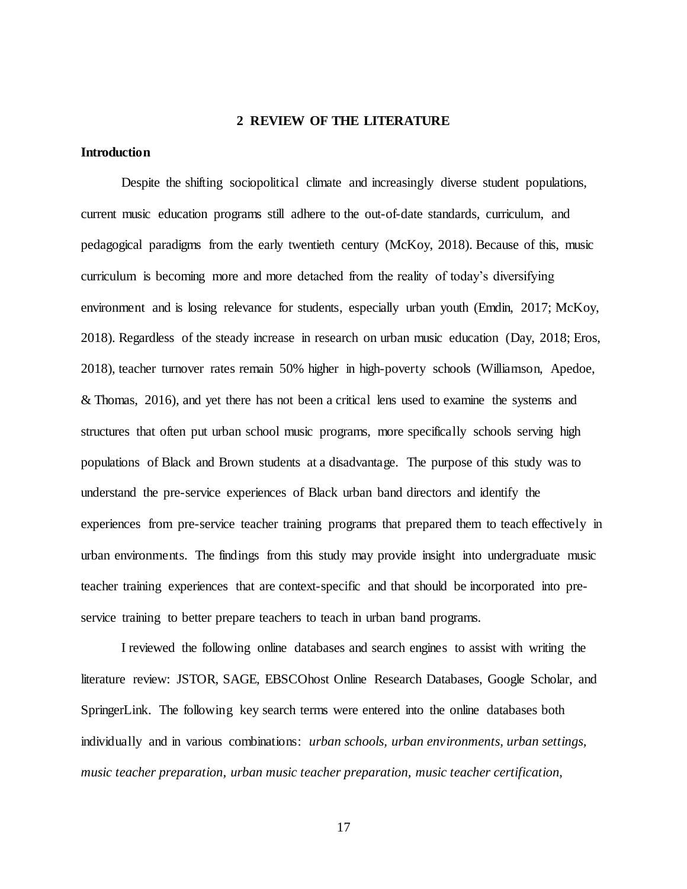## 2 REVIEW OF THE LITERATURE

### Introduction

Despite the shifting sociopolitical climate and increasingly diverse student populations, current music education programs still adhere to the out-of-date standards, curriculum, and pedagogical paradigms from the early twentieth century (McKoy, 2018). Because of this, music curriculum is becoming more and more detached from the reality of today's diversifying environment and is losing relevance for students, especially urban youth (Emdin, 2017; McKoy, 2018). Regardless of the steady increase in research on urban music education (Day, 2018; Eros, 2018), teacher turnover rates remain 50% higher in high-poverty schools (Williamson, Apedoe, & Thomas, 2016), and yet there has not been a critical lens used to examine the systems and structures that often put urban school music programs, more specifically schools serving high populations of Black and Brown students at a disadvantage. The purpose of this study was to understand the pre-service experiences of Black urban band directors and identify the experiences from pre-service teacher training programs that prepared them to teach effectively in urban environments. The findings from this study may provide insight into undergraduate music teacher training experiences that are context-specific and that should be incorporated into pre-service training to better prepare teachers to teach in urban band programs.

I reviewed the following online databases and search engines to assist with writing the literature review: JSTOR, SAGE, EBSCOhost Online Research Databases, Google Scholar, and SpringerLink. The following key search terms were entered into the online databases both individually and in various combinations: *urban schools, urban environments, urban settings, music teacher preparation, urban music teacher preparation, music teacher certification,*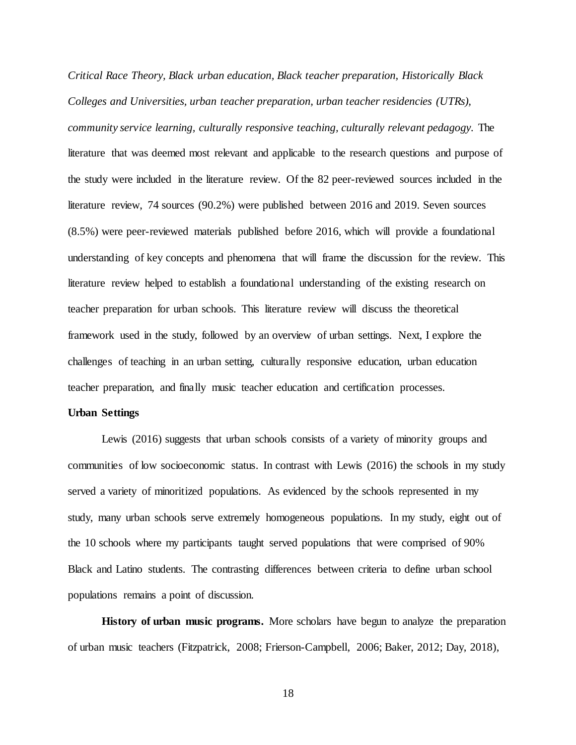*Critical Race Theory, Black urban education, Black teacher preparation, Historically Black Colleges and Universities, urban teacher preparation, urban teacher residencies (UTRs), community service learning, culturally responsive teaching, culturally relevant pedagogy.* The literature that was deemed most relevant and applicable to the research questions and purpose of the study were included in the literature review. Of the 82 peer-reviewed sources included in the literature review, 74 sources (90.2%) were published between 2016 and 2019. Seven sources (8.5%) were peer-reviewed materials published before 2016, which will provide a foundational understanding of key concepts and phenomena that will frame the discussion for the review. This literature review helped to establish a foundational understanding of the existing research on teacher preparation for urban schools. This literature review will discuss the theoretical framework used in the study, followed by an overview of urban settings. Next, I explore the challenges of teaching in an urban setting, culturally responsive education, urban education teacher preparation, and finally music teacher education and certification processes.

**Urban Settings**

Lewis (2016) suggests that urban schools consists of a variety of minority groups and communities of low socioeconomic status. In contrast with Lewis (2016) the schools in my study served a variety of minoritized populations. As evidenced by the schools represented in my study, many urban schools serve extremely homogeneous populations. In my study, eight out of the 10 schools where my participants taught served populations that were comprised of 90% Black and Latino students. The contrasting differences between criteria to define urban school populations remains a point of discussion.

**History of urban music programs.** More scholars have begun to analyze the preparation of urban music teachers (Fitzpatrick, 2008; Frierson-Campbell, 2006; Baker, 2012; Day, 2018),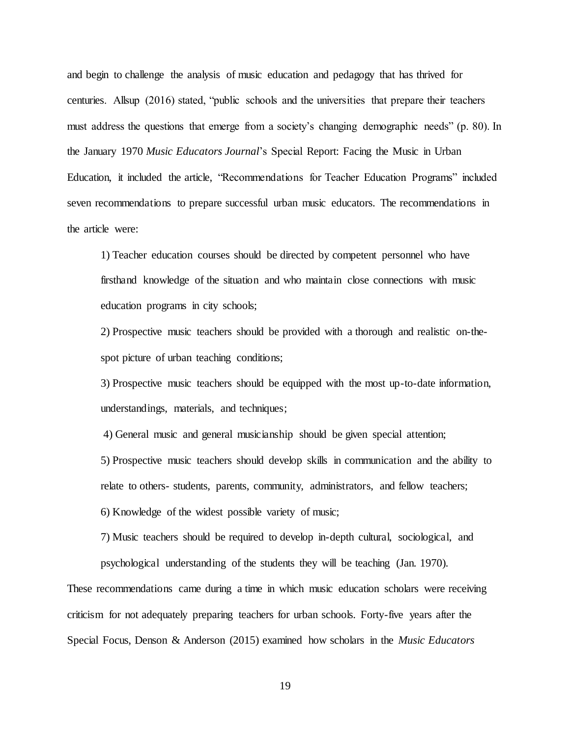and begin to challenge the analysis of music education and pedagogy that has thrived for centuries. Allsup (2016) stated, "public schools and the universities that prepare their teachers must address the questions that emerge from a society's changing demographic needs" (p. 80). In the January 1970 *Music Educators Journal*'s Special Report: Facing the Music in Urban Education, it included the article, "Recommendations for Teacher Education Programs" included seven recommendations to prepare successful urban music educators. The recommendations in the article were:

> 1) Teacher education courses should be directed by competent personnel who have firsthand knowledge of the situation and who maintain close connections with music education programs in city schools;
>
> 2) Prospective music teachers should be provided with a thorough and realistic on-the-spot picture of urban teaching conditions;
>
> 3) Prospective music teachers should be equipped with the most up-to-date information, understandings, materials, and techniques;
>
> 4) General music and general musicianship should be given special attention;
>
> 5) Prospective music teachers should develop skills in communication and the ability to relate to others- students, parents, community, administrators, and fellow teachers;
>
> 6) Knowledge of the widest possible variety of music;
>
> 7) Music teachers should be required to develop in-depth cultural, sociological, and psychological understanding of the students they will be teaching (Jan. 1970).

These recommendations came during a time in which music education scholars were receiving criticism for not adequately preparing teachers for urban schools. Forty-five years after the Special Focus, Denson & Anderson (2015) examined how scholars in the *Music Educators*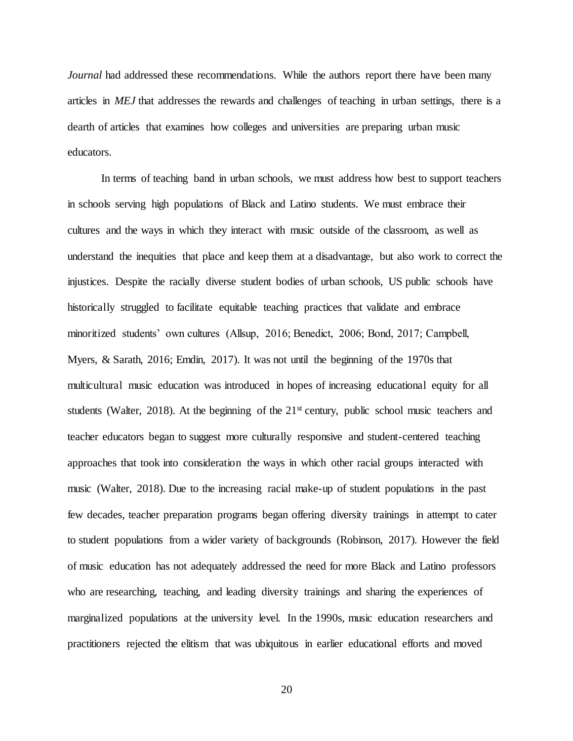*Journal* had addressed these recommendations. While the authors report there have been many articles in *MEJ* that addresses the rewards and challenges of teaching in urban settings, there is a dearth of articles that examines how colleges and universities are preparing urban music educators.

In terms of teaching band in urban schools, we must address how best to support teachers in schools serving high populations of Black and Latino students. We must embrace their cultures and the ways in which they interact with music outside of the classroom, as well as understand the inequities that place and keep them at a disadvantage, but also work to correct the injustices. Despite the racially diverse student bodies of urban schools, US public schools have historically struggled to facilitate equitable teaching practices that validate and embrace minoritized students' own cultures (Allsup, 2016; Benedict, 2006; Bond, 2017; Campbell, Myers, & Sarath, 2016; Emdin, 2017). It was not until the beginning of the 1970s that multicultural music education was introduced in hopes of increasing educational equity for all students (Walter, 2018). At the beginning of the 21st century, public school music teachers and teacher educators began to suggest more culturally responsive and student-centered teaching approaches that took into consideration the ways in which other racial groups interacted with music (Walter, 2018). Due to the increasing racial make-up of student populations in the past few decades, teacher preparation programs began offering diversity trainings in attempt to cater to student populations from a wider variety of backgrounds (Robinson, 2017). However the field of music education has not adequately addressed the need for more Black and Latino professors who are researching, teaching, and leading diversity trainings and sharing the experiences of marginalized populations at the university level. In the 1990s, music education researchers and practitioners rejected the elitism that was ubiquitous in earlier educational efforts and moved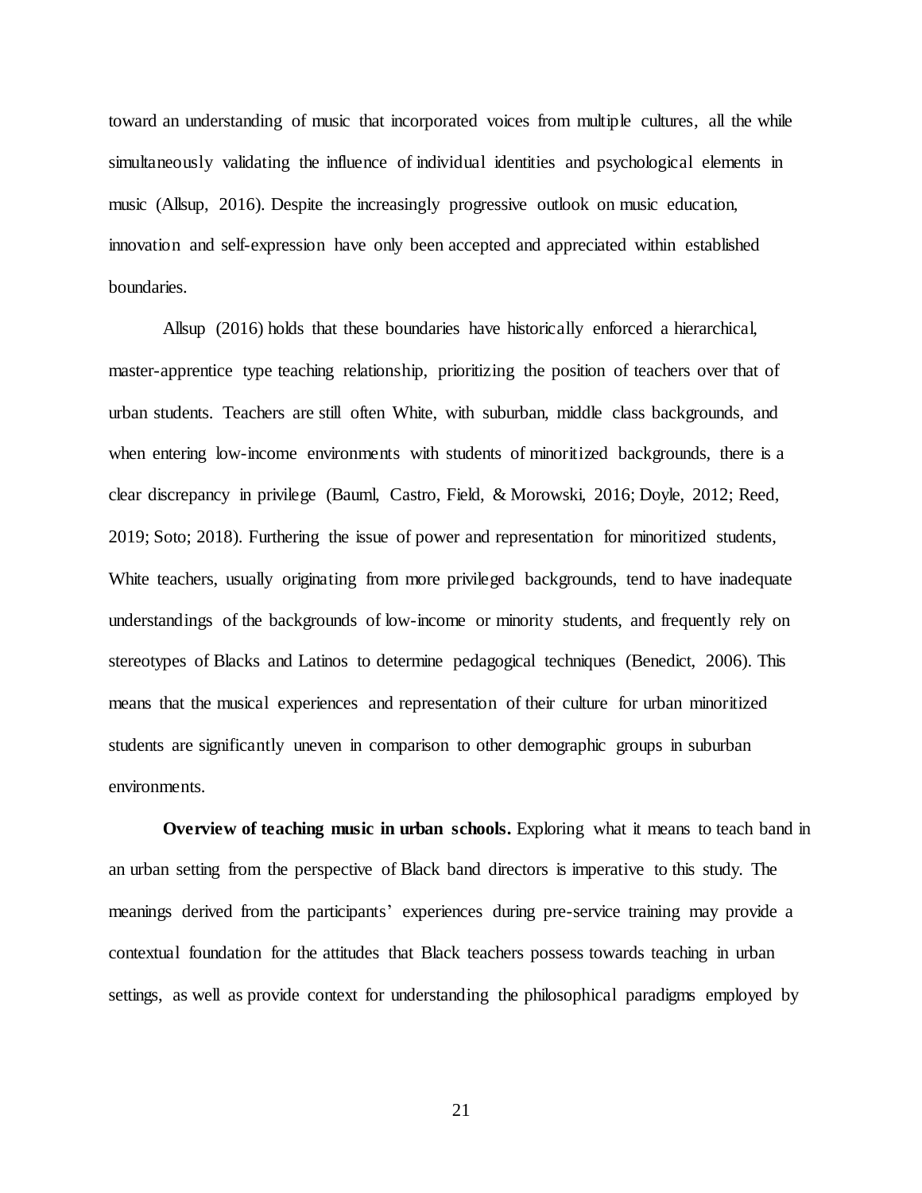toward an understanding of music that incorporated voices from multiple cultures, all the while simultaneously validating the influence of individual identities and psychological elements in music (Allsup, 2016). Despite the increasingly progressive outlook on music education, innovation and self-expression have only been accepted and appreciated within established boundaries.

Allsup (2016) holds that these boundaries have historically enforced a hierarchical, master-apprentice type teaching relationship, prioritizing the position of teachers over that of urban students. Teachers are still often White, with suburban, middle class backgrounds, and when entering low-income environments with students of minoritized backgrounds, there is a clear discrepancy in privilege (Bauml, Castro, Field, & Morowski, 2016; Doyle, 2012; Reed, 2019; Soto; 2018). Furthering the issue of power and representation for minoritized students, White teachers, usually originating from more privileged backgrounds, tend to have inadequate understandings of the backgrounds of low-income or minority students, and frequently rely on stereotypes of Blacks and Latinos to determine pedagogical techniques (Benedict, 2006). This means that the musical experiences and representation of their culture for urban minoritized students are significantly uneven in comparison to other demographic groups in suburban environments.

**Overview of teaching music in urban schools.** Exploring what it means to teach band in an urban setting from the perspective of Black band directors is imperative to this study. The meanings derived from the participants' experiences during pre-service training may provide a contextual foundation for the attitudes that Black teachers possess towards teaching in urban settings, as well as provide context for understanding the philosophical paradigms employed by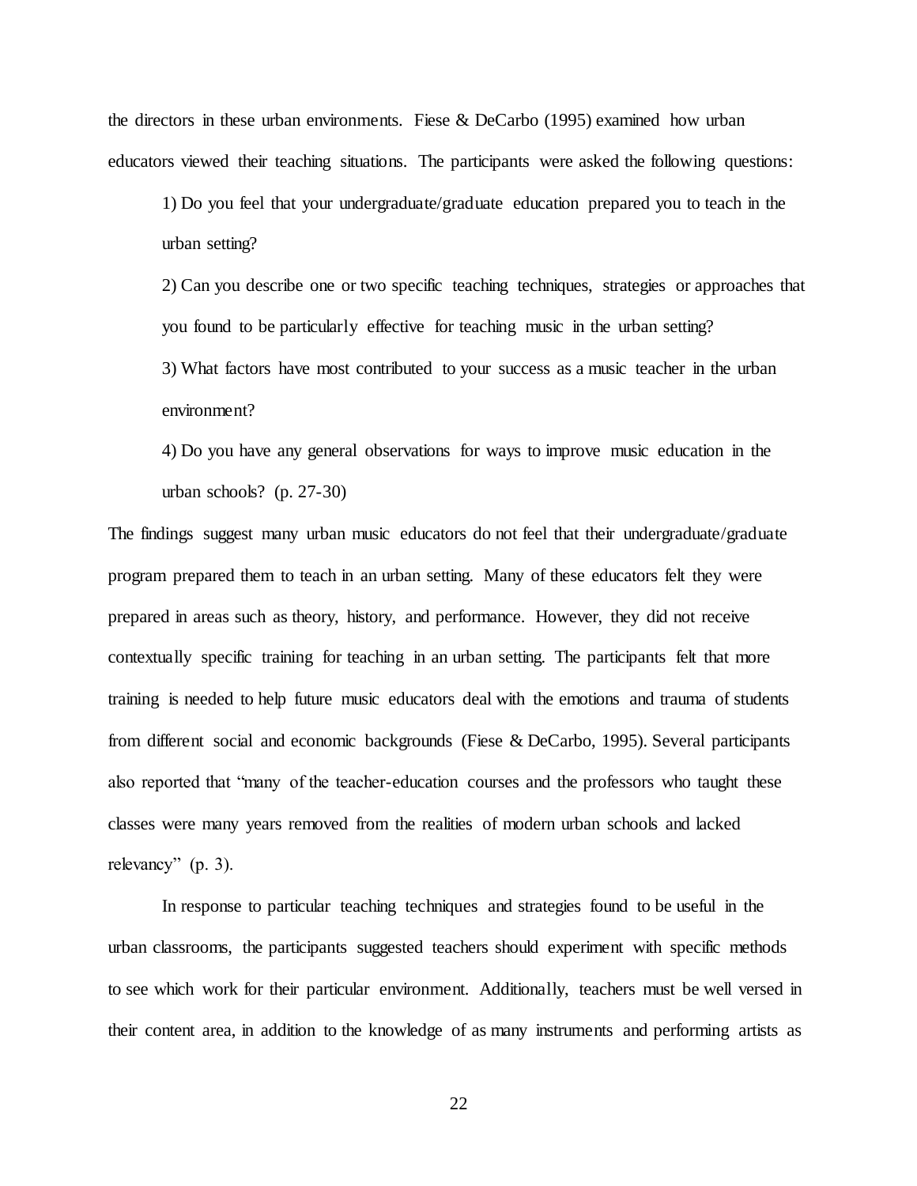the directors in these urban environments. Fiese & DeCarbo (1995) examined how urban educators viewed their teaching situations. The participants were asked the following questions:

> 1) Do you feel that your undergraduate/graduate education prepared you to teach in the urban setting?
>
> 2) Can you describe one or two specific teaching techniques, strategies or approaches that you found to be particularly effective for teaching music in the urban setting?
>
> 3) What factors have most contributed to your success as a music teacher in the urban environment?
>
> 4) Do you have any general observations for ways to improve music education in the urban schools? (p. 27-30)

The findings suggest many urban music educators do not feel that their undergraduate/graduate program prepared them to teach in an urban setting. Many of these educators felt they were prepared in areas such as theory, history, and performance. However, they did not receive contextually specific training for teaching in an urban setting. The participants felt that more training is needed to help future music educators deal with the emotions and trauma of students from different social and economic backgrounds (Fiese & DeCarbo, 1995). Several participants also reported that "many of the teacher-education courses and the professors who taught these classes were many years removed from the realities of modern urban schools and lacked relevancy" (p. 3).

In response to particular teaching techniques and strategies found to be useful in the urban classrooms, the participants suggested teachers should experiment with specific methods to see which work for their particular environment. Additionally, teachers must be well versed in their content area, in addition to the knowledge of as many instruments and performing artists as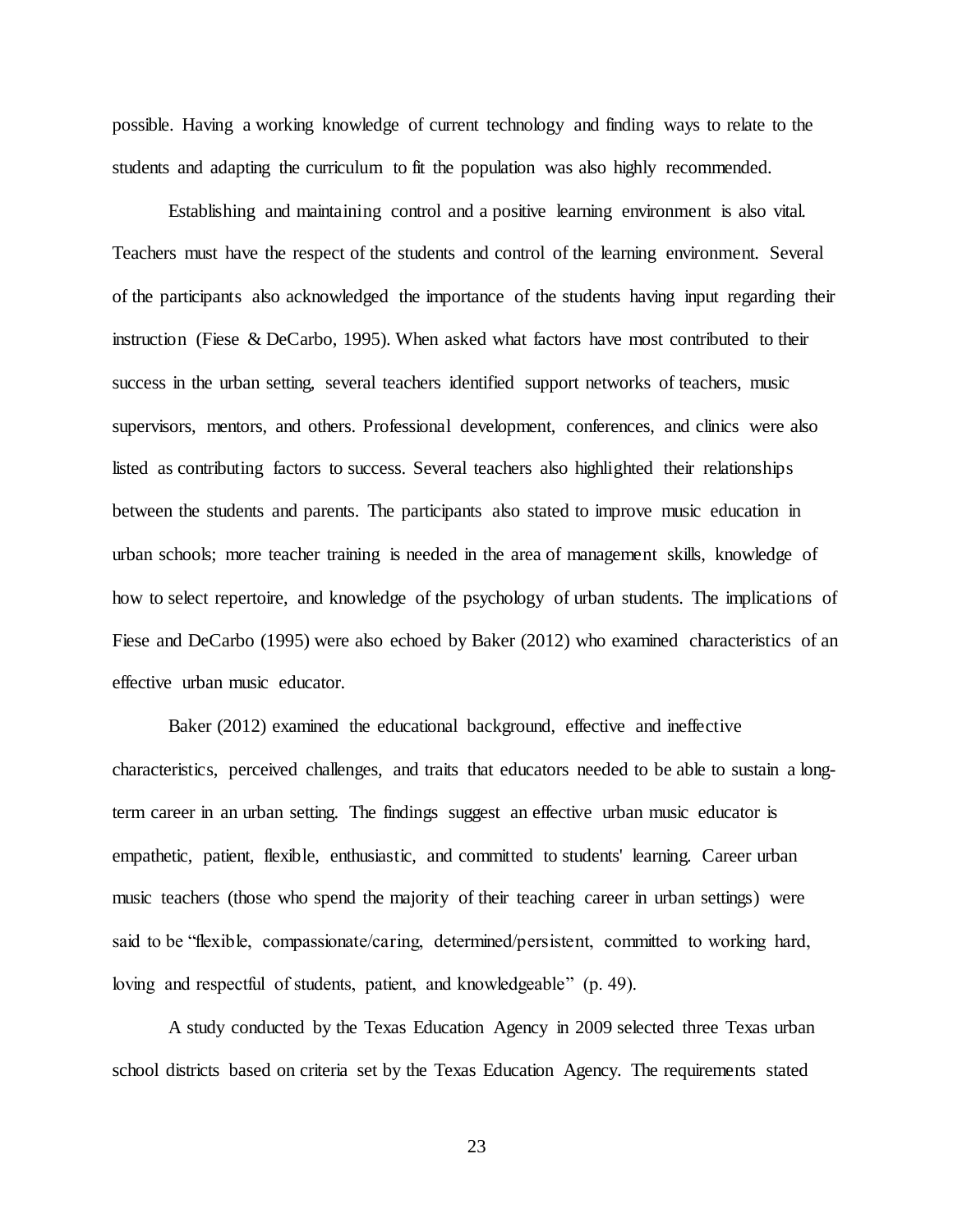possible. Having a working knowledge of current technology and finding ways to relate to the students and adapting the curriculum to fit the population was also highly recommended.

Establishing and maintaining control and a positive learning environment is also vital. Teachers must have the respect of the students and control of the learning environment. Several of the participants also acknowledged the importance of the students having input regarding their instruction (Fiese & DeCarbo, 1995). When asked what factors have most contributed to their success in the urban setting, several teachers identified support networks of teachers, music supervisors, mentors, and others. Professional development, conferences, and clinics were also listed as contributing factors to success. Several teachers also highlighted their relationships between the students and parents. The participants also stated to improve music education in urban schools; more teacher training is needed in the area of management skills, knowledge of how to select repertoire, and knowledge of the psychology of urban students. The implications of Fiese and DeCarbo (1995) were also echoed by Baker (2012) who examined characteristics of an effective urban music educator.

Baker (2012) examined the educational background, effective and ineffective characteristics, perceived challenges, and traits that educators needed to be able to sustain a long-term career in an urban setting. The findings suggest an effective urban music educator is empathetic, patient, flexible, enthusiastic, and committed to students' learning. Career urban music teachers (those who spend the majority of their teaching career in urban settings) were said to be "flexible, compassionate/caring, determined/persistent, committed to working hard, loving and respectful of students, patient, and knowledgeable" (p. 49).

A study conducted by the Texas Education Agency in 2009 selected three Texas urban school districts based on criteria set by the Texas Education Agency. The requirements stated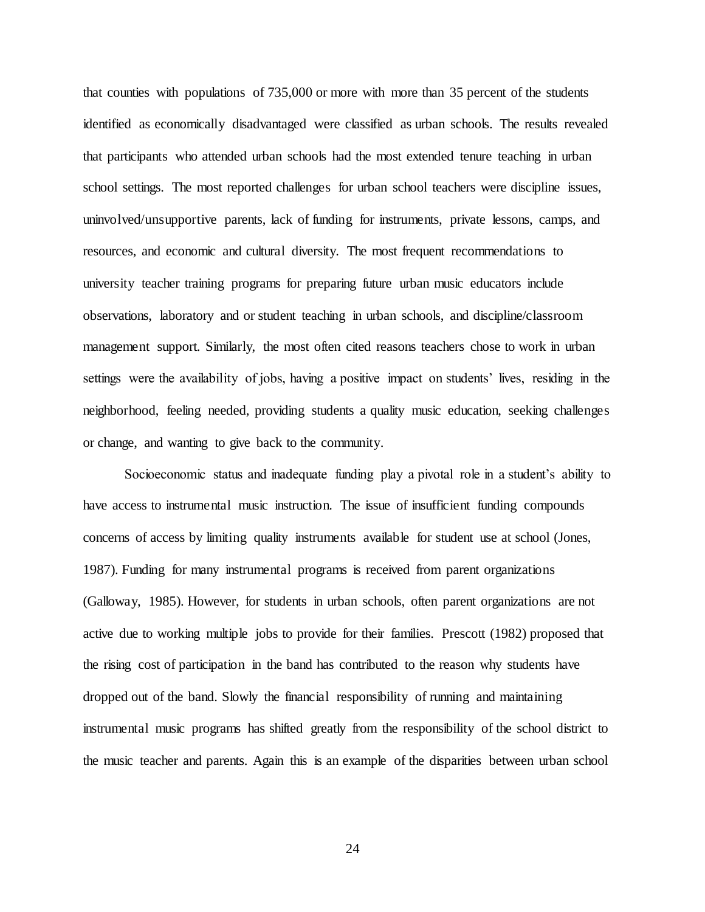that counties with populations of 735,000 or more with more than 35 percent of the students identified as economically disadvantaged were classified as urban schools. The results revealed that participants who attended urban schools had the most extended tenure teaching in urban school settings. The most reported challenges for urban school teachers were discipline issues, uninvolved/unsupportive parents, lack of funding for instruments, private lessons, camps, and resources, and economic and cultural diversity. The most frequent recommendations to university teacher training programs for preparing future urban music educators include observations, laboratory and or student teaching in urban schools, and discipline/classroom management support. Similarly, the most often cited reasons teachers chose to work in urban settings were the availability of jobs, having a positive impact on students' lives, residing in the neighborhood, feeling needed, providing students a quality music education, seeking challenges or change, and wanting to give back to the community.

Socioeconomic status and inadequate funding play a pivotal role in a student's ability to have access to instrumental music instruction. The issue of insufficient funding compounds concerns of access by limiting quality instruments available for student use at school (Jones, 1987). Funding for many instrumental programs is received from parent organizations (Galloway, 1985). However, for students in urban schools, often parent organizations are not active due to working multiple jobs to provide for their families. Prescott (1982) proposed that the rising cost of participation in the band has contributed to the reason why students have dropped out of the band. Slowly the financial responsibility of running and maintaining instrumental music programs has shifted greatly from the responsibility of the school district to the music teacher and parents. Again this is an example of the disparities between urban school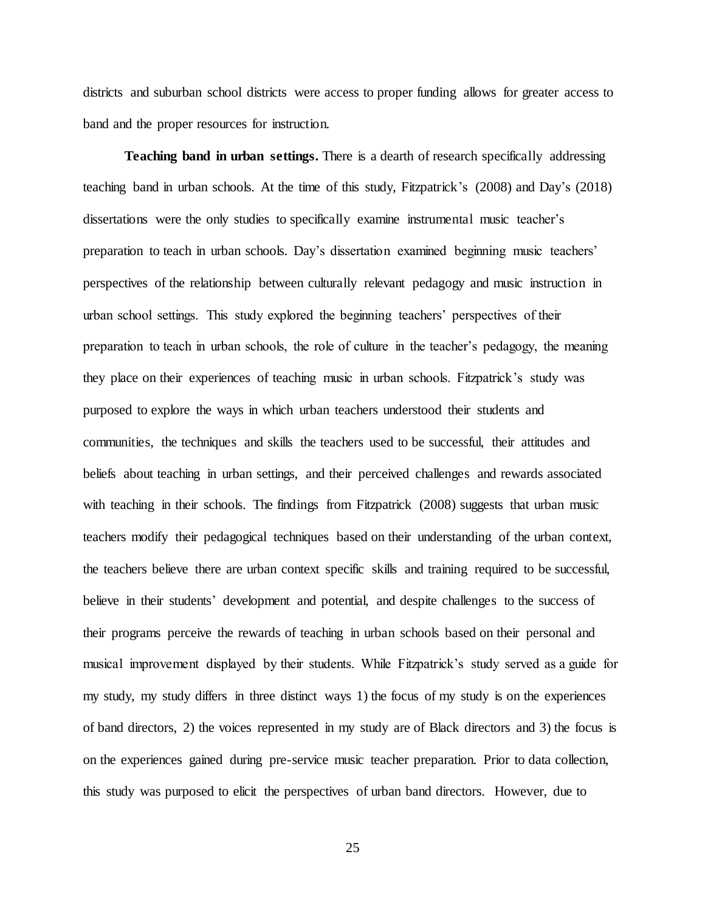districts and suburban school districts were access to proper funding allows for greater access to band and the proper resources for instruction.

**Teaching band in urban settings.** There is a dearth of research specifically addressing teaching band in urban schools. At the time of this study, Fitzpatrick's (2008) and Day's (2018) dissertations were the only studies to specifically examine instrumental music teacher's preparation to teach in urban schools. Day's dissertation examined beginning music teachers' perspectives of the relationship between culturally relevant pedagogy and music instruction in urban school settings. This study explored the beginning teachers' perspectives of their preparation to teach in urban schools, the role of culture in the teacher's pedagogy, the meaning they place on their experiences of teaching music in urban schools. Fitzpatrick's study was purposed to explore the ways in which urban teachers understood their students and communities, the techniques and skills the teachers used to be successful, their attitudes and beliefs about teaching in urban settings, and their perceived challenges and rewards associated with teaching in their schools. The findings from Fitzpatrick (2008) suggests that urban music teachers modify their pedagogical techniques based on their understanding of the urban context, the teachers believe there are urban context specific skills and training required to be successful, believe in their students' development and potential, and despite challenges to the success of their programs perceive the rewards of teaching in urban schools based on their personal and musical improvement displayed by their students. While Fitzpatrick's study served as a guide for my study, my study differs in three distinct ways 1) the focus of my study is on the experiences of band directors, 2) the voices represented in my study are of Black directors and 3) the focus is on the experiences gained during pre-service music teacher preparation. Prior to data collection, this study was purposed to elicit the perspectives of urban band directors. However, due to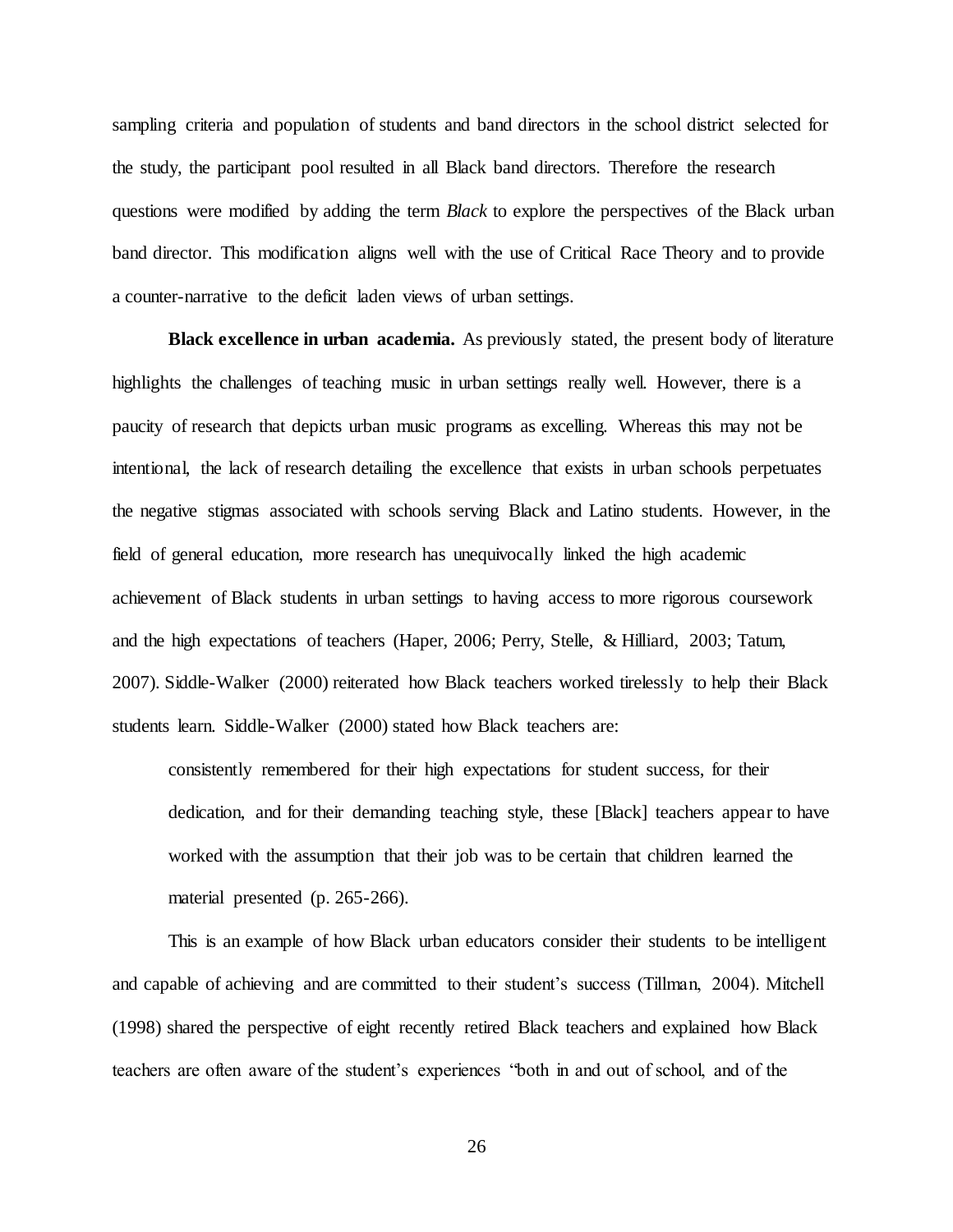sampling criteria and population of students and band directors in the school district selected for the study, the participant pool resulted in all Black band directors. Therefore the research questions were modified by adding the term *Black* to explore the perspectives of the Black urban band director. This modification aligns well with the use of Critical Race Theory and to provide a counter-narrative to the deficit laden views of urban settings.

**Black excellence in urban academia.** As previously stated, the present body of literature highlights the challenges of teaching music in urban settings really well. However, there is a paucity of research that depicts urban music programs as excelling. Whereas this may not be intentional, the lack of research detailing the excellence that exists in urban schools perpetuates the negative stigmas associated with schools serving Black and Latino students. However, in the field of general education, more research has unequivocally linked the high academic achievement of Black students in urban settings to having access to more rigorous coursework and the high expectations of teachers (Haper, 2006; Perry, Stelle, & Hilliard, 2003; Tatum, 2007). Siddle-Walker (2000) reiterated how Black teachers worked tirelessly to help their Black students learn. Siddle-Walker (2000) stated how Black teachers are:

> consistently remembered for their high expectations for student success, for their dedication, and for their demanding teaching style, these [Black] teachers appear to have worked with the assumption that their job was to be certain that children learned the material presented (p. 265-266).

This is an example of how Black urban educators consider their students to be intelligent and capable of achieving and are committed to their student's success (Tillman, 2004). Mitchell (1998) shared the perspective of eight recently retired Black teachers and explained how Black teachers are often aware of the student's experiences "both in and out of school, and of the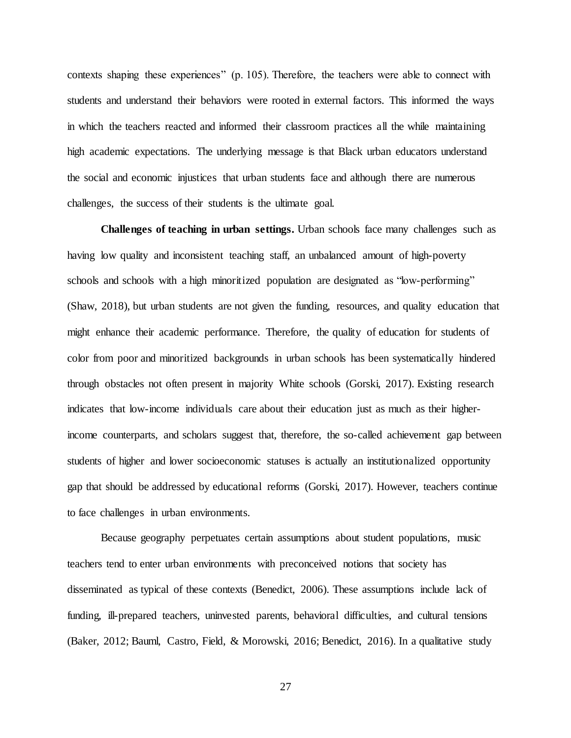contexts shaping these experiences" (p. 105). Therefore, the teachers were able to connect with students and understand their behaviors were rooted in external factors. This informed the ways in which the teachers reacted and informed their classroom practices all the while maintaining high academic expectations. The underlying message is that Black urban educators understand the social and economic injustices that urban students face and although there are numerous challenges, the success of their students is the ultimate goal.

**Challenges of teaching in urban settings.** Urban schools face many challenges such as having low quality and inconsistent teaching staff, an unbalanced amount of high-poverty schools and schools with a high minoritized population are designated as "low-performing" (Shaw, 2018), but urban students are not given the funding, resources, and quality education that might enhance their academic performance. Therefore, the quality of education for students of color from poor and minoritized backgrounds in urban schools has been systematically hindered through obstacles not often present in majority White schools (Gorski, 2017). Existing research indicates that low-income individuals care about their education just as much as their higher-income counterparts, and scholars suggest that, therefore, the so-called achievement gap between students of higher and lower socioeconomic statuses is actually an institutionalized opportunity gap that should be addressed by educational reforms (Gorski, 2017). However, teachers continue to face challenges in urban environments.

Because geography perpetuates certain assumptions about student populations, music teachers tend to enter urban environments with preconceived notions that society has disseminated as typical of these contexts (Benedict, 2006). These assumptions include lack of funding, ill-prepared teachers, uninvested parents, behavioral difficulties, and cultural tensions (Baker, 2012; Bauml, Castro, Field, & Morowski, 2016; Benedict, 2016). In a qualitative study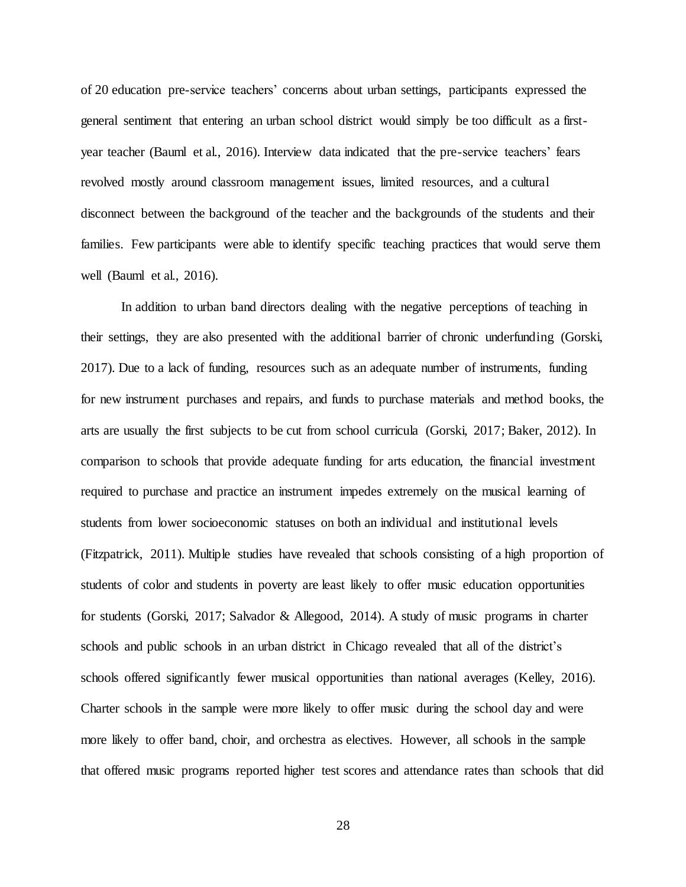of 20 education pre-service teachers' concerns about urban settings, participants expressed the general sentiment that entering an urban school district would simply be too difficult as a first-year teacher (Bauml et al., 2016). Interview data indicated that the pre-service teachers' fears revolved mostly around classroom management issues, limited resources, and a cultural disconnect between the background of the teacher and the backgrounds of the students and their families. Few participants were able to identify specific teaching practices that would serve them well (Bauml et al., 2016).

In addition to urban band directors dealing with the negative perceptions of teaching in their settings, they are also presented with the additional barrier of chronic underfunding (Gorski, 2017). Due to a lack of funding, resources such as an adequate number of instruments, funding for new instrument purchases and repairs, and funds to purchase materials and method books, the arts are usually the first subjects to be cut from school curricula (Gorski, 2017; Baker, 2012). In comparison to schools that provide adequate funding for arts education, the financial investment required to purchase and practice an instrument impedes extremely on the musical learning of students from lower socioeconomic statuses on both an individual and institutional levels (Fitzpatrick, 2011). Multiple studies have revealed that schools consisting of a high proportion of students of color and students in poverty are least likely to offer music education opportunities for students (Gorski, 2017; Salvador & Allegood, 2014). A study of music programs in charter schools and public schools in an urban district in Chicago revealed that all of the district's schools offered significantly fewer musical opportunities than national averages (Kelley, 2016). Charter schools in the sample were more likely to offer music during the school day and were more likely to offer band, choir, and orchestra as electives. However, all schools in the sample that offered music programs reported higher test scores and attendance rates than schools that did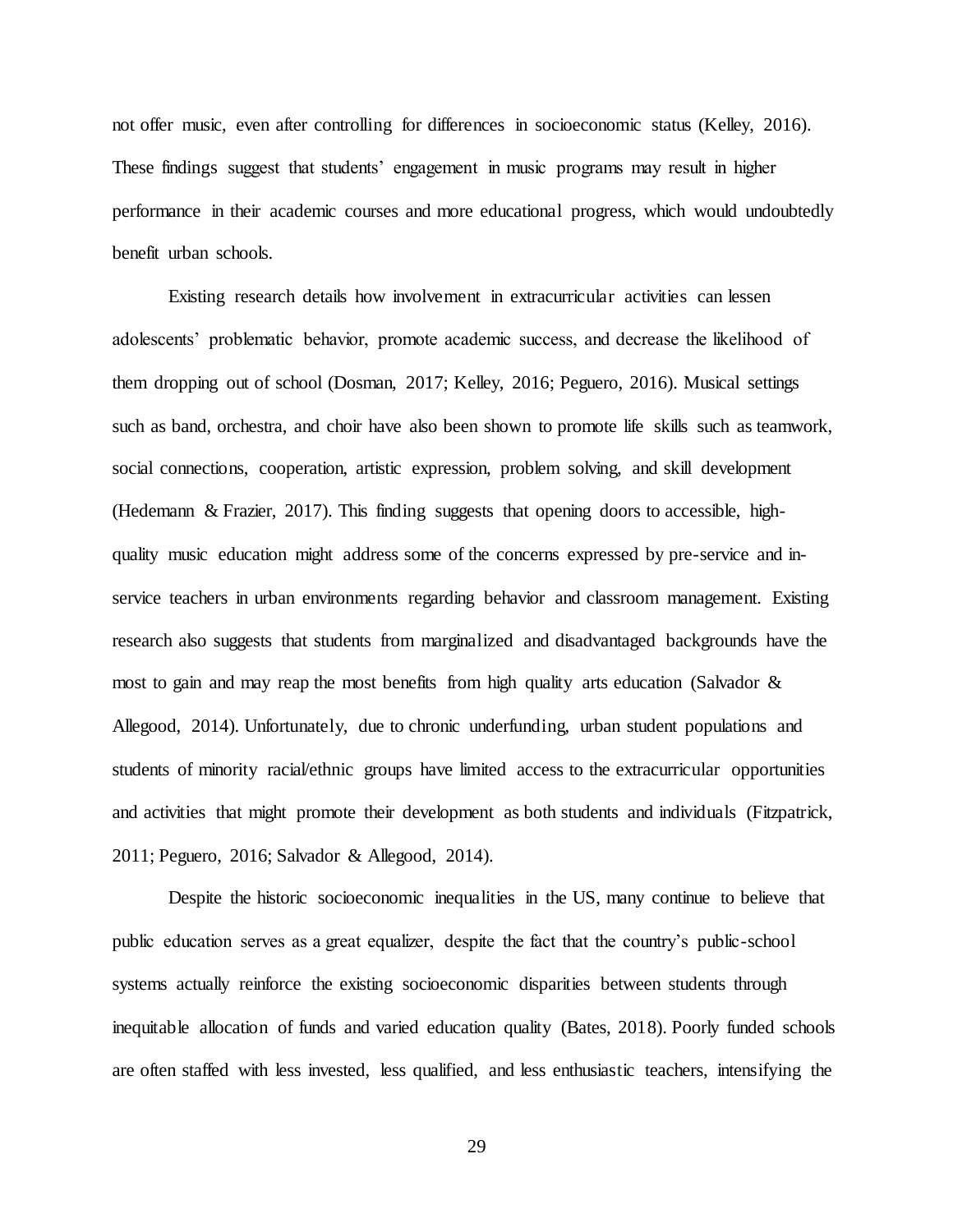not offer music, even after controlling for differences in socioeconomic status (Kelley, 2016). These findings suggest that students' engagement in music programs may result in higher performance in their academic courses and more educational progress, which would undoubtedly benefit urban schools.

Existing research details how involvement in extracurricular activities can lessen adolescents' problematic behavior, promote academic success, and decrease the likelihood of them dropping out of school (Dosman, 2017; Kelley, 2016; Peguero, 2016). Musical settings such as band, orchestra, and choir have also been shown to promote life skills such as teamwork, social connections, cooperation, artistic expression, problem solving, and skill development (Hedemann & Frazier, 2017). This finding suggests that opening doors to accessible, high-quality music education might address some of the concerns expressed by pre-service and in-service teachers in urban environments regarding behavior and classroom management. Existing research also suggests that students from marginalized and disadvantaged backgrounds have the most to gain and may reap the most benefits from high quality arts education (Salvador & Allegood, 2014). Unfortunately, due to chronic underfunding, urban student populations and students of minority racial/ethnic groups have limited access to the extracurricular opportunities and activities that might promote their development as both students and individuals (Fitzpatrick, 2011; Peguero, 2016; Salvador & Allegood, 2014).

Despite the historic socioeconomic inequalities in the US, many continue to believe that public education serves as a great equalizer, despite the fact that the country's public-school systems actually reinforce the existing socioeconomic disparities between students through inequitable allocation of funds and varied education quality (Bates, 2018). Poorly funded schools are often staffed with less invested, less qualified, and less enthusiastic teachers, intensifying the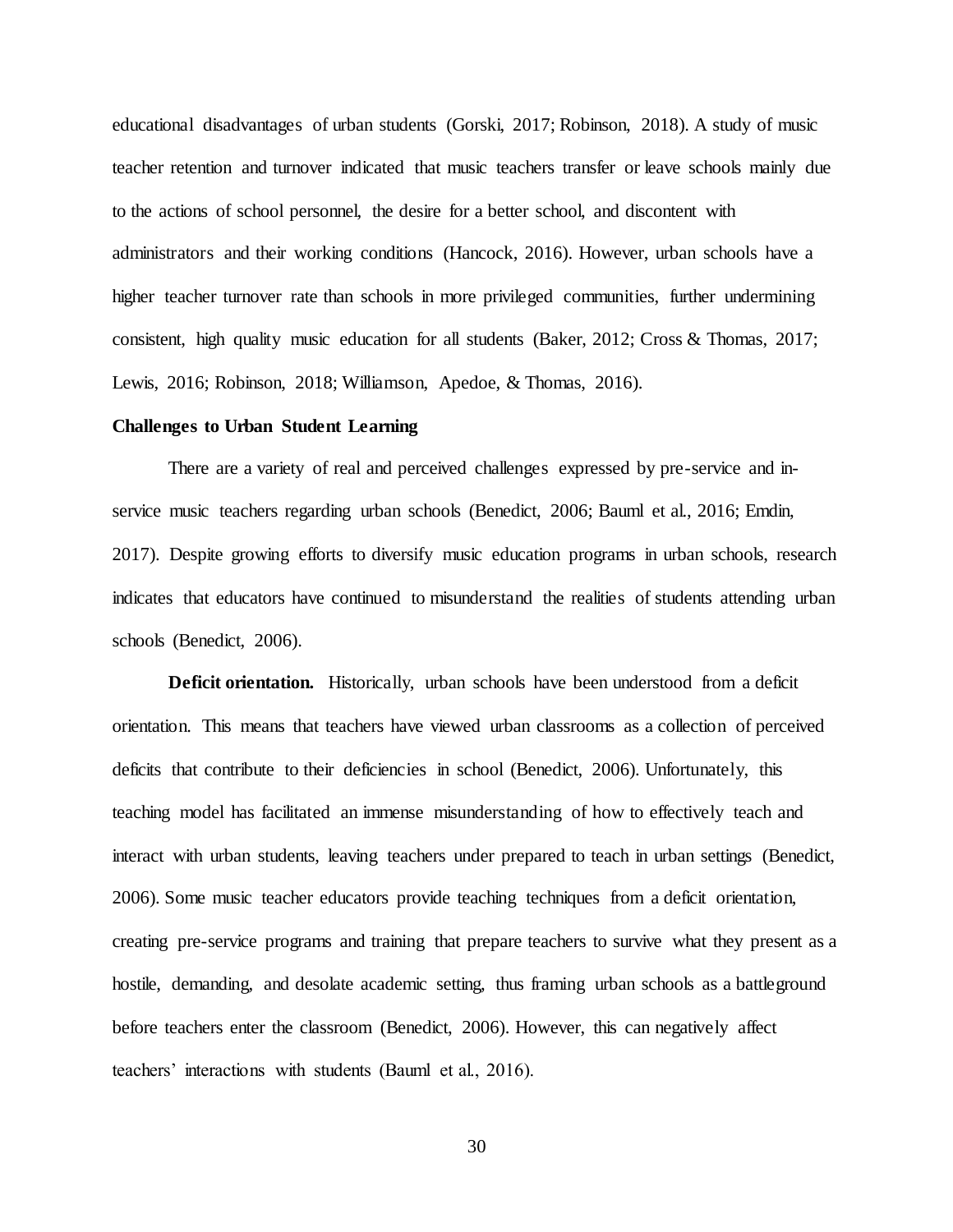educational disadvantages of urban students (Gorski, 2017; Robinson, 2018). A study of music teacher retention and turnover indicated that music teachers transfer or leave schools mainly due to the actions of school personnel, the desire for a better school, and discontent with administrators and their working conditions (Hancock, 2016). However, urban schools have a higher teacher turnover rate than schools in more privileged communities, further undermining consistent, high quality music education for all students (Baker, 2012; Cross & Thomas, 2017; Lewis, 2016; Robinson, 2018; Williamson, Apedoe, & Thomas, 2016).

## Challenges to Urban Student Learning

There are a variety of real and perceived challenges expressed by pre-service and in-service music teachers regarding urban schools (Benedict, 2006; Bauml et al., 2016; Emdin, 2017). Despite growing efforts to diversify music education programs in urban schools, research indicates that educators have continued to misunderstand the realities of students attending urban schools (Benedict, 2006).

**Deficit orientation.** Historically, urban schools have been understood from a deficit orientation. This means that teachers have viewed urban classrooms as a collection of perceived deficits that contribute to their deficiencies in school (Benedict, 2006). Unfortunately, this teaching model has facilitated an immense misunderstanding of how to effectively teach and interact with urban students, leaving teachers under prepared to teach in urban settings (Benedict, 2006). Some music teacher educators provide teaching techniques from a deficit orientation, creating pre-service programs and training that prepare teachers to survive what they present as a hostile, demanding, and desolate academic setting, thus framing urban schools as a battleground before teachers enter the classroom (Benedict, 2006). However, this can negatively affect teachers' interactions with students (Bauml et al., 2016).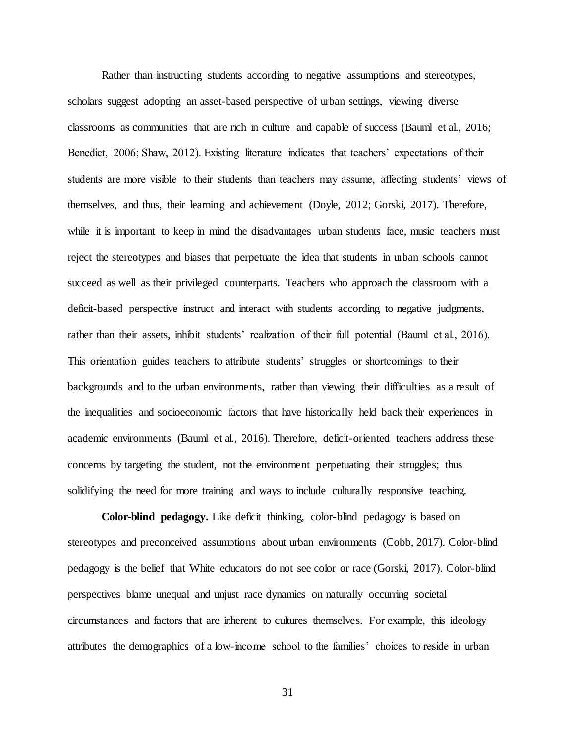Rather than instructing students according to negative assumptions and stereotypes, scholars suggest adopting an asset-based perspective of urban settings, viewing diverse classrooms as communities that are rich in culture and capable of success (Bauml et al., 2016; Benedict, 2006; Shaw, 2012). Existing literature indicates that teachers' expectations of their students are more visible to their students than teachers may assume, affecting students' views of themselves, and thus, their learning and achievement (Doyle, 2012; Gorski, 2017). Therefore, while it is important to keep in mind the disadvantages urban students face, music teachers must reject the stereotypes and biases that perpetuate the idea that students in urban schools cannot succeed as well as their privileged counterparts. Teachers who approach the classroom with a deficit-based perspective instruct and interact with students according to negative judgments, rather than their assets, inhibit students' realization of their full potential (Bauml et al., 2016). This orientation guides teachers to attribute students' struggles or shortcomings to their backgrounds and to the urban environments, rather than viewing their difficulties as a result of the inequalities and socioeconomic factors that have historically held back their experiences in academic environments (Bauml et al., 2016). Therefore, deficit-oriented teachers address these concerns by targeting the student, not the environment perpetuating their struggles; thus solidifying the need for more training and ways to include culturally responsive teaching.

**Color-blind pedagogy.** Like deficit thinking, color-blind pedagogy is based on stereotypes and preconceived assumptions about urban environments (Cobb, 2017). Color-blind pedagogy is the belief that White educators do not see color or race (Gorski, 2017). Color-blind perspectives blame unequal and unjust race dynamics on naturally occurring societal circumstances and factors that are inherent to cultures themselves. For example, this ideology attributes the demographics of a low-income school to the families' choices to reside in urban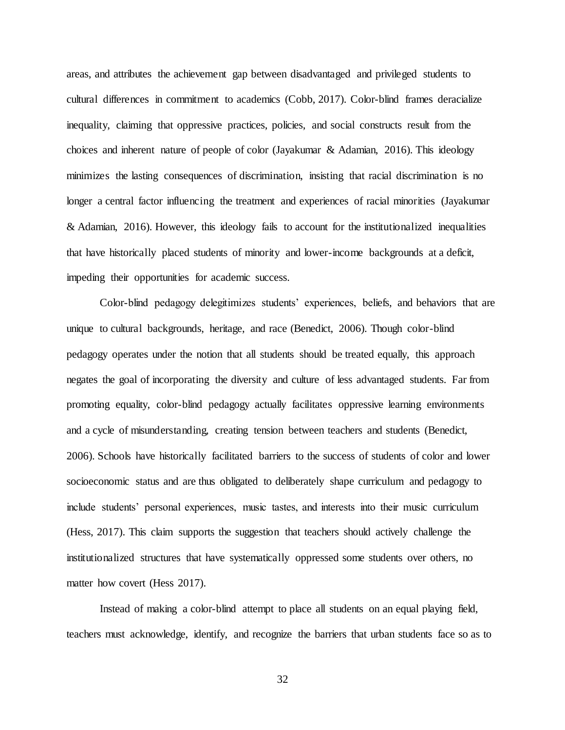areas, and attributes the achievement gap between disadvantaged and privileged students to cultural differences in commitment to academics (Cobb, 2017). Color-blind frames deracialize inequality, claiming that oppressive practices, policies, and social constructs result from the choices and inherent nature of people of color (Jayakumar & Adamian, 2016). This ideology minimizes the lasting consequences of discrimination, insisting that racial discrimination is no longer a central factor influencing the treatment and experiences of racial minorities (Jayakumar & Adamian, 2016). However, this ideology fails to account for the institutionalized inequalities that have historically placed students of minority and lower-income backgrounds at a deficit, impeding their opportunities for academic success.

Color-blind pedagogy delegitimizes students' experiences, beliefs, and behaviors that are unique to cultural backgrounds, heritage, and race (Benedict, 2006). Though color-blind pedagogy operates under the notion that all students should be treated equally, this approach negates the goal of incorporating the diversity and culture of less advantaged students. Far from promoting equality, color-blind pedagogy actually facilitates oppressive learning environments and a cycle of misunderstanding, creating tension between teachers and students (Benedict, 2006). Schools have historically facilitated barriers to the success of students of color and lower socioeconomic status and are thus obligated to deliberately shape curriculum and pedagogy to include students' personal experiences, music tastes, and interests into their music curriculum (Hess, 2017). This claim supports the suggestion that teachers should actively challenge the institutionalized structures that have systematically oppressed some students over others, no matter how covert (Hess 2017).

Instead of making a color-blind attempt to place all students on an equal playing field, teachers must acknowledge, identify, and recognize the barriers that urban students face so as to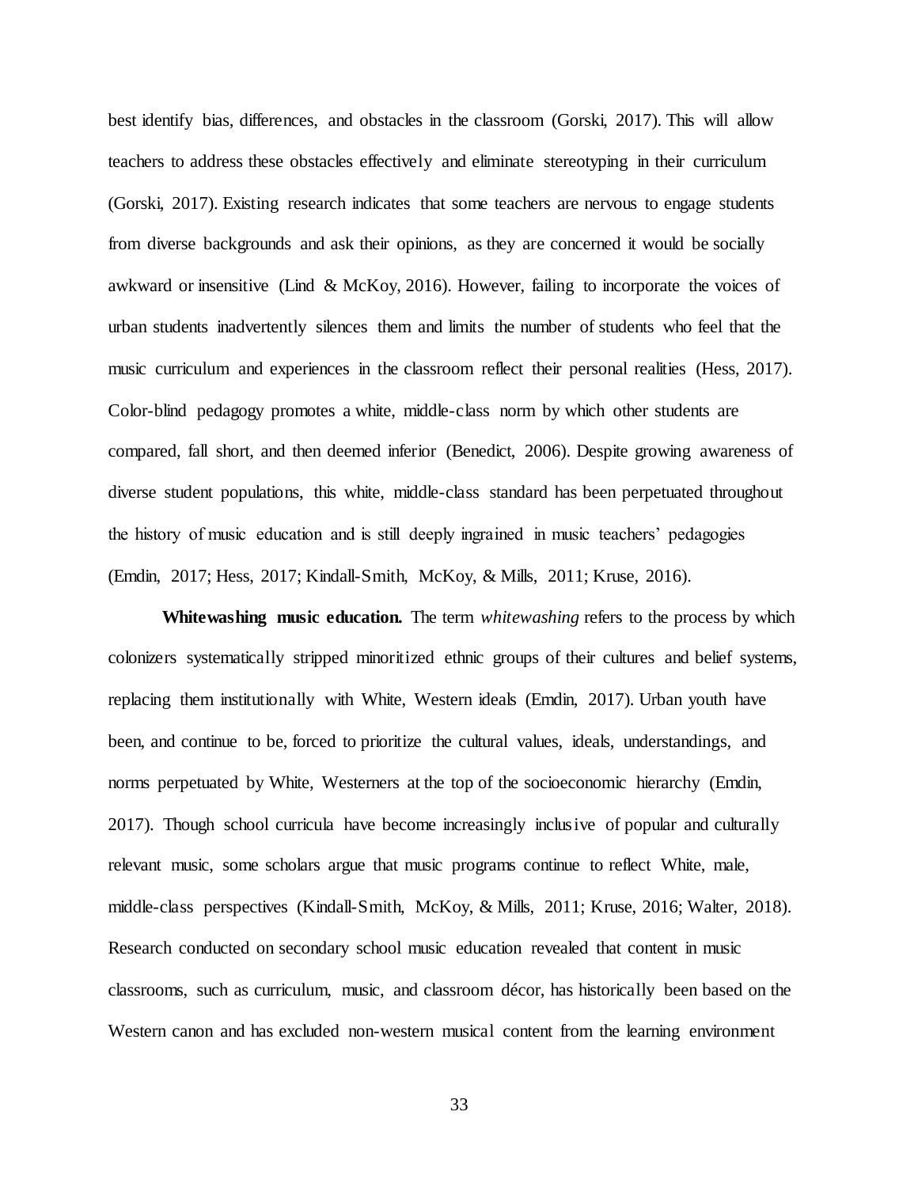best identify bias, differences, and obstacles in the classroom (Gorski, 2017). This will allow teachers to address these obstacles effectively and eliminate stereotyping in their curriculum (Gorski, 2017). Existing research indicates that some teachers are nervous to engage students from diverse backgrounds and ask their opinions, as they are concerned it would be socially awkward or insensitive (Lind & McKoy, 2016). However, failing to incorporate the voices of urban students inadvertently silences them and limits the number of students who feel that the music curriculum and experiences in the classroom reflect their personal realities (Hess, 2017). Color-blind pedagogy promotes a white, middle-class norm by which other students are compared, fall short, and then deemed inferior (Benedict, 2006). Despite growing awareness of diverse student populations, this white, middle-class standard has been perpetuated throughout the history of music education and is still deeply ingrained in music teachers' pedagogies (Emdin, 2017; Hess, 2017; Kindall-Smith, McKoy, & Mills, 2011; Kruse, 2016).

**Whitewashing music education.** The term *whitewashing* refers to the process by which colonizers systematically stripped minoritized ethnic groups of their cultures and belief systems, replacing them institutionally with White, Western ideals (Emdin, 2017). Urban youth have been, and continue to be, forced to prioritize the cultural values, ideals, understandings, and norms perpetuated by White, Westerners at the top of the socioeconomic hierarchy (Emdin, 2017). Though school curricula have become increasingly inclusive of popular and culturally relevant music, some scholars argue that music programs continue to reflect White, male, middle-class perspectives (Kindall-Smith, McKoy, & Mills, 2011; Kruse, 2016; Walter, 2018). Research conducted on secondary school music education revealed that content in music classrooms, such as curriculum, music, and classroom décor, has historically been based on the Western canon and has excluded non-western musical content from the learning environment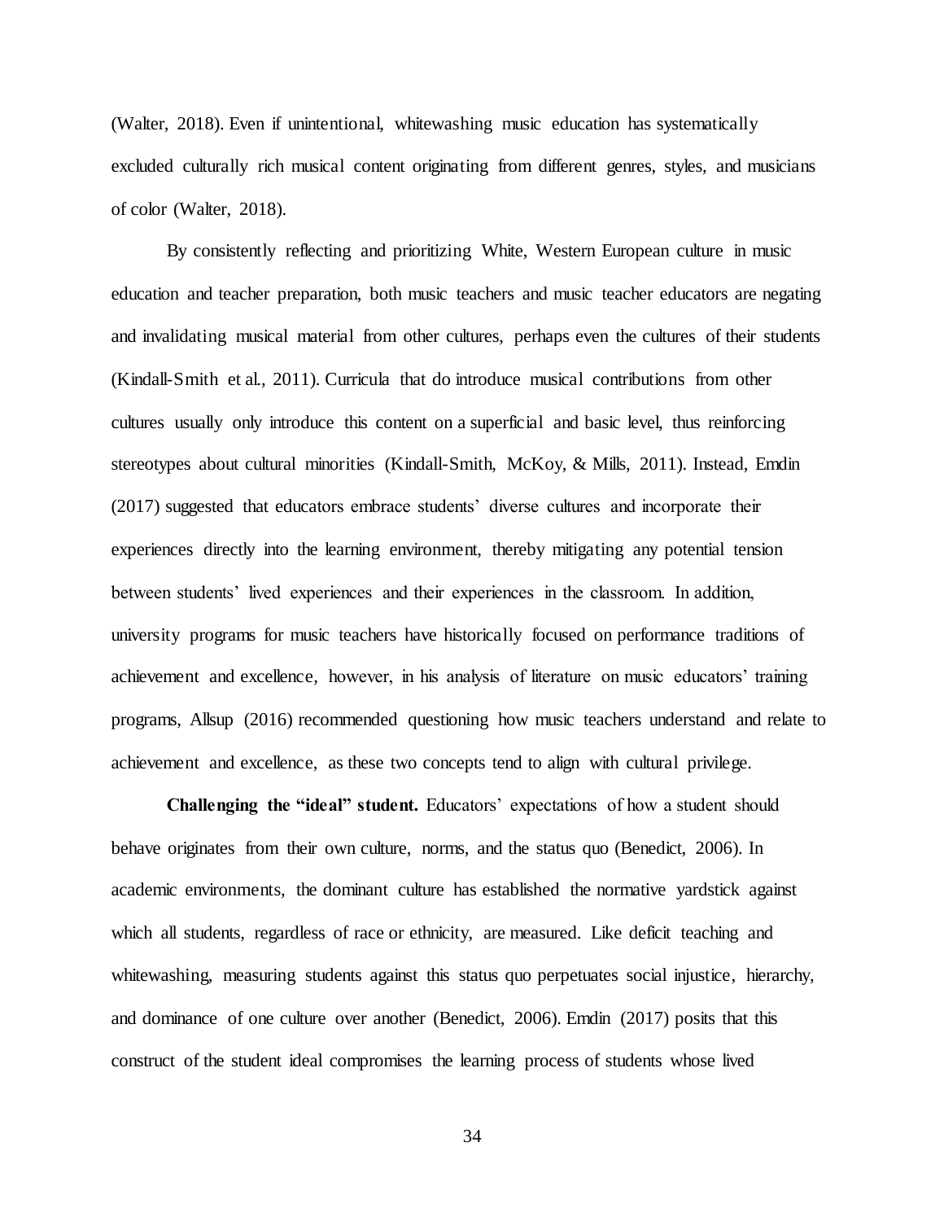(Walter, 2018). Even if unintentional, whitewashing music education has systematically excluded culturally rich musical content originating from different genres, styles, and musicians of color (Walter, 2018).

By consistently reflecting and prioritizing White, Western European culture in music education and teacher preparation, both music teachers and music teacher educators are negating and invalidating musical material from other cultures, perhaps even the cultures of their students (Kindall-Smith et al., 2011). Curricula that do introduce musical contributions from other cultures usually only introduce this content on a superficial and basic level, thus reinforcing stereotypes about cultural minorities (Kindall-Smith, McKoy, & Mills, 2011). Instead, Emdin (2017) suggested that educators embrace students' diverse cultures and incorporate their experiences directly into the learning environment, thereby mitigating any potential tension between students' lived experiences and their experiences in the classroom. In addition, university programs for music teachers have historically focused on performance traditions of achievement and excellence, however, in his analysis of literature on music educators' training programs, Allsup (2016) recommended questioning how music teachers understand and relate to achievement and excellence, as these two concepts tend to align with cultural privilege.

**Challenging the "ideal" student.** Educators' expectations of how a student should behave originates from their own culture, norms, and the status quo (Benedict, 2006). In academic environments, the dominant culture has established the normative yardstick against which all students, regardless of race or ethnicity, are measured. Like deficit teaching and whitewashing, measuring students against this status quo perpetuates social injustice, hierarchy, and dominance of one culture over another (Benedict, 2006). Emdin (2017) posits that this construct of the student ideal compromises the learning process of students whose lived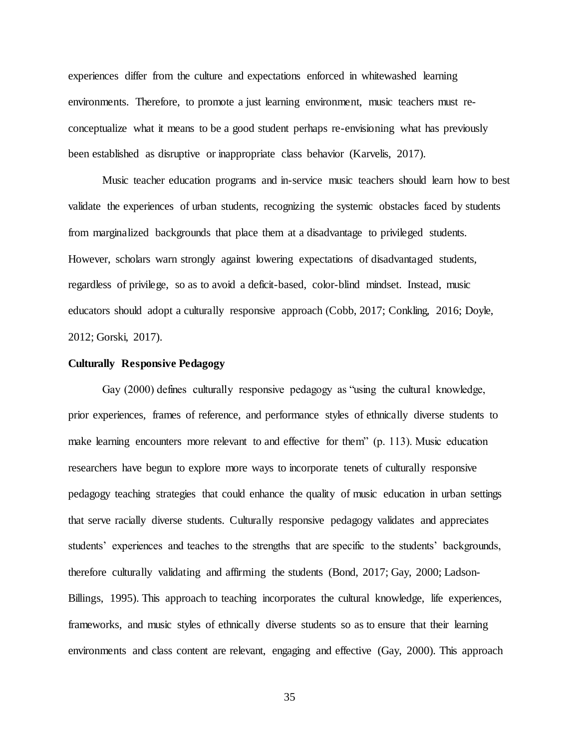experiences differ from the culture and expectations enforced in whitewashed learning environments. Therefore, to promote a just learning environment, music teachers must re-conceptualize what it means to be a good student perhaps re-envisioning what has previously been established as disruptive or inappropriate class behavior (Karvelis, 2017).

Music teacher education programs and in-service music teachers should learn how to best validate the experiences of urban students, recognizing the systemic obstacles faced by students from marginalized backgrounds that place them at a disadvantage to privileged students. However, scholars warn strongly against lowering expectations of disadvantaged students, regardless of privilege, so as to avoid a deficit-based, color-blind mindset. Instead, music educators should adopt a culturally responsive approach (Cobb, 2017; Conkling, 2016; Doyle, 2012; Gorski, 2017).

**Culturally Responsive Pedagogy**

Gay (2000) defines culturally responsive pedagogy as "using the cultural knowledge, prior experiences, frames of reference, and performance styles of ethnically diverse students to make learning encounters more relevant to and effective for them" (p. 113). Music education researchers have begun to explore more ways to incorporate tenets of culturally responsive pedagogy teaching strategies that could enhance the quality of music education in urban settings that serve racially diverse students. Culturally responsive pedagogy validates and appreciates students' experiences and teaches to the strengths that are specific to the students' backgrounds, therefore culturally validating and affirming the students (Bond, 2017; Gay, 2000; Ladson-Billings, 1995). This approach to teaching incorporates the cultural knowledge, life experiences, frameworks, and music styles of ethnically diverse students so as to ensure that their learning environments and class content are relevant, engaging and effective (Gay, 2000). This approach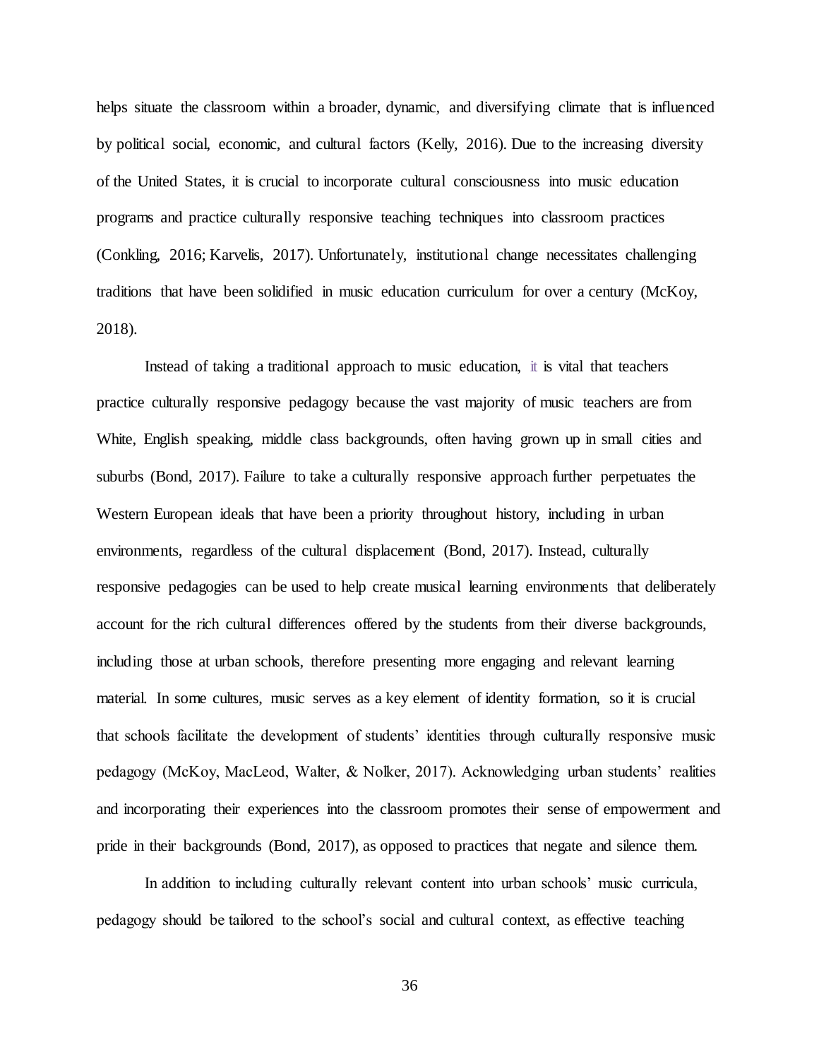helps situate the classroom within a broader, dynamic, and diversifying climate that is influenced by political social, economic, and cultural factors (Kelly, 2016). Due to the increasing diversity of the United States, it is crucial to incorporate cultural consciousness into music education programs and practice culturally responsive teaching techniques into classroom practices (Conkling, 2016; Karvelis, 2017). Unfortunately, institutional change necessitates challenging traditions that have been solidified in music education curriculum for over a century (McKoy, 2018).

Instead of taking a traditional approach to music education, it is vital that teachers practice culturally responsive pedagogy because the vast majority of music teachers are from White, English speaking, middle class backgrounds, often having grown up in small cities and suburbs (Bond, 2017). Failure to take a culturally responsive approach further perpetuates the Western European ideals that have been a priority throughout history, including in urban environments, regardless of the cultural displacement (Bond, 2017). Instead, culturally responsive pedagogies can be used to help create musical learning environments that deliberately account for the rich cultural differences offered by the students from their diverse backgrounds, including those at urban schools, therefore presenting more engaging and relevant learning material. In some cultures, music serves as a key element of identity formation, so it is crucial that schools facilitate the development of students' identities through culturally responsive music pedagogy (McKoy, MacLeod, Walter, & Nolker, 2017). Acknowledging urban students' realities and incorporating their experiences into the classroom promotes their sense of empowerment and pride in their backgrounds (Bond, 2017), as opposed to practices that negate and silence them.

In addition to including culturally relevant content into urban schools' music curricula, pedagogy should be tailored to the school's social and cultural context, as effective teaching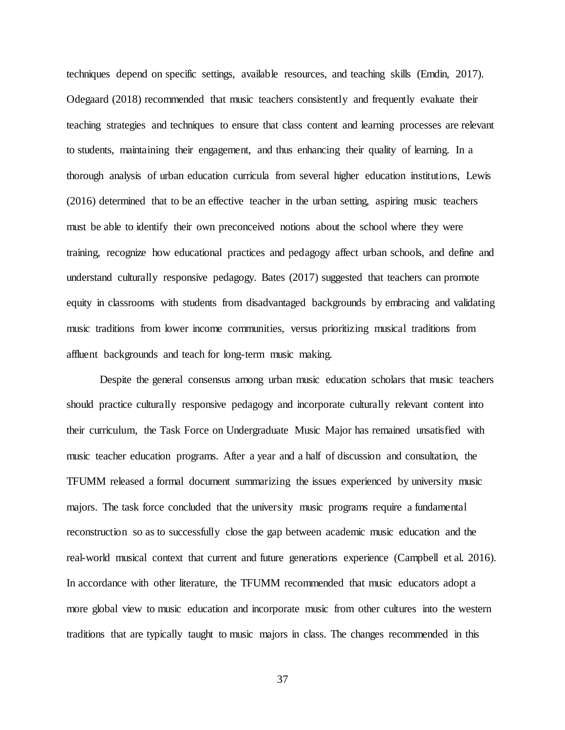techniques depend on specific settings, available resources, and teaching skills (Emdin, 2017). Odegaard (2018) recommended that music teachers consistently and frequently evaluate their teaching strategies and techniques to ensure that class content and learning processes are relevant to students, maintaining their engagement, and thus enhancing their quality of learning. In a thorough analysis of urban education curricula from several higher education institutions, Lewis (2016) determined that to be an effective teacher in the urban setting, aspiring music teachers must be able to identify their own preconceived notions about the school where they were training, recognize how educational practices and pedagogy affect urban schools, and define and understand culturally responsive pedagogy. Bates (2017) suggested that teachers can promote equity in classrooms with students from disadvantaged backgrounds by embracing and validating music traditions from lower income communities, versus prioritizing musical traditions from affluent backgrounds and teach for long-term music making.

Despite the general consensus among urban music education scholars that music teachers should practice culturally responsive pedagogy and incorporate culturally relevant content into their curriculum, the Task Force on Undergraduate Music Major has remained unsatisfied with music teacher education programs. After a year and a half of discussion and consultation, the TFUMM released a formal document summarizing the issues experienced by university music majors. The task force concluded that the university music programs require a fundamental reconstruction so as to successfully close the gap between academic music education and the real-world musical context that current and future generations experience (Campbell et al. 2016). In accordance with other literature, the TFUMM recommended that music educators adopt a more global view to music education and incorporate music from other cultures into the western traditions that are typically taught to music majors in class. The changes recommended in this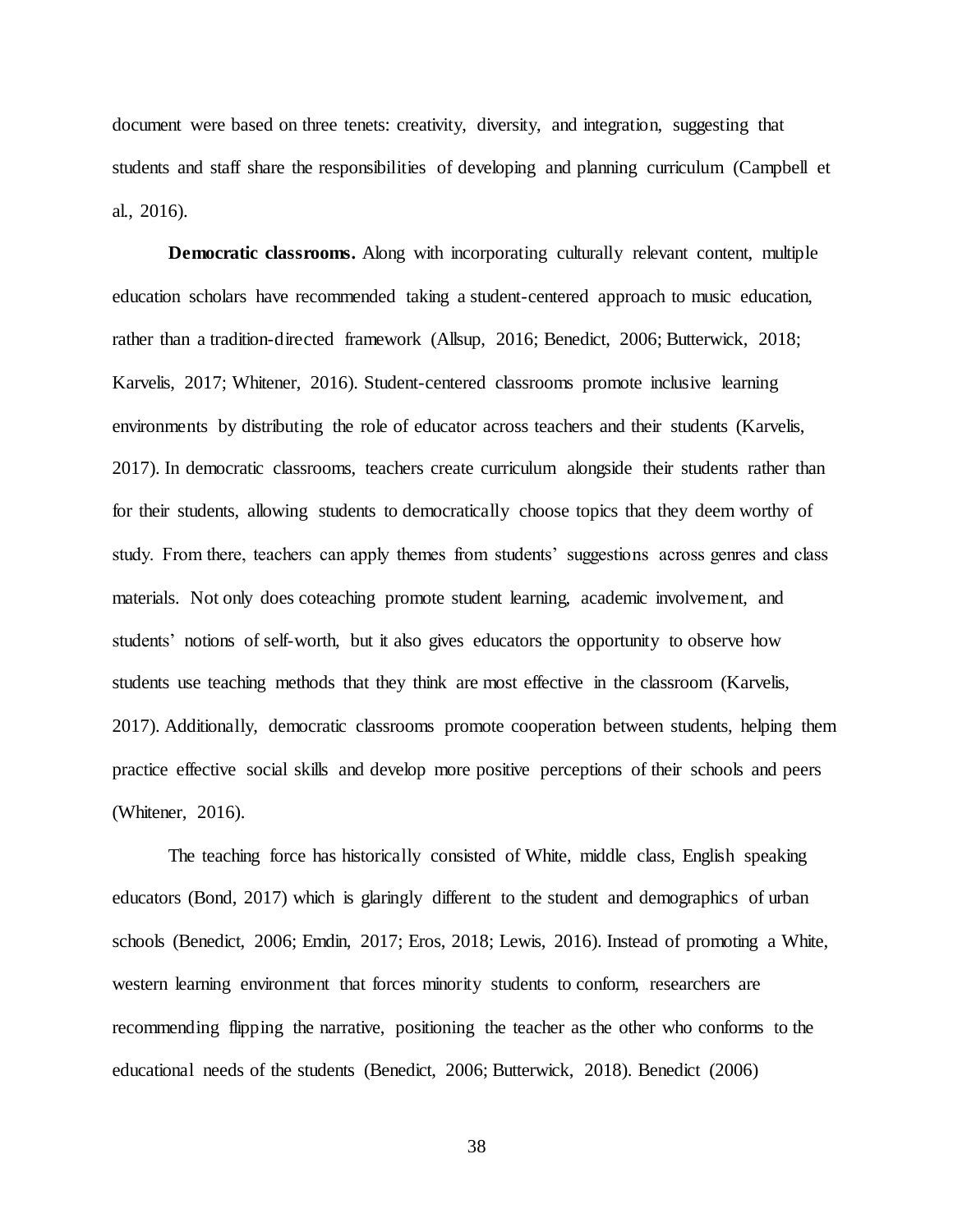document were based on three tenets: creativity, diversity, and integration, suggesting that students and staff share the responsibilities of developing and planning curriculum (Campbell et al., 2016).

**Democratic classrooms.** Along with incorporating culturally relevant content, multiple education scholars have recommended taking a student-centered approach to music education, rather than a tradition-directed framework (Allsup, 2016; Benedict, 2006; Butterwick, 2018; Karvelis, 2017; Whitener, 2016). Student-centered classrooms promote inclusive learning environments by distributing the role of educator across teachers and their students (Karvelis, 2017). In democratic classrooms, teachers create curriculum alongside their students rather than for their students, allowing students to democratically choose topics that they deem worthy of study. From there, teachers can apply themes from students' suggestions across genres and class materials. Not only does coteaching promote student learning, academic involvement, and students' notions of self-worth, but it also gives educators the opportunity to observe how students use teaching methods that they think are most effective in the classroom (Karvelis, 2017). Additionally, democratic classrooms promote cooperation between students, helping them practice effective social skills and develop more positive perceptions of their schools and peers (Whitener, 2016).

The teaching force has historically consisted of White, middle class, English speaking educators (Bond, 2017) which is glaringly different to the student and demographics of urban schools (Benedict, 2006; Emdin, 2017; Eros, 2018; Lewis, 2016). Instead of promoting a White, western learning environment that forces minority students to conform, researchers are recommending flipping the narrative, positioning the teacher as the other who conforms to the educational needs of the students (Benedict, 2006; Butterwick, 2018). Benedict (2006)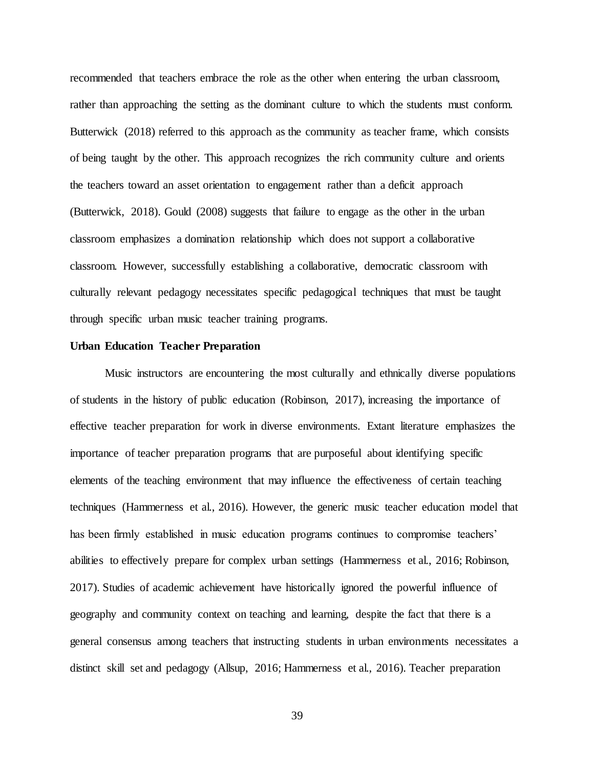recommended that teachers embrace the role as the other when entering the urban classroom, rather than approaching the setting as the dominant culture to which the students must conform. Butterwick (2018) referred to this approach as the community as teacher frame, which consists of being taught by the other. This approach recognizes the rich community culture and orients the teachers toward an asset orientation to engagement rather than a deficit approach (Butterwick, 2018). Gould (2008) suggests that failure to engage as the other in the urban classroom emphasizes a domination relationship which does not support a collaborative classroom. However, successfully establishing a collaborative, democratic classroom with culturally relevant pedagogy necessitates specific pedagogical techniques that must be taught through specific urban music teacher training programs.

**Urban Education Teacher Preparation**

Music instructors are encountering the most culturally and ethnically diverse populations of students in the history of public education (Robinson, 2017), increasing the importance of effective teacher preparation for work in diverse environments. Extant literature emphasizes the importance of teacher preparation programs that are purposeful about identifying specific elements of the teaching environment that may influence the effectiveness of certain teaching techniques (Hammerness et al., 2016). However, the generic music teacher education model that has been firmly established in music education programs continues to compromise teachers' abilities to effectively prepare for complex urban settings (Hammerness et al., 2016; Robinson, 2017). Studies of academic achievement have historically ignored the powerful influence of geography and community context on teaching and learning, despite the fact that there is a general consensus among teachers that instructing students in urban environments necessitates a distinct skill set and pedagogy (Allsup, 2016; Hammerness et al., 2016). Teacher preparation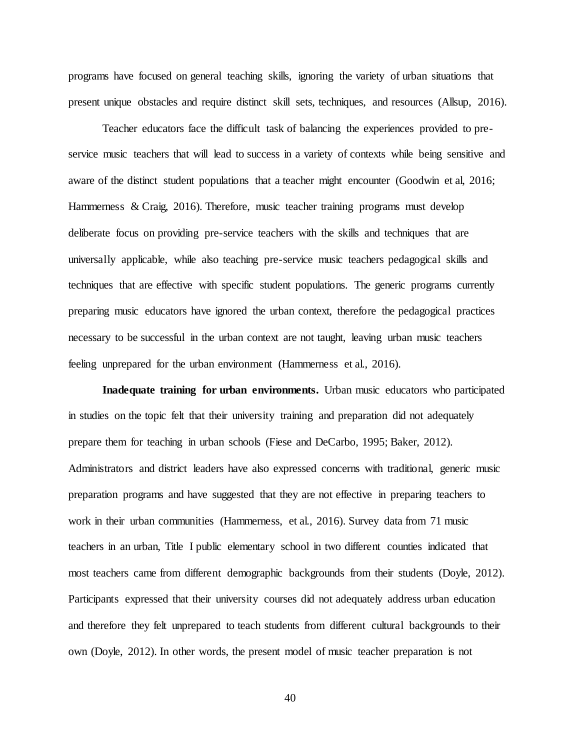programs have focused on general teaching skills, ignoring the variety of urban situations that present unique obstacles and require distinct skill sets, techniques, and resources (Allsup, 2016).

Teacher educators face the difficult task of balancing the experiences provided to pre-service music teachers that will lead to success in a variety of contexts while being sensitive and aware of the distinct student populations that a teacher might encounter (Goodwin et al, 2016; Hammerness & Craig, 2016). Therefore, music teacher training programs must develop deliberate focus on providing pre-service teachers with the skills and techniques that are universally applicable, while also teaching pre-service music teachers pedagogical skills and techniques that are effective with specific student populations. The generic programs currently preparing music educators have ignored the urban context, therefore the pedagogical practices necessary to be successful in the urban context are not taught, leaving urban music teachers feeling unprepared for the urban environment (Hammerness et al., 2016).

**Inadequate training for urban environments.** Urban music educators who participated in studies on the topic felt that their university training and preparation did not adequately prepare them for teaching in urban schools (Fiese and DeCarbo, 1995; Baker, 2012). Administrators and district leaders have also expressed concerns with traditional, generic music preparation programs and have suggested that they are not effective in preparing teachers to work in their urban communities (Hammerness, et al., 2016). Survey data from 71 music teachers in an urban, Title I public elementary school in two different counties indicated that most teachers came from different demographic backgrounds from their students (Doyle, 2012). Participants expressed that their university courses did not adequately address urban education and therefore they felt unprepared to teach students from different cultural backgrounds to their own (Doyle, 2012). In other words, the present model of music teacher preparation is not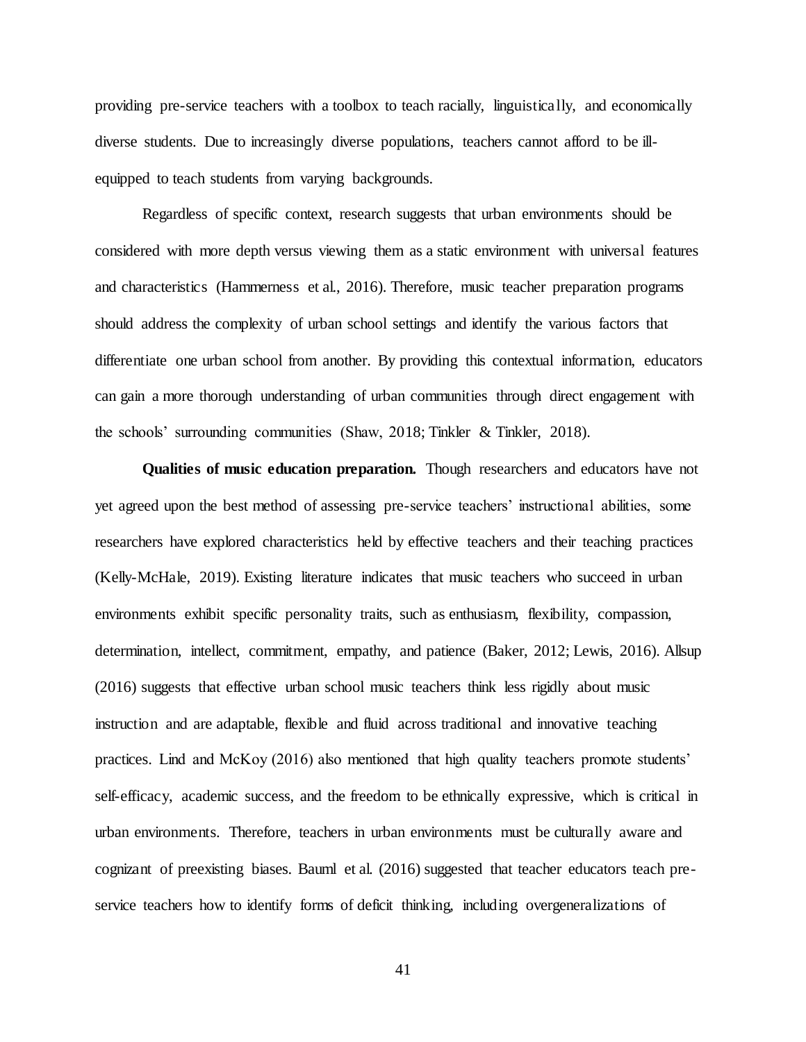providing pre-service teachers with a toolbox to teach racially, linguistically, and economically diverse students. Due to increasingly diverse populations, teachers cannot afford to be ill-equipped to teach students from varying backgrounds.

Regardless of specific context, research suggests that urban environments should be considered with more depth versus viewing them as a static environment with universal features and characteristics (Hammerness et al., 2016). Therefore, music teacher preparation programs should address the complexity of urban school settings and identify the various factors that differentiate one urban school from another. By providing this contextual information, educators can gain a more thorough understanding of urban communities through direct engagement with the schools' surrounding communities (Shaw, 2018; Tinkler & Tinkler, 2018).

**Qualities of music education preparation.** Though researchers and educators have not yet agreed upon the best method of assessing pre-service teachers' instructional abilities, some researchers have explored characteristics held by effective teachers and their teaching practices (Kelly-McHale, 2019). Existing literature indicates that music teachers who succeed in urban environments exhibit specific personality traits, such as enthusiasm, flexibility, compassion, determination, intellect, commitment, empathy, and patience (Baker, 2012; Lewis, 2016). Allsup (2016) suggests that effective urban school music teachers think less rigidly about music instruction and are adaptable, flexible and fluid across traditional and innovative teaching practices. Lind and McKoy (2016) also mentioned that high quality teachers promote students' self-efficacy, academic success, and the freedom to be ethnically expressive, which is critical in urban environments. Therefore, teachers in urban environments must be culturally aware and cognizant of preexisting biases. Bauml et al. (2016) suggested that teacher educators teach pre-service teachers how to identify forms of deficit thinking, including overgeneralizations of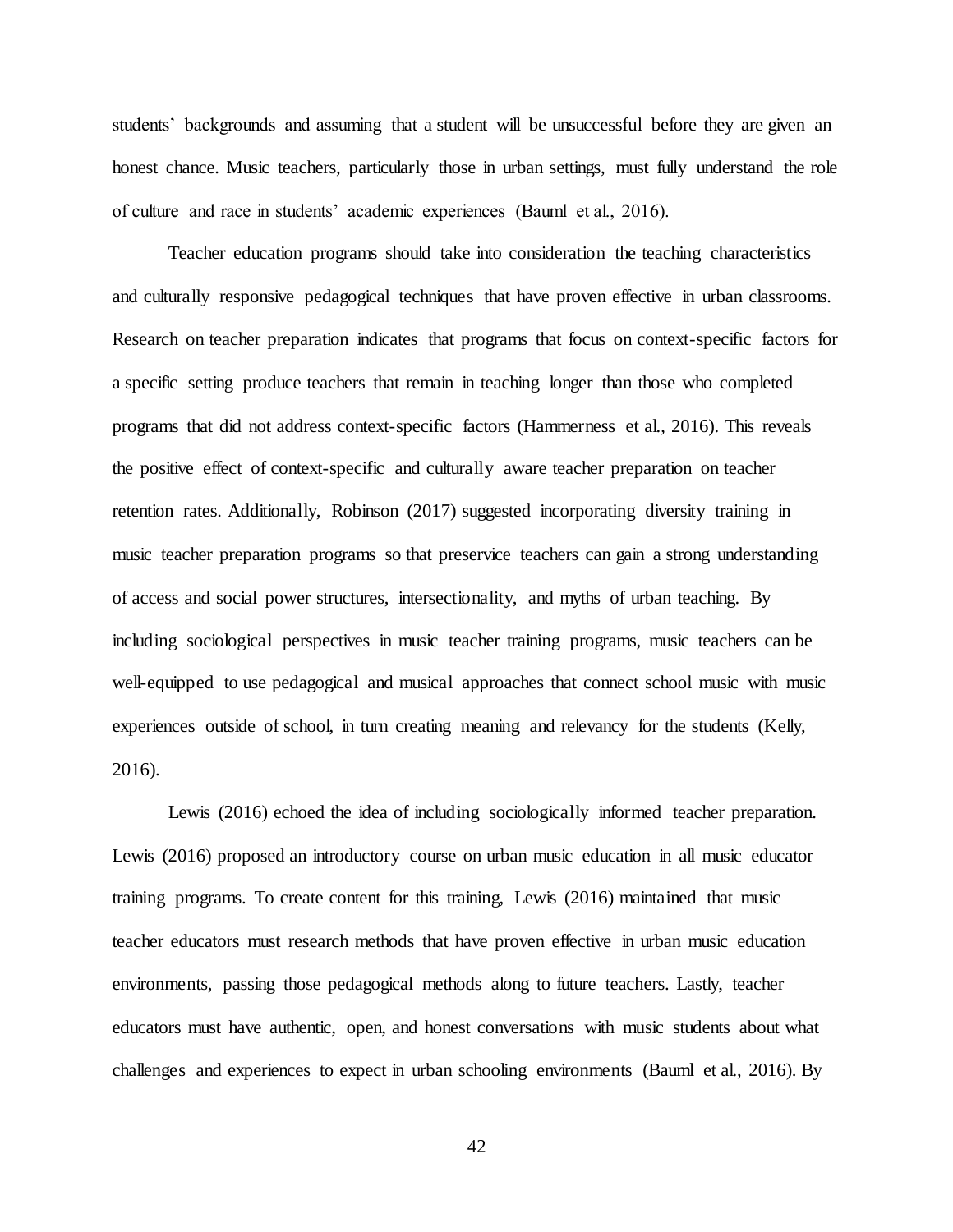students' backgrounds and assuming that a student will be unsuccessful before they are given an honest chance. Music teachers, particularly those in urban settings, must fully understand the role of culture and race in students' academic experiences (Bauml et al., 2016).

Teacher education programs should take into consideration the teaching characteristics and culturally responsive pedagogical techniques that have proven effective in urban classrooms. Research on teacher preparation indicates that programs that focus on context-specific factors for a specific setting produce teachers that remain in teaching longer than those who completed programs that did not address context-specific factors (Hammerness et al., 2016). This reveals the positive effect of context-specific and culturally aware teacher preparation on teacher retention rates. Additionally, Robinson (2017) suggested incorporating diversity training in music teacher preparation programs so that preservice teachers can gain a strong understanding of access and social power structures, intersectionality, and myths of urban teaching. By including sociological perspectives in music teacher training programs, music teachers can be well-equipped to use pedagogical and musical approaches that connect school music with music experiences outside of school, in turn creating meaning and relevancy for the students (Kelly, 2016).

Lewis (2016) echoed the idea of including sociologically informed teacher preparation. Lewis (2016) proposed an introductory course on urban music education in all music educator training programs. To create content for this training, Lewis (2016) maintained that music teacher educators must research methods that have proven effective in urban music education environments, passing those pedagogical methods along to future teachers. Lastly, teacher educators must have authentic, open, and honest conversations with music students about what challenges and experiences to expect in urban schooling environments (Bauml et al., 2016). By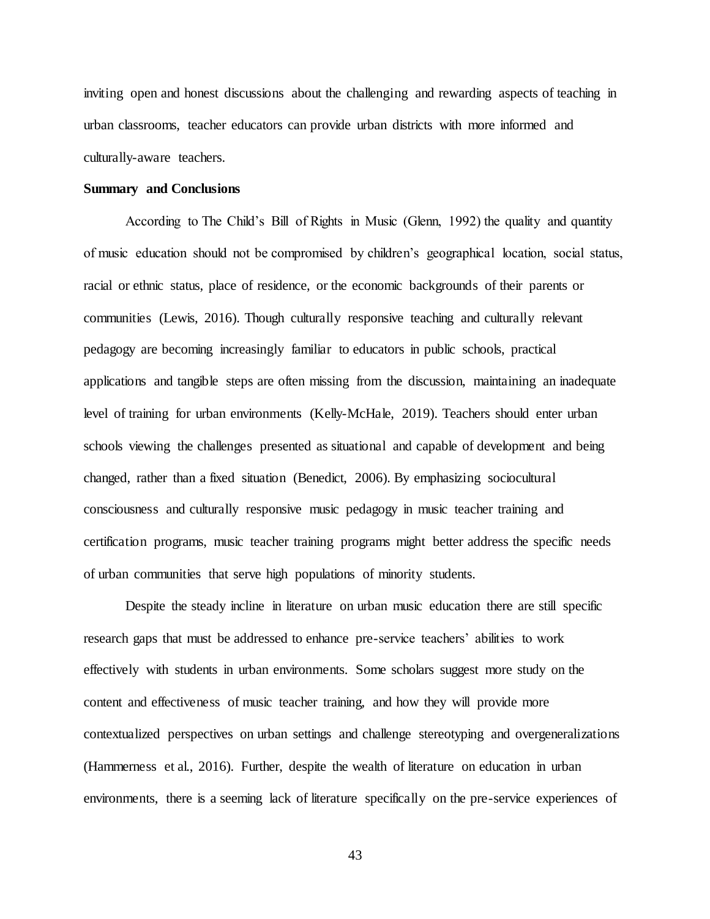inviting open and honest discussions about the challenging and rewarding aspects of teaching in urban classrooms, teacher educators can provide urban districts with more informed and culturally-aware teachers.

**Summary and Conclusions**

According to The Child's Bill of Rights in Music (Glenn, 1992) the quality and quantity of music education should not be compromised by children's geographical location, social status, racial or ethnic status, place of residence, or the economic backgrounds of their parents or communities (Lewis, 2016). Though culturally responsive teaching and culturally relevant pedagogy are becoming increasingly familiar to educators in public schools, practical applications and tangible steps are often missing from the discussion, maintaining an inadequate level of training for urban environments (Kelly-McHale, 2019). Teachers should enter urban schools viewing the challenges presented as situational and capable of development and being changed, rather than a fixed situation (Benedict, 2006). By emphasizing sociocultural consciousness and culturally responsive music pedagogy in music teacher training and certification programs, music teacher training programs might better address the specific needs of urban communities that serve high populations of minority students.

Despite the steady incline in literature on urban music education there are still specific research gaps that must be addressed to enhance pre-service teachers' abilities to work effectively with students in urban environments. Some scholars suggest more study on the content and effectiveness of music teacher training, and how they will provide more contextualized perspectives on urban settings and challenge stereotyping and overgeneralizations (Hammerness et al., 2016). Further, despite the wealth of literature on education in urban environments, there is a seeming lack of literature specifically on the pre-service experiences of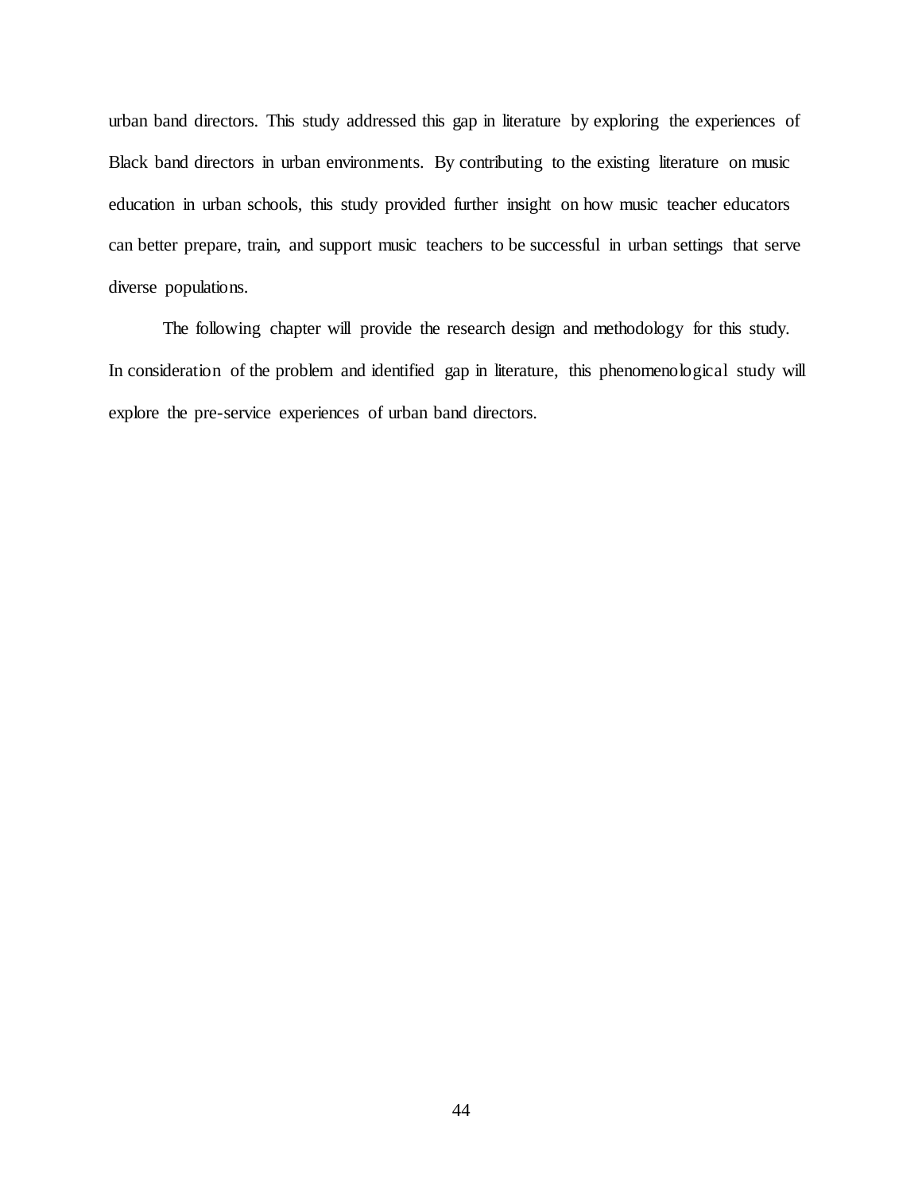urban band directors. This study addressed this gap in literature by exploring the experiences of Black band directors in urban environments. By contributing to the existing literature on music education in urban schools, this study provided further insight on how music teacher educators can better prepare, train, and support music teachers to be successful in urban settings that serve diverse populations.

The following chapter will provide the research design and methodology for this study. In consideration of the problem and identified gap in literature, this phenomenological study will explore the pre-service experiences of urban band directors.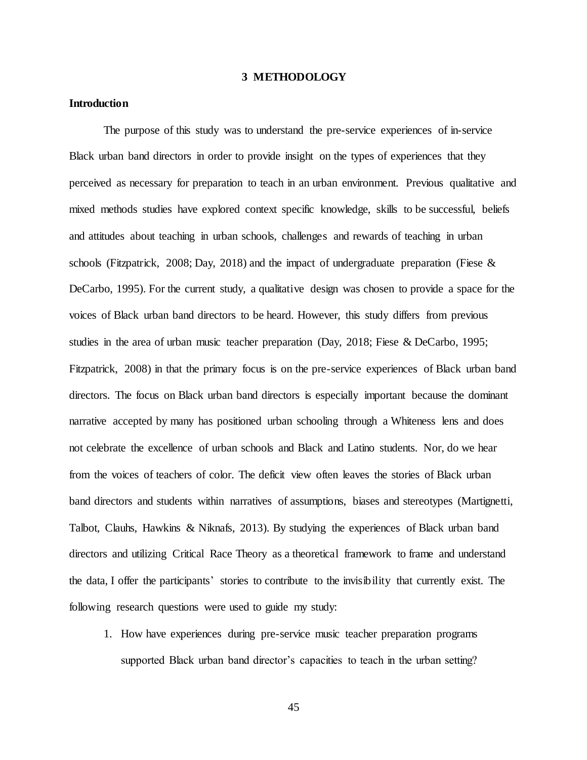# 3 METHODOLOGY

## Introduction

The purpose of this study was to understand the pre-service experiences of in-service Black urban band directors in order to provide insight on the types of experiences that they perceived as necessary for preparation to teach in an urban environment. Previous qualitative and mixed methods studies have explored context specific knowledge, skills to be successful, beliefs and attitudes about teaching in urban schools, challenges and rewards of teaching in urban schools (Fitzpatrick, 2008; Day, 2018) and the impact of undergraduate preparation (Fiese & DeCarbo, 1995). For the current study, a qualitative design was chosen to provide a space for the voices of Black urban band directors to be heard. However, this study differs from previous studies in the area of urban music teacher preparation (Day, 2018; Fiese & DeCarbo, 1995; Fitzpatrick, 2008) in that the primary focus is on the pre-service experiences of Black urban band directors. The focus on Black urban band directors is especially important because the dominant narrative accepted by many has positioned urban schooling through a Whiteness lens and does not celebrate the excellence of urban schools and Black and Latino students. Nor, do we hear from the voices of teachers of color. The deficit view often leaves the stories of Black urban band directors and students within narratives of assumptions, biases and stereotypes (Martignetti, Talbot, Clauhs, Hawkins & Niknafs, 2013). By studying the experiences of Black urban band directors and utilizing Critical Race Theory as a theoretical framework to frame and understand the data, I offer the participants' stories to contribute to the invisibility that currently exist. The following research questions were used to guide my study:

1. How have experiences during pre-service music teacher preparation programs supported Black urban band director's capacities to teach in the urban setting?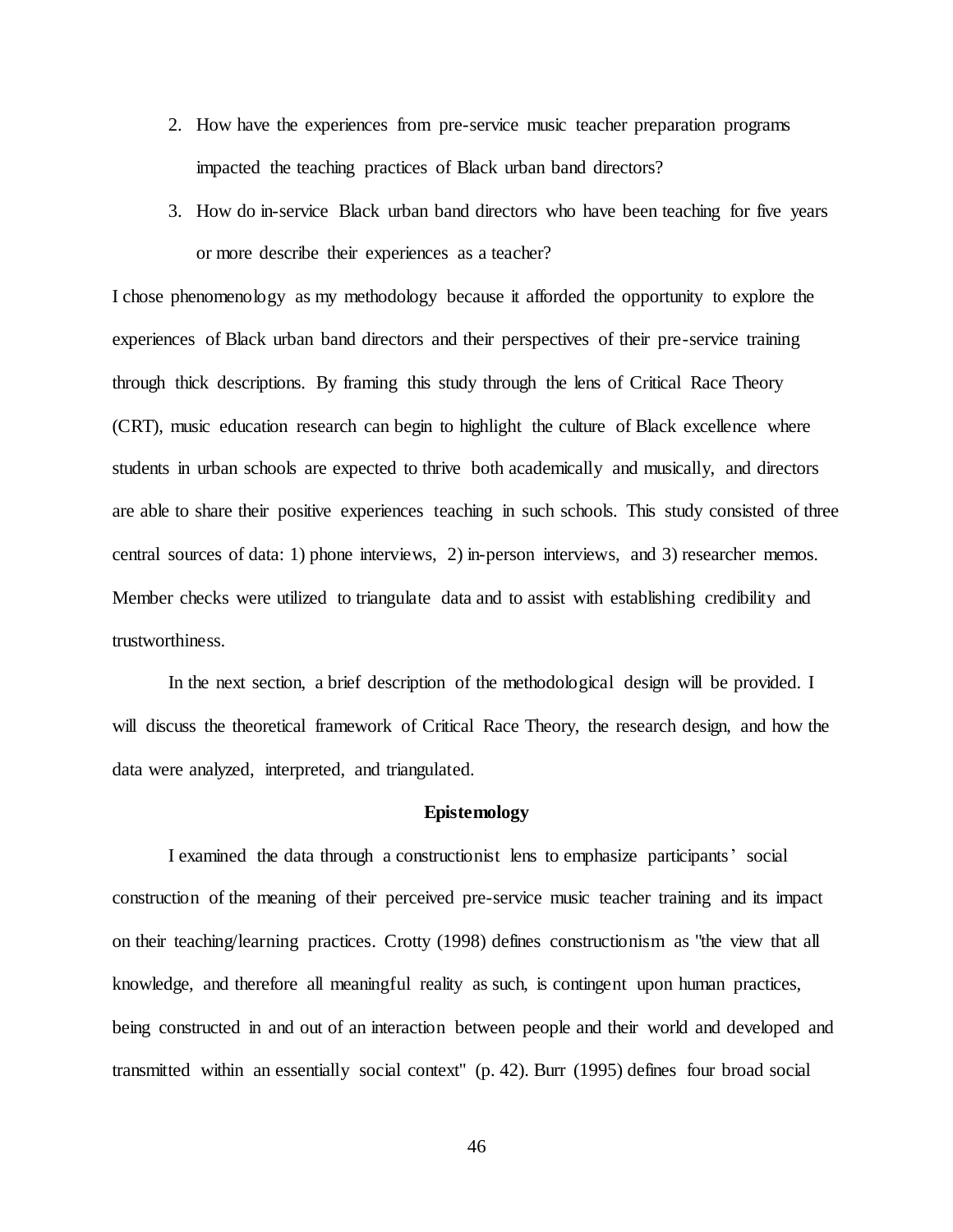2. How have the experiences from pre-service music teacher preparation programs impacted the teaching practices of Black urban band directors?
3. How do in-service Black urban band directors who have been teaching for five years or more describe their experiences as a teacher?

I chose phenomenology as my methodology because it afforded the opportunity to explore the experiences of Black urban band directors and their perspectives of their pre-service training through thick descriptions. By framing this study through the lens of Critical Race Theory (CRT), music education research can begin to highlight the culture of Black excellence where students in urban schools are expected to thrive both academically and musically, and directors are able to share their positive experiences teaching in such schools. This study consisted of three central sources of data: 1) phone interviews, 2) in-person interviews, and 3) researcher memos. Member checks were utilized to triangulate data and to assist with establishing credibility and trustworthiness.

In the next section, a brief description of the methodological design will be provided. I will discuss the theoretical framework of Critical Race Theory, the research design, and how the data were analyzed, interpreted, and triangulated.

## Epistemology

I examined the data through a constructionist lens to emphasize participants' social construction of the meaning of their perceived pre-service music teacher training and its impact on their teaching/learning practices. Crotty (1998) defines constructionism as "the view that all knowledge, and therefore all meaningful reality as such, is contingent upon human practices, being constructed in and out of an interaction between people and their world and developed and transmitted within an essentially social context" (p. 42). Burr (1995) defines four broad social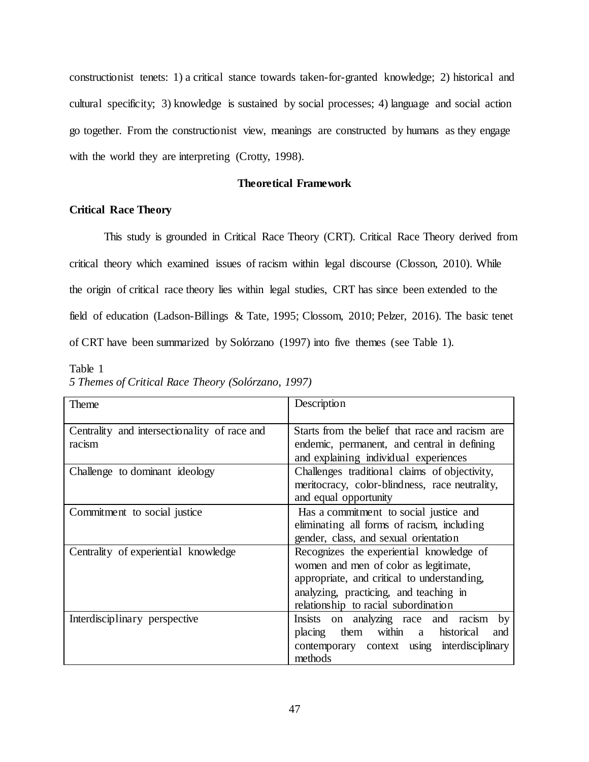constructionist tenets: 1) a critical stance towards taken-for-granted knowledge; 2) historical and cultural specificity; 3) knowledge is sustained by social processes; 4) language and social action go together. From the constructionist view, meanings are constructed by humans as they engage with the world they are interpreting (Crotty, 1998).

## Theoretical Framework

### Critical Race Theory

This study is grounded in Critical Race Theory (CRT). Critical Race Theory derived from critical theory which examined issues of racism within legal discourse (Closson, 2010). While the origin of critical race theory lies within legal studies, CRT has since been extended to the field of education (Ladson-Billings & Tate, 1995; Clossom, 2010; Pelzer, 2016). The basic tenet of CRT have been summarized by Solórzano (1997) into five themes (see Table 1).

Table 1
*5 Themes of Critical Race Theory (Solórzano, 1997)*

| Theme | Description |
| --- | --- |
| Centrality and intersectionality of race and racism | Starts from the belief that race and racism are endemic, permanent, and central in defining and explaining individual experiences |
| Challenge to dominant ideology | Challenges traditional claims of objectivity, meritocracy, color-blindness, race neutrality, and equal opportunity |
| Commitment to social justice | Has a commitment to social justice and eliminating all forms of racism, including gender, class, and sexual orientation |
| Centrality of experiential knowledge | Recognizes the experiential knowledge of women and men of color as legitimate, appropriate, and critical to understanding, analyzing, practicing, and teaching in relationship to racial subordination |
| Interdisciplinary perspective | Insists on analyzing race and racism by placing them within a historical and contemporary context using interdisciplinary methods |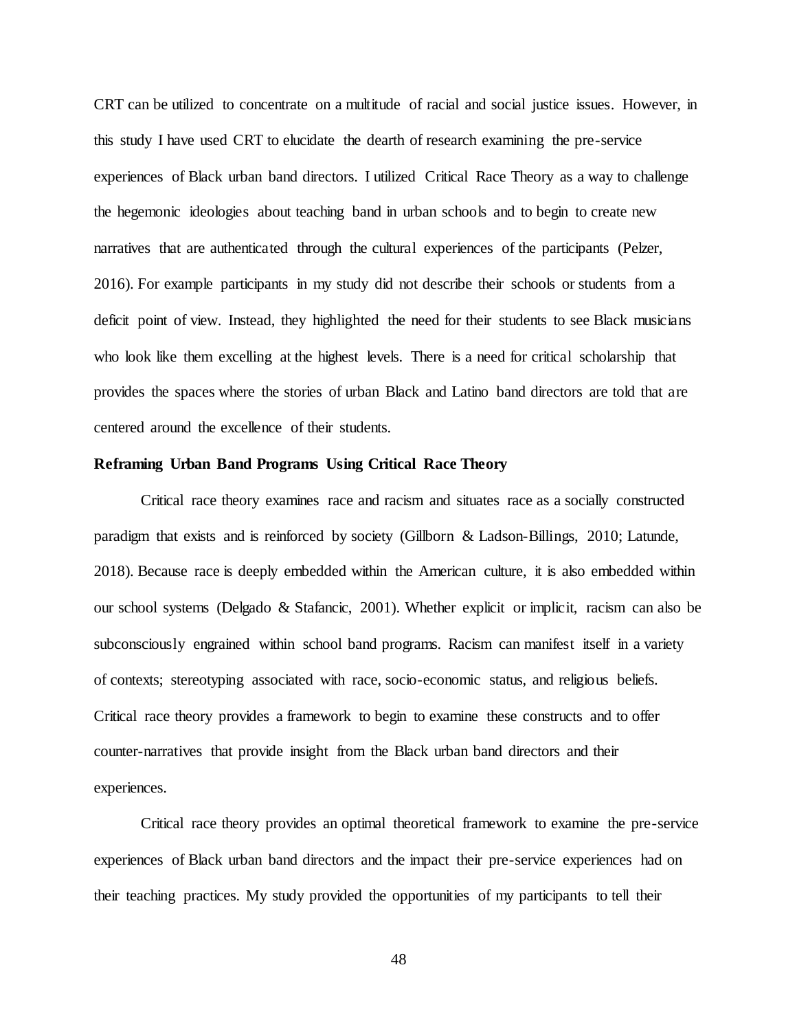CRT can be utilized to concentrate on a multitude of racial and social justice issues. However, in this study I have used CRT to elucidate the dearth of research examining the pre-service experiences of Black urban band directors. I utilized Critical Race Theory as a way to challenge the hegemonic ideologies about teaching band in urban schools and to begin to create new narratives that are authenticated through the cultural experiences of the participants (Pelzer, 2016). For example participants in my study did not describe their schools or students from a deficit point of view. Instead, they highlighted the need for their students to see Black musicians who look like them excelling at the highest levels. There is a need for critical scholarship that provides the spaces where the stories of urban Black and Latino band directors are told that are centered around the excellence of their students.

**Reframing Urban Band Programs Using Critical Race Theory**

Critical race theory examines race and racism and situates race as a socially constructed paradigm that exists and is reinforced by society (Gillborn & Ladson-Billings, 2010; Latunde, 2018). Because race is deeply embedded within the American culture, it is also embedded within our school systems (Delgado & Stafancic, 2001). Whether explicit or implicit, racism can also be subconsciously engrained within school band programs. Racism can manifest itself in a variety of contexts; stereotyping associated with race, socio-economic status, and religious beliefs. Critical race theory provides a framework to begin to examine these constructs and to offer counter-narratives that provide insight from the Black urban band directors and their experiences.

Critical race theory provides an optimal theoretical framework to examine the pre-service experiences of Black urban band directors and the impact their pre-service experiences had on their teaching practices. My study provided the opportunities of my participants to tell their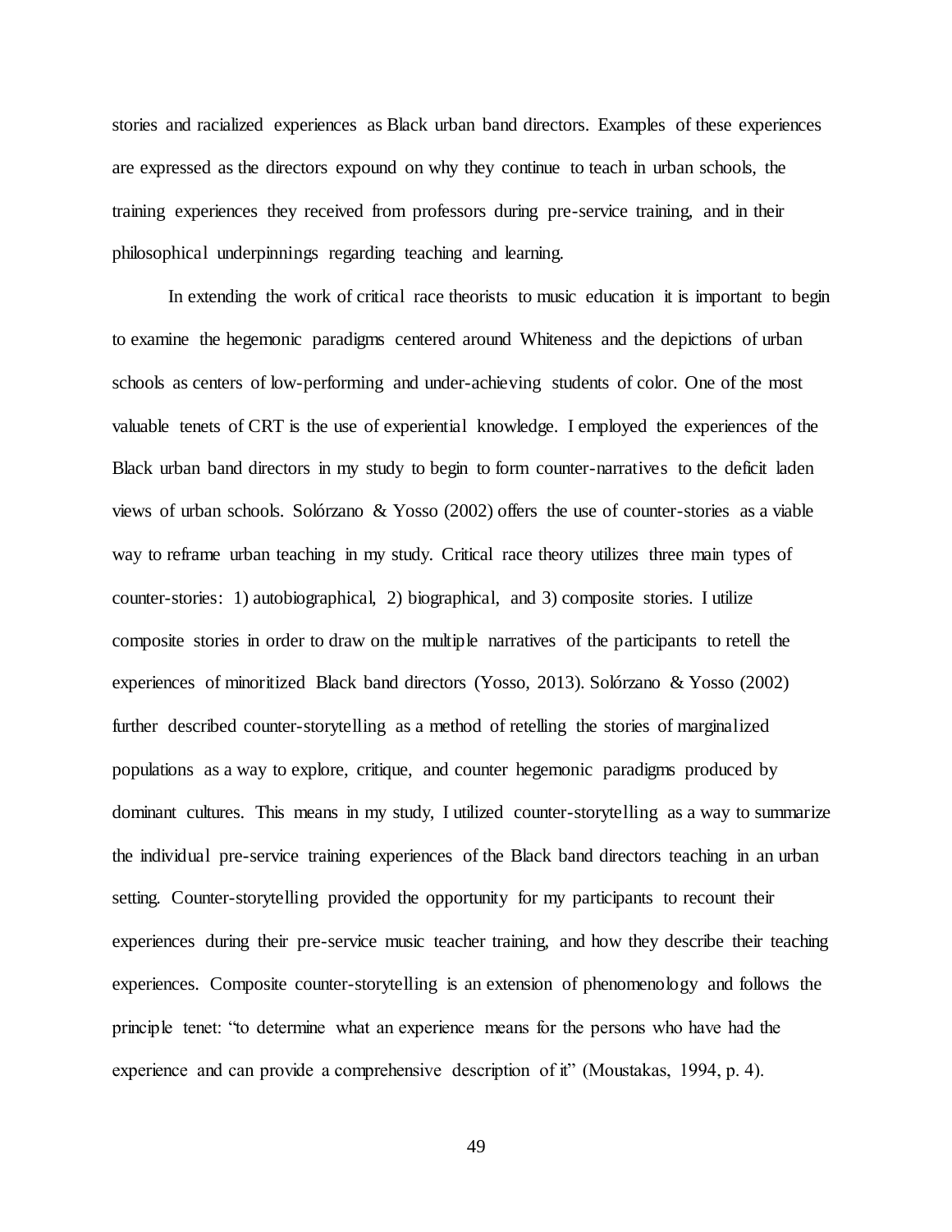stories and racialized experiences as Black urban band directors. Examples of these experiences are expressed as the directors expound on why they continue to teach in urban schools, the training experiences they received from professors during pre-service training, and in their philosophical underpinnings regarding teaching and learning.

In extending the work of critical race theorists to music education it is important to begin to examine the hegemonic paradigms centered around Whiteness and the depictions of urban schools as centers of low-performing and under-achieving students of color. One of the most valuable tenets of CRT is the use of experiential knowledge. I employed the experiences of the Black urban band directors in my study to begin to form counter-narratives to the deficit laden views of urban schools. Solórzano & Yosso (2002) offers the use of counter-stories as a viable way to reframe urban teaching in my study. Critical race theory utilizes three main types of counter-stories: 1) autobiographical, 2) biographical, and 3) composite stories. I utilize composite stories in order to draw on the multiple narratives of the participants to retell the experiences of minoritized Black band directors (Yosso, 2013). Solórzano & Yosso (2002) further described counter-storytelling as a method of retelling the stories of marginalized populations as a way to explore, critique, and counter hegemonic paradigms produced by dominant cultures. This means in my study, I utilized counter-storytelling as a way to summarize the individual pre-service training experiences of the Black band directors teaching in an urban setting. Counter-storytelling provided the opportunity for my participants to recount their experiences during their pre-service music teacher training, and how they describe their teaching experiences. Composite counter-storytelling is an extension of phenomenology and follows the principle tenet: "to determine what an experience means for the persons who have had the experience and can provide a comprehensive description of it" (Moustakas, 1994, p. 4).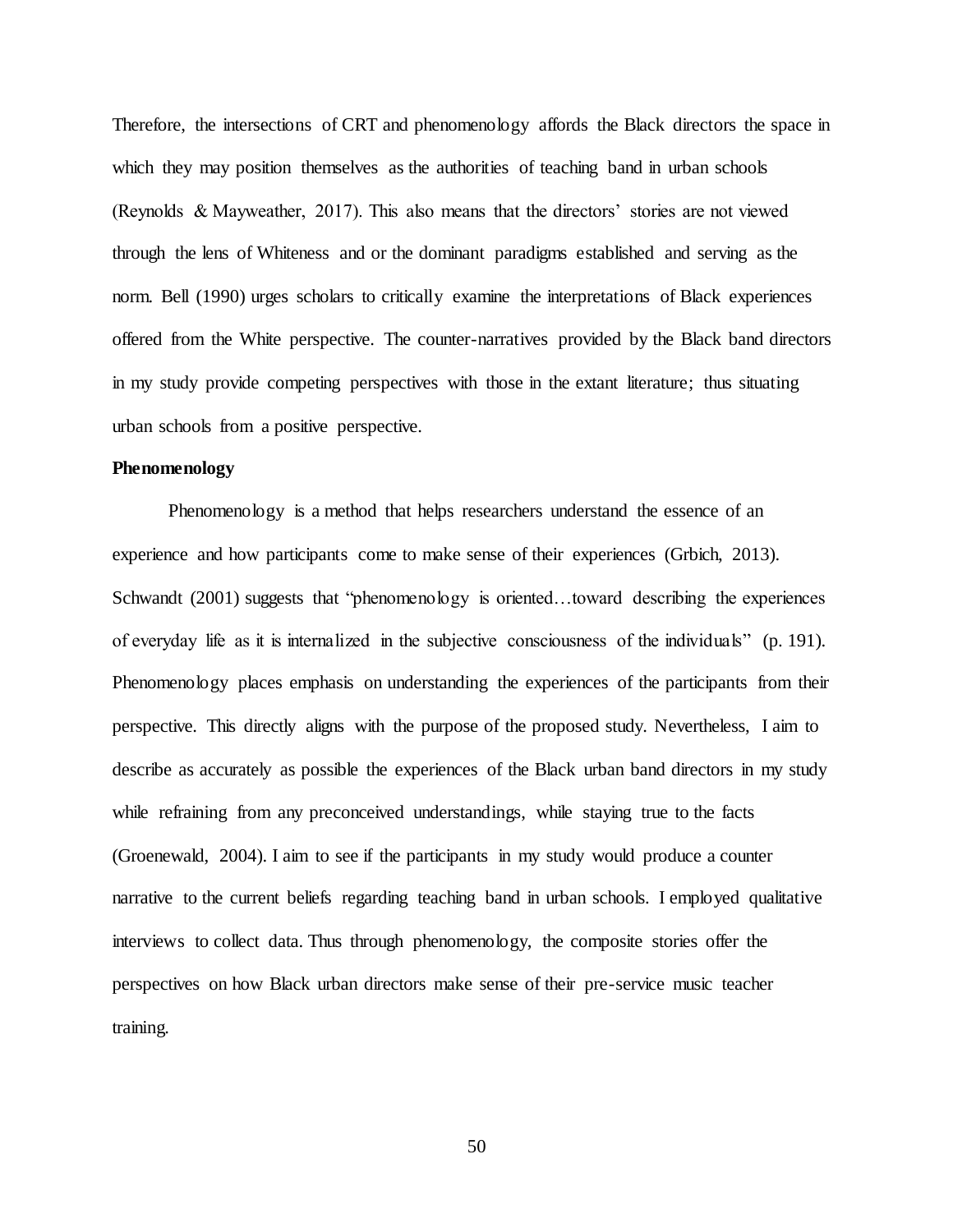Therefore, the intersections of CRT and phenomenology affords the Black directors the space in which they may position themselves as the authorities of teaching band in urban schools (Reynolds & Mayweather, 2017). This also means that the directors' stories are not viewed through the lens of Whiteness and or the dominant paradigms established and serving as the norm. Bell (1990) urges scholars to critically examine the interpretations of Black experiences offered from the White perspective. The counter-narratives provided by the Black band directors in my study provide competing perspectives with those in the extant literature; thus situating urban schools from a positive perspective.

**Phenomenology**

Phenomenology is a method that helps researchers understand the essence of an experience and how participants come to make sense of their experiences (Grbich, 2013). Schwandt (2001) suggests that "phenomenology is oriented…toward describing the experiences of everyday life as it is internalized in the subjective consciousness of the individuals" (p. 191). Phenomenology places emphasis on understanding the experiences of the participants from their perspective. This directly aligns with the purpose of the proposed study. Nevertheless, I aim to describe as accurately as possible the experiences of the Black urban band directors in my study while refraining from any preconceived understandings, while staying true to the facts (Groenewald, 2004). I aim to see if the participants in my study would produce a counter narrative to the current beliefs regarding teaching band in urban schools. I employed qualitative interviews to collect data. Thus through phenomenology, the composite stories offer the perspectives on how Black urban directors make sense of their pre-service music teacher training.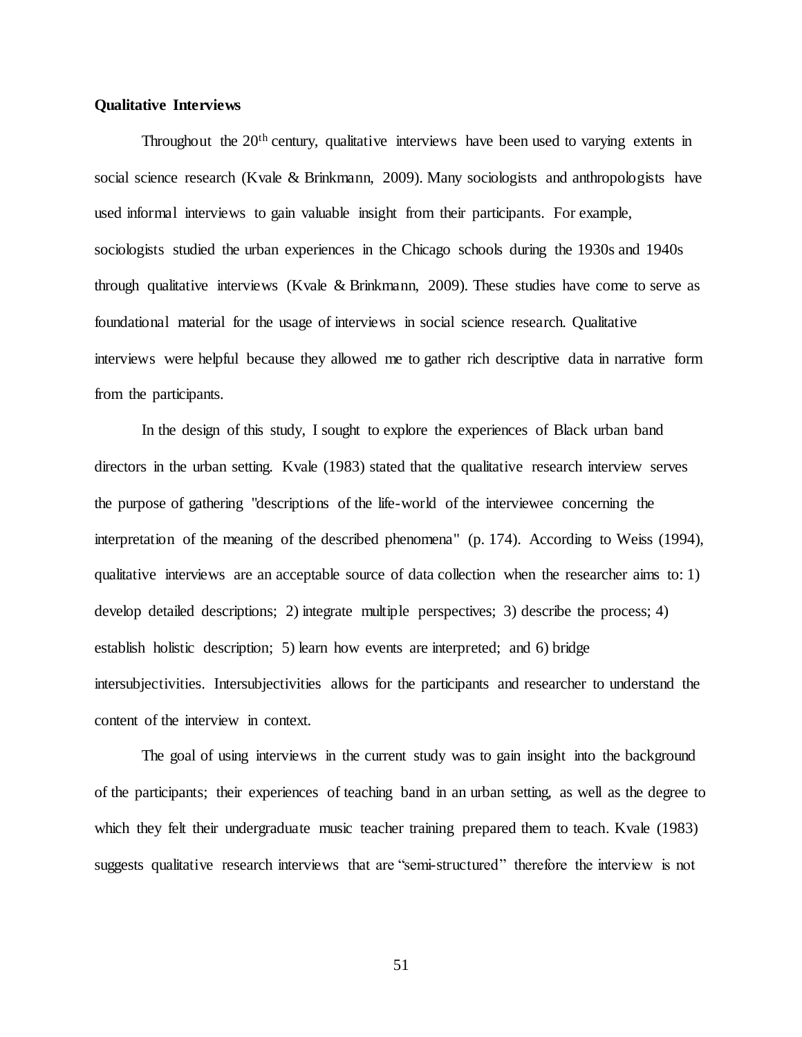**Qualitative Interviews**

Throughout the 20th century, qualitative interviews have been used to varying extents in social science research (Kvale & Brinkmann, 2009). Many sociologists and anthropologists have used informal interviews to gain valuable insight from their participants. For example, sociologists studied the urban experiences in the Chicago schools during the 1930s and 1940s through qualitative interviews (Kvale & Brinkmann, 2009). These studies have come to serve as foundational material for the usage of interviews in social science research. Qualitative interviews were helpful because they allowed me to gather rich descriptive data in narrative form from the participants.

In the design of this study, I sought to explore the experiences of Black urban band directors in the urban setting. Kvale (1983) stated that the qualitative research interview serves the purpose of gathering "descriptions of the life-world of the interviewee concerning the interpretation of the meaning of the described phenomena" (p. 174). According to Weiss (1994), qualitative interviews are an acceptable source of data collection when the researcher aims to: 1) develop detailed descriptions; 2) integrate multiple perspectives; 3) describe the process; 4) establish holistic description; 5) learn how events are interpreted; and 6) bridge intersubjectivities. Intersubjectivities allows for the participants and researcher to understand the content of the interview in context.

The goal of using interviews in the current study was to gain insight into the background of the participants; their experiences of teaching band in an urban setting, as well as the degree to which they felt their undergraduate music teacher training prepared them to teach. Kvale (1983) suggests qualitative research interviews that are "semi-structured" therefore the interview is not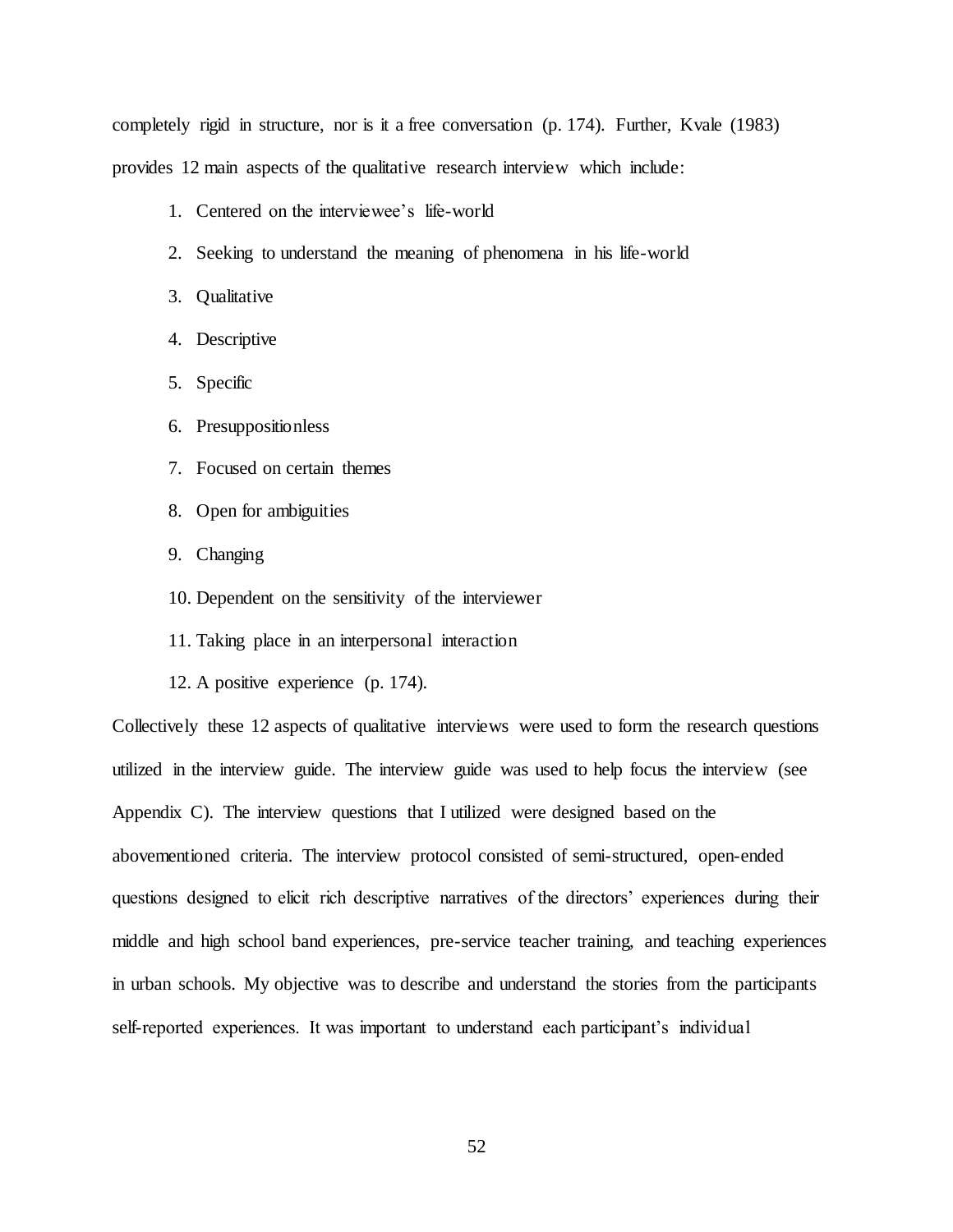completely rigid in structure, nor is it a free conversation (p. 174). Further, Kvale (1983) provides 12 main aspects of the qualitative research interview which include:

1. Centered on the interviewee's life-world
2. Seeking to understand the meaning of phenomena in his life-world
3. Qualitative
4. Descriptive
5. Specific
6. Presuppositionless
7. Focused on certain themes
8. Open for ambiguities
9. Changing
10. Dependent on the sensitivity of the interviewer
11. Taking place in an interpersonal interaction
12. A positive experience (p. 174).

Collectively these 12 aspects of qualitative interviews were used to form the research questions utilized in the interview guide. The interview guide was used to help focus the interview (see Appendix C). The interview questions that I utilized were designed based on the abovementioned criteria. The interview protocol consisted of semi-structured, open-ended questions designed to elicit rich descriptive narratives of the directors' experiences during their middle and high school band experiences, pre-service teacher training, and teaching experiences in urban schools. My objective was to describe and understand the stories from the participants self-reported experiences. It was important to understand each participant's individual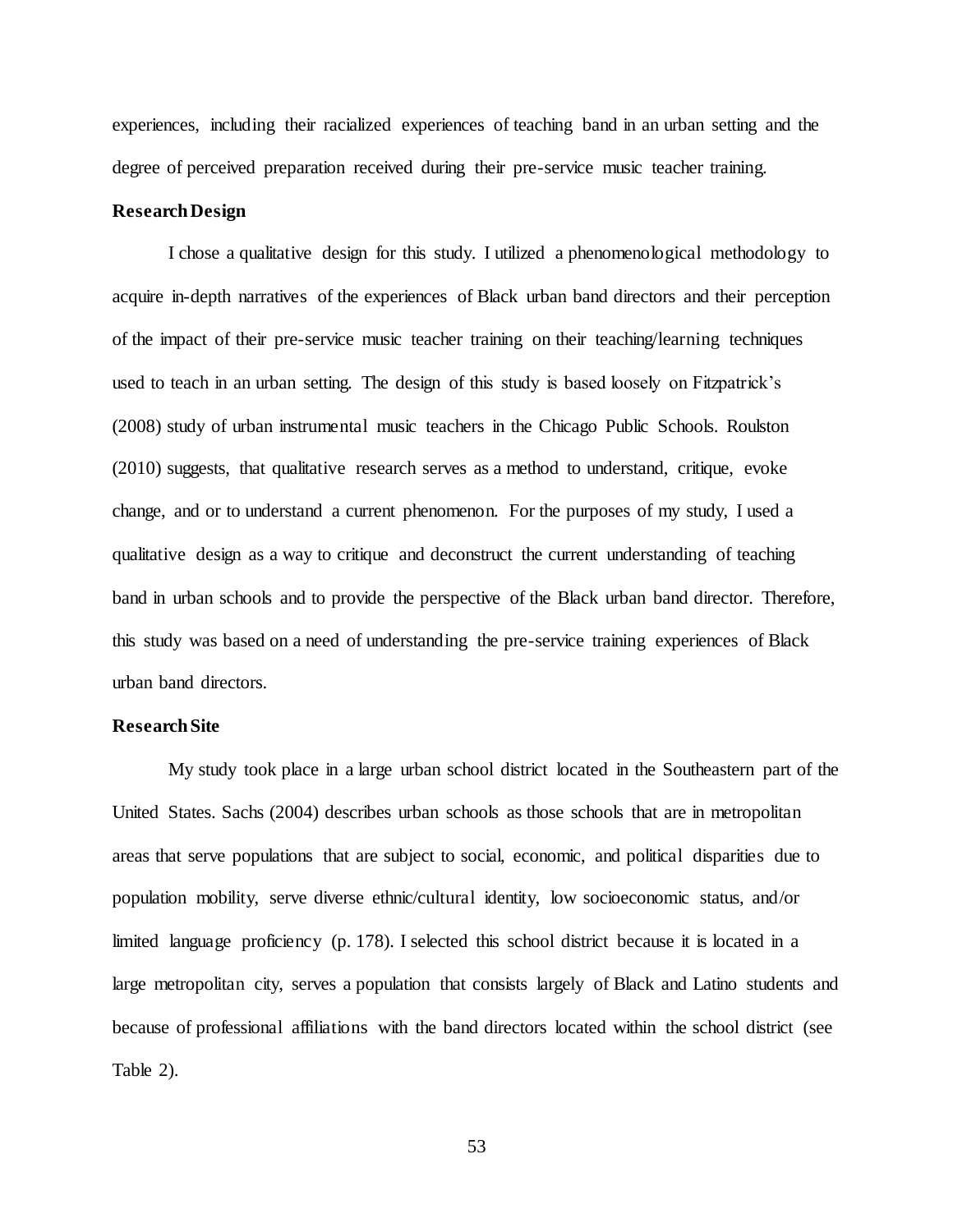experiences, including their racialized experiences of teaching band in an urban setting and the degree of perceived preparation received during their pre-service music teacher training.

**Research Design**

I chose a qualitative design for this study. I utilized a phenomenological methodology to acquire in-depth narratives of the experiences of Black urban band directors and their perception of the impact of their pre-service music teacher training on their teaching/learning techniques used to teach in an urban setting. The design of this study is based loosely on Fitzpatrick's (2008) study of urban instrumental music teachers in the Chicago Public Schools. Roulston (2010) suggests, that qualitative research serves as a method to understand, critique, evoke change, and or to understand a current phenomenon. For the purposes of my study, I used a qualitative design as a way to critique and deconstruct the current understanding of teaching band in urban schools and to provide the perspective of the Black urban band director. Therefore, this study was based on a need of understanding the pre-service training experiences of Black urban band directors.

**Research Site**

My study took place in a large urban school district located in the Southeastern part of the United States. Sachs (2004) describes urban schools as those schools that are in metropolitan areas that serve populations that are subject to social, economic, and political disparities due to population mobility, serve diverse ethnic/cultural identity, low socioeconomic status, and/or limited language proficiency (p. 178). I selected this school district because it is located in a large metropolitan city, serves a population that consists largely of Black and Latino students and because of professional affiliations with the band directors located within the school district (see Table 2).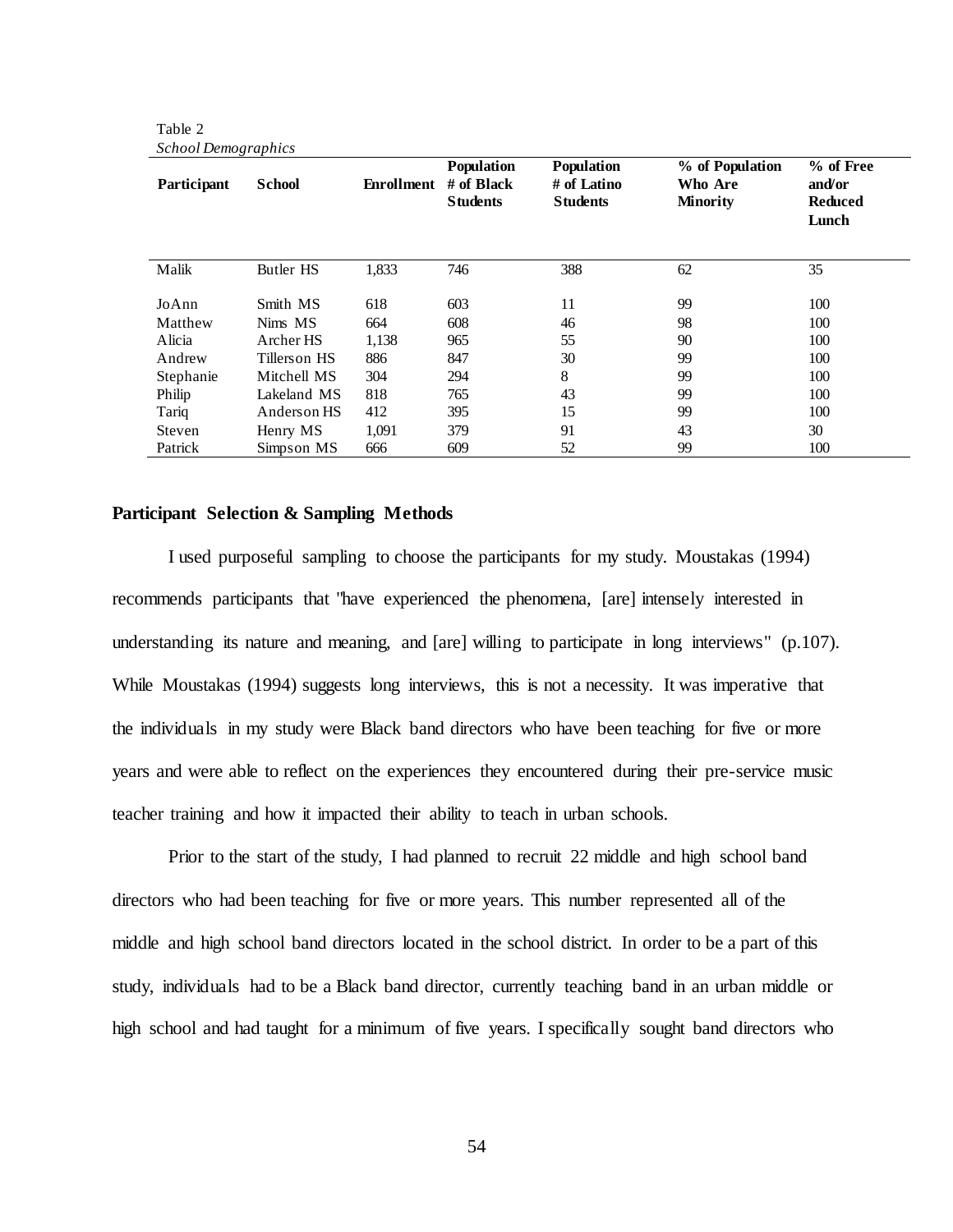Table 2
*School Demographics*

| Participant | School | Enrollment | Population # of Black Students | Population # of Latino Students | % of Population Who Are Minority | % of Free and/or Reduced Lunch |
|---|---|---|---|---|---|---|
| Malik | Butler HS | 1,833 | 746 | 388 | 62 | 35 |
| JoAnn | Smith MS | 618 | 603 | 11 | 99 | 100 |
| Matthew | Nims MS | 664 | 608 | 46 | 98 | 100 |
| Alicia | Archer HS | 1,138 | 965 | 55 | 90 | 100 |
| Andrew | Tillerson HS | 886 | 847 | 30 | 99 | 100 |
| Stephanie | Mitchell MS | 304 | 294 | 8 | 99 | 100 |
| Philip | Lakeland MS | 818 | 765 | 43 | 99 | 100 |
| Tariq | Anderson HS | 412 | 395 | 15 | 99 | 100 |
| Steven | Henry MS | 1,091 | 379 | 91 | 43 | 30 |
| Patrick | Simpson MS | 666 | 609 | 52 | 99 | 100 |

## Participant Selection & Sampling Methods

I used purposeful sampling to choose the participants for my study. Moustakas (1994) recommends participants that "have experienced the phenomena, [are] intensely interested in understanding its nature and meaning, and [are] willing to participate in long interviews" (p.107). While Moustakas (1994) suggests long interviews, this is not a necessity. It was imperative that the individuals in my study were Black band directors who have been teaching for five or more years and were able to reflect on the experiences they encountered during their pre-service music teacher training and how it impacted their ability to teach in urban schools.

Prior to the start of the study, I had planned to recruit 22 middle and high school band directors who had been teaching for five or more years. This number represented all of the middle and high school band directors located in the school district. In order to be a part of this study, individuals had to be a Black band director, currently teaching band in an urban middle or high school and had taught for a minimum of five years. I specifically sought band directors who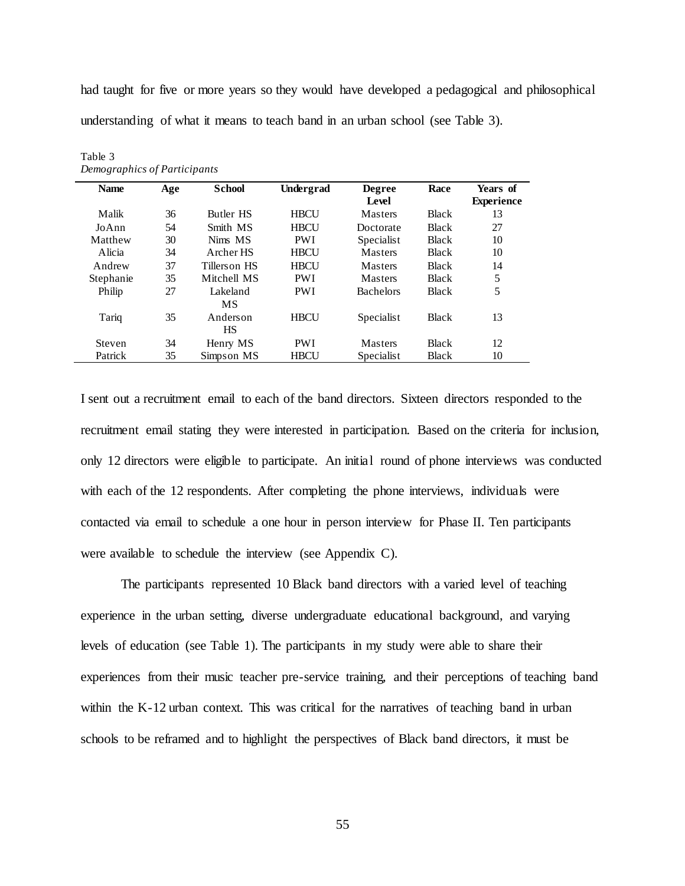had taught for five or more years so they would have developed a pedagogical and philosophical understanding of what it means to teach band in an urban school (see Table 3).

Table 3
*Demographics of Participants*

| Name | Age | School | Undergrad | Degree Level | Race | Years of Experience |
|---|---|---|---|---|---|---|
| Malik | 36 | Butler HS | HBCU | Masters | Black | 13 |
| JoAnn | 54 | Smith MS | HBCU | Doctorate | Black | 27 |
| Matthew | 30 | Nims MS | PWI | Specialist | Black | 10 |
| Alicia | 34 | Archer HS | HBCU | Masters | Black | 10 |
| Andrew | 37 | Tillerson HS | HBCU | Masters | Black | 14 |
| Stephanie | 35 | Mitchell MS | PWI | Masters | Black | 5 |
| Philip | 27 | Lakeland MS | PWI | Bachelors | Black | 5 |
| Tariq | 35 | Anderson HS | HBCU | Specialist | Black | 13 |
| Steven | 34 | Henry MS | PWI | Masters | Black | 12 |
| Patrick | 35 | Simpson MS | HBCU | Specialist | Black | 10 |

I sent out a recruitment email to each of the band directors. Sixteen directors responded to the recruitment email stating they were interested in participation. Based on the criteria for inclusion, only 12 directors were eligible to participate. An initial round of phone interviews was conducted with each of the 12 respondents. After completing the phone interviews, individuals were contacted via email to schedule a one hour in person interview for Phase II. Ten participants were available to schedule the interview (see Appendix C).

The participants represented 10 Black band directors with a varied level of teaching experience in the urban setting, diverse undergraduate educational background, and varying levels of education (see Table 1). The participants in my study were able to share their experiences from their music teacher pre-service training, and their perceptions of teaching band within the K-12 urban context. This was critical for the narratives of teaching band in urban schools to be reframed and to highlight the perspectives of Black band directors, it must be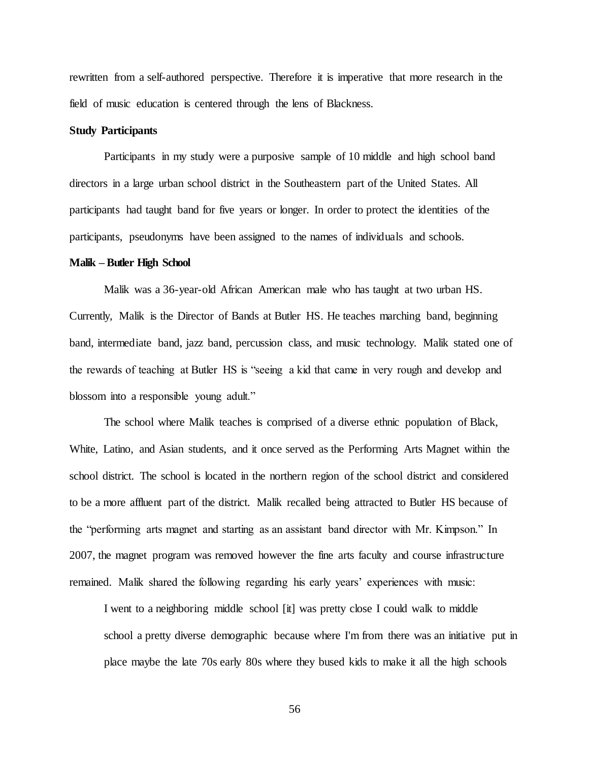rewritten from a self-authored perspective. Therefore it is imperative that more research in the field of music education is centered through the lens of Blackness.

**Study Participants**

Participants in my study were a purposive sample of 10 middle and high school band directors in a large urban school district in the Southeastern part of the United States. All participants had taught band for five years or longer. In order to protect the identities of the participants, pseudonyms have been assigned to the names of individuals and schools.

**Malik – Butler High School**

Malik was a 36-year-old African American male who has taught at two urban HS. Currently, Malik is the Director of Bands at Butler HS. He teaches marching band, beginning band, intermediate band, jazz band, percussion class, and music technology. Malik stated one of the rewards of teaching at Butler HS is "seeing a kid that came in very rough and develop and blossom into a responsible young adult."

The school where Malik teaches is comprised of a diverse ethnic population of Black, White, Latino, and Asian students, and it once served as the Performing Arts Magnet within the school district. The school is located in the northern region of the school district and considered to be a more affluent part of the district. Malik recalled being attracted to Butler HS because of the "performing arts magnet and starting as an assistant band director with Mr. Kimpson." In 2007, the magnet program was removed however the fine arts faculty and course infrastructure remained. Malik shared the following regarding his early years' experiences with music:

> I went to a neighboring middle school [it] was pretty close I could walk to middle school a pretty diverse demographic because where I'm from there was an initiative put in place maybe the late 70s early 80s where they bused kids to make it all the high schools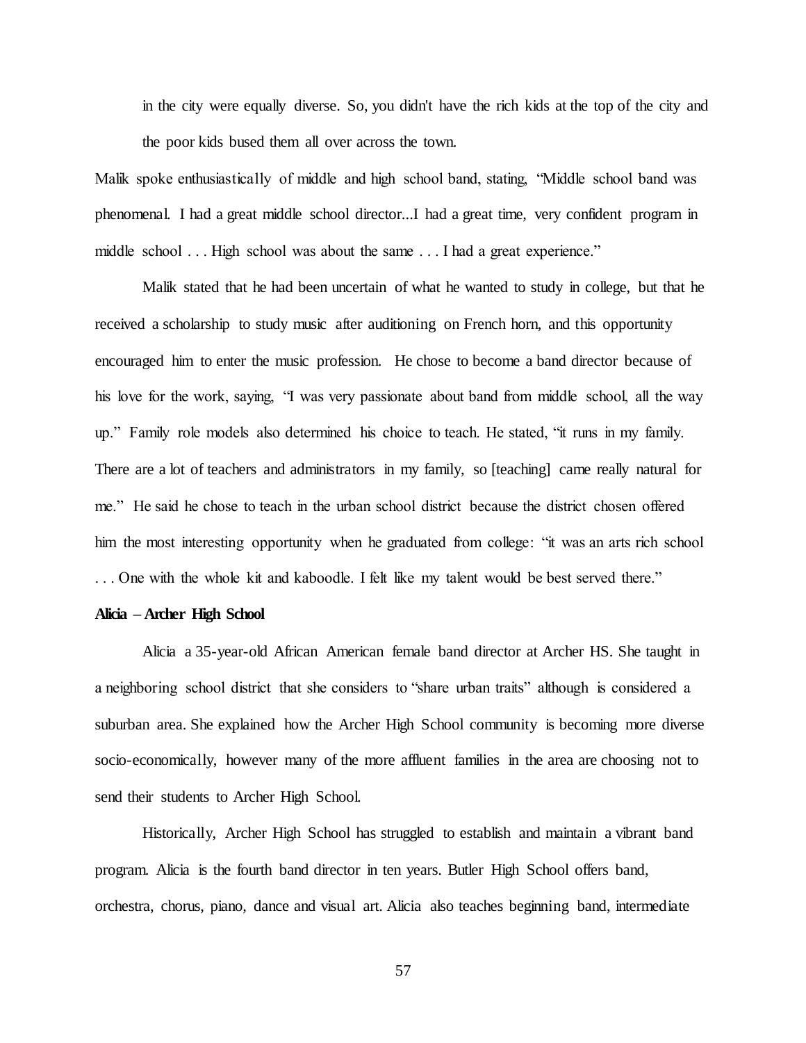in the city were equally diverse. So, you didn't have the rich kids at the top of the city and the poor kids bused them all over across the town.

Malik spoke enthusiastically of middle and high school band, stating, "Middle school band was phenomenal. I had a great middle school director...I had a great time, very confident program in middle school . . . High school was about the same . . . I had a great experience."

Malik stated that he had been uncertain of what he wanted to study in college, but that he received a scholarship to study music after auditioning on French horn, and this opportunity encouraged him to enter the music profession. He chose to become a band director because of his love for the work, saying, "I was very passionate about band from middle school, all the way up." Family role models also determined his choice to teach. He stated, "it runs in my family. There are a lot of teachers and administrators in my family, so [teaching] came really natural for me." He said he chose to teach in the urban school district because the district chosen offered him the most interesting opportunity when he graduated from college: "it was an arts rich school . . . One with the whole kit and kaboodle. I felt like my talent would be best served there."

**Alicia – Archer High School**

Alicia a 35-year-old African American female band director at Archer HS. She taught in a neighboring school district that she considers to "share urban traits" although is considered a suburban area. She explained how the Archer High School community is becoming more diverse socio-economically, however many of the more affluent families in the area are choosing not to send their students to Archer High School.

Historically, Archer High School has struggled to establish and maintain a vibrant band program. Alicia is the fourth band director in ten years. Butler High School offers band, orchestra, chorus, piano, dance and visual art. Alicia also teaches beginning band, intermediate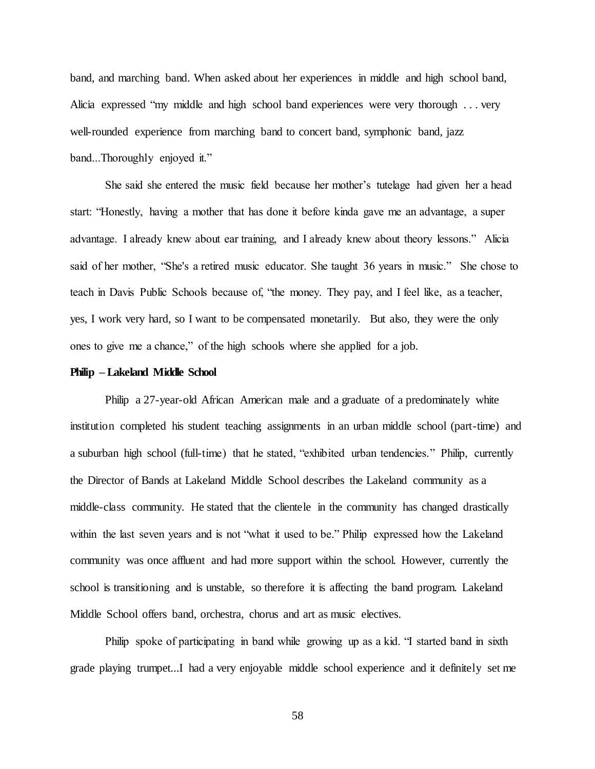band, and marching band. When asked about her experiences in middle and high school band, Alicia expressed "my middle and high school band experiences were very thorough . . . very well-rounded experience from marching band to concert band, symphonic band, jazz band...Thoroughly enjoyed it."

She said she entered the music field because her mother's tutelage had given her a head start: "Honestly, having a mother that has done it before kinda gave me an advantage, a super advantage. I already knew about ear training, and I already knew about theory lessons." Alicia said of her mother, "She's a retired music educator. She taught 36 years in music." She chose to teach in Davis Public Schools because of, "the money. They pay, and I feel like, as a teacher, yes, I work very hard, so I want to be compensated monetarily. But also, they were the only ones to give me a chance," of the high schools where she applied for a job.

**Philip – Lakeland Middle School**

Philip a 27-year-old African American male and a graduate of a predominately white institution completed his student teaching assignments in an urban middle school (part-time) and a suburban high school (full-time) that he stated, "exhibited urban tendencies." Philip, currently the Director of Bands at Lakeland Middle School describes the Lakeland community as a middle-class community. He stated that the clientele in the community has changed drastically within the last seven years and is not "what it used to be." Philip expressed how the Lakeland community was once affluent and had more support within the school. However, currently the school is transitioning and is unstable, so therefore it is affecting the band program. Lakeland Middle School offers band, orchestra, chorus and art as music electives.

Philip spoke of participating in band while growing up as a kid. "I started band in sixth grade playing trumpet...I had a very enjoyable middle school experience and it definitely set me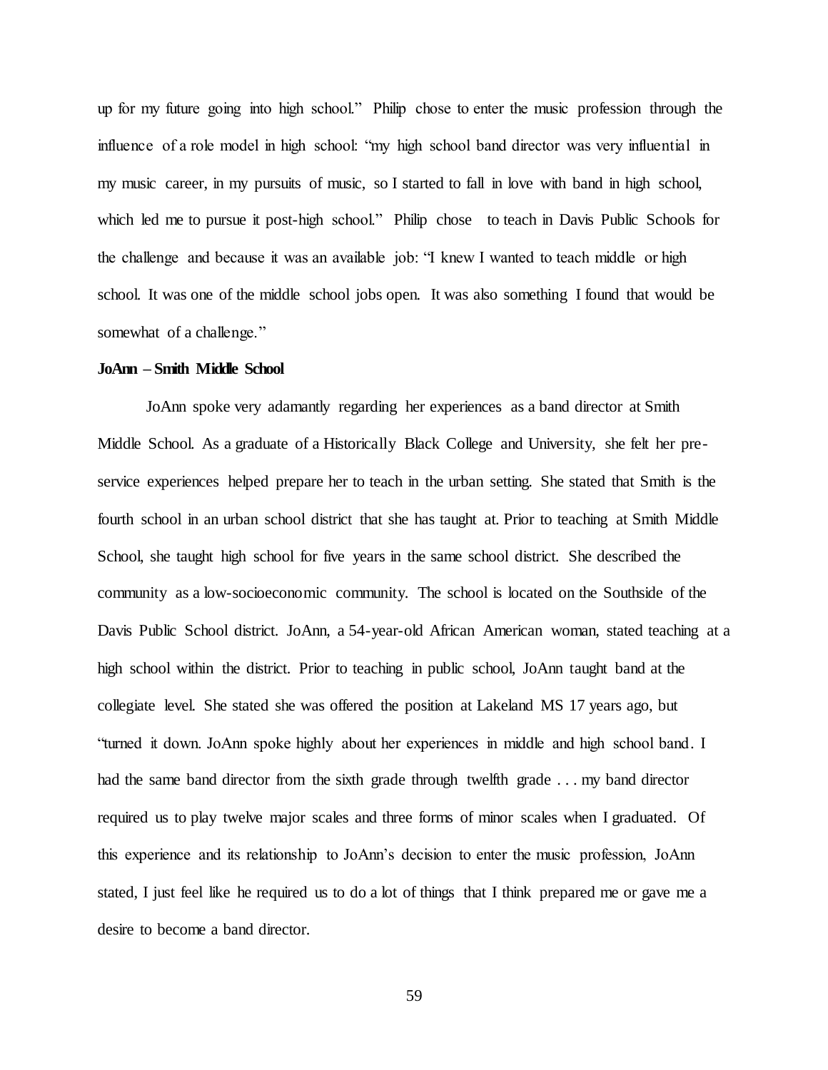up for my future going into high school." Philip chose to enter the music profession through the influence of a role model in high school: "my high school band director was very influential in my music career, in my pursuits of music, so I started to fall in love with band in high school, which led me to pursue it post-high school." Philip chose to teach in Davis Public Schools for the challenge and because it was an available job: "I knew I wanted to teach middle or high school. It was one of the middle school jobs open. It was also something I found that would be somewhat of a challenge."

**JoAnn – Smith Middle School**

JoAnn spoke very adamantly regarding her experiences as a band director at Smith Middle School. As a graduate of a Historically Black College and University, she felt her pre-service experiences helped prepare her to teach in the urban setting. She stated that Smith is the fourth school in an urban school district that she has taught at. Prior to teaching at Smith Middle School, she taught high school for five years in the same school district. She described the community as a low-socioeconomic community. The school is located on the Southside of the Davis Public School district. JoAnn, a 54-year-old African American woman, stated teaching at a high school within the district. Prior to teaching in public school, JoAnn taught band at the collegiate level. She stated she was offered the position at Lakeland MS 17 years ago, but "turned it down. JoAnn spoke highly about her experiences in middle and high school band. I had the same band director from the sixth grade through twelfth grade . . . my band director required us to play twelve major scales and three forms of minor scales when I graduated. Of this experience and its relationship to JoAnn's decision to enter the music profession, JoAnn stated, I just feel like he required us to do a lot of things that I think prepared me or gave me a desire to become a band director.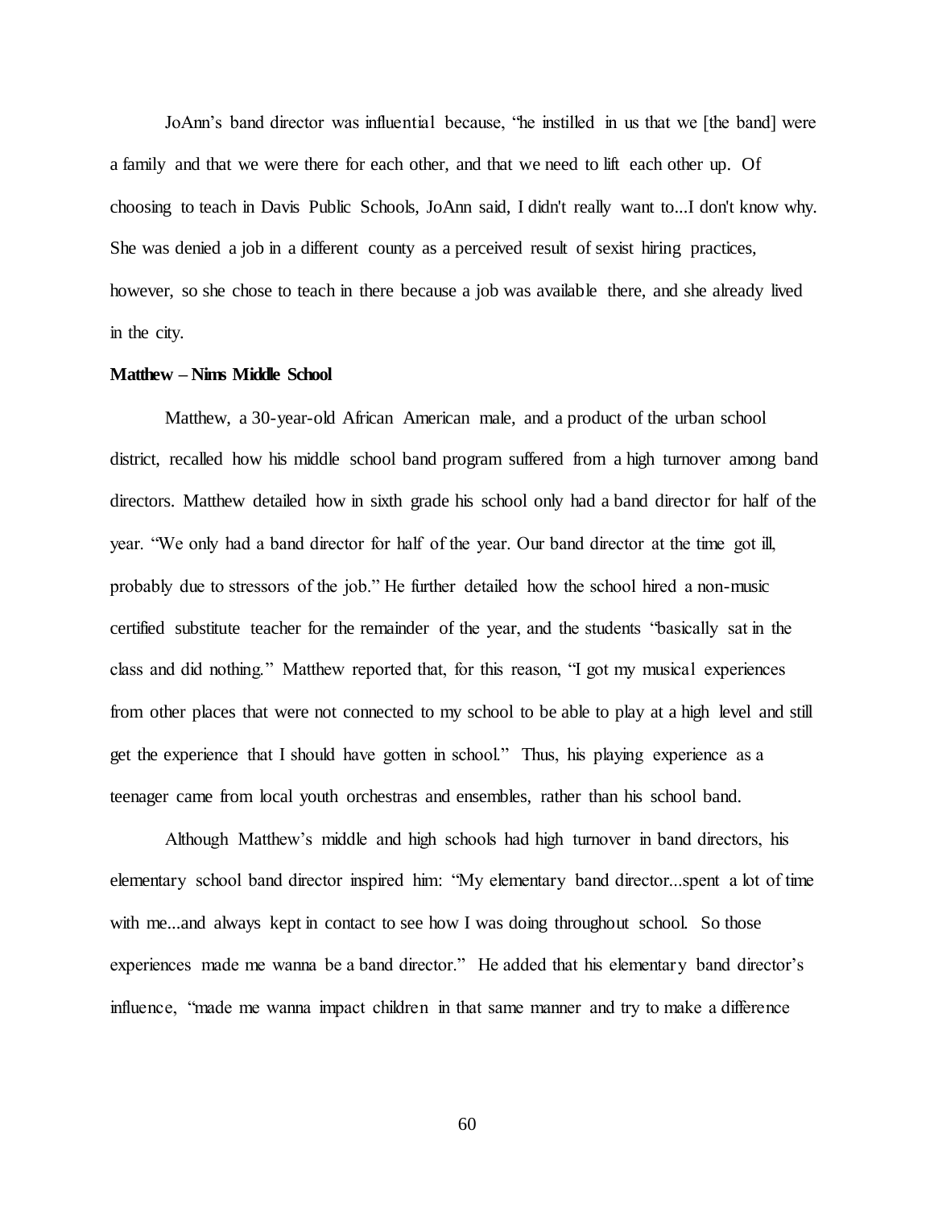JoAnn's band director was influential because, "he instilled in us that we [the band] were a family and that we were there for each other, and that we need to lift each other up. Of choosing to teach in Davis Public Schools, JoAnn said, I didn't really want to...I don't know why. She was denied a job in a different county as a perceived result of sexist hiring practices, however, so she chose to teach in there because a job was available there, and she already lived in the city.

**Matthew – Nims Middle School**

Matthew, a 30-year-old African American male, and a product of the urban school district, recalled how his middle school band program suffered from a high turnover among band directors. Matthew detailed how in sixth grade his school only had a band director for half of the year. "We only had a band director for half of the year. Our band director at the time got ill, probably due to stressors of the job." He further detailed how the school hired a non-music certified substitute teacher for the remainder of the year, and the students "basically sat in the class and did nothing." Matthew reported that, for this reason, "I got my musical experiences from other places that were not connected to my school to be able to play at a high level and still get the experience that I should have gotten in school." Thus, his playing experience as a teenager came from local youth orchestras and ensembles, rather than his school band.

Although Matthew's middle and high schools had high turnover in band directors, his elementary school band director inspired him: "My elementary band director...spent a lot of time with me...and always kept in contact to see how I was doing throughout school. So those experiences made me wanna be a band director." He added that his elementary band director's influence, "made me wanna impact children in that same manner and try to make a difference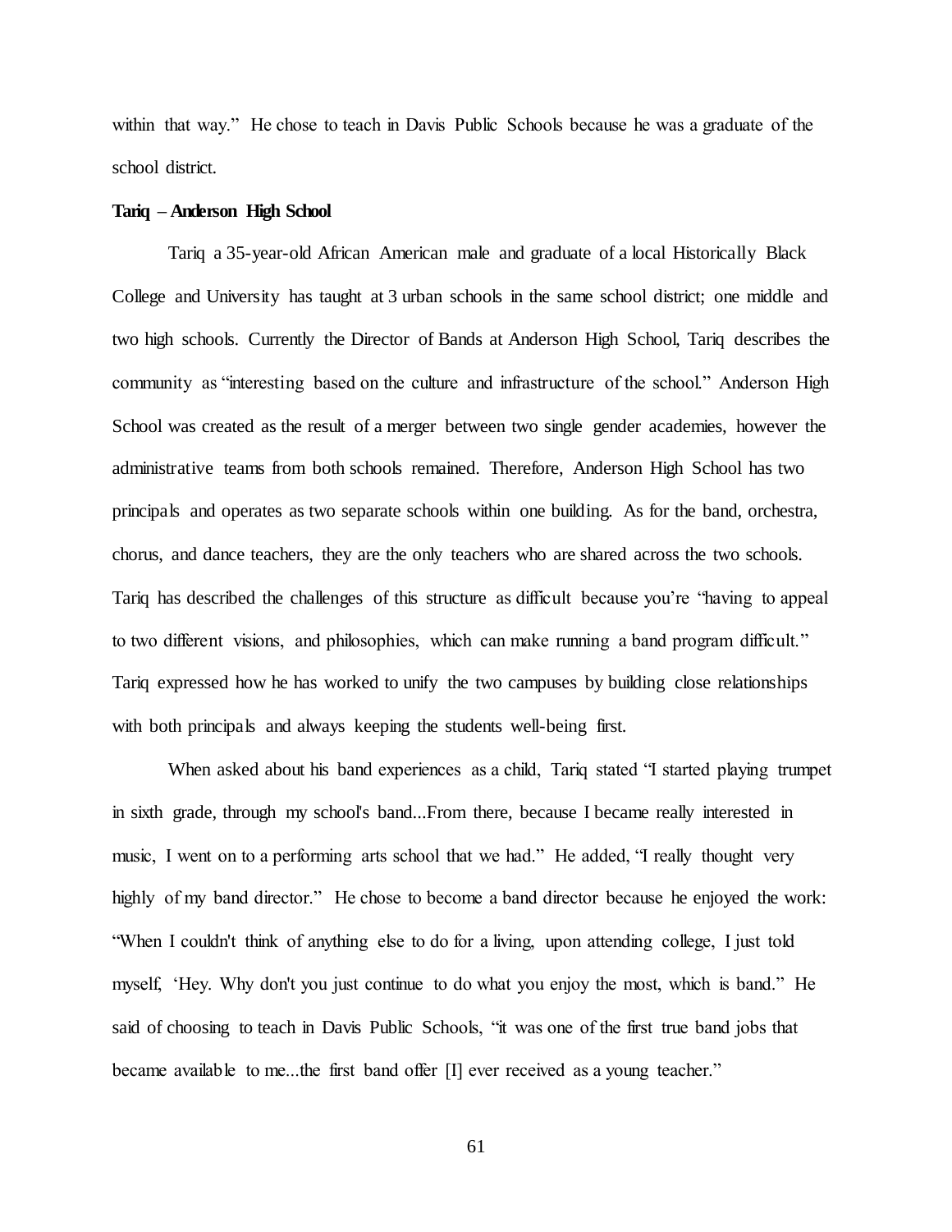within that way." He chose to teach in Davis Public Schools because he was a graduate of the school district.

**Tariq – Anderson High School**

Tariq a 35-year-old African American male and graduate of a local Historically Black College and University has taught at 3 urban schools in the same school district; one middle and two high schools. Currently the Director of Bands at Anderson High School, Tariq describes the community as "interesting based on the culture and infrastructure of the school." Anderson High School was created as the result of a merger between two single gender academies, however the administrative teams from both schools remained. Therefore, Anderson High School has two principals and operates as two separate schools within one building. As for the band, orchestra, chorus, and dance teachers, they are the only teachers who are shared across the two schools. Tariq has described the challenges of this structure as difficult because you're "having to appeal to two different visions, and philosophies, which can make running a band program difficult." Tariq expressed how he has worked to unify the two campuses by building close relationships with both principals and always keeping the students well-being first.

When asked about his band experiences as a child, Tariq stated "I started playing trumpet in sixth grade, through my school's band...From there, because I became really interested in music, I went on to a performing arts school that we had." He added, "I really thought very highly of my band director." He chose to become a band director because he enjoyed the work: "When I couldn't think of anything else to do for a living, upon attending college, I just told myself, 'Hey. Why don't you just continue to do what you enjoy the most, which is band." He said of choosing to teach in Davis Public Schools, "it was one of the first true band jobs that became available to me...the first band offer [I] ever received as a young teacher."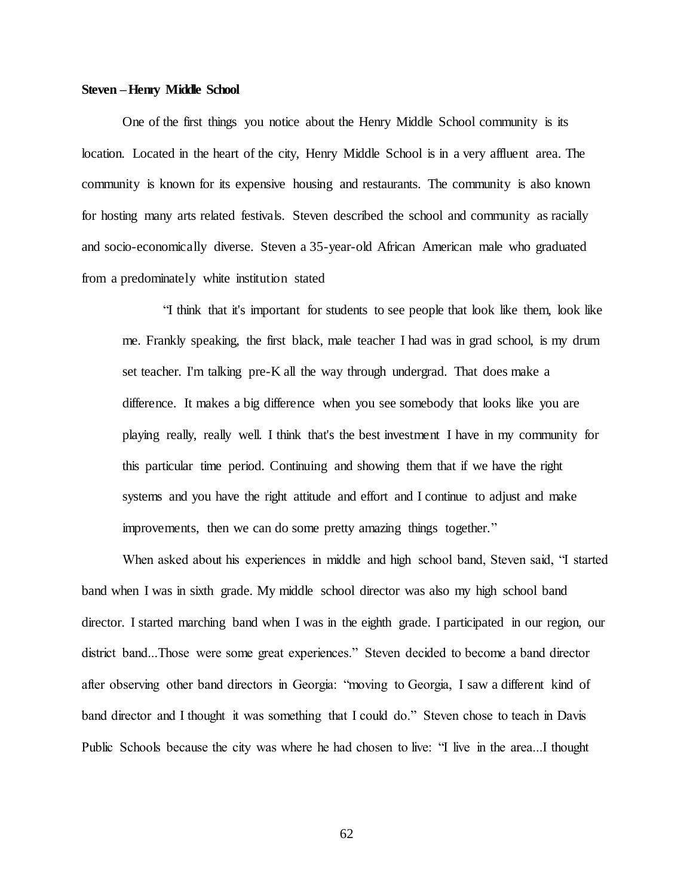**Steven – Henry Middle School**

One of the first things you notice about the Henry Middle School community is its location. Located in the heart of the city, Henry Middle School is in a very affluent area. The community is known for its expensive housing and restaurants. The community is also known for hosting many arts related festivals. Steven described the school and community as racially and socio-economically diverse. Steven a 35-year-old African American male who graduated from a predominately white institution stated

> "I think that it's important for students to see people that look like them, look like me. Frankly speaking, the first black, male teacher I had was in grad school, is my drum set teacher. I'm talking pre-K all the way through undergrad. That does make a difference. It makes a big difference when you see somebody that looks like you are playing really, really well. I think that's the best investment I have in my community for this particular time period. Continuing and showing them that if we have the right systems and you have the right attitude and effort and I continue to adjust and make improvements, then we can do some pretty amazing things together."

When asked about his experiences in middle and high school band, Steven said, "I started band when I was in sixth grade. My middle school director was also my high school band director. I started marching band when I was in the eighth grade. I participated in our region, our district band...Those were some great experiences." Steven decided to become a band director after observing other band directors in Georgia: "moving to Georgia, I saw a different kind of band director and I thought it was something that I could do." Steven chose to teach in Davis Public Schools because the city was where he had chosen to live: "I live in the area...I thought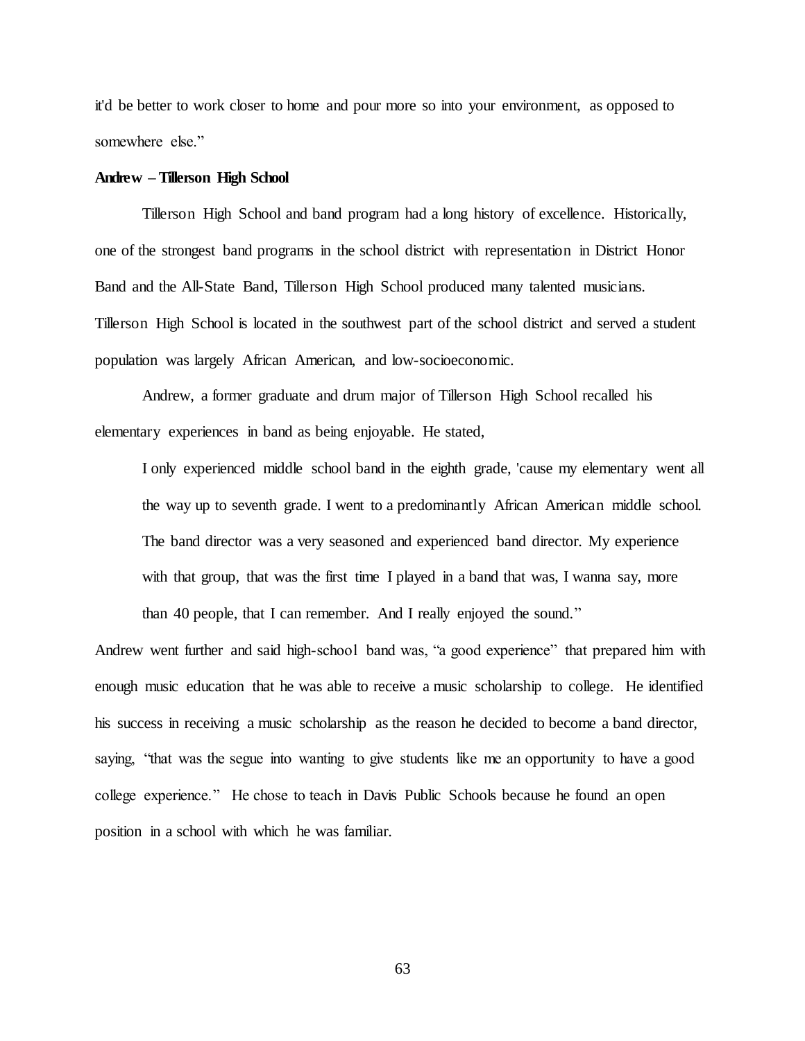it'd be better to work closer to home and pour more so into your environment, as opposed to somewhere else."

**Andrew – Tillerson High School**

Tillerson High School and band program had a long history of excellence. Historically, one of the strongest band programs in the school district with representation in District Honor Band and the All-State Band, Tillerson High School produced many talented musicians. Tillerson High School is located in the southwest part of the school district and served a student population was largely African American, and low-socioeconomic.

Andrew, a former graduate and drum major of Tillerson High School recalled his elementary experiences in band as being enjoyable. He stated,

> I only experienced middle school band in the eighth grade, 'cause my elementary went all the way up to seventh grade. I went to a predominantly African American middle school. The band director was a very seasoned and experienced band director. My experience with that group, that was the first time I played in a band that was, I wanna say, more than 40 people, that I can remember. And I really enjoyed the sound."

Andrew went further and said high-school band was, "a good experience" that prepared him with enough music education that he was able to receive a music scholarship to college. He identified his success in receiving a music scholarship as the reason he decided to become a band director, saying, "that was the segue into wanting to give students like me an opportunity to have a good college experience." He chose to teach in Davis Public Schools because he found an open position in a school with which he was familiar.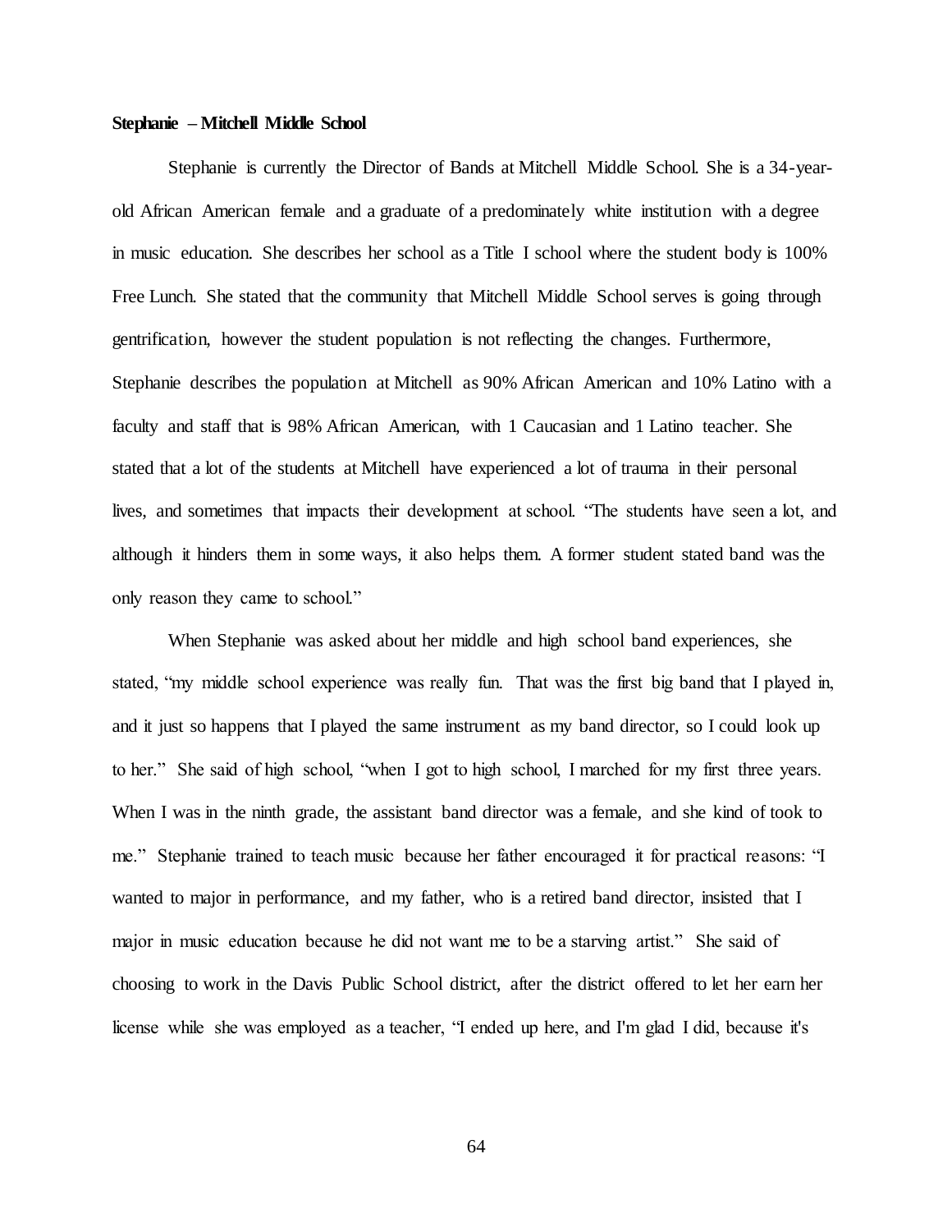**Stephanie – Mitchell Middle School**

Stephanie is currently the Director of Bands at Mitchell Middle School. She is a 34-year-old African American female and a graduate of a predominately white institution with a degree in music education. She describes her school as a Title I school where the student body is 100% Free Lunch. She stated that the community that Mitchell Middle School serves is going through gentrification, however the student population is not reflecting the changes. Furthermore, Stephanie describes the population at Mitchell as 90% African American and 10% Latino with a faculty and staff that is 98% African American, with 1 Caucasian and 1 Latino teacher. She stated that a lot of the students at Mitchell have experienced a lot of trauma in their personal lives, and sometimes that impacts their development at school. "The students have seen a lot, and although it hinders them in some ways, it also helps them. A former student stated band was the only reason they came to school."

When Stephanie was asked about her middle and high school band experiences, she stated, "my middle school experience was really fun. That was the first big band that I played in, and it just so happens that I played the same instrument as my band director, so I could look up to her." She said of high school, "when I got to high school, I marched for my first three years. When I was in the ninth grade, the assistant band director was a female, and she kind of took to me." Stephanie trained to teach music because her father encouraged it for practical reasons: "I wanted to major in performance, and my father, who is a retired band director, insisted that I major in music education because he did not want me to be a starving artist." She said of choosing to work in the Davis Public School district, after the district offered to let her earn her license while she was employed as a teacher, "I ended up here, and I'm glad I did, because it's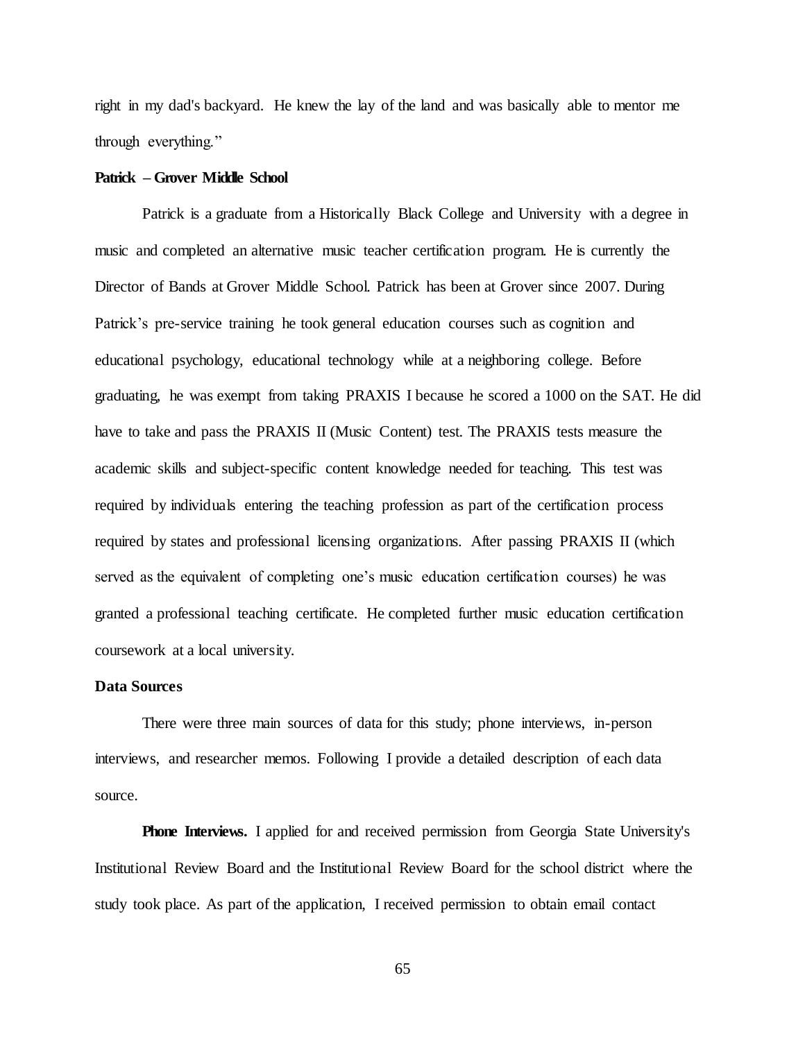right in my dad's backyard. He knew the lay of the land and was basically able to mentor me through everything."

**Patrick – Grover Middle School**

Patrick is a graduate from a Historically Black College and University with a degree in music and completed an alternative music teacher certification program. He is currently the Director of Bands at Grover Middle School. Patrick has been at Grover since 2007. During Patrick's pre-service training he took general education courses such as cognition and educational psychology, educational technology while at a neighboring college. Before graduating, he was exempt from taking PRAXIS I because he scored a 1000 on the SAT. He did have to take and pass the PRAXIS II (Music Content) test. The PRAXIS tests measure the academic skills and subject-specific content knowledge needed for teaching. This test was required by individuals entering the teaching profession as part of the certification process required by states and professional licensing organizations. After passing PRAXIS II (which served as the equivalent of completing one's music education certification courses) he was granted a professional teaching certificate. He completed further music education certification coursework at a local university.

**Data Sources**

There were three main sources of data for this study; phone interviews, in-person interviews, and researcher memos. Following I provide a detailed description of each data source.

**Phone Interviews.** I applied for and received permission from Georgia State University's Institutional Review Board and the Institutional Review Board for the school district where the study took place. As part of the application, I received permission to obtain email contact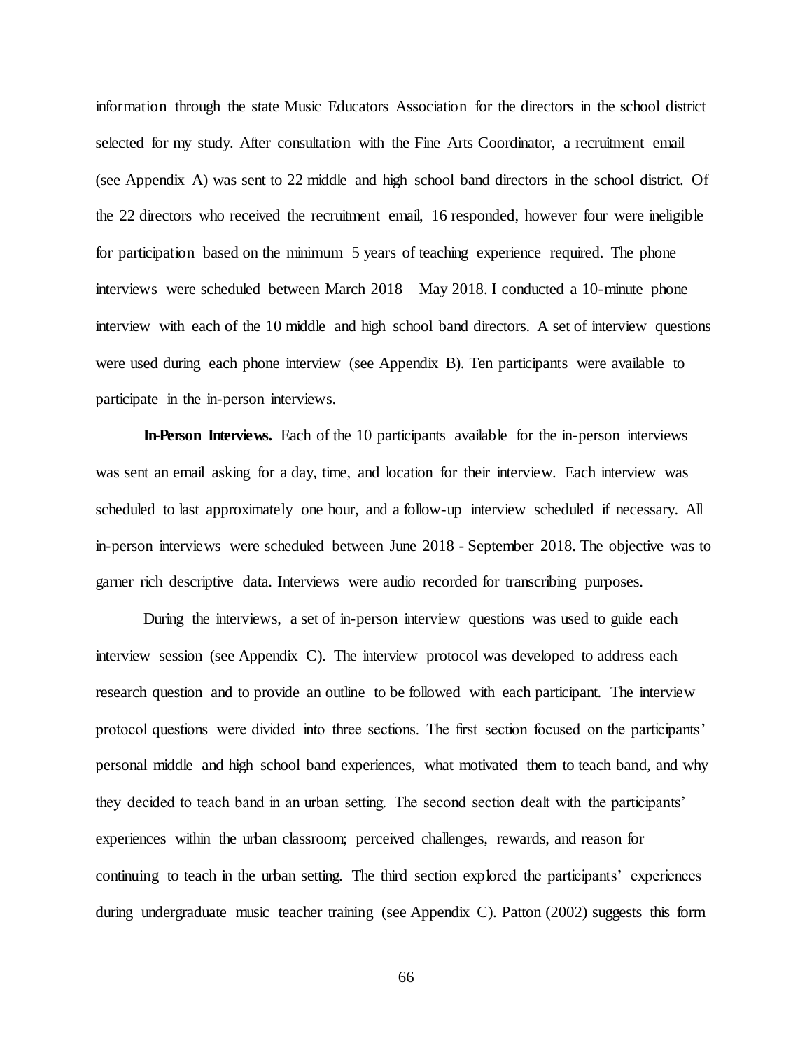information through the state Music Educators Association for the directors in the school district selected for my study. After consultation with the Fine Arts Coordinator, a recruitment email (see Appendix A) was sent to 22 middle and high school band directors in the school district. Of the 22 directors who received the recruitment email, 16 responded, however four were ineligible for participation based on the minimum 5 years of teaching experience required. The phone interviews were scheduled between March 2018 – May 2018. I conducted a 10-minute phone interview with each of the 10 middle and high school band directors. A set of interview questions were used during each phone interview (see Appendix B). Ten participants were available to participate in the in-person interviews.

**In-Person Interviews.** Each of the 10 participants available for the in-person interviews was sent an email asking for a day, time, and location for their interview. Each interview was scheduled to last approximately one hour, and a follow-up interview scheduled if necessary. All in-person interviews were scheduled between June 2018 - September 2018. The objective was to garner rich descriptive data. Interviews were audio recorded for transcribing purposes.

During the interviews, a set of in-person interview questions was used to guide each interview session (see Appendix C). The interview protocol was developed to address each research question and to provide an outline to be followed with each participant. The interview protocol questions were divided into three sections. The first section focused on the participants' personal middle and high school band experiences, what motivated them to teach band, and why they decided to teach band in an urban setting. The second section dealt with the participants' experiences within the urban classroom; perceived challenges, rewards, and reason for continuing to teach in the urban setting. The third section explored the participants' experiences during undergraduate music teacher training (see Appendix C). Patton (2002) suggests this form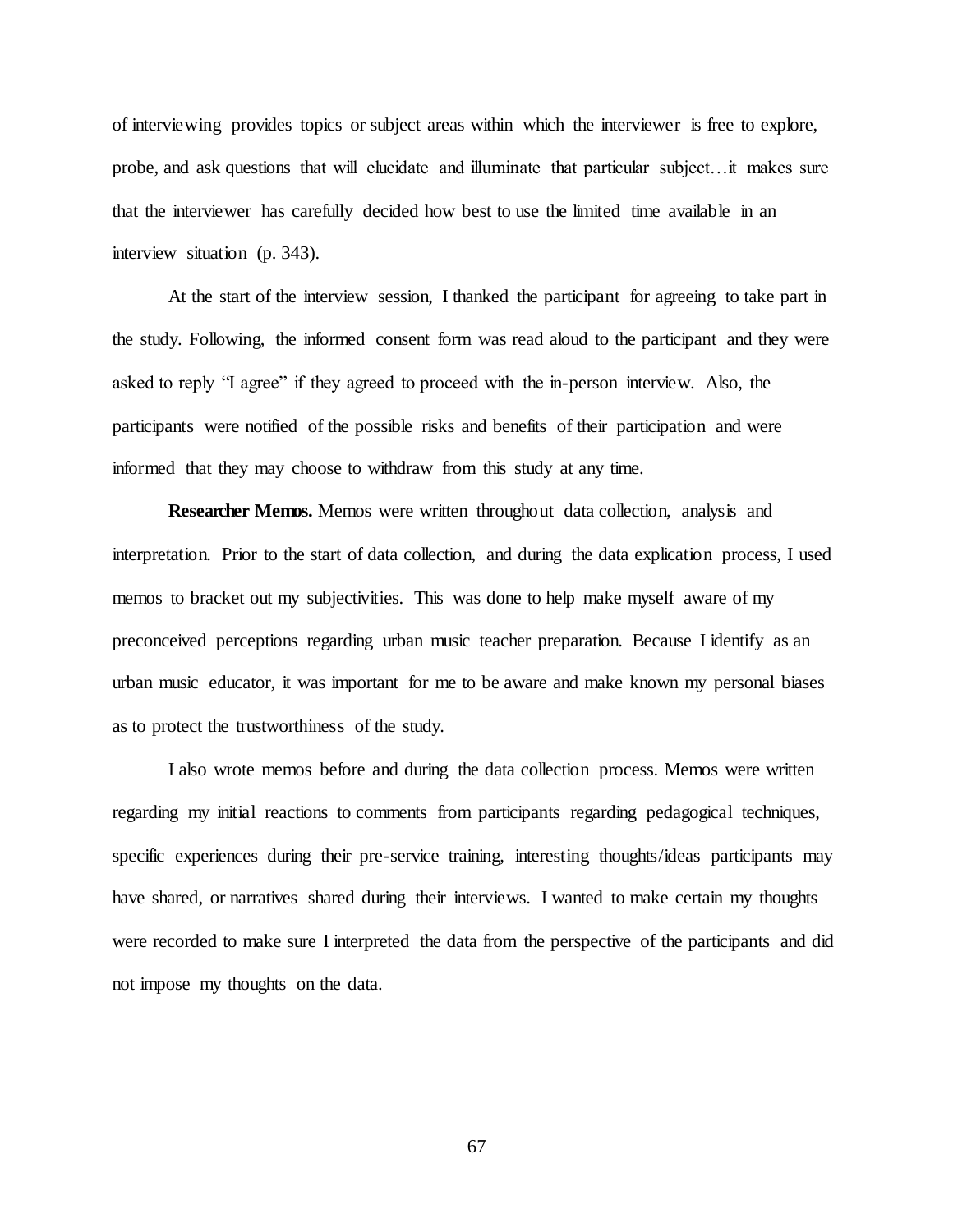of interviewing provides topics or subject areas within which the interviewer is free to explore, probe, and ask questions that will elucidate and illuminate that particular subject…it makes sure that the interviewer has carefully decided how best to use the limited time available in an interview situation (p. 343).

At the start of the interview session, I thanked the participant for agreeing to take part in the study. Following, the informed consent form was read aloud to the participant and they were asked to reply "I agree" if they agreed to proceed with the in-person interview. Also, the participants were notified of the possible risks and benefits of their participation and were informed that they may choose to withdraw from this study at any time.

**Researcher Memos.** Memos were written throughout data collection, analysis and interpretation. Prior to the start of data collection, and during the data explication process, I used memos to bracket out my subjectivities. This was done to help make myself aware of my preconceived perceptions regarding urban music teacher preparation. Because I identify as an urban music educator, it was important for me to be aware and make known my personal biases as to protect the trustworthiness of the study.

I also wrote memos before and during the data collection process. Memos were written regarding my initial reactions to comments from participants regarding pedagogical techniques, specific experiences during their pre-service training, interesting thoughts/ideas participants may have shared, or narratives shared during their interviews. I wanted to make certain my thoughts were recorded to make sure I interpreted the data from the perspective of the participants and did not impose my thoughts on the data.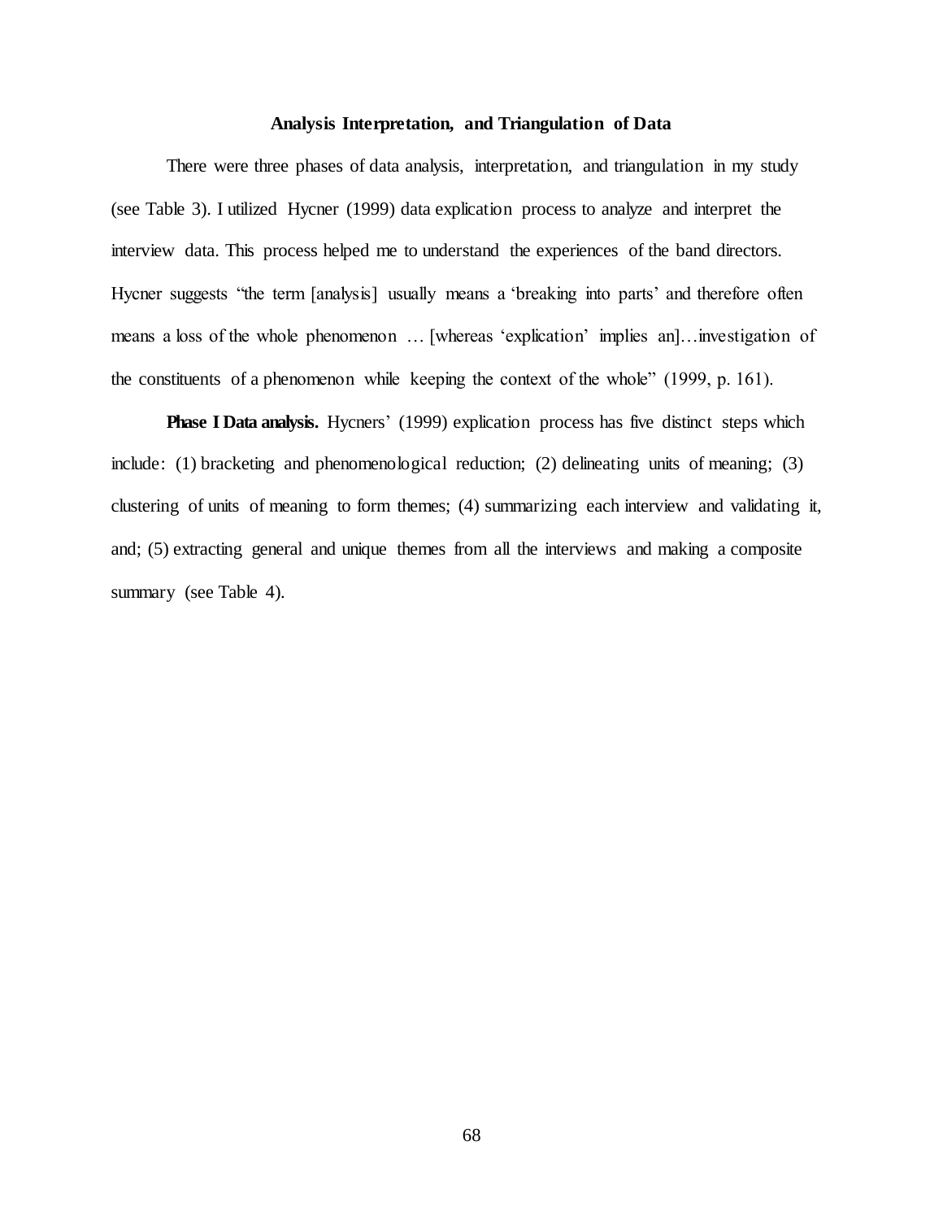## Analysis Interpretation, and Triangulation of Data

There were three phases of data analysis, interpretation, and triangulation in my study (see Table 3). I utilized Hycner (1999) data explication process to analyze and interpret the interview data. This process helped me to understand the experiences of the band directors. Hycner suggests "the term [analysis] usually means a 'breaking into parts' and therefore often means a loss of the whole phenomenon … [whereas 'explication' implies an]…investigation of the constituents of a phenomenon while keeping the context of the whole" (1999, p. 161).

**Phase I Data analysis.** Hycners' (1999) explication process has five distinct steps which include: (1) bracketing and phenomenological reduction; (2) delineating units of meaning; (3) clustering of units of meaning to form themes; (4) summarizing each interview and validating it, and; (5) extracting general and unique themes from all the interviews and making a composite summary (see Table 4).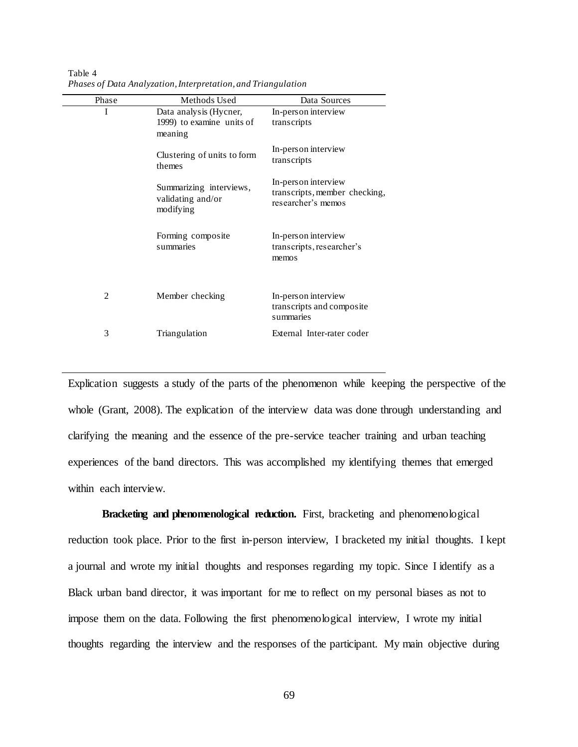Table 4
*Phases of Data Analyzation, Interpretation, and Triangulation*

| Phase | Methods Used | Data Sources |
|---|---|---|
| I | Data analysis (Hycner, 1999) to examine units of meaning | In-person interview transcripts |
| | Clustering of units to form themes | In-person interview transcripts |
| | Summarizing interviews, validating and/or modifying | In-person interview transcripts, member checking, researcher's memos |
| | Forming composite summaries | In-person interview transcripts, researcher's memos |
| 2 | Member checking | In-person interview transcripts and composite summaries |
| 3 | Triangulation | External Inter-rater coder |

Explication suggests a study of the parts of the phenomenon while keeping the perspective of the whole (Grant, 2008). The explication of the interview data was done through understanding and clarifying the meaning and the essence of the pre-service teacher training and urban teaching experiences of the band directors. This was accomplished my identifying themes that emerged within each interview.

**Bracketing and phenomenological reduction.** First, bracketing and phenomenological reduction took place. Prior to the first in-person interview, I bracketed my initial thoughts. I kept a journal and wrote my initial thoughts and responses regarding my topic. Since I identify as a Black urban band director, it was important for me to reflect on my personal biases as not to impose them on the data. Following the first phenomenological interview, I wrote my initial thoughts regarding the interview and the responses of the participant. My main objective during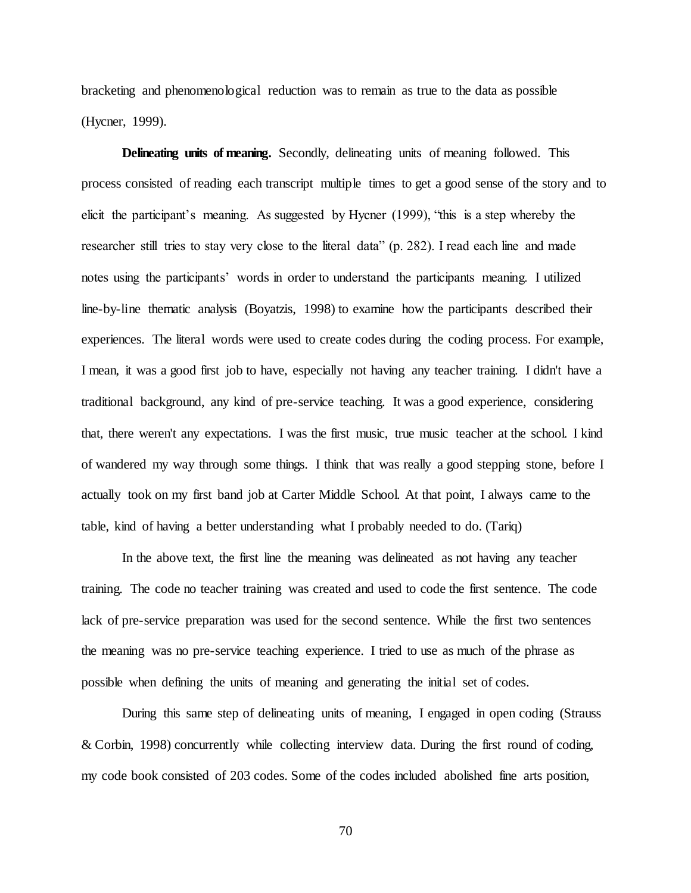bracketing and phenomenological reduction was to remain as true to the data as possible (Hycner, 1999).

**Delineating units of meaning.** Secondly, delineating units of meaning followed. This process consisted of reading each transcript multiple times to get a good sense of the story and to elicit the participant's meaning. As suggested by Hycner (1999), "this is a step whereby the researcher still tries to stay very close to the literal data" (p. 282). I read each line and made notes using the participants' words in order to understand the participants meaning. I utilized line-by-line thematic analysis (Boyatzis, 1998) to examine how the participants described their experiences. The literal words were used to create codes during the coding process. For example,

I mean, it was a good first job to have, especially not having any teacher training. I didn't have a traditional background, any kind of pre-service teaching. It was a good experience, considering that, there weren't any expectations. I was the first music, true music teacher at the school. I kind of wandered my way through some things. I think that was really a good stepping stone, before I actually took on my first band job at Carter Middle School. At that point, I always came to the table, kind of having a better understanding what I probably needed to do. (Tariq)

In the above text, the first line the meaning was delineated as not having any teacher training. The code no teacher training was created and used to code the first sentence. The code lack of pre-service preparation was used for the second sentence. While the first two sentences the meaning was no pre-service teaching experience. I tried to use as much of the phrase as possible when defining the units of meaning and generating the initial set of codes.

During this same step of delineating units of meaning, I engaged in open coding (Strauss & Corbin, 1998) concurrently while collecting interview data. During the first round of coding, my code book consisted of 203 codes. Some of the codes included abolished fine arts position,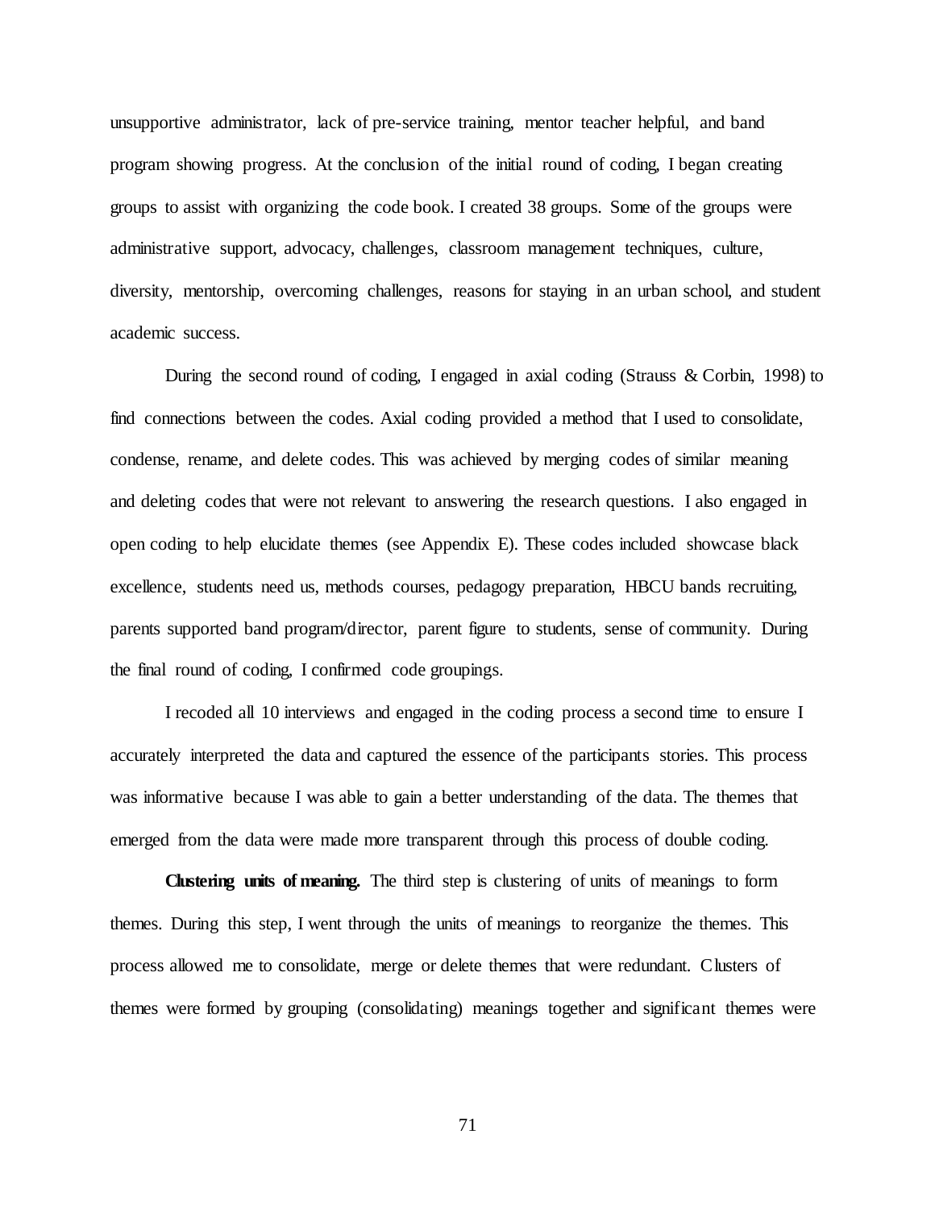unsupportive administrator, lack of pre-service training, mentor teacher helpful, and band program showing progress. At the conclusion of the initial round of coding, I began creating groups to assist with organizing the code book. I created 38 groups. Some of the groups were administrative support, advocacy, challenges, classroom management techniques, culture, diversity, mentorship, overcoming challenges, reasons for staying in an urban school, and student academic success.

During the second round of coding, I engaged in axial coding (Strauss & Corbin, 1998) to find connections between the codes. Axial coding provided a method that I used to consolidate, condense, rename, and delete codes. This was achieved by merging codes of similar meaning and deleting codes that were not relevant to answering the research questions. I also engaged in open coding to help elucidate themes (see Appendix E). These codes included showcase black excellence, students need us, methods courses, pedagogy preparation, HBCU bands recruiting, parents supported band program/director, parent figure to students, sense of community. During the final round of coding, I confirmed code groupings.

I recoded all 10 interviews and engaged in the coding process a second time to ensure I accurately interpreted the data and captured the essence of the participants stories. This process was informative because I was able to gain a better understanding of the data. The themes that emerged from the data were made more transparent through this process of double coding.

**Clustering units of meaning.** The third step is clustering of units of meanings to form themes. During this step, I went through the units of meanings to reorganize the themes. This process allowed me to consolidate, merge or delete themes that were redundant. Clusters of themes were formed by grouping (consolidating) meanings together and significant themes were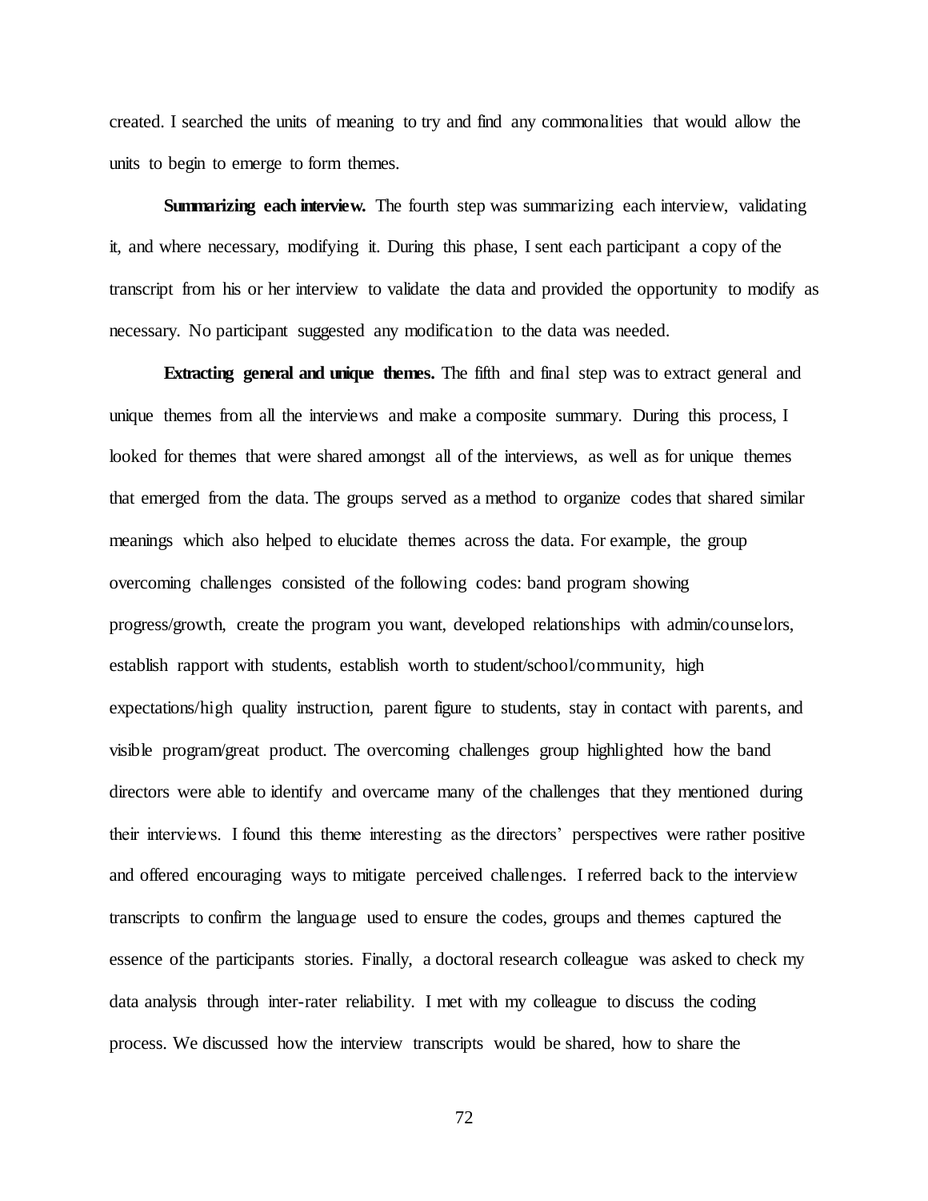created. I searched the units of meaning to try and find any commonalities that would allow the units to begin to emerge to form themes.

**Summarizing each interview.** The fourth step was summarizing each interview, validating it, and where necessary, modifying it. During this phase, I sent each participant a copy of the transcript from his or her interview to validate the data and provided the opportunity to modify as necessary. No participant suggested any modification to the data was needed.

**Extracting general and unique themes.** The fifth and final step was to extract general and unique themes from all the interviews and make a composite summary. During this process, I looked for themes that were shared amongst all of the interviews, as well as for unique themes that emerged from the data. The groups served as a method to organize codes that shared similar meanings which also helped to elucidate themes across the data. For example, the group overcoming challenges consisted of the following codes: band program showing progress/growth, create the program you want, developed relationships with admin/counselors, establish rapport with students, establish worth to student/school/community, high expectations/high quality instruction, parent figure to students, stay in contact with parents, and visible program/great product. The overcoming challenges group highlighted how the band directors were able to identify and overcame many of the challenges that they mentioned during their interviews. I found this theme interesting as the directors' perspectives were rather positive and offered encouraging ways to mitigate perceived challenges. I referred back to the interview transcripts to confirm the language used to ensure the codes, groups and themes captured the essence of the participants stories. Finally, a doctoral research colleague was asked to check my data analysis through inter-rater reliability. I met with my colleague to discuss the coding process. We discussed how the interview transcripts would be shared, how to share the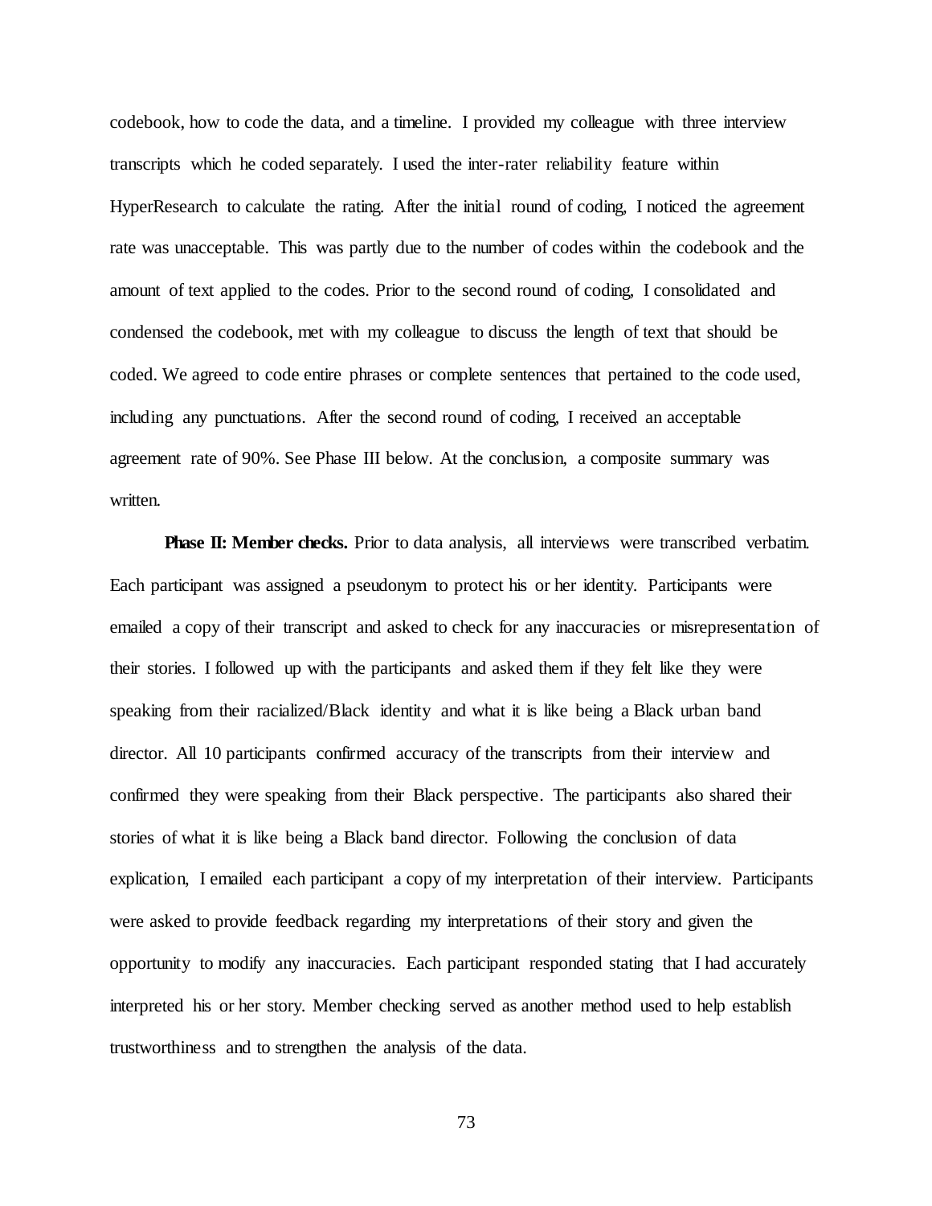codebook, how to code the data, and a timeline. I provided my colleague with three interview transcripts which he coded separately. I used the inter-rater reliability feature within HyperResearch to calculate the rating. After the initial round of coding, I noticed the agreement rate was unacceptable. This was partly due to the number of codes within the codebook and the amount of text applied to the codes. Prior to the second round of coding, I consolidated and condensed the codebook, met with my colleague to discuss the length of text that should be coded. We agreed to code entire phrases or complete sentences that pertained to the code used, including any punctuations. After the second round of coding, I received an acceptable agreement rate of 90%. See Phase III below. At the conclusion, a composite summary was written.

**Phase II: Member checks.** Prior to data analysis, all interviews were transcribed verbatim. Each participant was assigned a pseudonym to protect his or her identity. Participants were emailed a copy of their transcript and asked to check for any inaccuracies or misrepresentation of their stories. I followed up with the participants and asked them if they felt like they were speaking from their racialized/Black identity and what it is like being a Black urban band director. All 10 participants confirmed accuracy of the transcripts from their interview and confirmed they were speaking from their Black perspective. The participants also shared their stories of what it is like being a Black band director. Following the conclusion of data explication, I emailed each participant a copy of my interpretation of their interview. Participants were asked to provide feedback regarding my interpretations of their story and given the opportunity to modify any inaccuracies. Each participant responded stating that I had accurately interpreted his or her story. Member checking served as another method used to help establish trustworthiness and to strengthen the analysis of the data.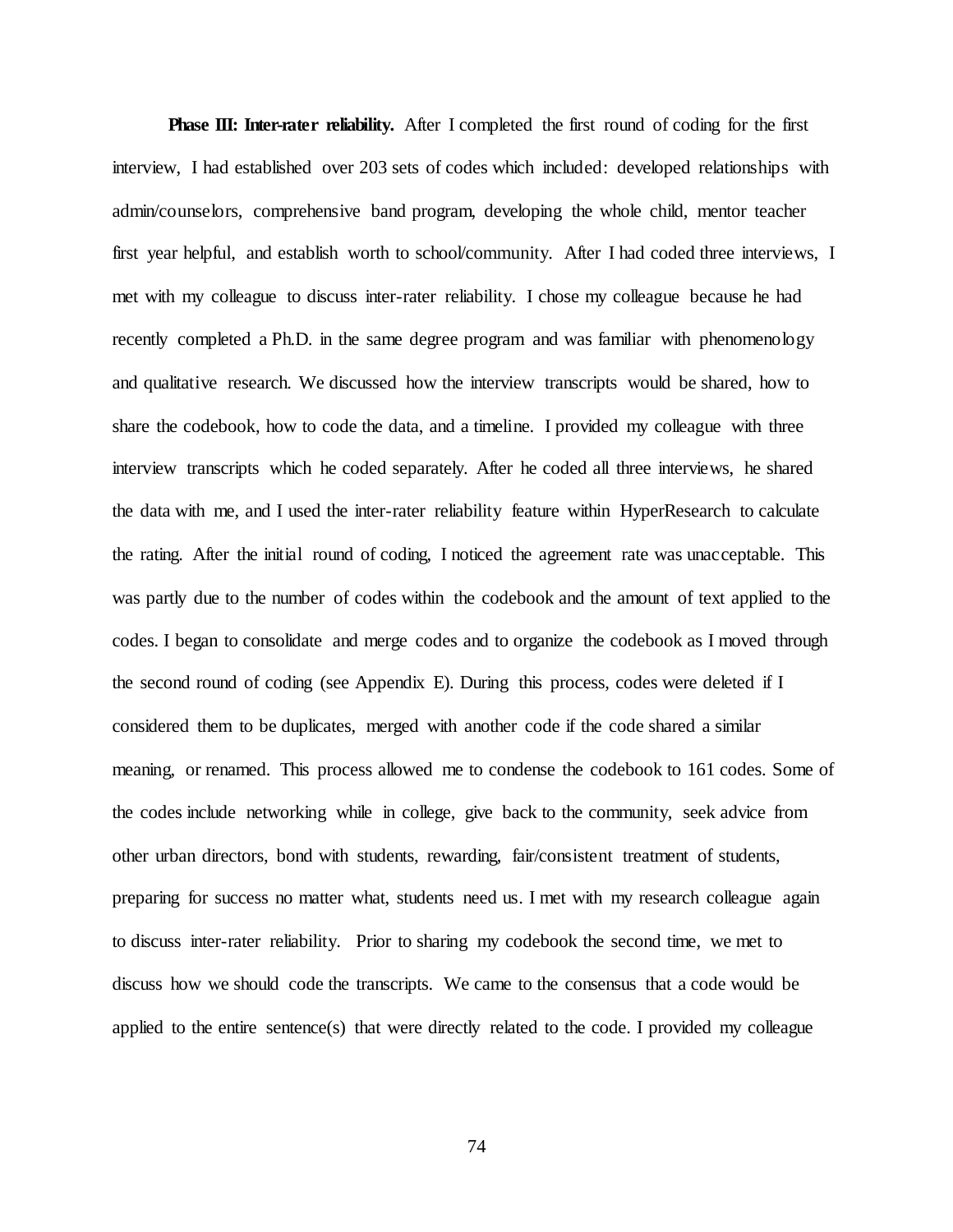**Phase III: Inter-rater reliability.** After I completed the first round of coding for the first interview, I had established over 203 sets of codes which included: developed relationships with admin/counselors, comprehensive band program, developing the whole child, mentor teacher first year helpful, and establish worth to school/community. After I had coded three interviews, I met with my colleague to discuss inter-rater reliability. I chose my colleague because he had recently completed a Ph.D. in the same degree program and was familiar with phenomenology and qualitative research. We discussed how the interview transcripts would be shared, how to share the codebook, how to code the data, and a timeline. I provided my colleague with three interview transcripts which he coded separately. After he coded all three interviews, he shared the data with me, and I used the inter-rater reliability feature within HyperResearch to calculate the rating. After the initial round of coding, I noticed the agreement rate was unacceptable. This was partly due to the number of codes within the codebook and the amount of text applied to the codes. I began to consolidate and merge codes and to organize the codebook as I moved through the second round of coding (see Appendix E). During this process, codes were deleted if I considered them to be duplicates, merged with another code if the code shared a similar meaning, or renamed. This process allowed me to condense the codebook to 161 codes. Some of the codes include networking while in college, give back to the community, seek advice from other urban directors, bond with students, rewarding, fair/consistent treatment of students, preparing for success no matter what, students need us. I met with my research colleague again to discuss inter-rater reliability. Prior to sharing my codebook the second time, we met to discuss how we should code the transcripts. We came to the consensus that a code would be applied to the entire sentence(s) that were directly related to the code. I provided my colleague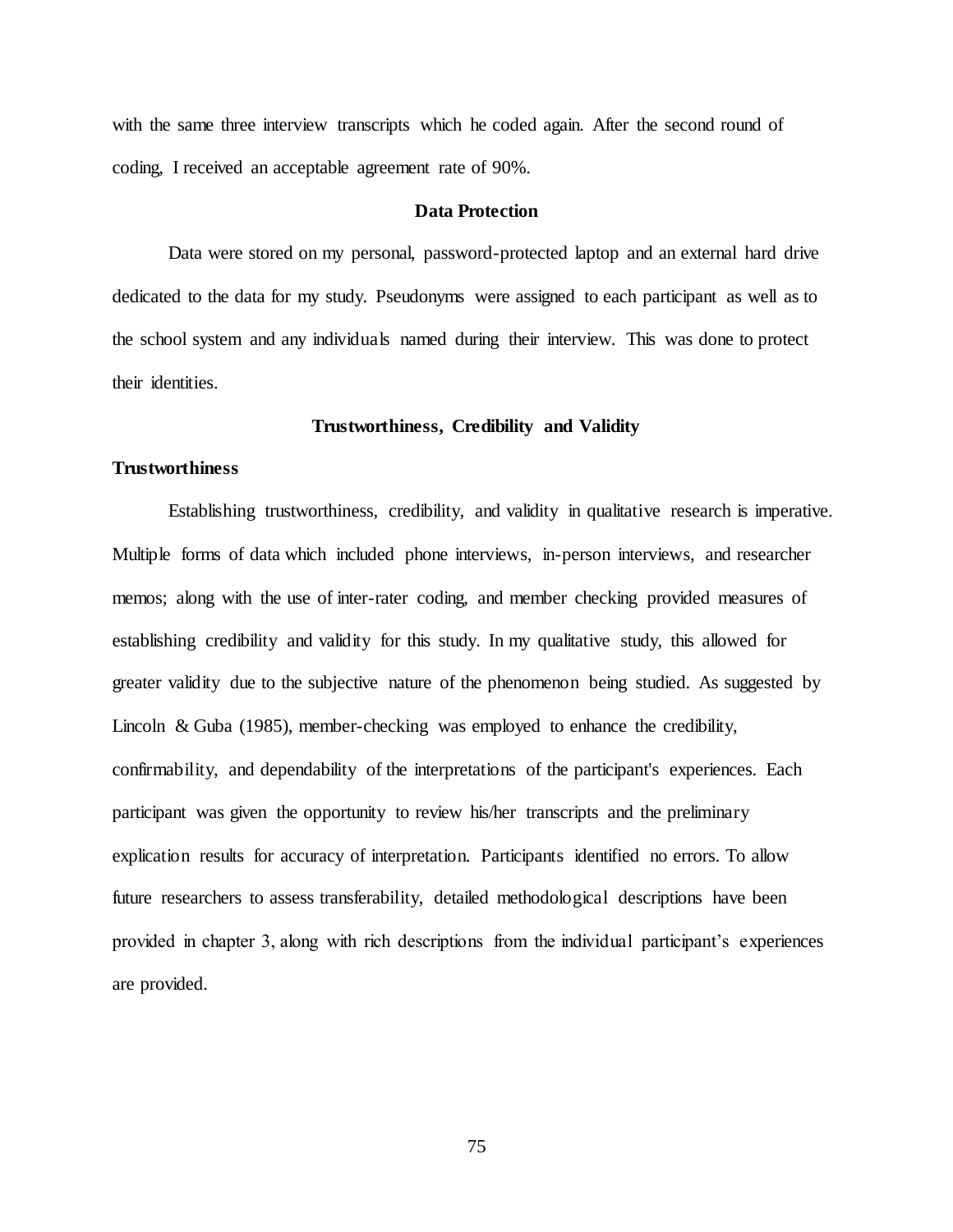with the same three interview transcripts which he coded again. After the second round of coding, I received an acceptable agreement rate of 90%.

## Data Protection

Data were stored on my personal, password-protected laptop and an external hard drive dedicated to the data for my study. Pseudonyms were assigned to each participant as well as to the school system and any individuals named during their interview. This was done to protect their identities.

## Trustworthiness, Credibility and Validity

### Trustworthiness

Establishing trustworthiness, credibility, and validity in qualitative research is imperative. Multiple forms of data which included phone interviews, in-person interviews, and researcher memos; along with the use of inter-rater coding, and member checking provided measures of establishing credibility and validity for this study. In my qualitative study, this allowed for greater validity due to the subjective nature of the phenomenon being studied. As suggested by Lincoln & Guba (1985), member-checking was employed to enhance the credibility, confirmability, and dependability of the interpretations of the participant's experiences. Each participant was given the opportunity to review his/her transcripts and the preliminary explication results for accuracy of interpretation. Participants identified no errors. To allow future researchers to assess transferability, detailed methodological descriptions have been provided in chapter 3, along with rich descriptions from the individual participant's experiences are provided.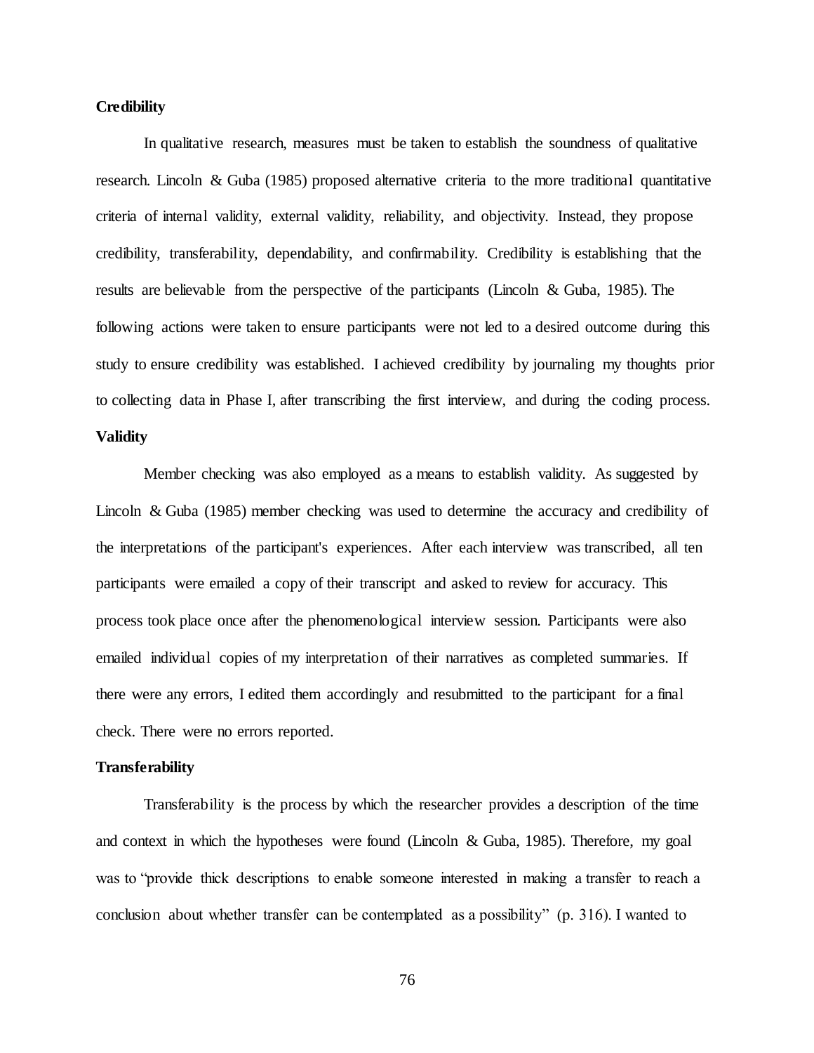**Credibility**

In qualitative research, measures must be taken to establish the soundness of qualitative research. Lincoln & Guba (1985) proposed alternative criteria to the more traditional quantitative criteria of internal validity, external validity, reliability, and objectivity. Instead, they propose credibility, transferability, dependability, and confirmability. Credibility is establishing that the results are believable from the perspective of the participants (Lincoln & Guba, 1985). The following actions were taken to ensure participants were not led to a desired outcome during this study to ensure credibility was established. I achieved credibility by journaling my thoughts prior to collecting data in Phase I, after transcribing the first interview, and during the coding process.

**Validity**

Member checking was also employed as a means to establish validity. As suggested by Lincoln & Guba (1985) member checking was used to determine the accuracy and credibility of the interpretations of the participant's experiences. After each interview was transcribed, all ten participants were emailed a copy of their transcript and asked to review for accuracy. This process took place once after the phenomenological interview session. Participants were also emailed individual copies of my interpretation of their narratives as completed summaries. If there were any errors, I edited them accordingly and resubmitted to the participant for a final check. There were no errors reported.

**Transferability**

Transferability is the process by which the researcher provides a description of the time and context in which the hypotheses were found (Lincoln & Guba, 1985). Therefore, my goal was to "provide thick descriptions to enable someone interested in making a transfer to reach a conclusion about whether transfer can be contemplated as a possibility" (p. 316). I wanted to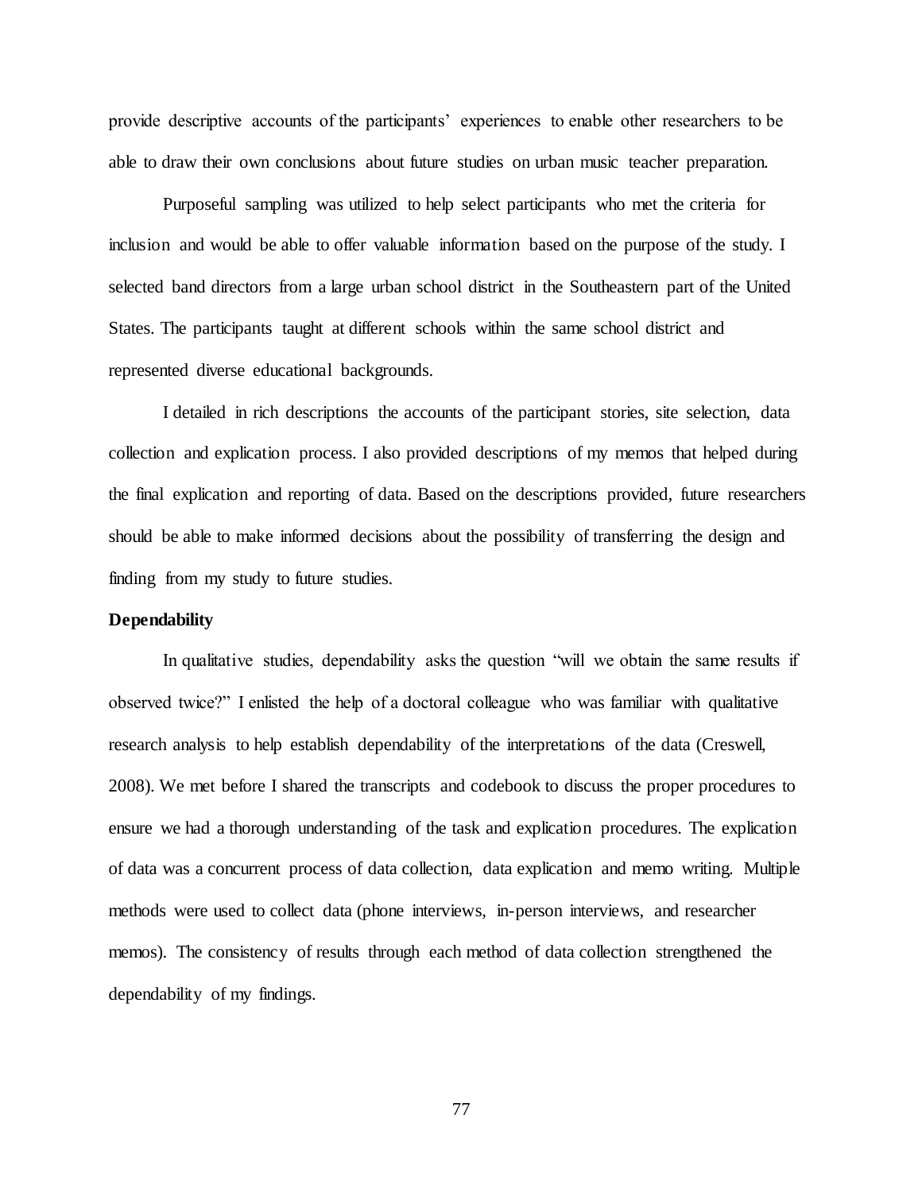provide descriptive accounts of the participants' experiences to enable other researchers to be able to draw their own conclusions about future studies on urban music teacher preparation.

Purposeful sampling was utilized to help select participants who met the criteria for inclusion and would be able to offer valuable information based on the purpose of the study. I selected band directors from a large urban school district in the Southeastern part of the United States. The participants taught at different schools within the same school district and represented diverse educational backgrounds.

I detailed in rich descriptions the accounts of the participant stories, site selection, data collection and explication process. I also provided descriptions of my memos that helped during the final explication and reporting of data. Based on the descriptions provided, future researchers should be able to make informed decisions about the possibility of transferring the design and finding from my study to future studies.

**Dependability**

In qualitative studies, dependability asks the question "will we obtain the same results if observed twice?" I enlisted the help of a doctoral colleague who was familiar with qualitative research analysis to help establish dependability of the interpretations of the data (Creswell, 2008). We met before I shared the transcripts and codebook to discuss the proper procedures to ensure we had a thorough understanding of the task and explication procedures. The explication of data was a concurrent process of data collection, data explication and memo writing. Multiple methods were used to collect data (phone interviews, in-person interviews, and researcher memos). The consistency of results through each method of data collection strengthened the dependability of my findings.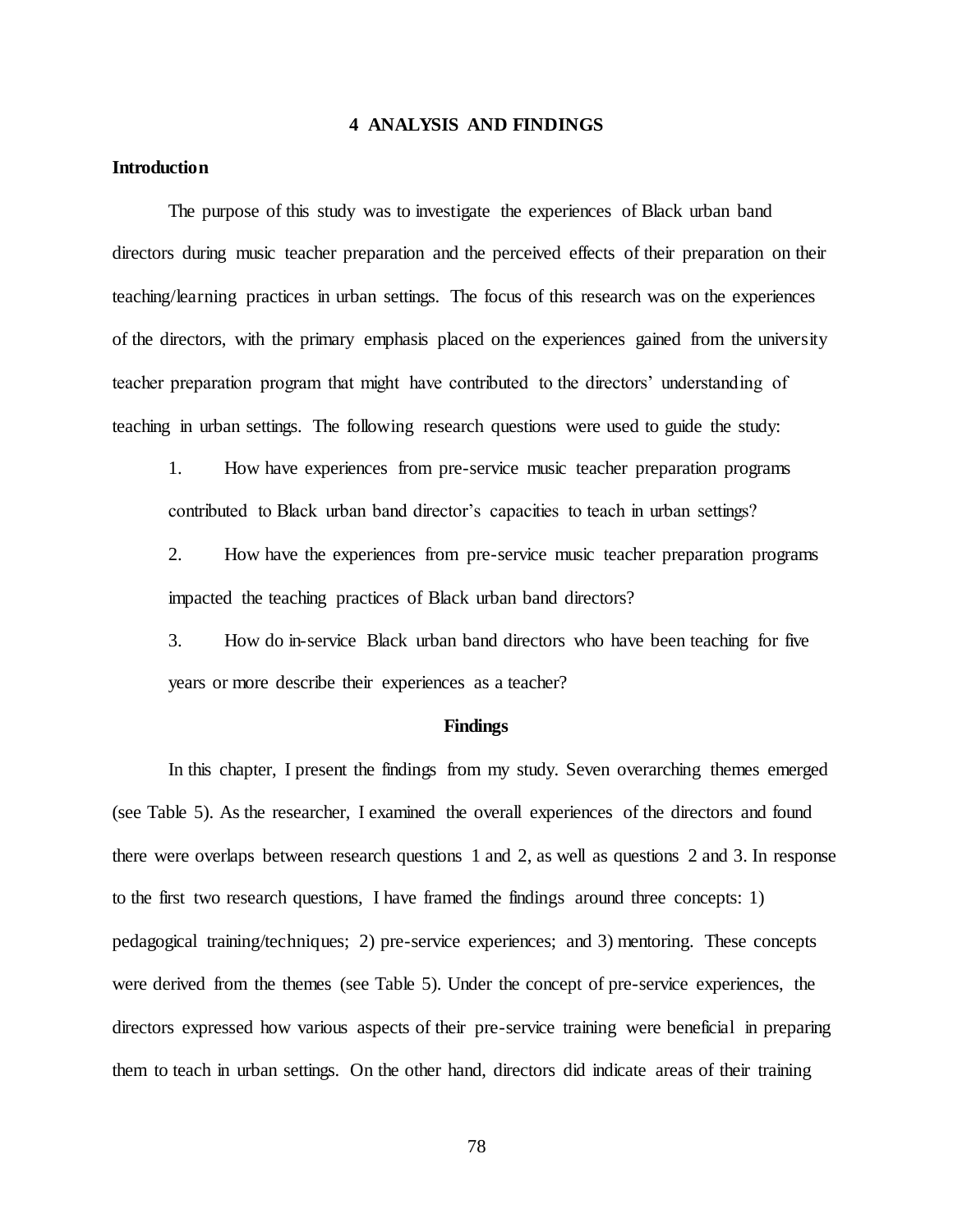# 4 ANALYSIS AND FINDINGS

## Introduction

The purpose of this study was to investigate the experiences of Black urban band directors during music teacher preparation and the perceived effects of their preparation on their teaching/learning practices in urban settings. The focus of this research was on the experiences of the directors, with the primary emphasis placed on the experiences gained from the university teacher preparation program that might have contributed to the directors' understanding of teaching in urban settings. The following research questions were used to guide the study:

1. How have experiences from pre-service music teacher preparation programs contributed to Black urban band director's capacities to teach in urban settings?
2. How have the experiences from pre-service music teacher preparation programs impacted the teaching practices of Black urban band directors?
3. How do in-service Black urban band directors who have been teaching for five years or more describe their experiences as a teacher?

## Findings

In this chapter, I present the findings from my study. Seven overarching themes emerged (see Table 5). As the researcher, I examined the overall experiences of the directors and found there were overlaps between research questions 1 and 2, as well as questions 2 and 3. In response to the first two research questions, I have framed the findings around three concepts: 1) pedagogical training/techniques; 2) pre-service experiences; and 3) mentoring. These concepts were derived from the themes (see Table 5). Under the concept of pre-service experiences, the directors expressed how various aspects of their pre-service training were beneficial in preparing them to teach in urban settings. On the other hand, directors did indicate areas of their training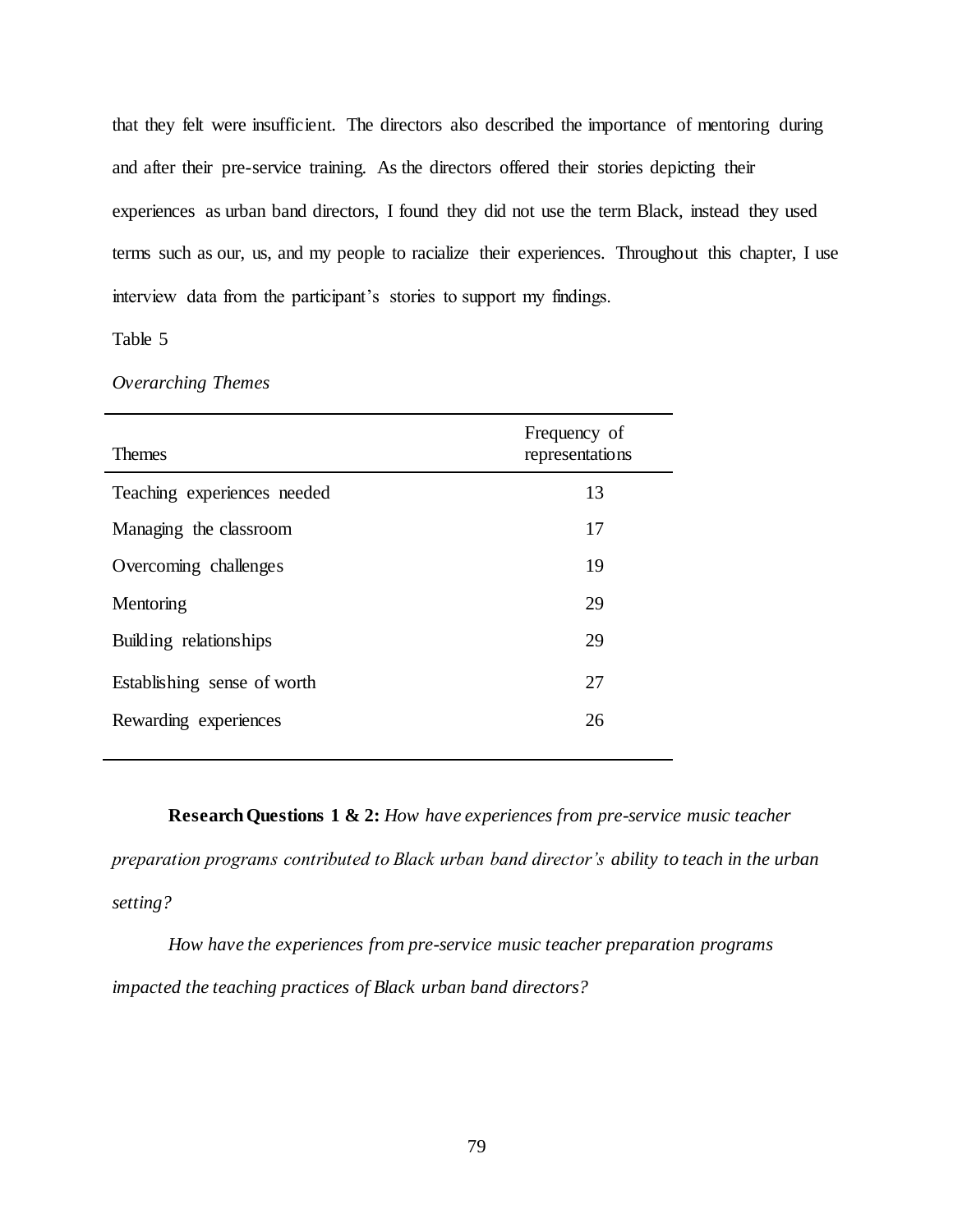that they felt were insufficient. The directors also described the importance of mentoring during and after their pre-service training. As the directors offered their stories depicting their experiences as urban band directors, I found they did not use the term Black, instead they used terms such as our, us, and my people to racialize their experiences. Throughout this chapter, I use interview data from the participant's stories to support my findings.

Table 5

*Overarching Themes*

| Themes | Frequency of representations |
|---|---|
| Teaching experiences needed | 13 |
| Managing the classroom | 17 |
| Overcoming challenges | 19 |
| Mentoring | 29 |
| Building relationships | 29 |
| Establishing sense of worth | 27 |
| Rewarding experiences | 26 |

**Research Questions 1 & 2:** *How have experiences from pre-service music teacher preparation programs contributed to Black urban band director's ability to teach in the urban setting?*

*How have the experiences from pre-service music teacher preparation programs impacted the teaching practices of Black urban band directors?*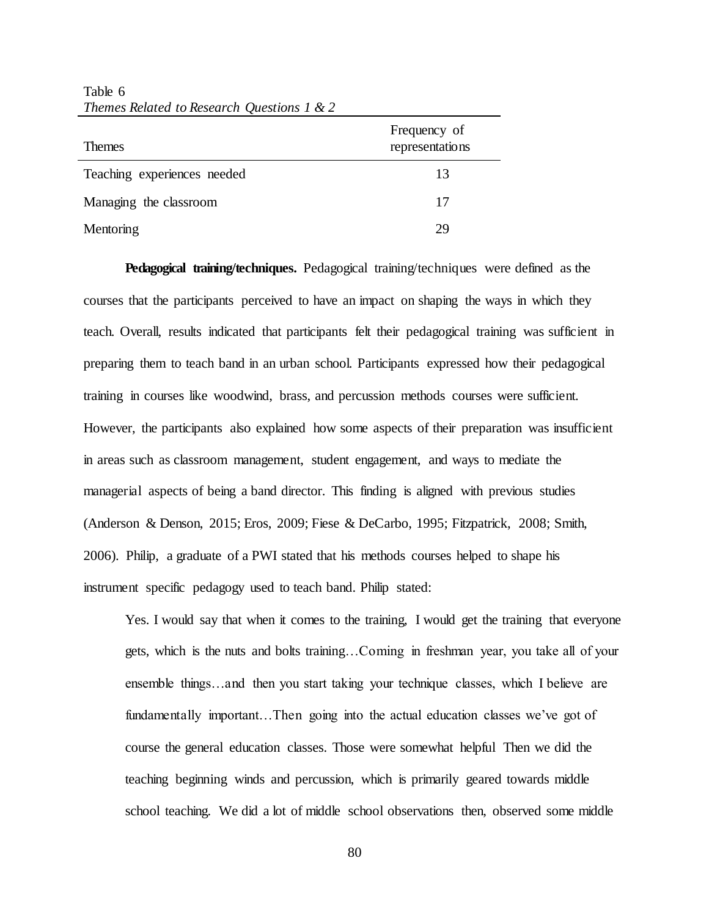Table 6
*Themes Related to Research Questions 1 & 2*

| Themes | Frequency of representations |
| --- | --- |
| Teaching experiences needed | 13 |
| Managing the classroom | 17 |
| Mentoring | 29 |

**Pedagogical training/techniques.** Pedagogical training/techniques were defined as the courses that the participants perceived to have an impact on shaping the ways in which they teach. Overall, results indicated that participants felt their pedagogical training was sufficient in preparing them to teach band in an urban school. Participants expressed how their pedagogical training in courses like woodwind, brass, and percussion methods courses were sufficient. However, the participants also explained how some aspects of their preparation was insufficient in areas such as classroom management, student engagement, and ways to mediate the managerial aspects of being a band director. This finding is aligned with previous studies (Anderson & Denson, 2015; Eros, 2009; Fiese & DeCarbo, 1995; Fitzpatrick, 2008; Smith, 2006). Philip, a graduate of a PWI stated that his methods courses helped to shape his instrument specific pedagogy used to teach band. Philip stated:

> Yes. I would say that when it comes to the training, I would get the training that everyone gets, which is the nuts and bolts training…Coming in freshman year, you take all of your ensemble things…and then you start taking your technique classes, which I believe are fundamentally important…Then going into the actual education classes we've got of course the general education classes. Those were somewhat helpful Then we did the teaching beginning winds and percussion, which is primarily geared towards middle school teaching. We did a lot of middle school observations then, observed some middle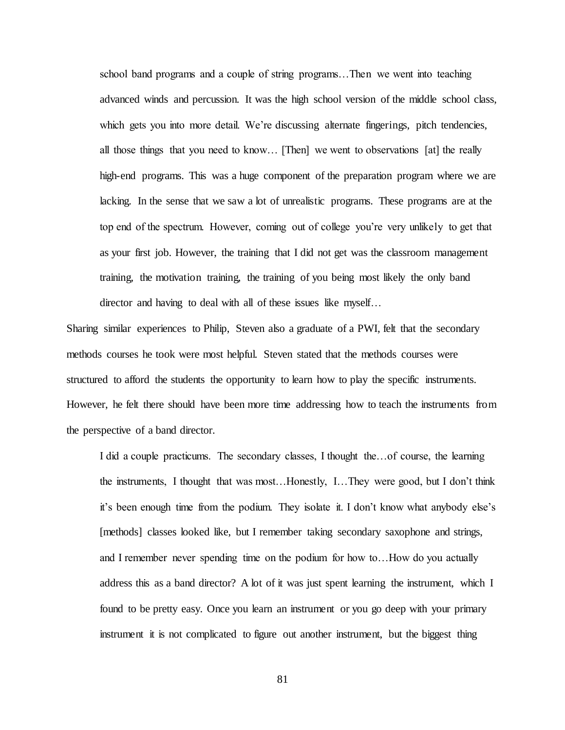> school band programs and a couple of string programs…Then we went into teaching advanced winds and percussion. It was the high school version of the middle school class, which gets you into more detail. We're discussing alternate fingerings, pitch tendencies, all those things that you need to know… [Then] we went to observations [at] the really high-end programs. This was a huge component of the preparation program where we are lacking. In the sense that we saw a lot of unrealistic programs. These programs are at the top end of the spectrum. However, coming out of college you're very unlikely to get that as your first job. However, the training that I did not get was the classroom management training, the motivation training, the training of you being most likely the only band director and having to deal with all of these issues like myself…

Sharing similar experiences to Philip, Steven also a graduate of a PWI, felt that the secondary methods courses he took were most helpful. Steven stated that the methods courses were structured to afford the students the opportunity to learn how to play the specific instruments. However, he felt there should have been more time addressing how to teach the instruments from the perspective of a band director.

> I did a couple practicums. The secondary classes, I thought the…of course, the learning the instruments, I thought that was most…Honestly, I…They were good, but I don't think it's been enough time from the podium. They isolate it. I don't know what anybody else's [methods] classes looked like, but I remember taking secondary saxophone and strings, and I remember never spending time on the podium for how to…How do you actually address this as a band director? A lot of it was just spent learning the instrument, which I found to be pretty easy. Once you learn an instrument or you go deep with your primary instrument it is not complicated to figure out another instrument, but the biggest thing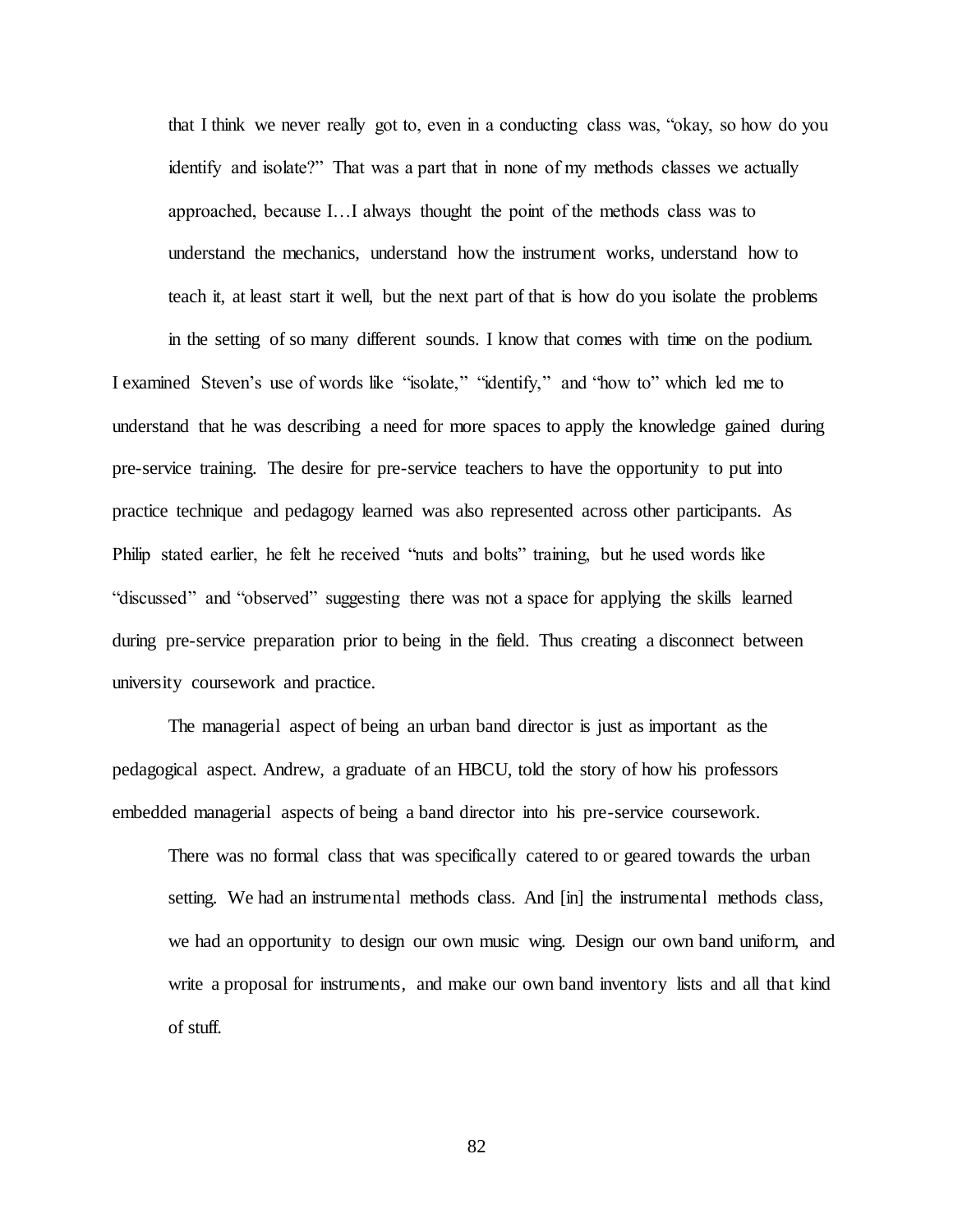> that I think we never really got to, even in a conducting class was, "okay, so how do you identify and isolate?" That was a part that in none of my methods classes we actually approached, because I…I always thought the point of the methods class was to understand the mechanics, understand how the instrument works, understand how to teach it, at least start it well, but the next part of that is how do you isolate the problems in the setting of so many different sounds. I know that comes with time on the podium.

I examined Steven's use of words like "isolate," "identify," and "how to" which led me to understand that he was describing a need for more spaces to apply the knowledge gained during pre-service training. The desire for pre-service teachers to have the opportunity to put into practice technique and pedagogy learned was also represented across other participants. As Philip stated earlier, he felt he received "nuts and bolts" training, but he used words like "discussed" and "observed" suggesting there was not a space for applying the skills learned during pre-service preparation prior to being in the field. Thus creating a disconnect between university coursework and practice.

The managerial aspect of being an urban band director is just as important as the pedagogical aspect. Andrew, a graduate of an HBCU, told the story of how his professors embedded managerial aspects of being a band director into his pre-service coursework.

> There was no formal class that was specifically catered to or geared towards the urban setting. We had an instrumental methods class. And [in] the instrumental methods class, we had an opportunity to design our own music wing. Design our own band uniform, and write a proposal for instruments, and make our own band inventory lists and all that kind of stuff.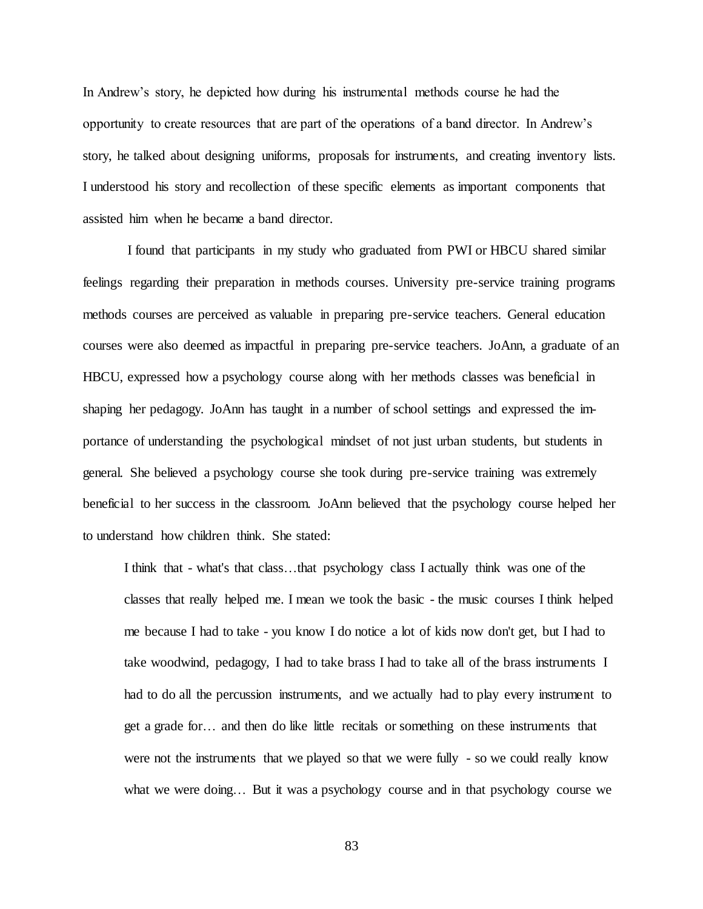In Andrew's story, he depicted how during his instrumental methods course he had the opportunity to create resources that are part of the operations of a band director. In Andrew's story, he talked about designing uniforms, proposals for instruments, and creating inventory lists. I understood his story and recollection of these specific elements as important components that assisted him when he became a band director.

I found that participants in my study who graduated from PWI or HBCU shared similar feelings regarding their preparation in methods courses. University pre-service training programs methods courses are perceived as valuable in preparing pre-service teachers. General education courses were also deemed as impactful in preparing pre-service teachers. JoAnn, a graduate of an HBCU, expressed how a psychology course along with her methods classes was beneficial in shaping her pedagogy. JoAnn has taught in a number of school settings and expressed the importance of understanding the psychological mindset of not just urban students, but students in general. She believed a psychology course she took during pre-service training was extremely beneficial to her success in the classroom. JoAnn believed that the psychology course helped her to understand how children think. She stated:

> I think that - what's that class…that psychology class I actually think was one of the classes that really helped me. I mean we took the basic - the music courses I think helped me because I had to take - you know I do notice a lot of kids now don't get, but I had to take woodwind, pedagogy, I had to take brass I had to take all of the brass instruments I had to do all the percussion instruments, and we actually had to play every instrument to get a grade for… and then do like little recitals or something on these instruments that were not the instruments that we played so that we were fully - so we could really know what we were doing… But it was a psychology course and in that psychology course we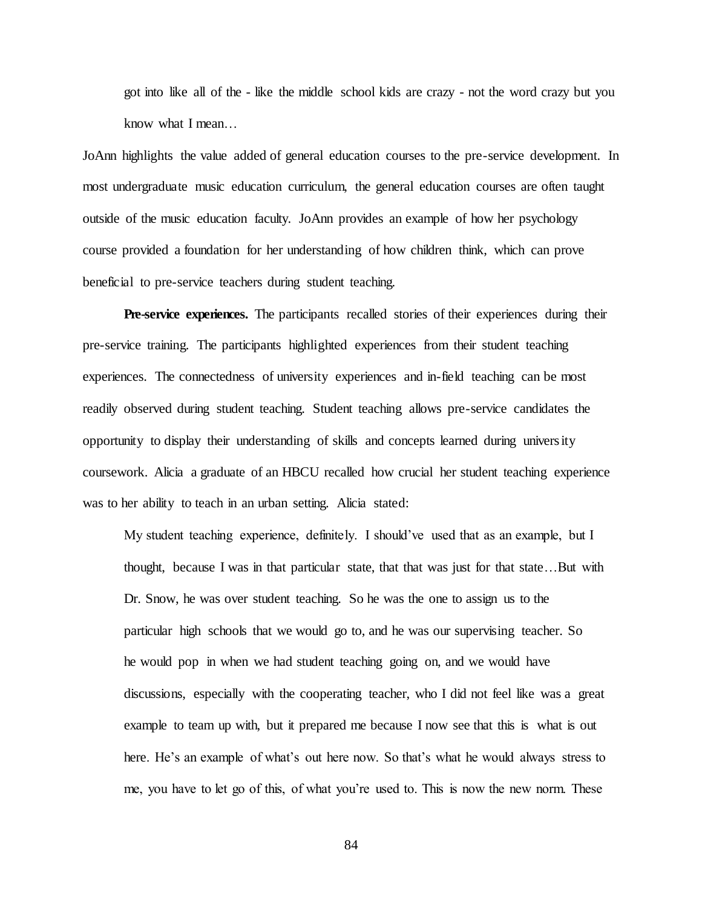> got into like all of the - like the middle school kids are crazy - not the word crazy but you know what I mean…

JoAnn highlights the value added of general education courses to the pre-service development. In most undergraduate music education curriculum, the general education courses are often taught outside of the music education faculty. JoAnn provides an example of how her psychology course provided a foundation for her understanding of how children think, which can prove beneficial to pre-service teachers during student teaching.

**Pre-service experiences.** The participants recalled stories of their experiences during their pre-service training. The participants highlighted experiences from their student teaching experiences. The connectedness of university experiences and in-field teaching can be most readily observed during student teaching. Student teaching allows pre-service candidates the opportunity to display their understanding of skills and concepts learned during university coursework. Alicia a graduate of an HBCU recalled how crucial her student teaching experience was to her ability to teach in an urban setting. Alicia stated:

> My student teaching experience, definitely. I should've used that as an example, but I thought, because I was in that particular state, that that was just for that state…But with Dr. Snow, he was over student teaching. So he was the one to assign us to the particular high schools that we would go to, and he was our supervising teacher. So he would pop in when we had student teaching going on, and we would have discussions, especially with the cooperating teacher, who I did not feel like was a great example to team up with, but it prepared me because I now see that this is what is out here. He's an example of what's out here now. So that's what he would always stress to me, you have to let go of this, of what you're used to. This is now the new norm. These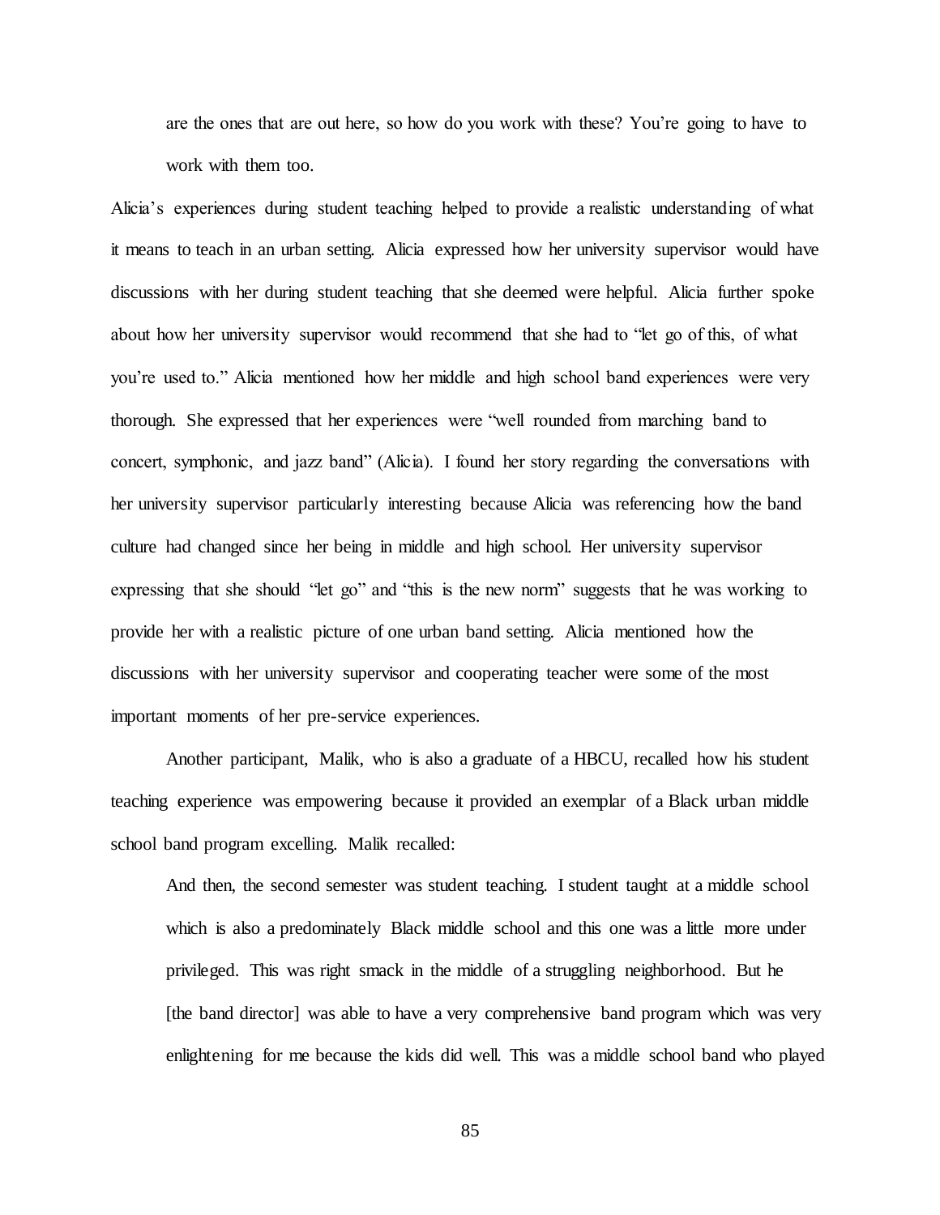> are the ones that are out here, so how do you work with these? You're going to have to work with them too.

Alicia's experiences during student teaching helped to provide a realistic understanding of what it means to teach in an urban setting. Alicia expressed how her university supervisor would have discussions with her during student teaching that she deemed were helpful. Alicia further spoke about how her university supervisor would recommend that she had to "let go of this, of what you're used to." Alicia mentioned how her middle and high school band experiences were very thorough. She expressed that her experiences were "well rounded from marching band to concert, symphonic, and jazz band" (Alicia). I found her story regarding the conversations with her university supervisor particularly interesting because Alicia was referencing how the band culture had changed since her being in middle and high school. Her university supervisor expressing that she should "let go" and "this is the new norm" suggests that he was working to provide her with a realistic picture of one urban band setting. Alicia mentioned how the discussions with her university supervisor and cooperating teacher were some of the most important moments of her pre-service experiences.

Another participant, Malik, who is also a graduate of a HBCU, recalled how his student teaching experience was empowering because it provided an exemplar of a Black urban middle school band program excelling. Malik recalled:

> And then, the second semester was student teaching. I student taught at a middle school which is also a predominately Black middle school and this one was a little more under privileged. This was right smack in the middle of a struggling neighborhood. But he [the band director] was able to have a very comprehensive band program which was very enlightening for me because the kids did well. This was a middle school band who played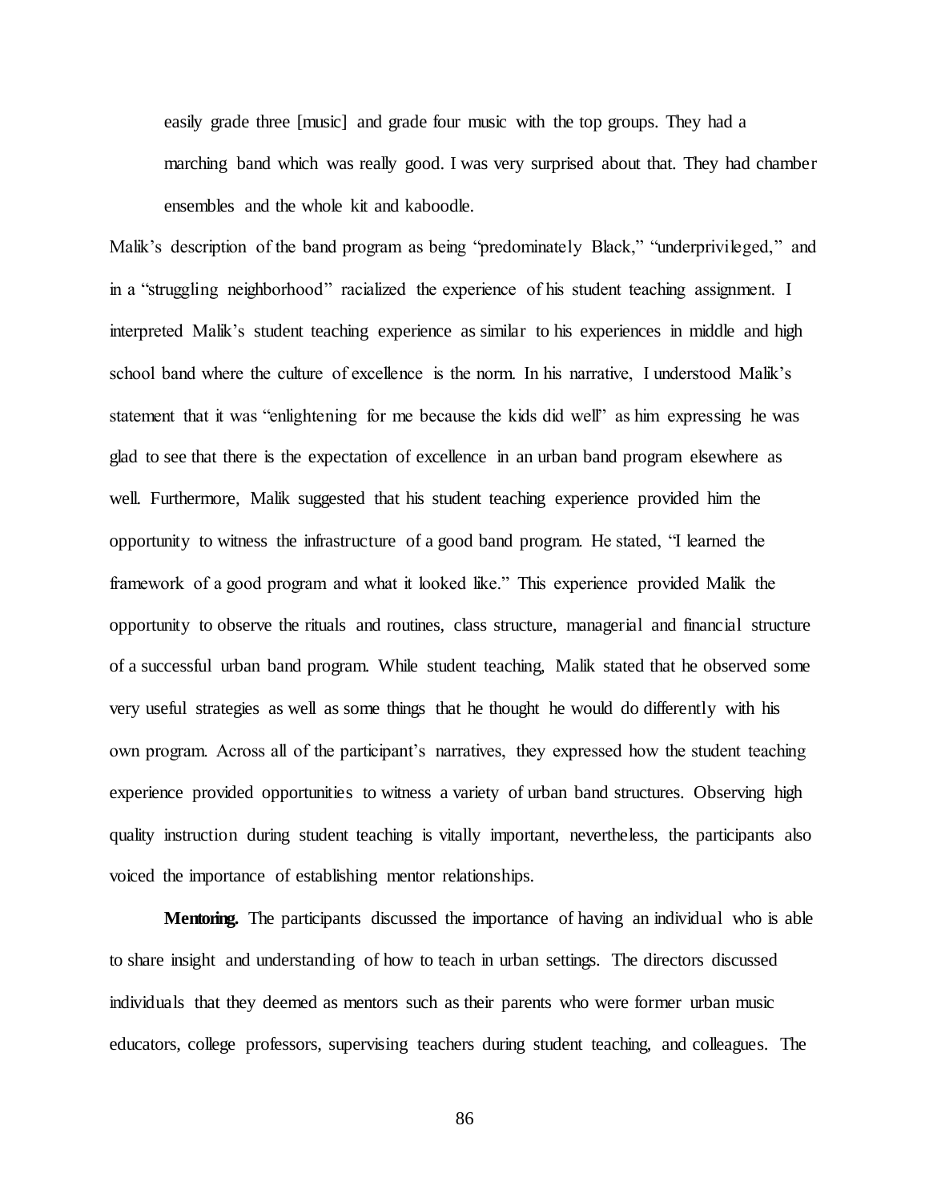> easily grade three [music] and grade four music with the top groups. They had a marching band which was really good. I was very surprised about that. They had chamber ensembles and the whole kit and kaboodle.

Malik's description of the band program as being "predominately Black," "underprivileged," and in a "struggling neighborhood" racialized the experience of his student teaching assignment. I interpreted Malik's student teaching experience as similar to his experiences in middle and high school band where the culture of excellence is the norm. In his narrative, I understood Malik's statement that it was "enlightening for me because the kids did well" as him expressing he was glad to see that there is the expectation of excellence in an urban band program elsewhere as well. Furthermore, Malik suggested that his student teaching experience provided him the opportunity to witness the infrastructure of a good band program. He stated, "I learned the framework of a good program and what it looked like." This experience provided Malik the opportunity to observe the rituals and routines, class structure, managerial and financial structure of a successful urban band program. While student teaching, Malik stated that he observed some very useful strategies as well as some things that he thought he would do differently with his own program. Across all of the participant's narratives, they expressed how the student teaching experience provided opportunities to witness a variety of urban band structures. Observing high quality instruction during student teaching is vitally important, nevertheless, the participants also voiced the importance of establishing mentor relationships.

**Mentoring.** The participants discussed the importance of having an individual who is able to share insight and understanding of how to teach in urban settings. The directors discussed individuals that they deemed as mentors such as their parents who were former urban music educators, college professors, supervising teachers during student teaching, and colleagues. The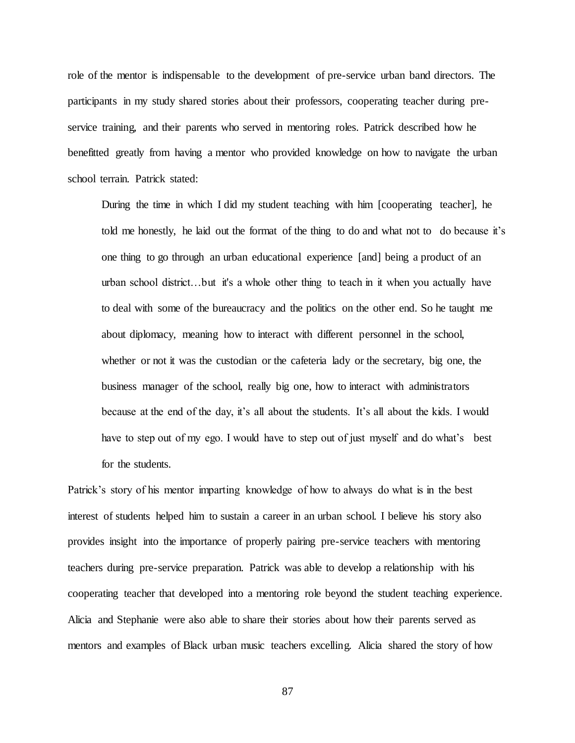role of the mentor is indispensable to the development of pre-service urban band directors. The participants in my study shared stories about their professors, cooperating teacher during pre-service training, and their parents who served in mentoring roles. Patrick described how he benefitted greatly from having a mentor who provided knowledge on how to navigate the urban school terrain. Patrick stated:

> During the time in which I did my student teaching with him [cooperating teacher], he told me honestly, he laid out the format of the thing to do and what not to do because it's one thing to go through an urban educational experience [and] being a product of an urban school district…but it's a whole other thing to teach in it when you actually have to deal with some of the bureaucracy and the politics on the other end. So he taught me about diplomacy, meaning how to interact with different personnel in the school, whether or not it was the custodian or the cafeteria lady or the secretary, big one, the business manager of the school, really big one, how to interact with administrators because at the end of the day, it's all about the students. It's all about the kids. I would have to step out of my ego. I would have to step out of just myself and do what's best for the students.

Patrick's story of his mentor imparting knowledge of how to always do what is in the best interest of students helped him to sustain a career in an urban school. I believe his story also provides insight into the importance of properly pairing pre-service teachers with mentoring teachers during pre-service preparation. Patrick was able to develop a relationship with his cooperating teacher that developed into a mentoring role beyond the student teaching experience. Alicia and Stephanie were also able to share their stories about how their parents served as mentors and examples of Black urban music teachers excelling. Alicia shared the story of how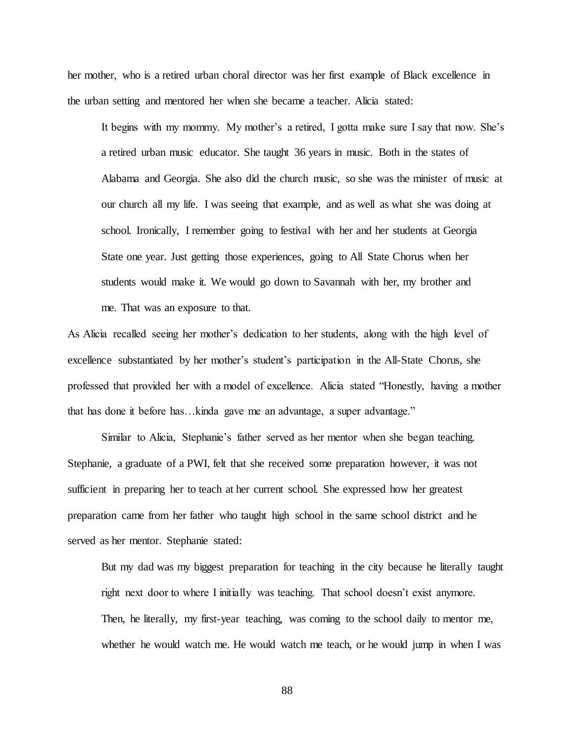her mother, who is a retired urban choral director was her first example of Black excellence in the urban setting and mentored her when she became a teacher. Alicia stated:

> It begins with my mommy. My mother's a retired, I gotta make sure I say that now. She's a retired urban music educator. She taught 36 years in music. Both in the states of Alabama and Georgia. She also did the church music, so she was the minister of music at our church all my life. I was seeing that example, and as well as what she was doing at school. Ironically, I remember going to festival with her and her students at Georgia State one year. Just getting those experiences, going to All State Chorus when her students would make it. We would go down to Savannah with her, my brother and me. That was an exposure to that.

As Alicia recalled seeing her mother's dedication to her students, along with the high level of excellence substantiated by her mother's student's participation in the All-State Chorus, she professed that provided her with a model of excellence. Alicia stated "Honestly, having a mother that has done it before has…kinda gave me an advantage, a super advantage."

Similar to Alicia, Stephanie's father served as her mentor when she began teaching. Stephanie, a graduate of a PWI, felt that she received some preparation however, it was not sufficient in preparing her to teach at her current school. She expressed how her greatest preparation came from her father who taught high school in the same school district and he served as her mentor. Stephanie stated:

> But my dad was my biggest preparation for teaching in the city because he literally taught right next door to where I initially was teaching. That school doesn't exist anymore. Then, he literally, my first-year teaching, was coming to the school daily to mentor me, whether he would watch me. He would watch me teach, or he would jump in when I was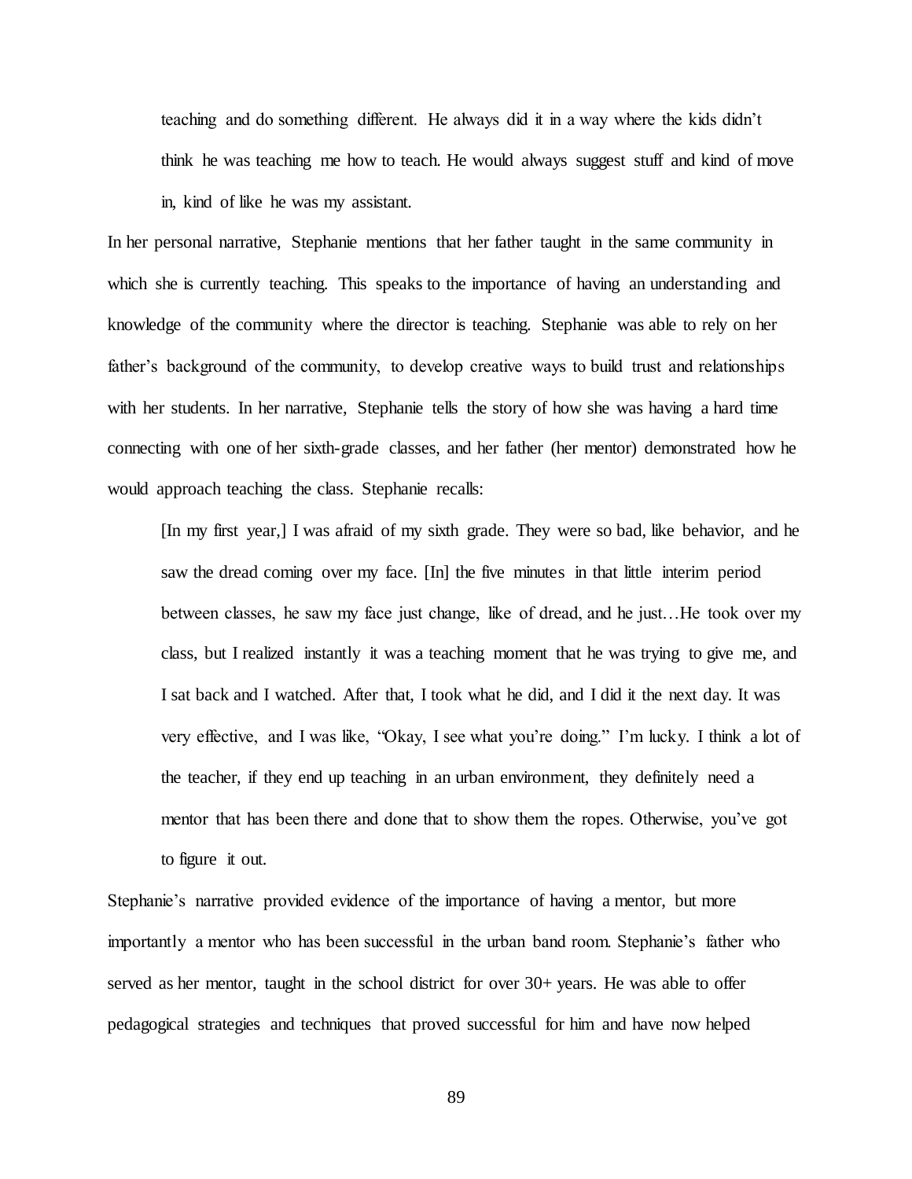> teaching and do something different. He always did it in a way where the kids didn't think he was teaching me how to teach. He would always suggest stuff and kind of move in, kind of like he was my assistant.

In her personal narrative, Stephanie mentions that her father taught in the same community in which she is currently teaching. This speaks to the importance of having an understanding and knowledge of the community where the director is teaching. Stephanie was able to rely on her father's background of the community, to develop creative ways to build trust and relationships with her students. In her narrative, Stephanie tells the story of how she was having a hard time connecting with one of her sixth-grade classes, and her father (her mentor) demonstrated how he would approach teaching the class. Stephanie recalls:

> [In my first year,] I was afraid of my sixth grade. They were so bad, like behavior, and he saw the dread coming over my face. [In] the five minutes in that little interim period between classes, he saw my face just change, like of dread, and he just…He took over my class, but I realized instantly it was a teaching moment that he was trying to give me, and I sat back and I watched. After that, I took what he did, and I did it the next day. It was very effective, and I was like, "Okay, I see what you're doing." I'm lucky. I think a lot of the teacher, if they end up teaching in an urban environment, they definitely need a mentor that has been there and done that to show them the ropes. Otherwise, you've got to figure it out.

Stephanie's narrative provided evidence of the importance of having a mentor, but more importantly a mentor who has been successful in the urban band room. Stephanie's father who served as her mentor, taught in the school district for over 30+ years. He was able to offer pedagogical strategies and techniques that proved successful for him and have now helped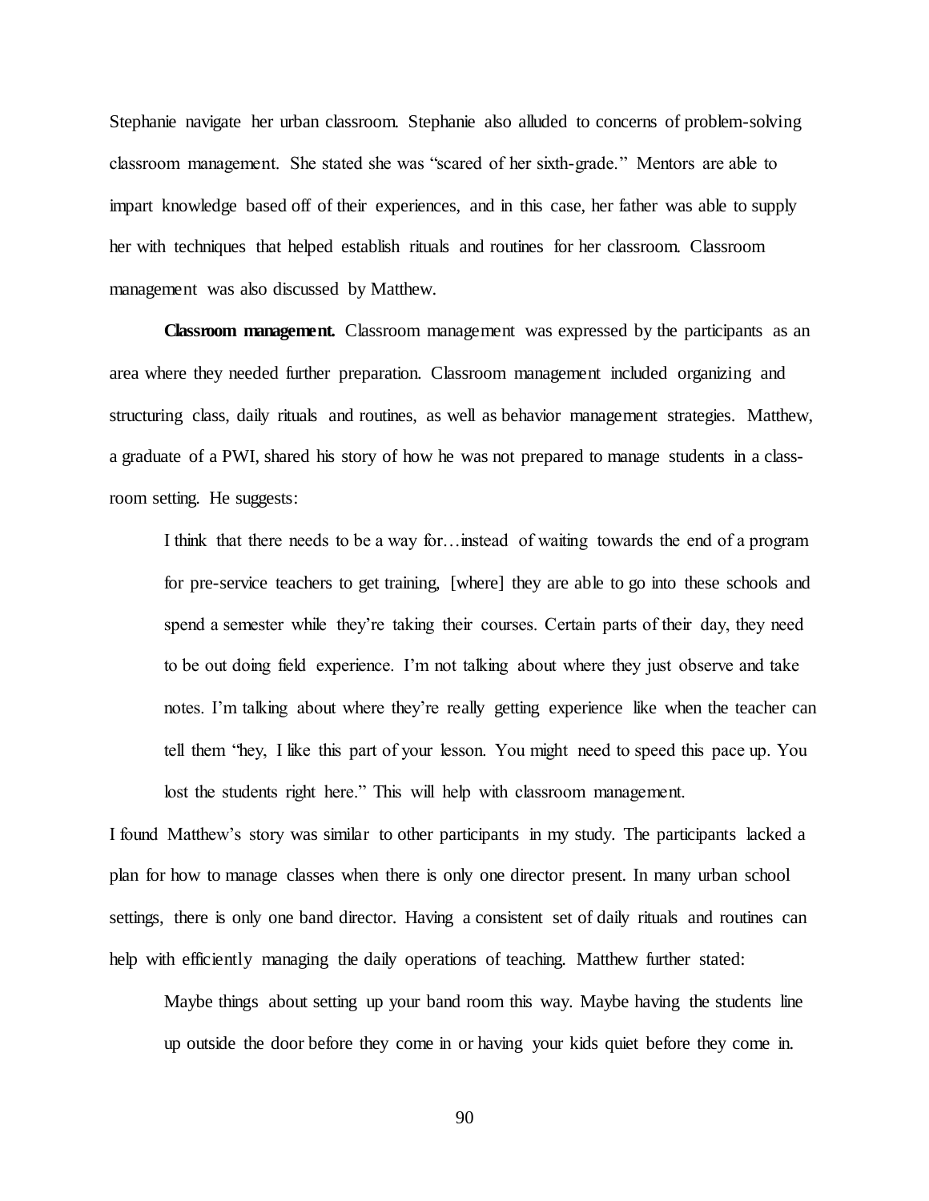Stephanie navigate her urban classroom. Stephanie also alluded to concerns of problem-solving classroom management. She stated she was "scared of her sixth-grade." Mentors are able to impart knowledge based off of their experiences, and in this case, her father was able to supply her with techniques that helped establish rituals and routines for her classroom. Classroom management was also discussed by Matthew.

**Classroom management.** Classroom management was expressed by the participants as an area where they needed further preparation. Classroom management included organizing and structuring class, daily rituals and routines, as well as behavior management strategies. Matthew, a graduate of a PWI, shared his story of how he was not prepared to manage students in a classroom setting. He suggests:

> I think that there needs to be a way for…instead of waiting towards the end of a program for pre-service teachers to get training, [where] they are able to go into these schools and spend a semester while they're taking their courses. Certain parts of their day, they need to be out doing field experience. I'm not talking about where they just observe and take notes. I'm talking about where they're really getting experience like when the teacher can tell them "hey, I like this part of your lesson. You might need to speed this pace up. You lost the students right here." This will help with classroom management.

I found Matthew's story was similar to other participants in my study. The participants lacked a plan for how to manage classes when there is only one director present. In many urban school settings, there is only one band director. Having a consistent set of daily rituals and routines can help with efficiently managing the daily operations of teaching. Matthew further stated:

> Maybe things about setting up your band room this way. Maybe having the students line up outside the door before they come in or having your kids quiet before they come in.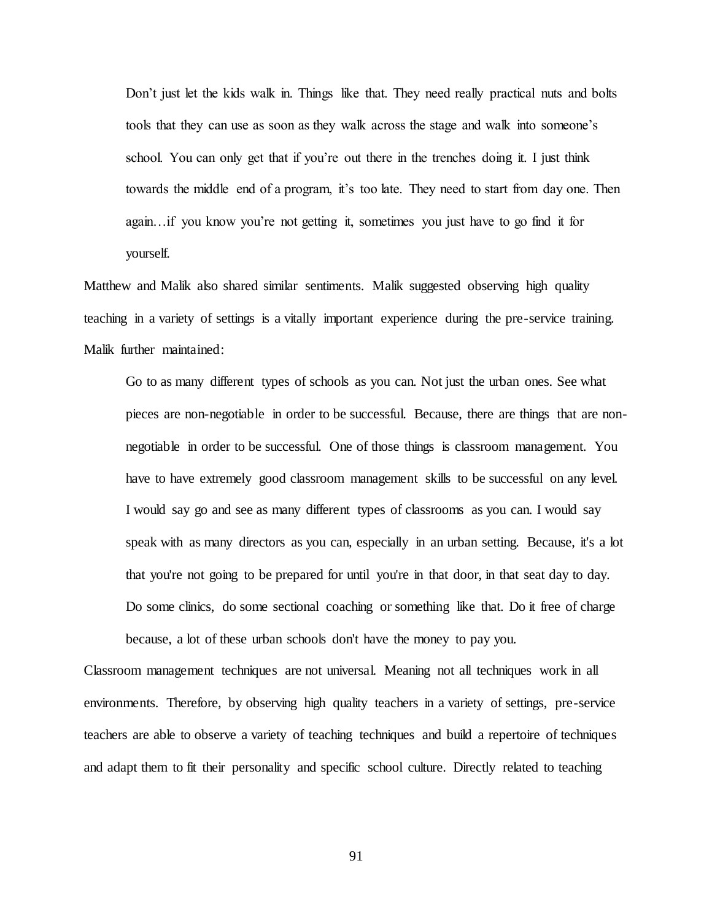> Don't just let the kids walk in. Things like that. They need really practical nuts and bolts tools that they can use as soon as they walk across the stage and walk into someone's school. You can only get that if you're out there in the trenches doing it. I just think towards the middle end of a program, it's too late. They need to start from day one. Then again…if you know you're not getting it, sometimes you just have to go find it for yourself.

Matthew and Malik also shared similar sentiments. Malik suggested observing high quality teaching in a variety of settings is a vitally important experience during the pre-service training. Malik further maintained:

> Go to as many different types of schools as you can. Not just the urban ones. See what pieces are non-negotiable in order to be successful. Because, there are things that are non-negotiable in order to be successful. One of those things is classroom management. You have to have extremely good classroom management skills to be successful on any level. I would say go and see as many different types of classrooms as you can. I would say speak with as many directors as you can, especially in an urban setting. Because, it's a lot that you're not going to be prepared for until you're in that door, in that seat day to day. Do some clinics, do some sectional coaching or something like that. Do it free of charge because, a lot of these urban schools don't have the money to pay you.

Classroom management techniques are not universal. Meaning not all techniques work in all environments. Therefore, by observing high quality teachers in a variety of settings, pre-service teachers are able to observe a variety of teaching techniques and build a repertoire of techniques and adapt them to fit their personality and specific school culture. Directly related to teaching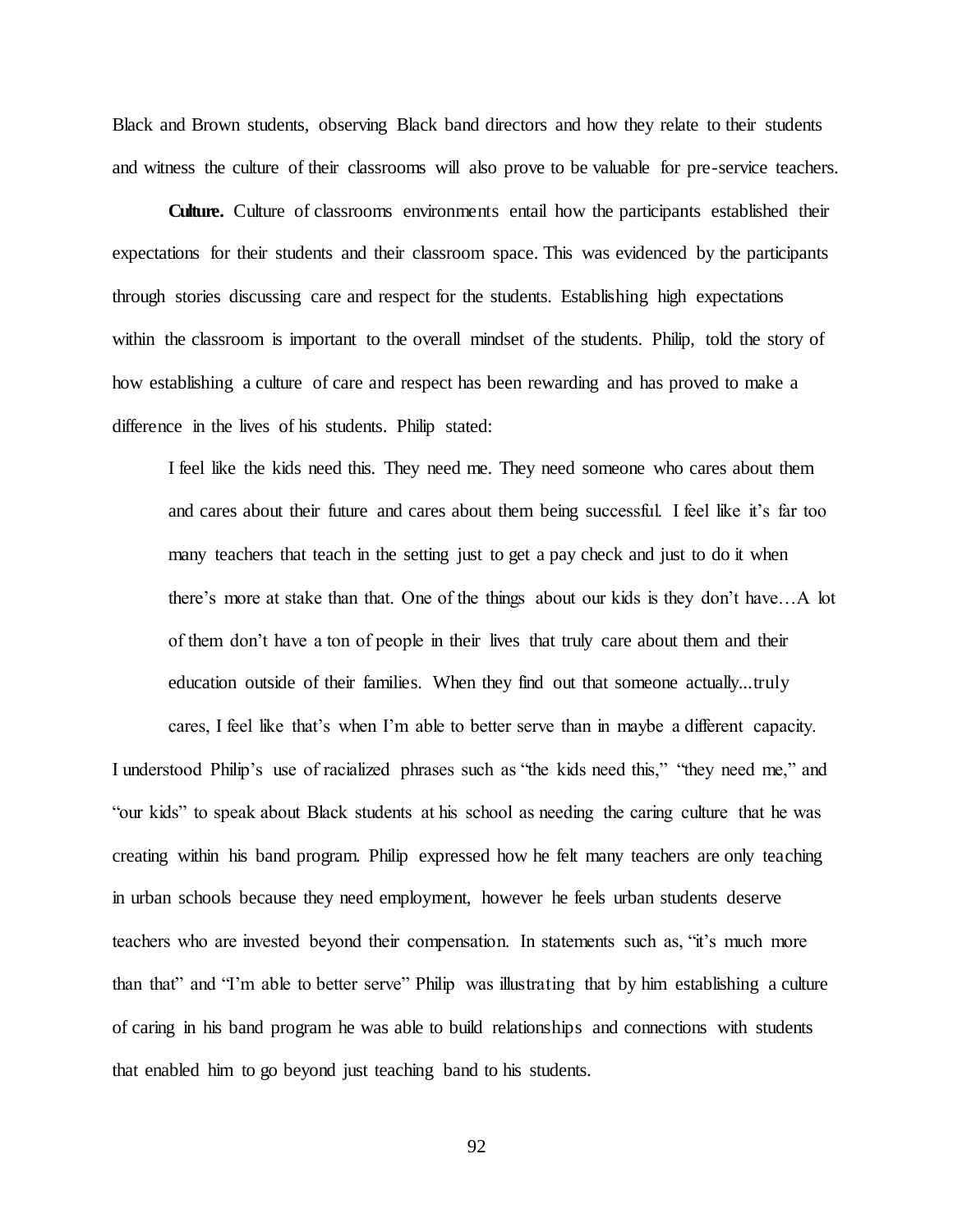Black and Brown students, observing Black band directors and how they relate to their students and witness the culture of their classrooms will also prove to be valuable for pre-service teachers.

**Culture.** Culture of classrooms environments entail how the participants established their expectations for their students and their classroom space. This was evidenced by the participants through stories discussing care and respect for the students. Establishing high expectations within the classroom is important to the overall mindset of the students. Philip, told the story of how establishing a culture of care and respect has been rewarding and has proved to make a difference in the lives of his students. Philip stated:

> I feel like the kids need this. They need me. They need someone who cares about them and cares about their future and cares about them being successful. I feel like it's far too many teachers that teach in the setting just to get a pay check and just to do it when there's more at stake than that. One of the things about our kids is they don't have…A lot of them don't have a ton of people in their lives that truly care about them and their education outside of their families. When they find out that someone actually...truly cares, I feel like that's when I'm able to better serve than in maybe a different capacity.

I understood Philip's use of racialized phrases such as "the kids need this," "they need me," and "our kids" to speak about Black students at his school as needing the caring culture that he was creating within his band program. Philip expressed how he felt many teachers are only teaching in urban schools because they need employment, however he feels urban students deserve teachers who are invested beyond their compensation. In statements such as, "it's much more than that" and "I'm able to better serve" Philip was illustrating that by him establishing a culture of caring in his band program he was able to build relationships and connections with students that enabled him to go beyond just teaching band to his students.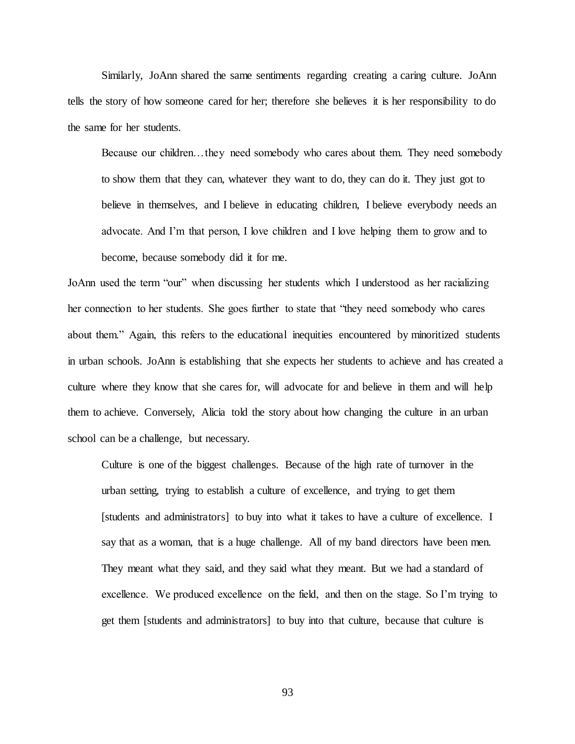Similarly, JoAnn shared the same sentiments regarding creating a caring culture. JoAnn tells the story of how someone cared for her; therefore she believes it is her responsibility to do the same for her students.

> Because our children…they need somebody who cares about them. They need somebody to show them that they can, whatever they want to do, they can do it. They just got to believe in themselves, and I believe in educating children, I believe everybody needs an advocate. And I'm that person, I love children and I love helping them to grow and to become, because somebody did it for me.

JoAnn used the term "our" when discussing her students which I understood as her racializing her connection to her students. She goes further to state that "they need somebody who cares about them." Again, this refers to the educational inequities encountered by minoritized students in urban schools. JoAnn is establishing that she expects her students to achieve and has created a culture where they know that she cares for, will advocate for and believe in them and will help them to achieve. Conversely, Alicia told the story about how changing the culture in an urban school can be a challenge, but necessary.

> Culture is one of the biggest challenges. Because of the high rate of turnover in the urban setting, trying to establish a culture of excellence, and trying to get them [students and administrators] to buy into what it takes to have a culture of excellence. I say that as a woman, that is a huge challenge. All of my band directors have been men. They meant what they said, and they said what they meant. But we had a standard of excellence. We produced excellence on the field, and then on the stage. So I'm trying to get them [students and administrators] to buy into that culture, because that culture is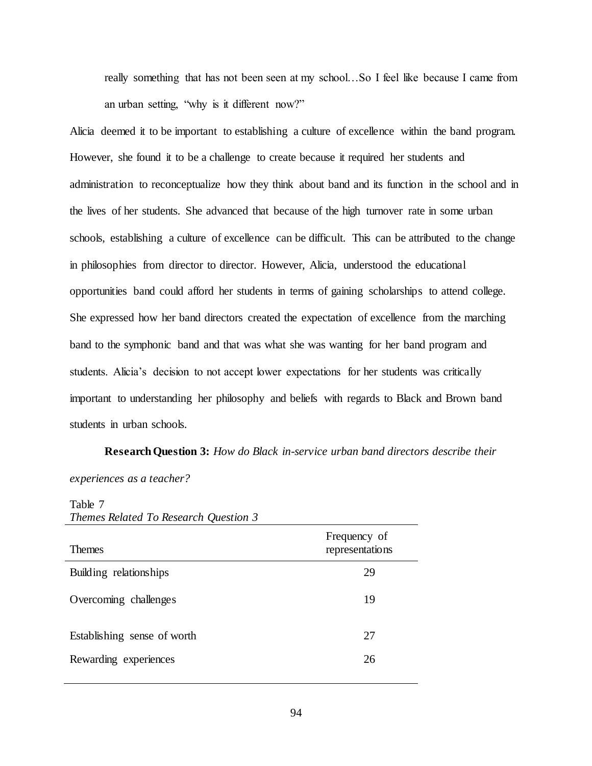really something that has not been seen at my school…So I feel like because I came from an urban setting, "why is it different now?"

Alicia deemed it to be important to establishing a culture of excellence within the band program. However, she found it to be a challenge to create because it required her students and administration to reconceptualize how they think about band and its function in the school and in the lives of her students. She advanced that because of the high turnover rate in some urban schools, establishing a culture of excellence can be difficult. This can be attributed to the change in philosophies from director to director. However, Alicia, understood the educational opportunities band could afford her students in terms of gaining scholarships to attend college. She expressed how her band directors created the expectation of excellence from the marching band to the symphonic band and that was what she was wanting for her band program and students. Alicia's decision to not accept lower expectations for her students was critically important to understanding her philosophy and beliefs with regards to Black and Brown band students in urban schools.

**Research Question 3:** *How do Black in-service urban band directors describe their experiences as a teacher?*

Table 7
*Themes Related To Research Question 3*

| Themes | Frequency of representations |
|---|---|
| Building relationships | 29 |
| Overcoming challenges | 19 |
| Establishing sense of worth | 27 |
| Rewarding experiences | 26 |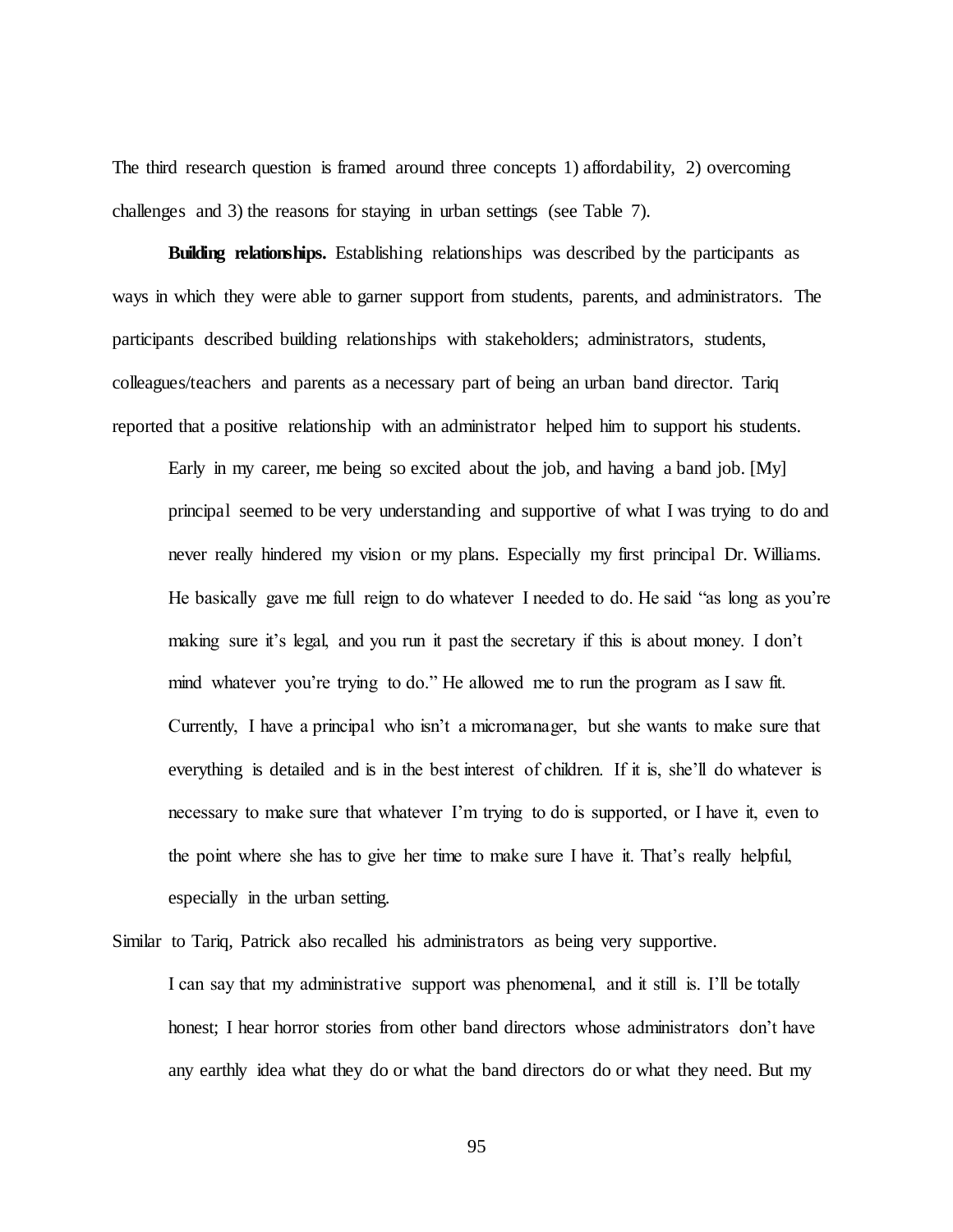The third research question is framed around three concepts 1) affordability, 2) overcoming challenges and 3) the reasons for staying in urban settings (see Table 7).

**Building relationships.** Establishing relationships was described by the participants as ways in which they were able to garner support from students, parents, and administrators. The participants described building relationships with stakeholders; administrators, students, colleagues/teachers and parents as a necessary part of being an urban band director. Tariq reported that a positive relationship with an administrator helped him to support his students.

> Early in my career, me being so excited about the job, and having a band job. [My] principal seemed to be very understanding and supportive of what I was trying to do and never really hindered my vision or my plans. Especially my first principal Dr. Williams. He basically gave me full reign to do whatever I needed to do. He said "as long as you're making sure it's legal, and you run it past the secretary if this is about money. I don't mind whatever you're trying to do." He allowed me to run the program as I saw fit. Currently, I have a principal who isn't a micromanager, but she wants to make sure that everything is detailed and is in the best interest of children. If it is, she'll do whatever is necessary to make sure that whatever I'm trying to do is supported, or I have it, even to the point where she has to give her time to make sure I have it. That's really helpful, especially in the urban setting.

Similar to Tariq, Patrick also recalled his administrators as being very supportive.

> I can say that my administrative support was phenomenal, and it still is. I'll be totally honest; I hear horror stories from other band directors whose administrators don't have any earthly idea what they do or what the band directors do or what they need. But my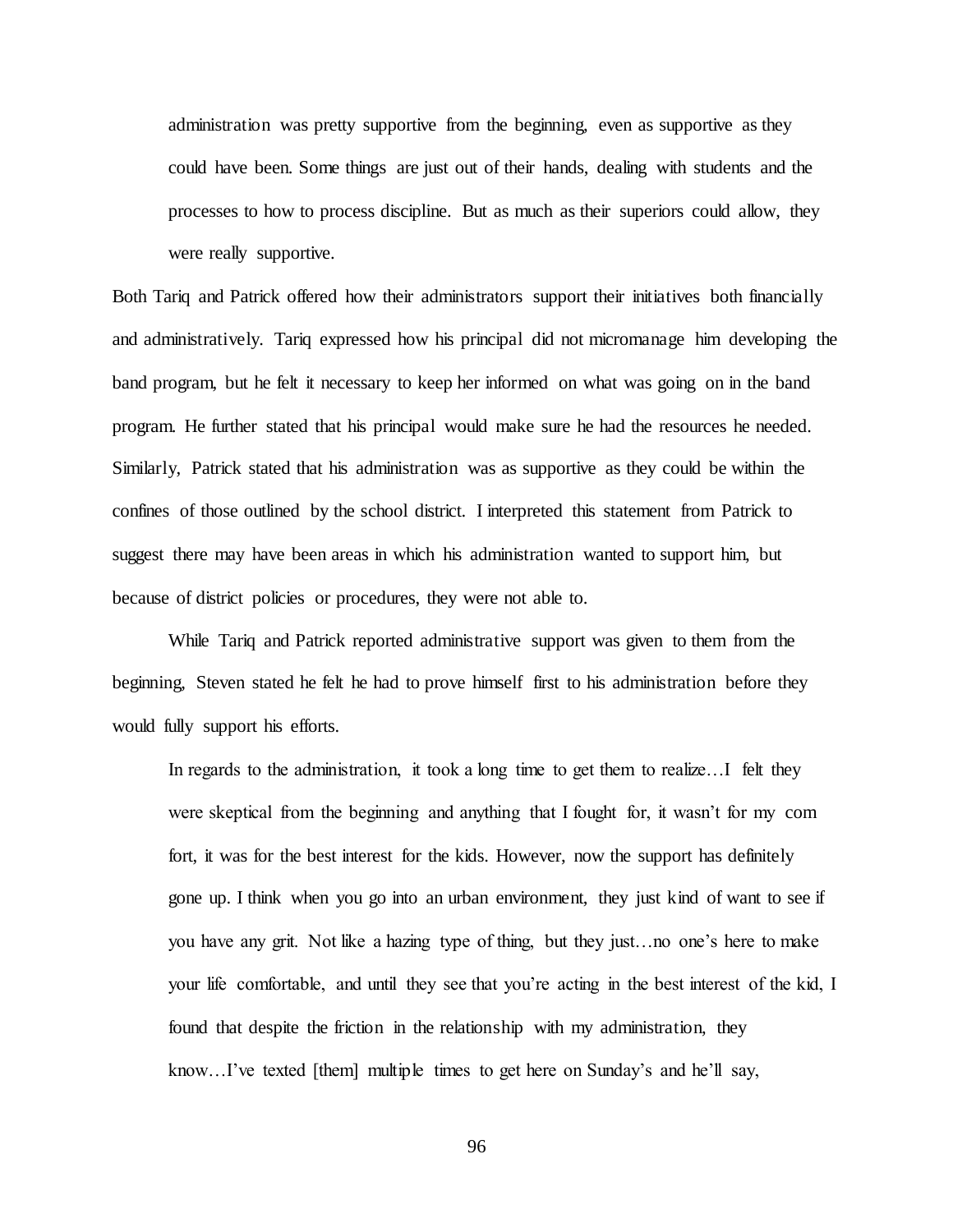> administration was pretty supportive from the beginning, even as supportive as they could have been. Some things are just out of their hands, dealing with students and the processes to how to process discipline. But as much as their superiors could allow, they were really supportive.

Both Tariq and Patrick offered how their administrators support their initiatives both financially and administratively. Tariq expressed how his principal did not micromanage him developing the band program, but he felt it necessary to keep her informed on what was going on in the band program. He further stated that his principal would make sure he had the resources he needed. Similarly, Patrick stated that his administration was as supportive as they could be within the confines of those outlined by the school district. I interpreted this statement from Patrick to suggest there may have been areas in which his administration wanted to support him, but because of district policies or procedures, they were not able to.

While Tariq and Patrick reported administrative support was given to them from the beginning, Steven stated he felt he had to prove himself first to his administration before they would fully support his efforts.

> In regards to the administration, it took a long time to get them to realize…I felt they were skeptical from the beginning and anything that I fought for, it wasn't for my com fort, it was for the best interest for the kids. However, now the support has definitely gone up. I think when you go into an urban environment, they just kind of want to see if you have any grit. Not like a hazing type of thing, but they just…no one's here to make your life comfortable, and until they see that you're acting in the best interest of the kid, I found that despite the friction in the relationship with my administration, they know…I've texted [them] multiple times to get here on Sunday's and he'll say,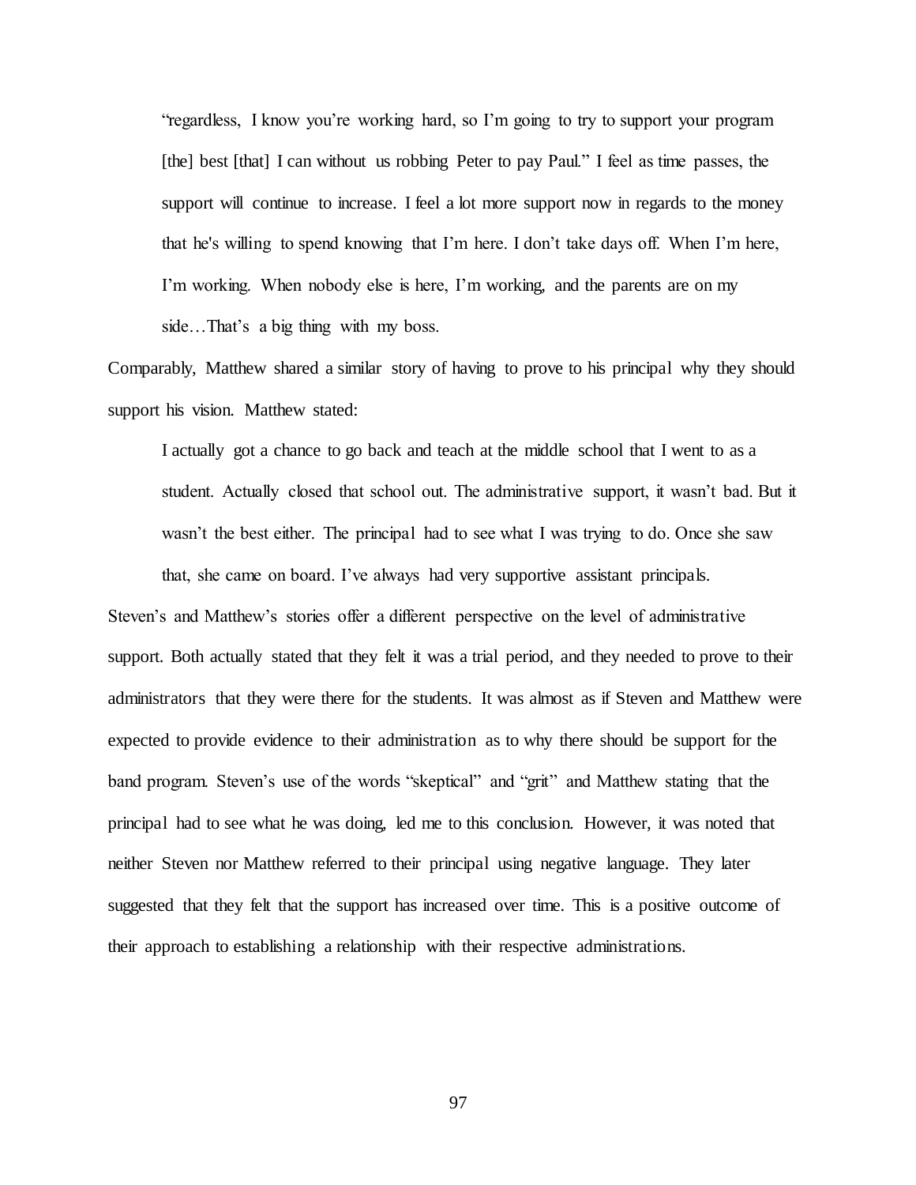> "regardless, I know you're working hard, so I'm going to try to support your program [the] best [that] I can without us robbing Peter to pay Paul." I feel as time passes, the support will continue to increase. I feel a lot more support now in regards to the money that he's willing to spend knowing that I'm here. I don't take days off. When I'm here, I'm working. When nobody else is here, I'm working, and the parents are on my side…That's a big thing with my boss.

Comparably, Matthew shared a similar story of having to prove to his principal why they should support his vision. Matthew stated:

> I actually got a chance to go back and teach at the middle school that I went to as a student. Actually closed that school out. The administrative support, it wasn't bad. But it wasn't the best either. The principal had to see what I was trying to do. Once she saw that, she came on board. I've always had very supportive assistant principals.

Steven's and Matthew's stories offer a different perspective on the level of administrative support. Both actually stated that they felt it was a trial period, and they needed to prove to their administrators that they were there for the students. It was almost as if Steven and Matthew were expected to provide evidence to their administration as to why there should be support for the band program. Steven's use of the words "skeptical" and "grit" and Matthew stating that the principal had to see what he was doing, led me to this conclusion. However, it was noted that neither Steven nor Matthew referred to their principal using negative language. They later suggested that they felt that the support has increased over time. This is a positive outcome of their approach to establishing a relationship with their respective administrations.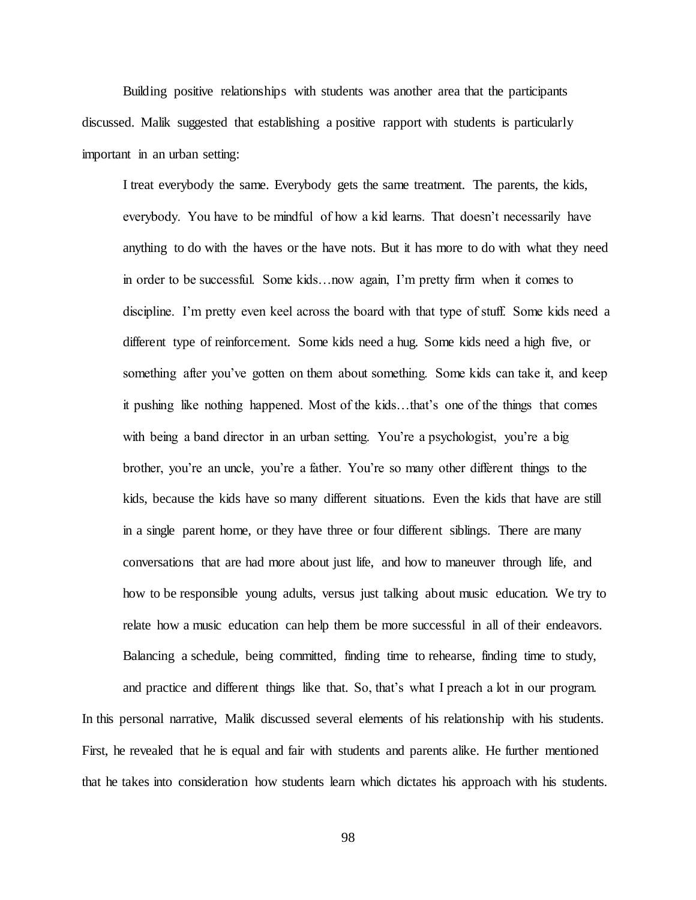Building positive relationships with students was another area that the participants discussed. Malik suggested that establishing a positive rapport with students is particularly important in an urban setting:

> I treat everybody the same. Everybody gets the same treatment. The parents, the kids, everybody. You have to be mindful of how a kid learns. That doesn't necessarily have anything to do with the haves or the have nots. But it has more to do with what they need in order to be successful. Some kids…now again, I'm pretty firm when it comes to discipline. I'm pretty even keel across the board with that type of stuff. Some kids need a different type of reinforcement. Some kids need a hug. Some kids need a high five, or something after you've gotten on them about something. Some kids can take it, and keep it pushing like nothing happened. Most of the kids…that's one of the things that comes with being a band director in an urban setting. You're a psychologist, you're a big brother, you're an uncle, you're a father. You're so many other different things to the kids, because the kids have so many different situations. Even the kids that have are still in a single parent home, or they have three or four different siblings. There are many conversations that are had more about just life, and how to maneuver through life, and how to be responsible young adults, versus just talking about music education. We try to relate how a music education can help them be more successful in all of their endeavors. Balancing a schedule, being committed, finding time to rehearse, finding time to study, and practice and different things like that. So, that's what I preach a lot in our program.

In this personal narrative, Malik discussed several elements of his relationship with his students. First, he revealed that he is equal and fair with students and parents alike. He further mentioned that he takes into consideration how students learn which dictates his approach with his students.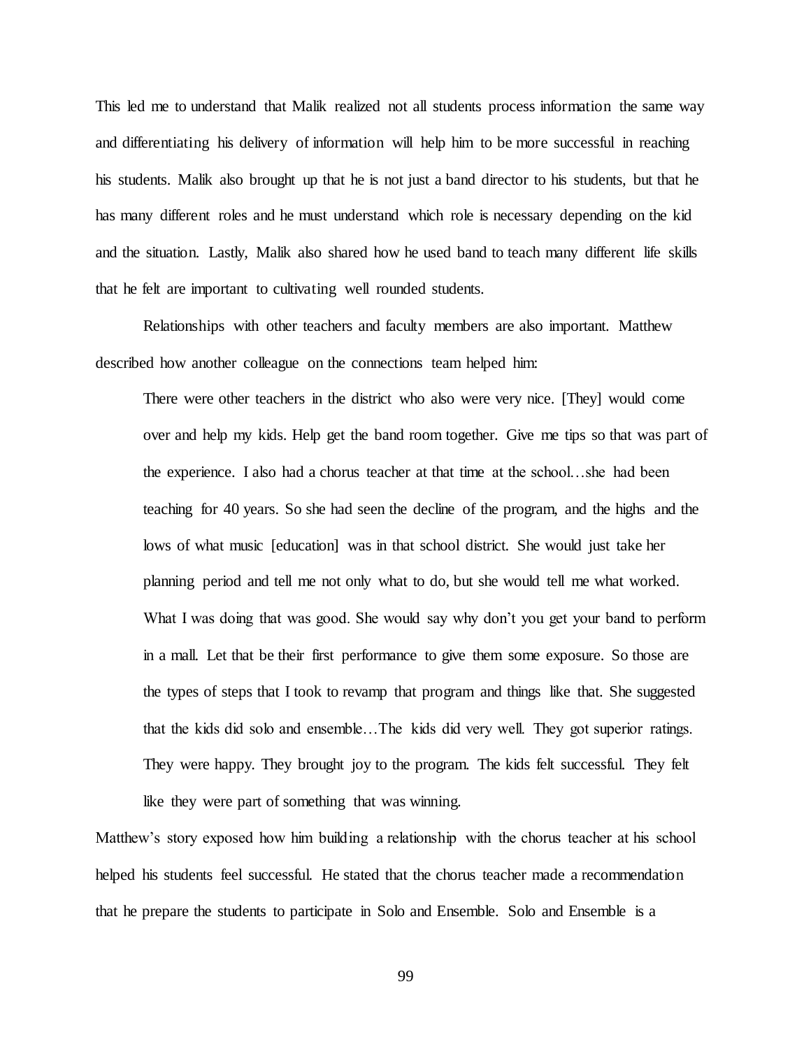This led me to understand that Malik realized not all students process information the same way and differentiating his delivery of information will help him to be more successful in reaching his students. Malik also brought up that he is not just a band director to his students, but that he has many different roles and he must understand which role is necessary depending on the kid and the situation. Lastly, Malik also shared how he used band to teach many different life skills that he felt are important to cultivating well rounded students.

Relationships with other teachers and faculty members are also important. Matthew described how another colleague on the connections team helped him:

> There were other teachers in the district who also were very nice. [They] would come over and help my kids. Help get the band room together. Give me tips so that was part of the experience. I also had a chorus teacher at that time at the school…she had been teaching for 40 years. So she had seen the decline of the program, and the highs and the lows of what music [education] was in that school district. She would just take her planning period and tell me not only what to do, but she would tell me what worked. What I was doing that was good. She would say why don't you get your band to perform in a mall. Let that be their first performance to give them some exposure. So those are the types of steps that I took to revamp that program and things like that. She suggested that the kids did solo and ensemble…The kids did very well. They got superior ratings. They were happy. They brought joy to the program. The kids felt successful. They felt like they were part of something that was winning.

Matthew's story exposed how him building a relationship with the chorus teacher at his school helped his students feel successful. He stated that the chorus teacher made a recommendation that he prepare the students to participate in Solo and Ensemble. Solo and Ensemble is a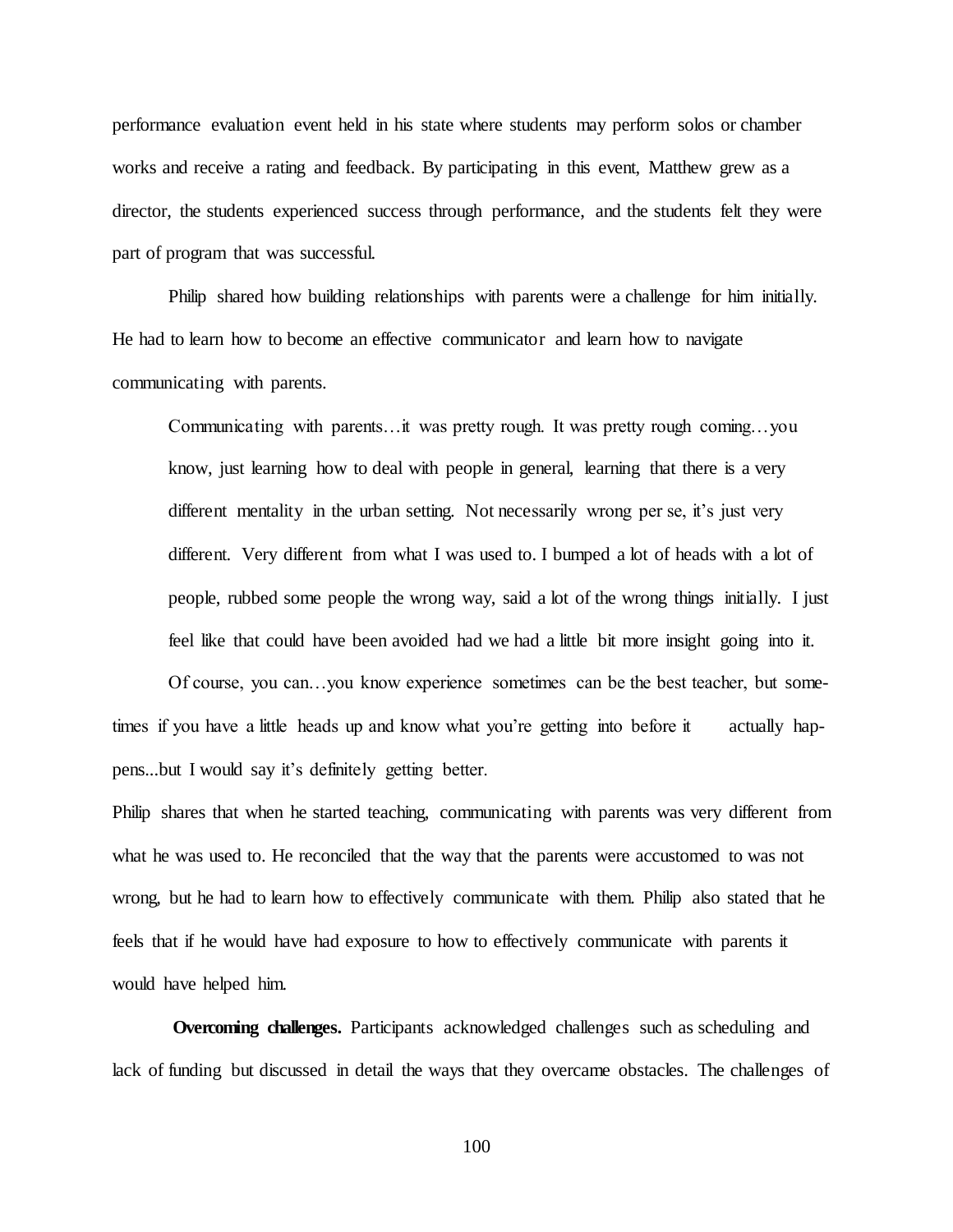performance evaluation event held in his state where students may perform solos or chamber works and receive a rating and feedback. By participating in this event, Matthew grew as a director, the students experienced success through performance, and the students felt they were part of program that was successful.

Philip shared how building relationships with parents were a challenge for him initially. He had to learn how to become an effective communicator and learn how to navigate communicating with parents.

> Communicating with parents…it was pretty rough. It was pretty rough coming…you know, just learning how to deal with people in general, learning that there is a very different mentality in the urban setting. Not necessarily wrong per se, it's just very different. Very different from what I was used to. I bumped a lot of heads with a lot of people, rubbed some people the wrong way, said a lot of the wrong things initially. I just feel like that could have been avoided had we had a little bit more insight going into it.
>
> Of course, you can…you know experience sometimes can be the best teacher, but sometimes if you have a little heads up and know what you're getting into before it actually happens...but I would say it's definitely getting better.

Philip shares that when he started teaching, communicating with parents was very different from what he was used to. He reconciled that the way that the parents were accustomed to was not wrong, but he had to learn how to effectively communicate with them. Philip also stated that he feels that if he would have had exposure to how to effectively communicate with parents it would have helped him.

**Overcoming challenges.** Participants acknowledged challenges such as scheduling and lack of funding but discussed in detail the ways that they overcame obstacles. The challenges of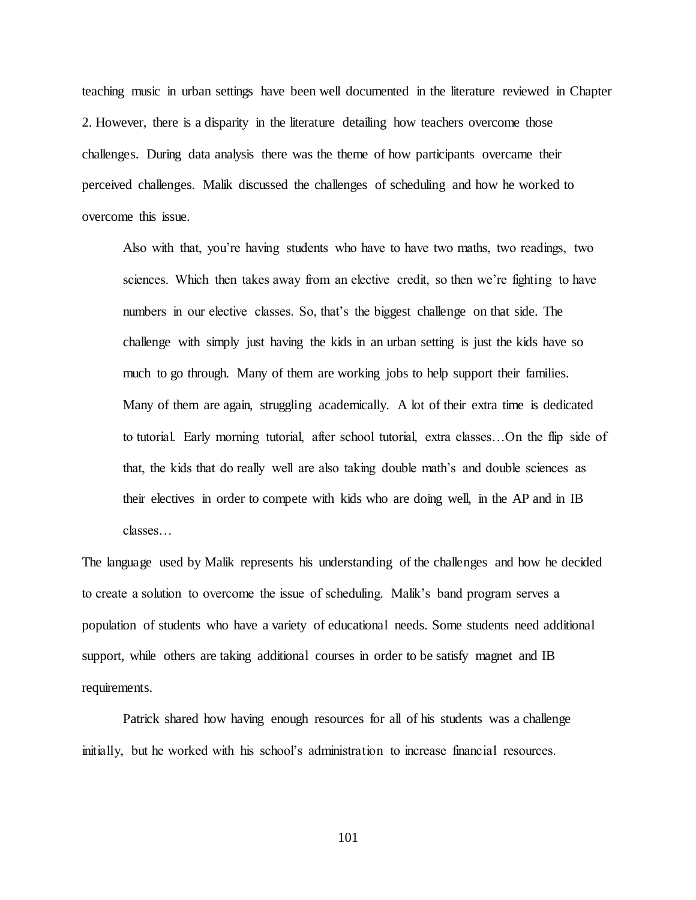teaching music in urban settings have been well documented in the literature reviewed in Chapter 2. However, there is a disparity in the literature detailing how teachers overcome those challenges. During data analysis there was the theme of how participants overcame their perceived challenges. Malik discussed the challenges of scheduling and how he worked to overcome this issue.

> Also with that, you're having students who have to have two maths, two readings, two sciences. Which then takes away from an elective credit, so then we're fighting to have numbers in our elective classes. So, that's the biggest challenge on that side. The challenge with simply just having the kids in an urban setting is just the kids have so much to go through. Many of them are working jobs to help support their families. Many of them are again, struggling academically. A lot of their extra time is dedicated to tutorial. Early morning tutorial, after school tutorial, extra classes…On the flip side of that, the kids that do really well are also taking double math's and double sciences as their electives in order to compete with kids who are doing well, in the AP and in IB classes…

The language used by Malik represents his understanding of the challenges and how he decided to create a solution to overcome the issue of scheduling. Malik's band program serves a population of students who have a variety of educational needs. Some students need additional support, while others are taking additional courses in order to be satisfy magnet and IB requirements.

Patrick shared how having enough resources for all of his students was a challenge initially, but he worked with his school's administration to increase financial resources.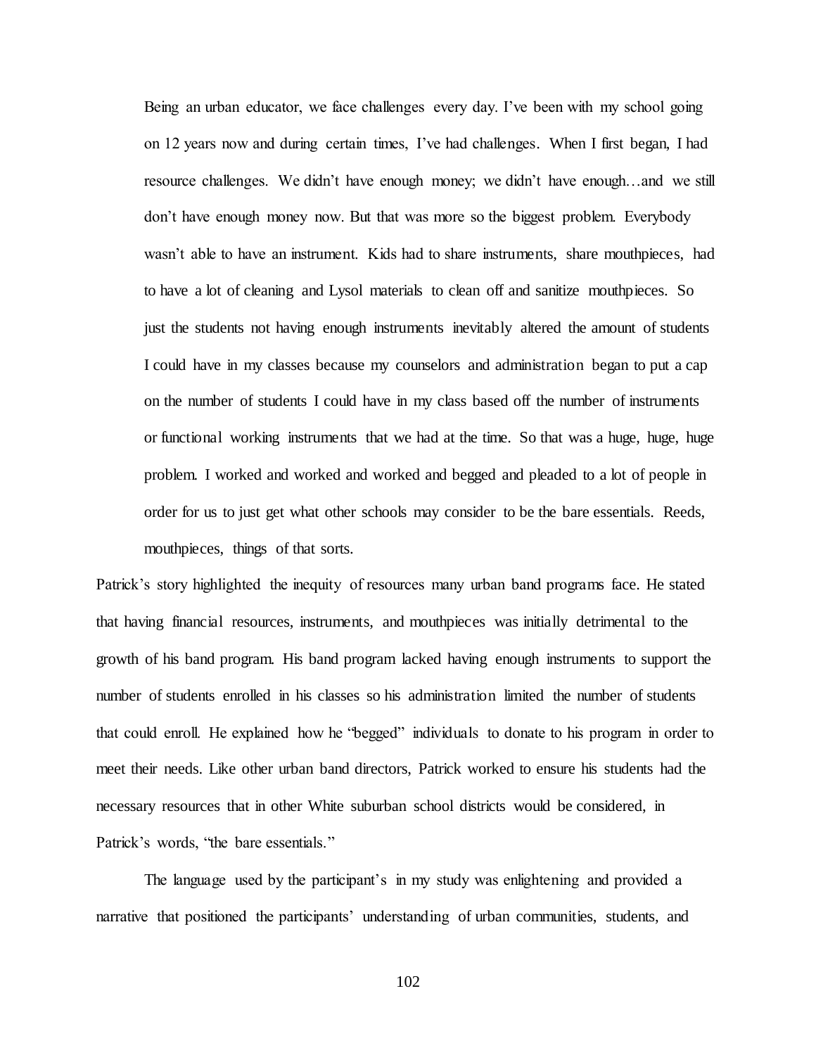> Being an urban educator, we face challenges every day. I've been with my school going on 12 years now and during certain times, I've had challenges. When I first began, I had resource challenges. We didn't have enough money; we didn't have enough…and we still don't have enough money now. But that was more so the biggest problem. Everybody wasn't able to have an instrument. Kids had to share instruments, share mouthpieces, had to have a lot of cleaning and Lysol materials to clean off and sanitize mouthpieces. So just the students not having enough instruments inevitably altered the amount of students I could have in my classes because my counselors and administration began to put a cap on the number of students I could have in my class based off the number of instruments or functional working instruments that we had at the time. So that was a huge, huge, huge problem. I worked and worked and worked and begged and pleaded to a lot of people in order for us to just get what other schools may consider to be the bare essentials. Reeds, mouthpieces, things of that sorts.

Patrick's story highlighted the inequity of resources many urban band programs face. He stated that having financial resources, instruments, and mouthpieces was initially detrimental to the growth of his band program. His band program lacked having enough instruments to support the number of students enrolled in his classes so his administration limited the number of students that could enroll. He explained how he "begged" individuals to donate to his program in order to meet their needs. Like other urban band directors, Patrick worked to ensure his students had the necessary resources that in other White suburban school districts would be considered, in Patrick's words, "the bare essentials."

The language used by the participant's in my study was enlightening and provided a narrative that positioned the participants' understanding of urban communities, students, and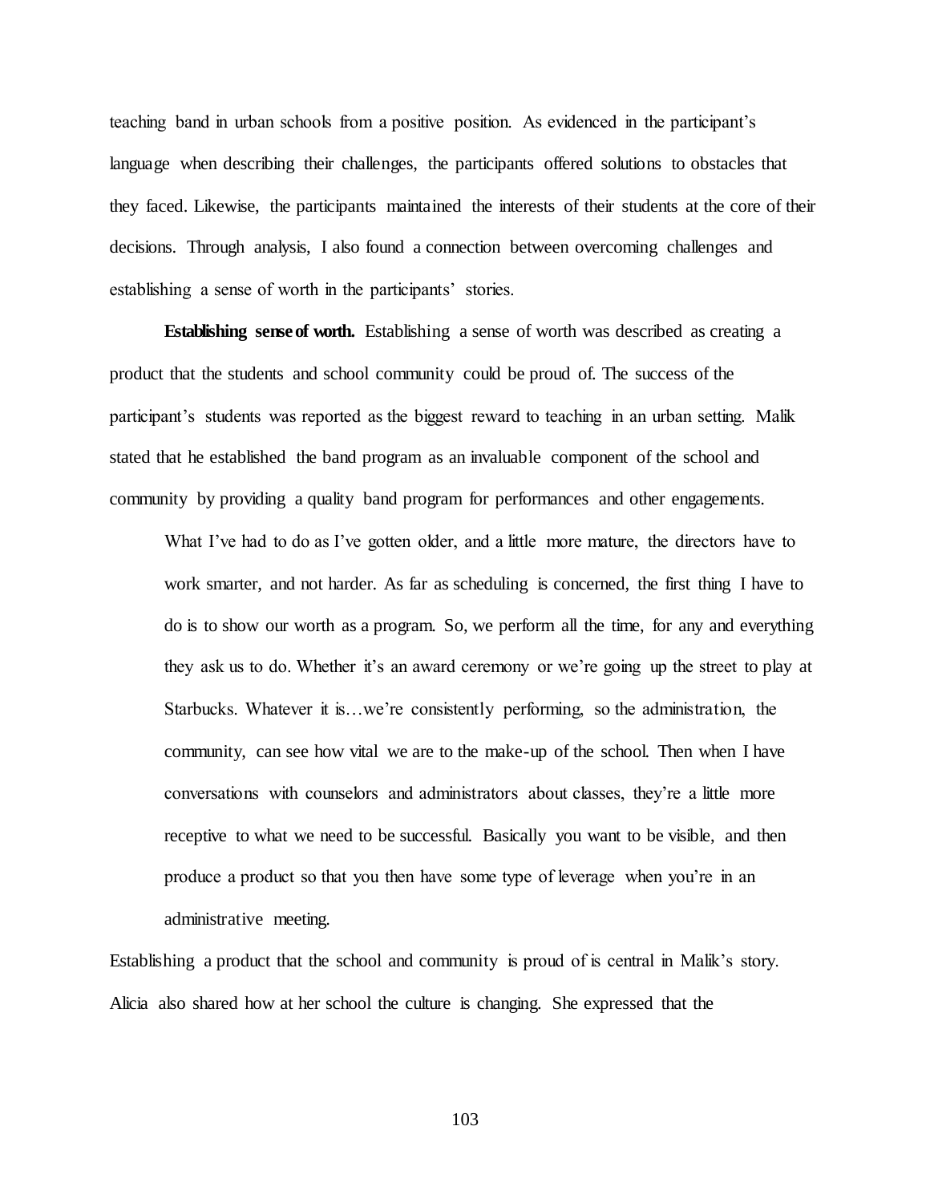teaching band in urban schools from a positive position. As evidenced in the participant's language when describing their challenges, the participants offered solutions to obstacles that they faced. Likewise, the participants maintained the interests of their students at the core of their decisions. Through analysis, I also found a connection between overcoming challenges and establishing a sense of worth in the participants' stories.

**Establishing sense of worth.** Establishing a sense of worth was described as creating a product that the students and school community could be proud of. The success of the participant's students was reported as the biggest reward to teaching in an urban setting. Malik stated that he established the band program as an invaluable component of the school and community by providing a quality band program for performances and other engagements.

> What I've had to do as I've gotten older, and a little more mature, the directors have to work smarter, and not harder. As far as scheduling is concerned, the first thing I have to do is to show our worth as a program. So, we perform all the time, for any and everything they ask us to do. Whether it's an award ceremony or we're going up the street to play at Starbucks. Whatever it is…we're consistently performing, so the administration, the community, can see how vital we are to the make-up of the school. Then when I have conversations with counselors and administrators about classes, they're a little more receptive to what we need to be successful. Basically you want to be visible, and then produce a product so that you then have some type of leverage when you're in an administrative meeting.

Establishing a product that the school and community is proud of is central in Malik's story. Alicia also shared how at her school the culture is changing. She expressed that the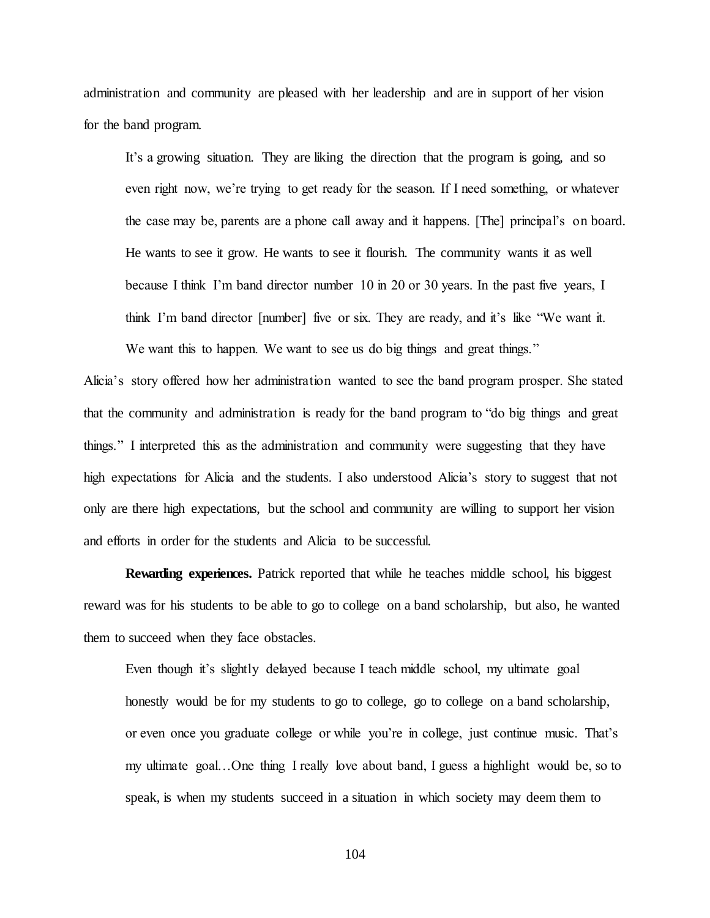administration and community are pleased with her leadership and are in support of her vision for the band program.

> It's a growing situation. They are liking the direction that the program is going, and so even right now, we're trying to get ready for the season. If I need something, or whatever the case may be, parents are a phone call away and it happens. [The] principal's on board. He wants to see it grow. He wants to see it flourish. The community wants it as well because I think I'm band director number 10 in 20 or 30 years. In the past five years, I think I'm band director [number] five or six. They are ready, and it's like "We want it. We want this to happen. We want to see us do big things and great things."

Alicia's story offered how her administration wanted to see the band program prosper. She stated that the community and administration is ready for the band program to "do big things and great things." I interpreted this as the administration and community were suggesting that they have high expectations for Alicia and the students. I also understood Alicia's story to suggest that not only are there high expectations, but the school and community are willing to support her vision and efforts in order for the students and Alicia to be successful.

**Rewarding experiences.** Patrick reported that while he teaches middle school, his biggest reward was for his students to be able to go to college on a band scholarship, but also, he wanted them to succeed when they face obstacles.

> Even though it's slightly delayed because I teach middle school, my ultimate goal honestly would be for my students to go to college, go to college on a band scholarship, or even once you graduate college or while you're in college, just continue music. That's my ultimate goal…One thing I really love about band, I guess a highlight would be, so to speak, is when my students succeed in a situation in which society may deem them to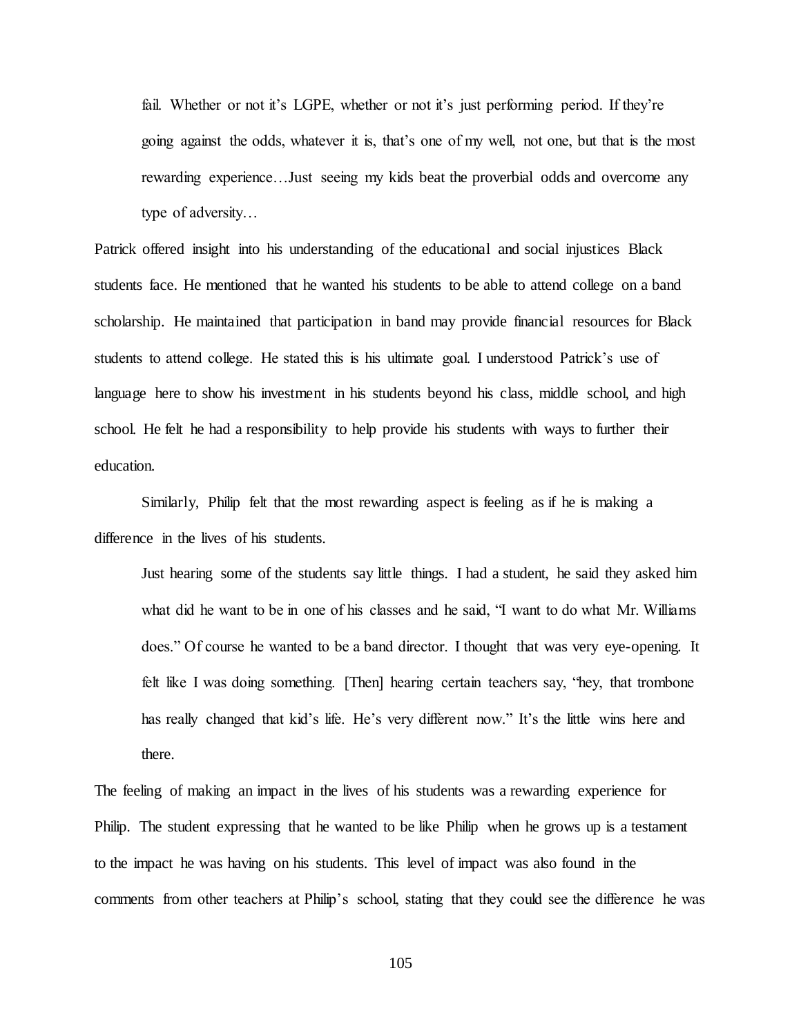> fail. Whether or not it's LGPE, whether or not it's just performing period. If they're going against the odds, whatever it is, that's one of my well, not one, but that is the most rewarding experience…Just seeing my kids beat the proverbial odds and overcome any type of adversity…

Patrick offered insight into his understanding of the educational and social injustices Black students face. He mentioned that he wanted his students to be able to attend college on a band scholarship. He maintained that participation in band may provide financial resources for Black students to attend college. He stated this is his ultimate goal. I understood Patrick's use of language here to show his investment in his students beyond his class, middle school, and high school. He felt he had a responsibility to help provide his students with ways to further their education.

Similarly, Philip felt that the most rewarding aspect is feeling as if he is making a difference in the lives of his students.

> Just hearing some of the students say little things. I had a student, he said they asked him what did he want to be in one of his classes and he said, "I want to do what Mr. Williams does." Of course he wanted to be a band director. I thought that was very eye-opening. It felt like I was doing something. [Then] hearing certain teachers say, "hey, that trombone has really changed that kid's life. He's very different now." It's the little wins here and there.

The feeling of making an impact in the lives of his students was a rewarding experience for Philip. The student expressing that he wanted to be like Philip when he grows up is a testament to the impact he was having on his students. This level of impact was also found in the comments from other teachers at Philip's school, stating that they could see the difference he was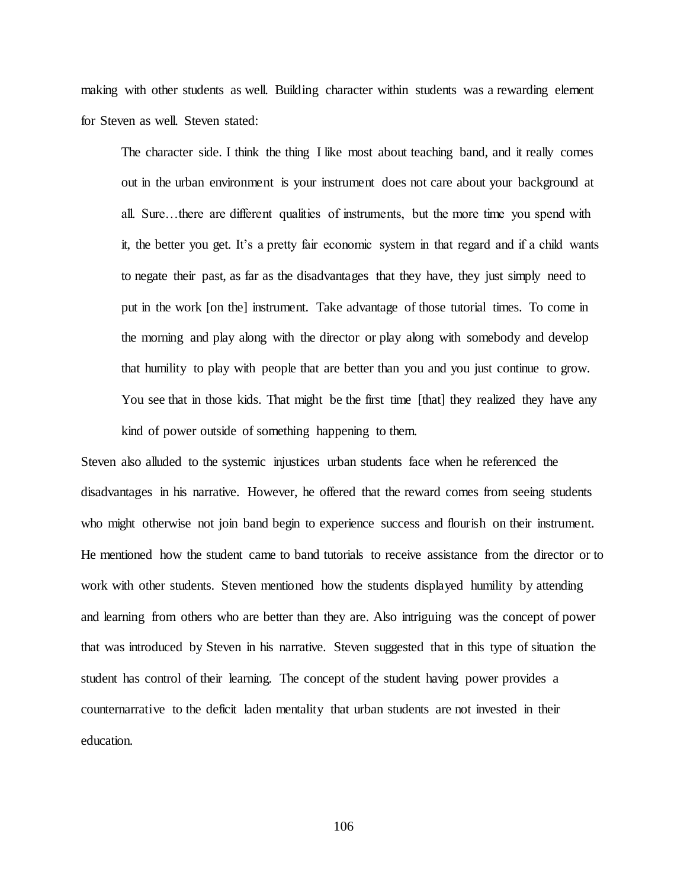making with other students as well. Building character within students was a rewarding element for Steven as well. Steven stated:

> The character side. I think the thing I like most about teaching band, and it really comes out in the urban environment is your instrument does not care about your background at all. Sure…there are different qualities of instruments, but the more time you spend with it, the better you get. It's a pretty fair economic system in that regard and if a child wants to negate their past, as far as the disadvantages that they have, they just simply need to put in the work [on the] instrument. Take advantage of those tutorial times. To come in the morning and play along with the director or play along with somebody and develop that humility to play with people that are better than you and you just continue to grow. You see that in those kids. That might be the first time [that] they realized they have any kind of power outside of something happening to them.

Steven also alluded to the systemic injustices urban students face when he referenced the disadvantages in his narrative. However, he offered that the reward comes from seeing students who might otherwise not join band begin to experience success and flourish on their instrument. He mentioned how the student came to band tutorials to receive assistance from the director or to work with other students. Steven mentioned how the students displayed humility by attending and learning from others who are better than they are. Also intriguing was the concept of power that was introduced by Steven in his narrative. Steven suggested that in this type of situation the student has control of their learning. The concept of the student having power provides a counternarrative to the deficit laden mentality that urban students are not invested in their education.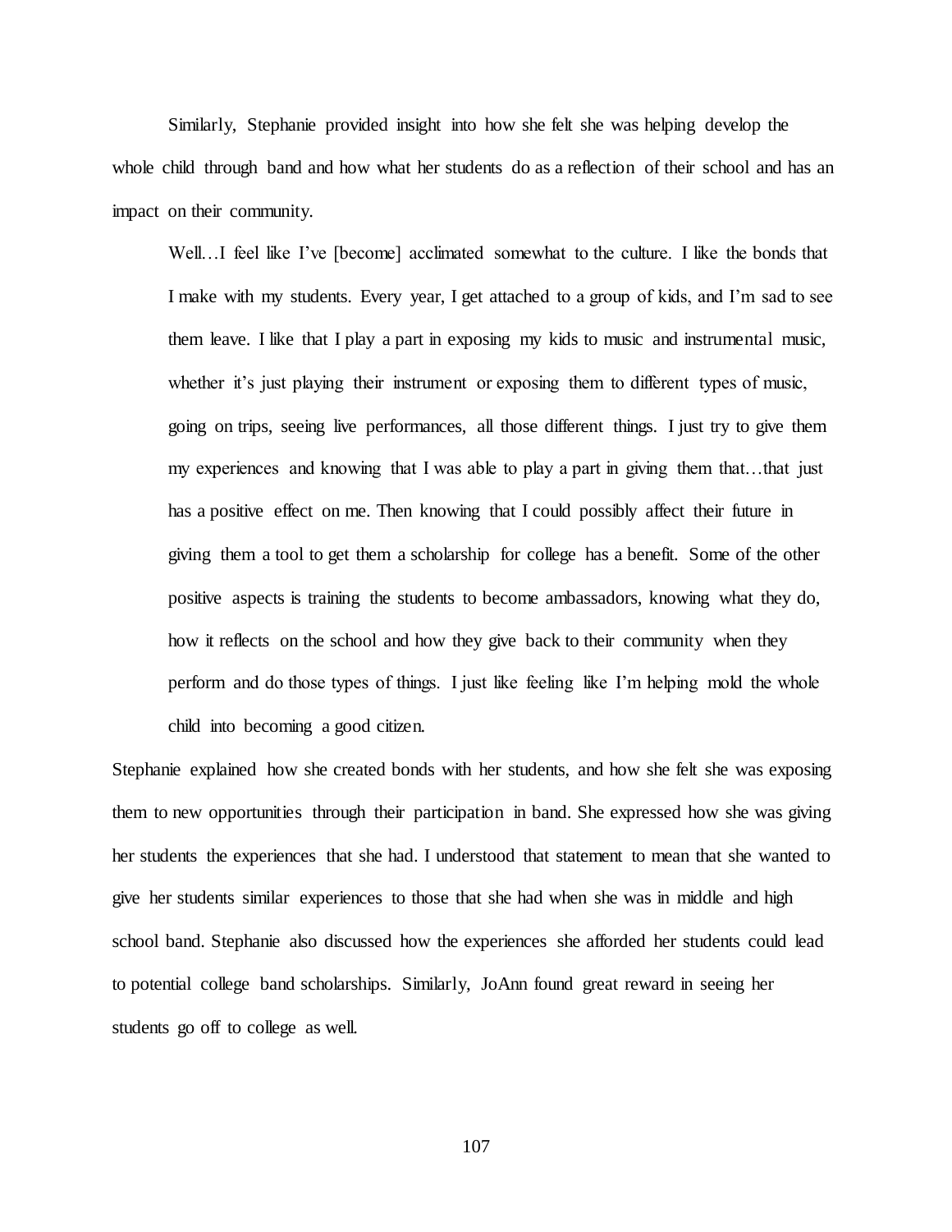Similarly, Stephanie provided insight into how she felt she was helping develop the whole child through band and how what her students do as a reflection of their school and has an impact on their community.

> Well…I feel like I've [become] acclimated somewhat to the culture. I like the bonds that I make with my students. Every year, I get attached to a group of kids, and I'm sad to see them leave. I like that I play a part in exposing my kids to music and instrumental music, whether it's just playing their instrument or exposing them to different types of music, going on trips, seeing live performances, all those different things. I just try to give them my experiences and knowing that I was able to play a part in giving them that…that just has a positive effect on me. Then knowing that I could possibly affect their future in giving them a tool to get them a scholarship for college has a benefit. Some of the other positive aspects is training the students to become ambassadors, knowing what they do, how it reflects on the school and how they give back to their community when they perform and do those types of things. I just like feeling like I'm helping mold the whole child into becoming a good citizen.

Stephanie explained how she created bonds with her students, and how she felt she was exposing them to new opportunities through their participation in band. She expressed how she was giving her students the experiences that she had. I understood that statement to mean that she wanted to give her students similar experiences to those that she had when she was in middle and high school band. Stephanie also discussed how the experiences she afforded her students could lead to potential college band scholarships. Similarly, JoAnn found great reward in seeing her students go off to college as well.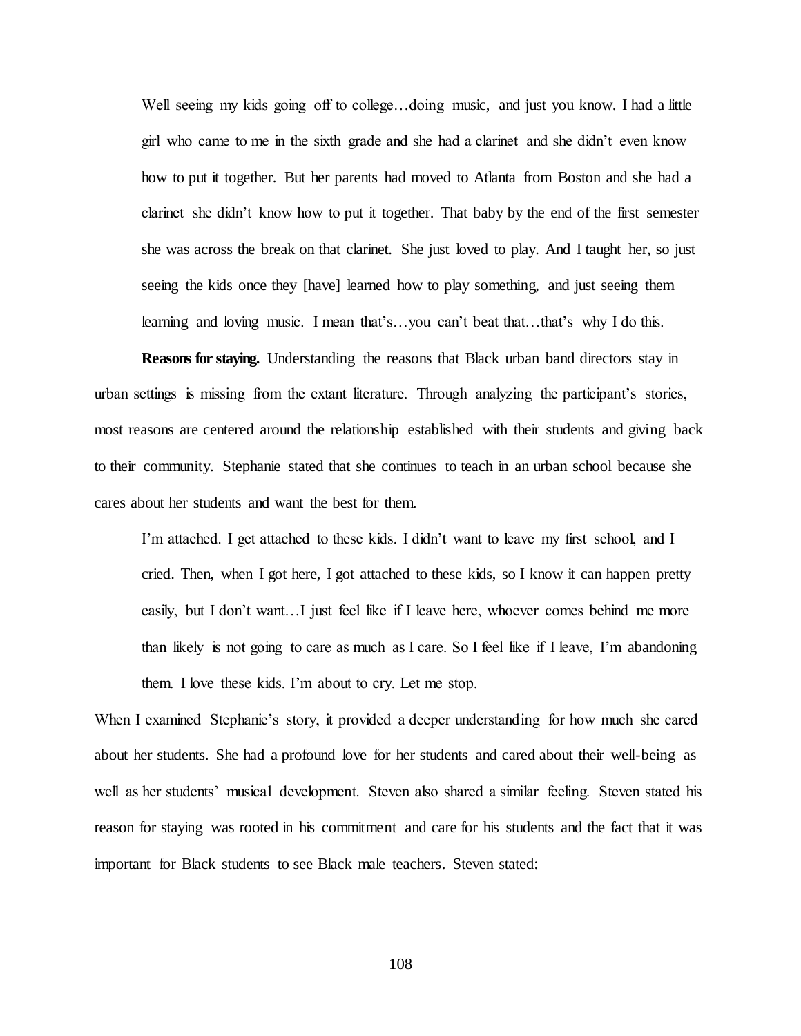> Well seeing my kids going off to college…doing music, and just you know. I had a little girl who came to me in the sixth grade and she had a clarinet and she didn't even know how to put it together. But her parents had moved to Atlanta from Boston and she had a clarinet she didn't know how to put it together. That baby by the end of the first semester she was across the break on that clarinet. She just loved to play. And I taught her, so just seeing the kids once they [have] learned how to play something, and just seeing them learning and loving music. I mean that's…you can't beat that…that's why I do this.

**Reasons for staying.** Understanding the reasons that Black urban band directors stay in urban settings is missing from the extant literature. Through analyzing the participant's stories, most reasons are centered around the relationship established with their students and giving back to their community. Stephanie stated that she continues to teach in an urban school because she cares about her students and want the best for them.

> I'm attached. I get attached to these kids. I didn't want to leave my first school, and I cried. Then, when I got here, I got attached to these kids, so I know it can happen pretty easily, but I don't want…I just feel like if I leave here, whoever comes behind me more than likely is not going to care as much as I care. So I feel like if I leave, I'm abandoning them. I love these kids. I'm about to cry. Let me stop.

When I examined Stephanie's story, it provided a deeper understanding for how much she cared about her students. She had a profound love for her students and cared about their well-being as well as her students' musical development. Steven also shared a similar feeling. Steven stated his reason for staying was rooted in his commitment and care for his students and the fact that it was important for Black students to see Black male teachers. Steven stated: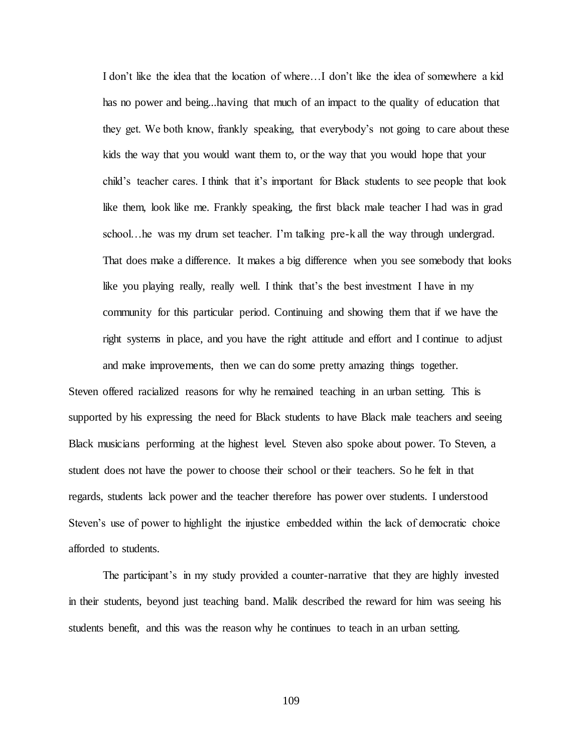> I don't like the idea that the location of where…I don't like the idea of somewhere a kid has no power and being...having that much of an impact to the quality of education that they get. We both know, frankly speaking, that everybody's not going to care about these kids the way that you would want them to, or the way that you would hope that your child's teacher cares. I think that it's important for Black students to see people that look like them, look like me. Frankly speaking, the first black male teacher I had was in grad school…he was my drum set teacher. I'm talking pre-k all the way through undergrad. That does make a difference. It makes a big difference when you see somebody that looks like you playing really, really well. I think that's the best investment I have in my community for this particular period. Continuing and showing them that if we have the right systems in place, and you have the right attitude and effort and I continue to adjust and make improvements, then we can do some pretty amazing things together.

Steven offered racialized reasons for why he remained teaching in an urban setting. This is supported by his expressing the need for Black students to have Black male teachers and seeing Black musicians performing at the highest level. Steven also spoke about power. To Steven, a student does not have the power to choose their school or their teachers. So he felt in that regards, students lack power and the teacher therefore has power over students. I understood Steven's use of power to highlight the injustice embedded within the lack of democratic choice afforded to students.

The participant's in my study provided a counter-narrative that they are highly invested in their students, beyond just teaching band. Malik described the reward for him was seeing his students benefit, and this was the reason why he continues to teach in an urban setting.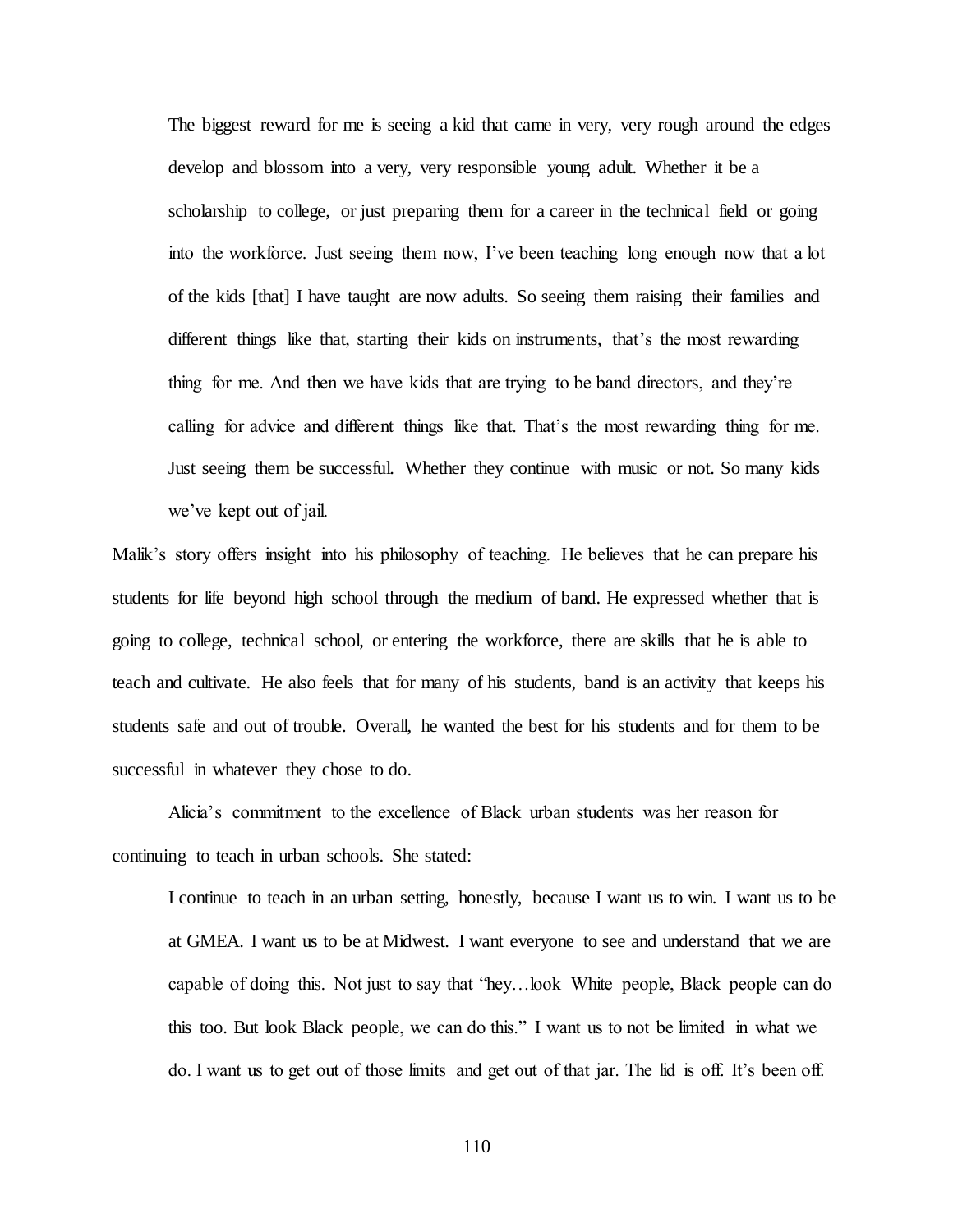> The biggest reward for me is seeing a kid that came in very, very rough around the edges develop and blossom into a very, very responsible young adult. Whether it be a scholarship to college, or just preparing them for a career in the technical field or going into the workforce. Just seeing them now, I've been teaching long enough now that a lot of the kids [that] I have taught are now adults. So seeing them raising their families and different things like that, starting their kids on instruments, that's the most rewarding thing for me. And then we have kids that are trying to be band directors, and they're calling for advice and different things like that. That's the most rewarding thing for me. Just seeing them be successful. Whether they continue with music or not. So many kids we've kept out of jail.

Malik's story offers insight into his philosophy of teaching. He believes that he can prepare his students for life beyond high school through the medium of band. He expressed whether that is going to college, technical school, or entering the workforce, there are skills that he is able to teach and cultivate. He also feels that for many of his students, band is an activity that keeps his students safe and out of trouble. Overall, he wanted the best for his students and for them to be successful in whatever they chose to do.

Alicia's commitment to the excellence of Black urban students was her reason for continuing to teach in urban schools. She stated:

> I continue to teach in an urban setting, honestly, because I want us to win. I want us to be at GMEA. I want us to be at Midwest. I want everyone to see and understand that we are capable of doing this. Not just to say that "hey…look White people, Black people can do this too. But look Black people, we can do this." I want us to not be limited in what we do. I want us to get out of those limits and get out of that jar. The lid is off. It's been off.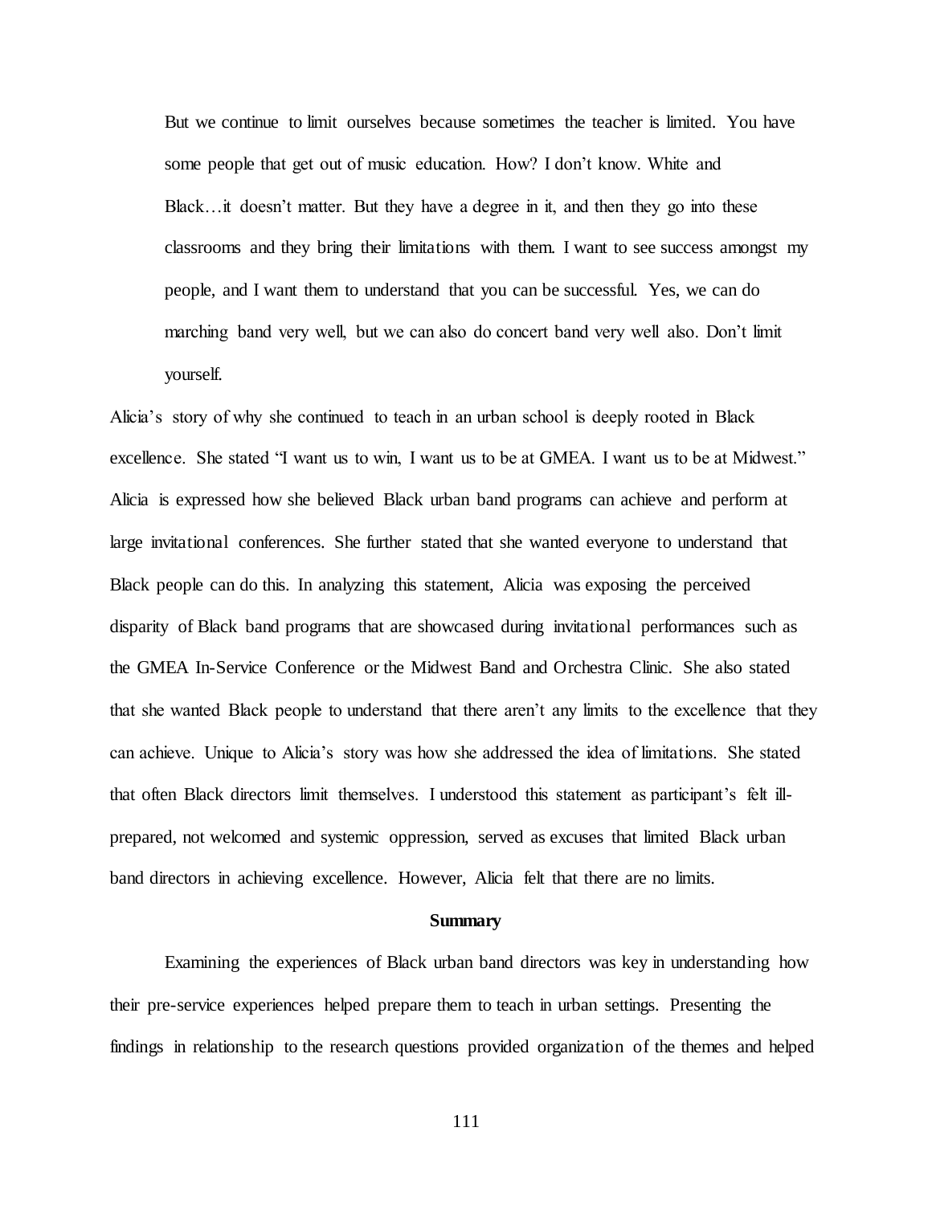> But we continue to limit ourselves because sometimes the teacher is limited. You have some people that get out of music education. How? I don't know. White and Black…it doesn't matter. But they have a degree in it, and then they go into these classrooms and they bring their limitations with them. I want to see success amongst my people, and I want them to understand that you can be successful. Yes, we can do marching band very well, but we can also do concert band very well also. Don't limit yourself.

Alicia's story of why she continued to teach in an urban school is deeply rooted in Black excellence. She stated "I want us to win, I want us to be at GMEA. I want us to be at Midwest." Alicia is expressed how she believed Black urban band programs can achieve and perform at large invitational conferences. She further stated that she wanted everyone to understand that Black people can do this. In analyzing this statement, Alicia was exposing the perceived disparity of Black band programs that are showcased during invitational performances such as the GMEA In-Service Conference or the Midwest Band and Orchestra Clinic. She also stated that she wanted Black people to understand that there aren't any limits to the excellence that they can achieve. Unique to Alicia's story was how she addressed the idea of limitations. She stated that often Black directors limit themselves. I understood this statement as participant's felt ill-prepared, not welcomed and systemic oppression, served as excuses that limited Black urban band directors in achieving excellence. However, Alicia felt that there are no limits.

## Summary

Examining the experiences of Black urban band directors was key in understanding how their pre-service experiences helped prepare them to teach in urban settings. Presenting the findings in relationship to the research questions provided organization of the themes and helped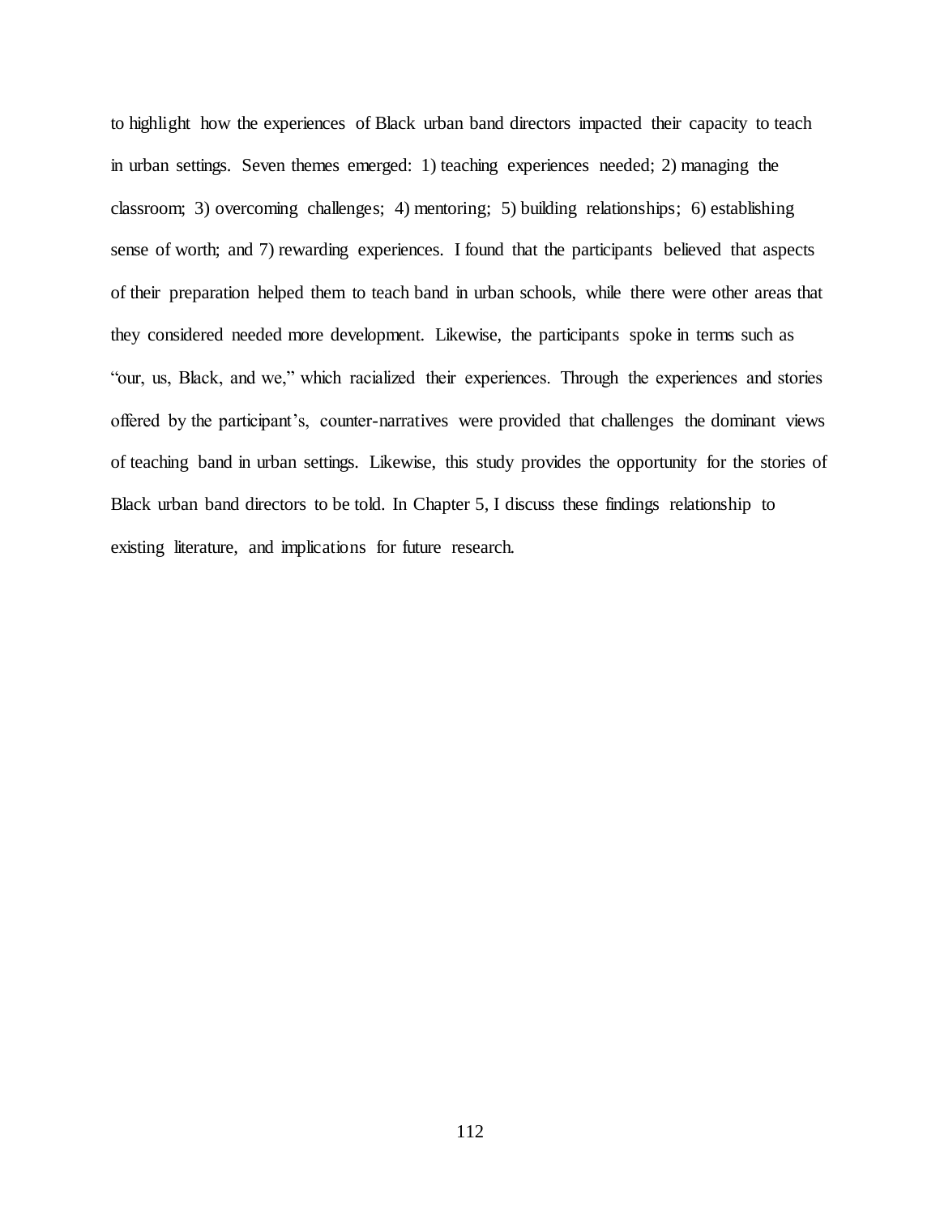to highlight how the experiences of Black urban band directors impacted their capacity to teach in urban settings. Seven themes emerged: 1) teaching experiences needed; 2) managing the classroom; 3) overcoming challenges; 4) mentoring; 5) building relationships; 6) establishing sense of worth; and 7) rewarding experiences. I found that the participants believed that aspects of their preparation helped them to teach band in urban schools, while there were other areas that they considered needed more development. Likewise, the participants spoke in terms such as "our, us, Black, and we," which racialized their experiences. Through the experiences and stories offered by the participant's, counter-narratives were provided that challenges the dominant views of teaching band in urban settings. Likewise, this study provides the opportunity for the stories of Black urban band directors to be told. In Chapter 5, I discuss these findings relationship to existing literature, and implications for future research.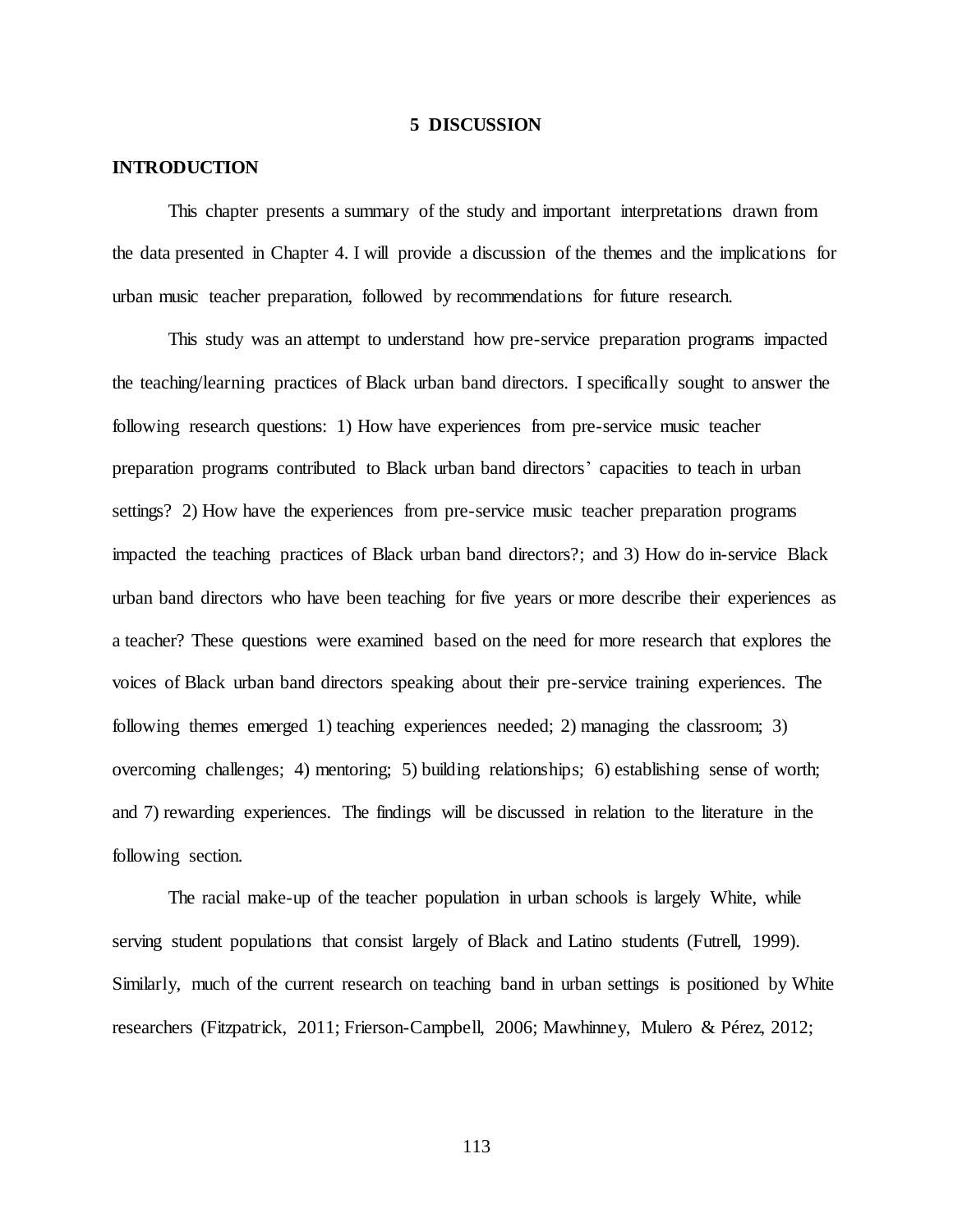# 5 DISCUSSION

## INTRODUCTION

This chapter presents a summary of the study and important interpretations drawn from the data presented in Chapter 4. I will provide a discussion of the themes and the implications for urban music teacher preparation, followed by recommendations for future research.

This study was an attempt to understand how pre-service preparation programs impacted the teaching/learning practices of Black urban band directors. I specifically sought to answer the following research questions: 1) How have experiences from pre-service music teacher preparation programs contributed to Black urban band directors' capacities to teach in urban settings? 2) How have the experiences from pre-service music teacher preparation programs impacted the teaching practices of Black urban band directors?; and 3) How do in-service Black urban band directors who have been teaching for five years or more describe their experiences as a teacher? These questions were examined based on the need for more research that explores the voices of Black urban band directors speaking about their pre-service training experiences. The following themes emerged 1) teaching experiences needed; 2) managing the classroom; 3) overcoming challenges; 4) mentoring; 5) building relationships; 6) establishing sense of worth; and 7) rewarding experiences. The findings will be discussed in relation to the literature in the following section.

The racial make-up of the teacher population in urban schools is largely White, while serving student populations that consist largely of Black and Latino students (Futrell, 1999). Similarly, much of the current research on teaching band in urban settings is positioned by White researchers (Fitzpatrick, 2011; Frierson-Campbell, 2006; Mawhinney, Mulero & Pérez, 2012;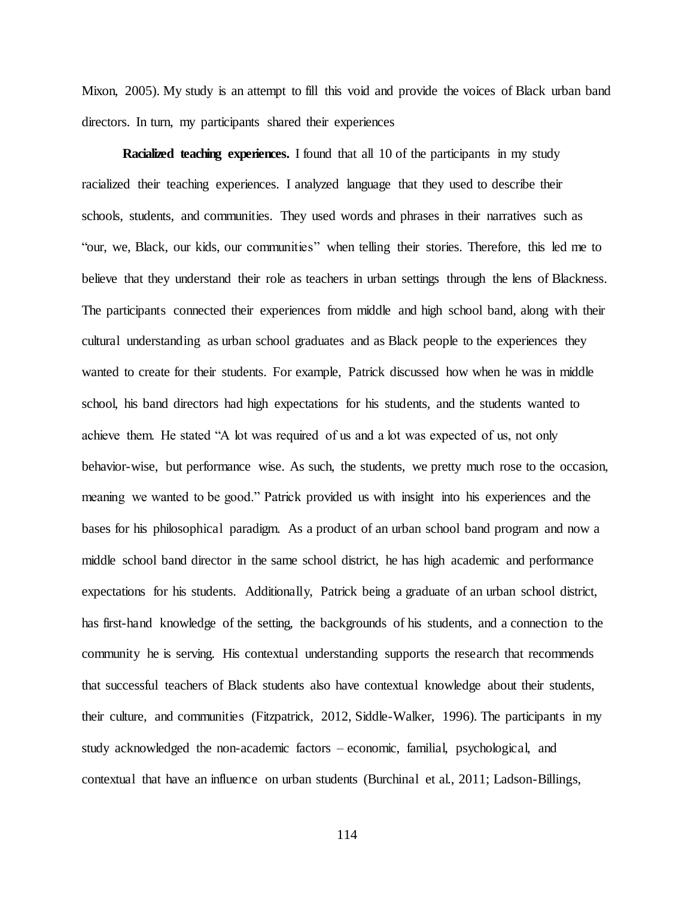Mixon, 2005). My study is an attempt to fill this void and provide the voices of Black urban band directors. In turn, my participants shared their experiences

**Racialized teaching experiences.** I found that all 10 of the participants in my study racialized their teaching experiences. I analyzed language that they used to describe their schools, students, and communities. They used words and phrases in their narratives such as "our, we, Black, our kids, our communities" when telling their stories. Therefore, this led me to believe that they understand their role as teachers in urban settings through the lens of Blackness. The participants connected their experiences from middle and high school band, along with their cultural understanding as urban school graduates and as Black people to the experiences they wanted to create for their students. For example, Patrick discussed how when he was in middle school, his band directors had high expectations for his students, and the students wanted to achieve them. He stated "A lot was required of us and a lot was expected of us, not only behavior-wise, but performance wise. As such, the students, we pretty much rose to the occasion, meaning we wanted to be good." Patrick provided us with insight into his experiences and the bases for his philosophical paradigm. As a product of an urban school band program and now a middle school band director in the same school district, he has high academic and performance expectations for his students. Additionally, Patrick being a graduate of an urban school district, has first-hand knowledge of the setting, the backgrounds of his students, and a connection to the community he is serving. His contextual understanding supports the research that recommends that successful teachers of Black students also have contextual knowledge about their students, their culture, and communities (Fitzpatrick, 2012, Siddle-Walker, 1996). The participants in my study acknowledged the non-academic factors – economic, familial, psychological, and contextual that have an influence on urban students (Burchinal et al., 2011; Ladson-Billings,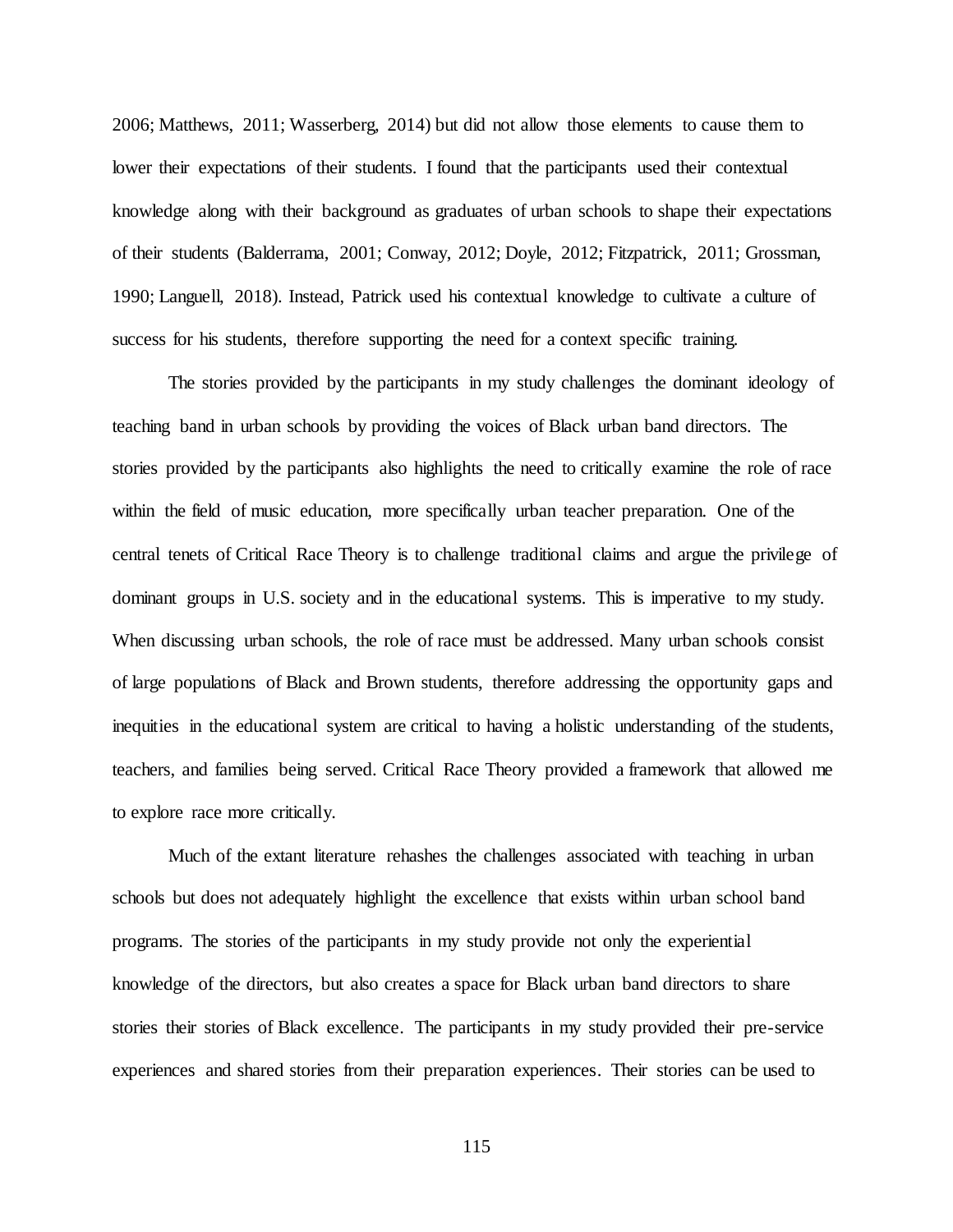2006; Matthews, 2011; Wasserberg, 2014) but did not allow those elements to cause them to lower their expectations of their students. I found that the participants used their contextual knowledge along with their background as graduates of urban schools to shape their expectations of their students (Balderrama, 2001; Conway, 2012; Doyle, 2012; Fitzpatrick, 2011; Grossman, 1990; Languell, 2018). Instead, Patrick used his contextual knowledge to cultivate a culture of success for his students, therefore supporting the need for a context specific training.

The stories provided by the participants in my study challenges the dominant ideology of teaching band in urban schools by providing the voices of Black urban band directors. The stories provided by the participants also highlights the need to critically examine the role of race within the field of music education, more specifically urban teacher preparation. One of the central tenets of Critical Race Theory is to challenge traditional claims and argue the privilege of dominant groups in U.S. society and in the educational systems. This is imperative to my study. When discussing urban schools, the role of race must be addressed. Many urban schools consist of large populations of Black and Brown students, therefore addressing the opportunity gaps and inequities in the educational system are critical to having a holistic understanding of the students, teachers, and families being served. Critical Race Theory provided a framework that allowed me to explore race more critically.

Much of the extant literature rehashes the challenges associated with teaching in urban schools but does not adequately highlight the excellence that exists within urban school band programs. The stories of the participants in my study provide not only the experiential knowledge of the directors, but also creates a space for Black urban band directors to share stories their stories of Black excellence. The participants in my study provided their pre-service experiences and shared stories from their preparation experiences. Their stories can be used to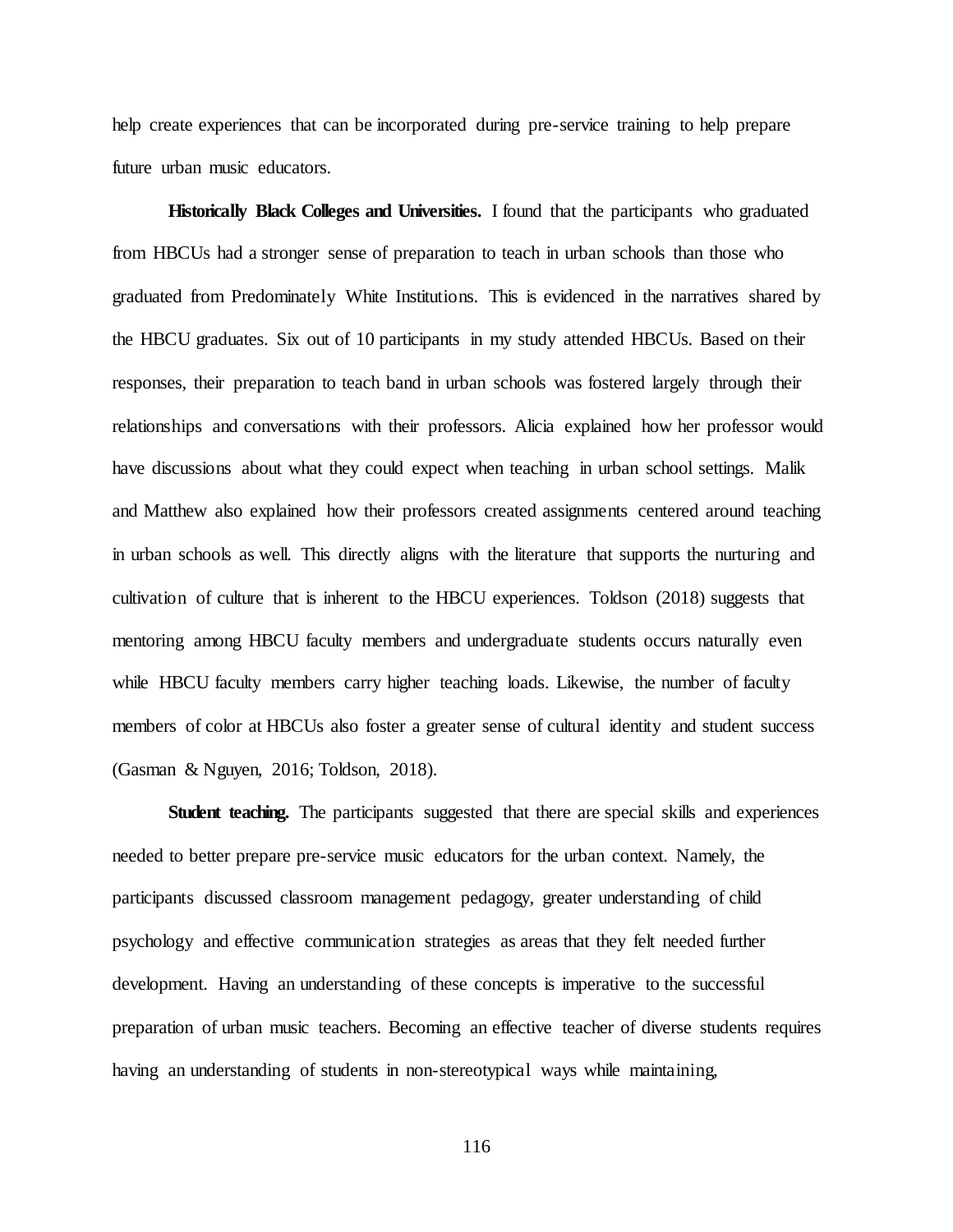help create experiences that can be incorporated during pre-service training to help prepare future urban music educators.

**Historically Black Colleges and Universities.** I found that the participants who graduated from HBCUs had a stronger sense of preparation to teach in urban schools than those who graduated from Predominately White Institutions. This is evidenced in the narratives shared by the HBCU graduates. Six out of 10 participants in my study attended HBCUs. Based on their responses, their preparation to teach band in urban schools was fostered largely through their relationships and conversations with their professors. Alicia explained how her professor would have discussions about what they could expect when teaching in urban school settings. Malik and Matthew also explained how their professors created assignments centered around teaching in urban schools as well. This directly aligns with the literature that supports the nurturing and cultivation of culture that is inherent to the HBCU experiences. Toldson (2018) suggests that mentoring among HBCU faculty members and undergraduate students occurs naturally even while HBCU faculty members carry higher teaching loads. Likewise, the number of faculty members of color at HBCUs also foster a greater sense of cultural identity and student success (Gasman & Nguyen, 2016; Toldson, 2018).

**Student teaching.** The participants suggested that there are special skills and experiences needed to better prepare pre-service music educators for the urban context. Namely, the participants discussed classroom management pedagogy, greater understanding of child psychology and effective communication strategies as areas that they felt needed further development. Having an understanding of these concepts is imperative to the successful preparation of urban music teachers. Becoming an effective teacher of diverse students requires having an understanding of students in non-stereotypical ways while maintaining,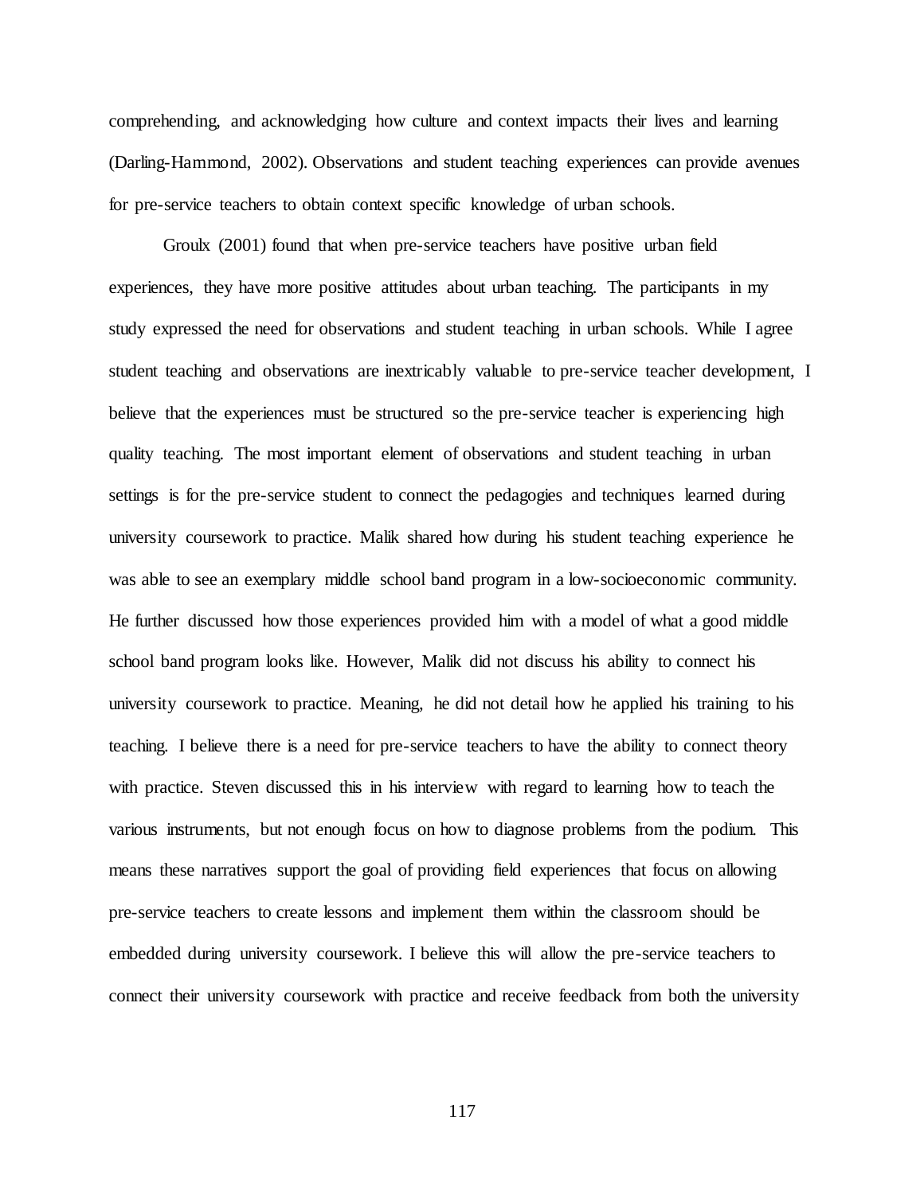comprehending, and acknowledging how culture and context impacts their lives and learning (Darling-Hammond, 2002). Observations and student teaching experiences can provide avenues for pre-service teachers to obtain context specific knowledge of urban schools.

Groulx (2001) found that when pre-service teachers have positive urban field experiences, they have more positive attitudes about urban teaching. The participants in my study expressed the need for observations and student teaching in urban schools. While I agree student teaching and observations are inextricably valuable to pre-service teacher development, I believe that the experiences must be structured so the pre-service teacher is experiencing high quality teaching. The most important element of observations and student teaching in urban settings is for the pre-service student to connect the pedagogies and techniques learned during university coursework to practice. Malik shared how during his student teaching experience he was able to see an exemplary middle school band program in a low-socioeconomic community. He further discussed how those experiences provided him with a model of what a good middle school band program looks like. However, Malik did not discuss his ability to connect his university coursework to practice. Meaning, he did not detail how he applied his training to his teaching. I believe there is a need for pre-service teachers to have the ability to connect theory with practice. Steven discussed this in his interview with regard to learning how to teach the various instruments, but not enough focus on how to diagnose problems from the podium. This means these narratives support the goal of providing field experiences that focus on allowing pre-service teachers to create lessons and implement them within the classroom should be embedded during university coursework. I believe this will allow the pre-service teachers to connect their university coursework with practice and receive feedback from both the university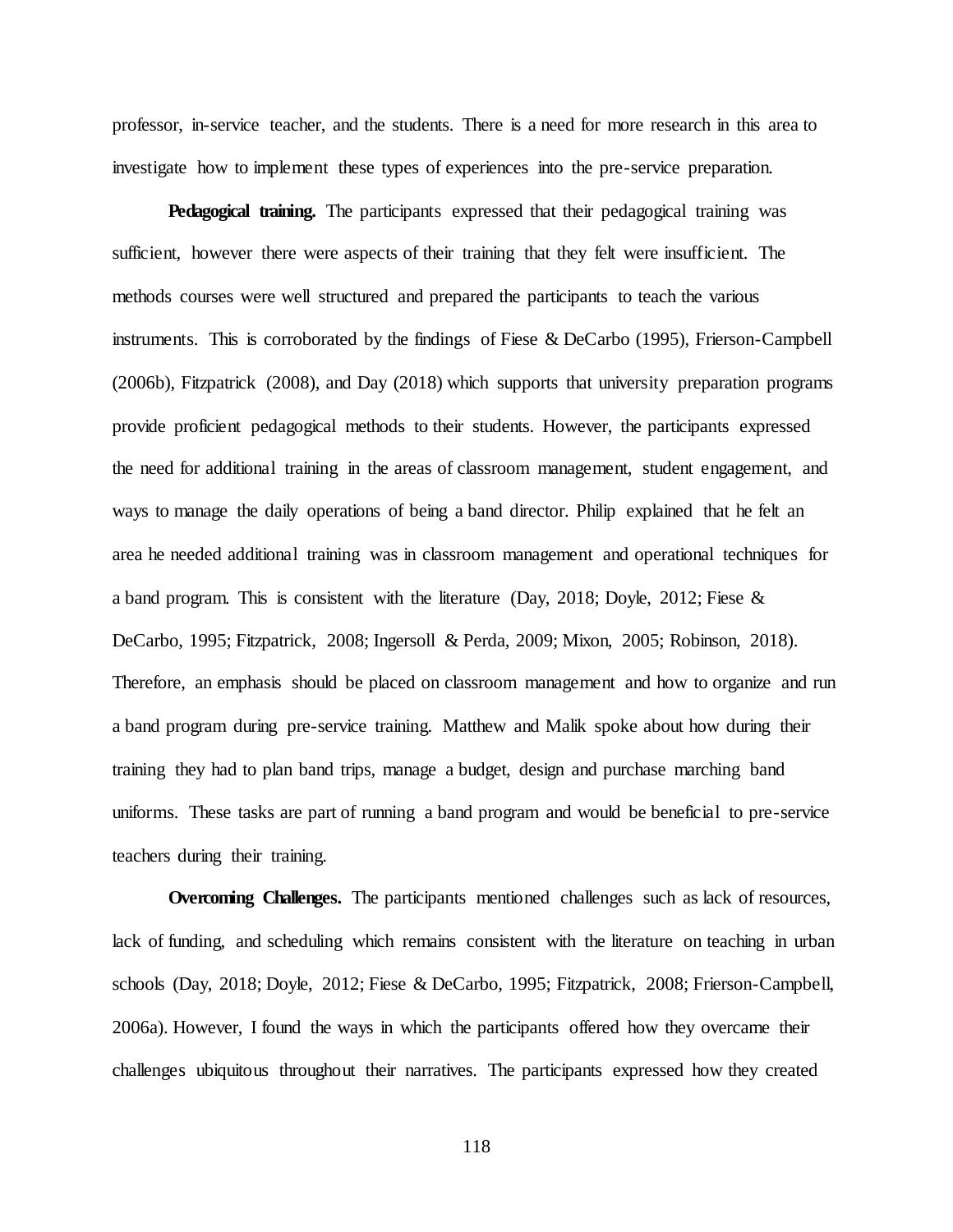professor, in-service teacher, and the students. There is a need for more research in this area to investigate how to implement these types of experiences into the pre-service preparation.

**Pedagogical training.** The participants expressed that their pedagogical training was sufficient, however there were aspects of their training that they felt were insufficient. The methods courses were well structured and prepared the participants to teach the various instruments. This is corroborated by the findings of Fiese & DeCarbo (1995), Frierson-Campbell (2006b), Fitzpatrick (2008), and Day (2018) which supports that university preparation programs provide proficient pedagogical methods to their students. However, the participants expressed the need for additional training in the areas of classroom management, student engagement, and ways to manage the daily operations of being a band director. Philip explained that he felt an area he needed additional training was in classroom management and operational techniques for a band program. This is consistent with the literature (Day, 2018; Doyle, 2012; Fiese & DeCarbo, 1995; Fitzpatrick, 2008; Ingersoll & Perda, 2009; Mixon, 2005; Robinson, 2018). Therefore, an emphasis should be placed on classroom management and how to organize and run a band program during pre-service training. Matthew and Malik spoke about how during their training they had to plan band trips, manage a budget, design and purchase marching band uniforms. These tasks are part of running a band program and would be beneficial to pre-service teachers during their training.

**Overcoming Challenges.** The participants mentioned challenges such as lack of resources, lack of funding, and scheduling which remains consistent with the literature on teaching in urban schools (Day, 2018; Doyle, 2012; Fiese & DeCarbo, 1995; Fitzpatrick, 2008; Frierson-Campbell, 2006a). However, I found the ways in which the participants offered how they overcame their challenges ubiquitous throughout their narratives. The participants expressed how they created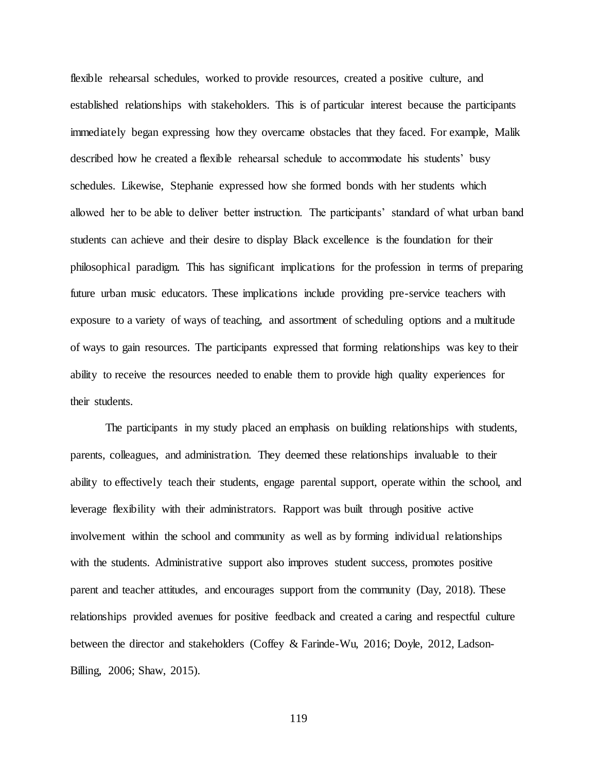flexible rehearsal schedules, worked to provide resources, created a positive culture, and established relationships with stakeholders. This is of particular interest because the participants immediately began expressing how they overcame obstacles that they faced. For example, Malik described how he created a flexible rehearsal schedule to accommodate his students' busy schedules. Likewise, Stephanie expressed how she formed bonds with her students which allowed her to be able to deliver better instruction. The participants' standard of what urban band students can achieve and their desire to display Black excellence is the foundation for their philosophical paradigm. This has significant implications for the profession in terms of preparing future urban music educators. These implications include providing pre-service teachers with exposure to a variety of ways of teaching, and assortment of scheduling options and a multitude of ways to gain resources. The participants expressed that forming relationships was key to their ability to receive the resources needed to enable them to provide high quality experiences for their students.

The participants in my study placed an emphasis on building relationships with students, parents, colleagues, and administration. They deemed these relationships invaluable to their ability to effectively teach their students, engage parental support, operate within the school, and leverage flexibility with their administrators. Rapport was built through positive active involvement within the school and community as well as by forming individual relationships with the students. Administrative support also improves student success, promotes positive parent and teacher attitudes, and encourages support from the community (Day, 2018). These relationships provided avenues for positive feedback and created a caring and respectful culture between the director and stakeholders (Coffey & Farinde-Wu, 2016; Doyle, 2012, Ladson-Billing, 2006; Shaw, 2015).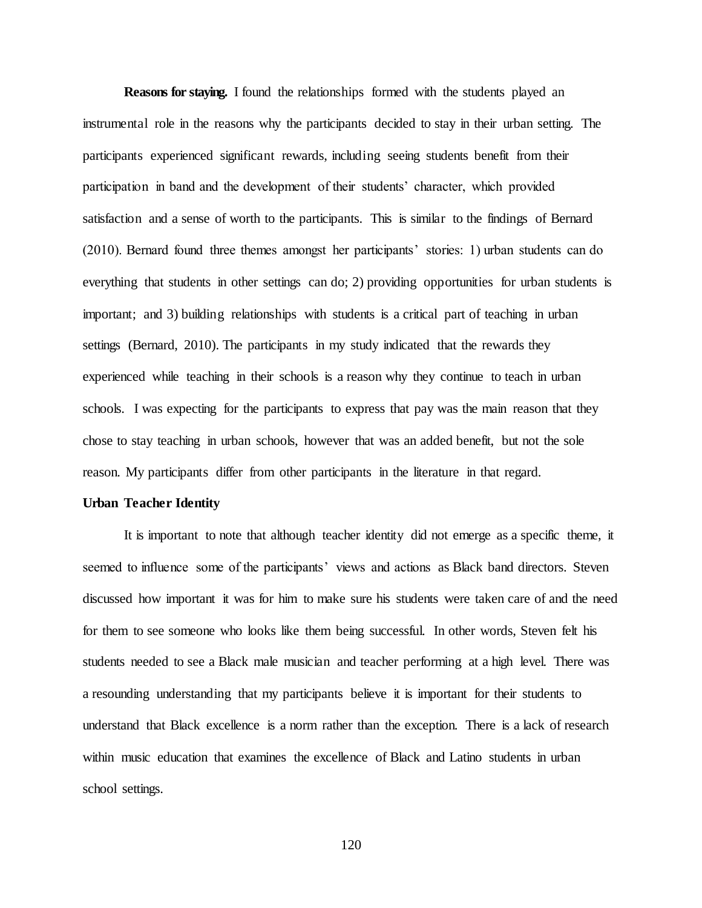**Reasons for staying.** I found the relationships formed with the students played an instrumental role in the reasons why the participants decided to stay in their urban setting. The participants experienced significant rewards, including seeing students benefit from their participation in band and the development of their students' character, which provided satisfaction and a sense of worth to the participants. This is similar to the findings of Bernard (2010). Bernard found three themes amongst her participants' stories: 1) urban students can do everything that students in other settings can do; 2) providing opportunities for urban students is important; and 3) building relationships with students is a critical part of teaching in urban settings (Bernard, 2010). The participants in my study indicated that the rewards they experienced while teaching in their schools is a reason why they continue to teach in urban schools. I was expecting for the participants to express that pay was the main reason that they chose to stay teaching in urban schools, however that was an added benefit, but not the sole reason. My participants differ from other participants in the literature in that regard.

### Urban Teacher Identity

It is important to note that although teacher identity did not emerge as a specific theme, it seemed to influence some of the participants' views and actions as Black band directors. Steven discussed how important it was for him to make sure his students were taken care of and the need for them to see someone who looks like them being successful. In other words, Steven felt his students needed to see a Black male musician and teacher performing at a high level. There was a resounding understanding that my participants believe it is important for their students to understand that Black excellence is a norm rather than the exception. There is a lack of research within music education that examines the excellence of Black and Latino students in urban school settings.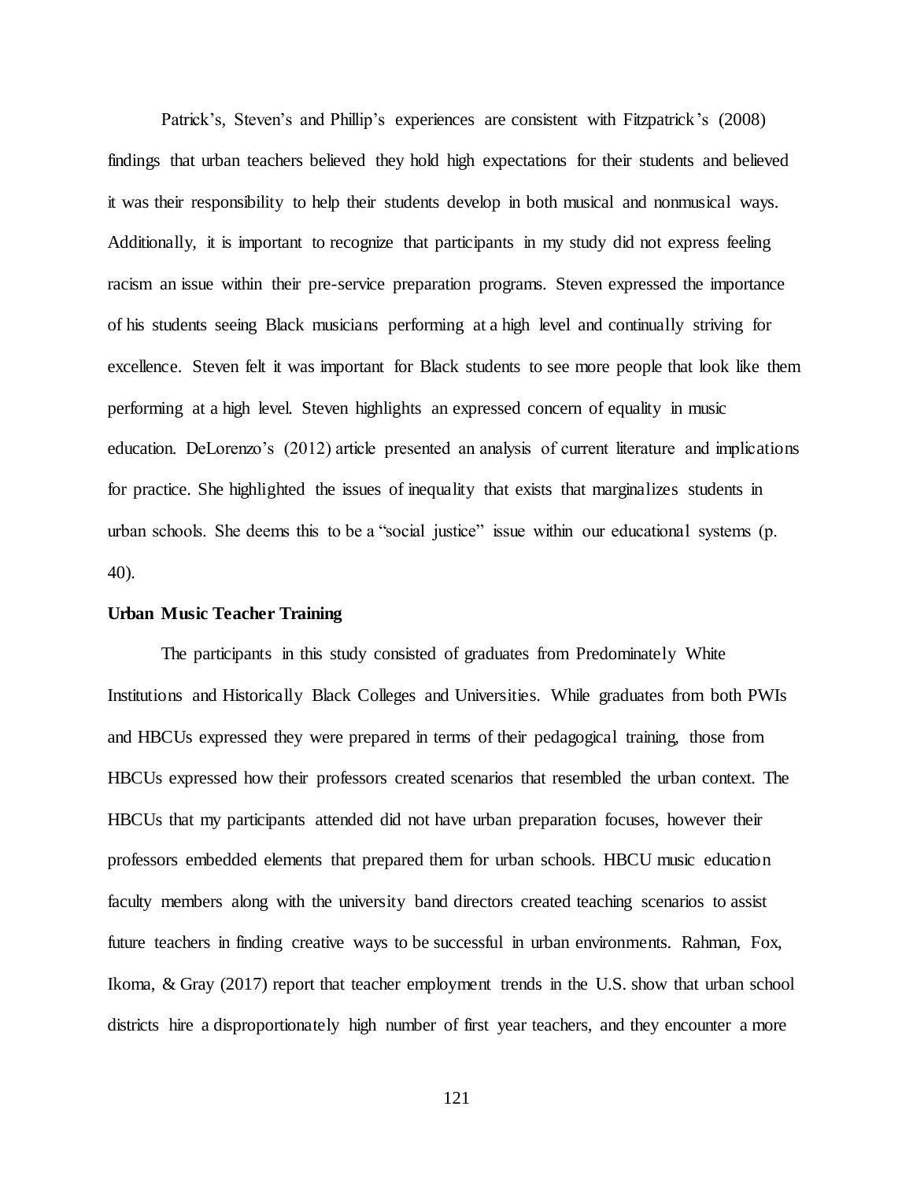Patrick's, Steven's and Phillip's experiences are consistent with Fitzpatrick's (2008) findings that urban teachers believed they hold high expectations for their students and believed it was their responsibility to help their students develop in both musical and nonmusical ways. Additionally, it is important to recognize that participants in my study did not express feeling racism an issue within their pre-service preparation programs. Steven expressed the importance of his students seeing Black musicians performing at a high level and continually striving for excellence. Steven felt it was important for Black students to see more people that look like them performing at a high level. Steven highlights an expressed concern of equality in music education. DeLorenzo's (2012) article presented an analysis of current literature and implications for practice. She highlighted the issues of inequality that exists that marginalizes students in urban schools. She deems this to be a "social justice" issue within our educational systems (p. 40).

**Urban Music Teacher Training**

The participants in this study consisted of graduates from Predominately White Institutions and Historically Black Colleges and Universities. While graduates from both PWIs and HBCUs expressed they were prepared in terms of their pedagogical training, those from HBCUs expressed how their professors created scenarios that resembled the urban context. The HBCUs that my participants attended did not have urban preparation focuses, however their professors embedded elements that prepared them for urban schools. HBCU music education faculty members along with the university band directors created teaching scenarios to assist future teachers in finding creative ways to be successful in urban environments. Rahman, Fox, Ikoma, & Gray (2017) report that teacher employment trends in the U.S. show that urban school districts hire a disproportionately high number of first year teachers, and they encounter a more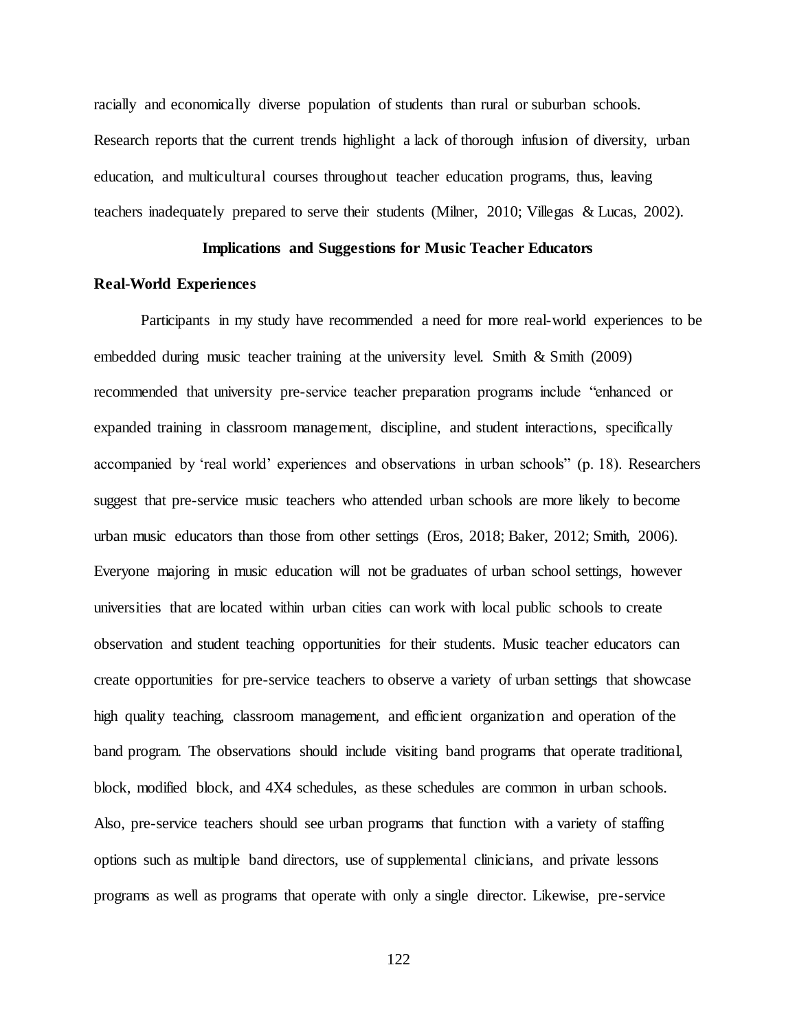racially and economically diverse population of students than rural or suburban schools. Research reports that the current trends highlight a lack of thorough infusion of diversity, urban education, and multicultural courses throughout teacher education programs, thus, leaving teachers inadequately prepared to serve their students (Milner, 2010; Villegas & Lucas, 2002).

## Implications and Suggestions for Music Teacher Educators

### Real-World Experiences

Participants in my study have recommended a need for more real-world experiences to be embedded during music teacher training at the university level. Smith & Smith (2009) recommended that university pre-service teacher preparation programs include "enhanced or expanded training in classroom management, discipline, and student interactions, specifically accompanied by 'real world' experiences and observations in urban schools" (p. 18). Researchers suggest that pre-service music teachers who attended urban schools are more likely to become urban music educators than those from other settings (Eros, 2018; Baker, 2012; Smith, 2006). Everyone majoring in music education will not be graduates of urban school settings, however universities that are located within urban cities can work with local public schools to create observation and student teaching opportunities for their students. Music teacher educators can create opportunities for pre-service teachers to observe a variety of urban settings that showcase high quality teaching, classroom management, and efficient organization and operation of the band program. The observations should include visiting band programs that operate traditional, block, modified block, and 4X4 schedules, as these schedules are common in urban schools. Also, pre-service teachers should see urban programs that function with a variety of staffing options such as multiple band directors, use of supplemental clinicians, and private lessons programs as well as programs that operate with only a single director. Likewise, pre-service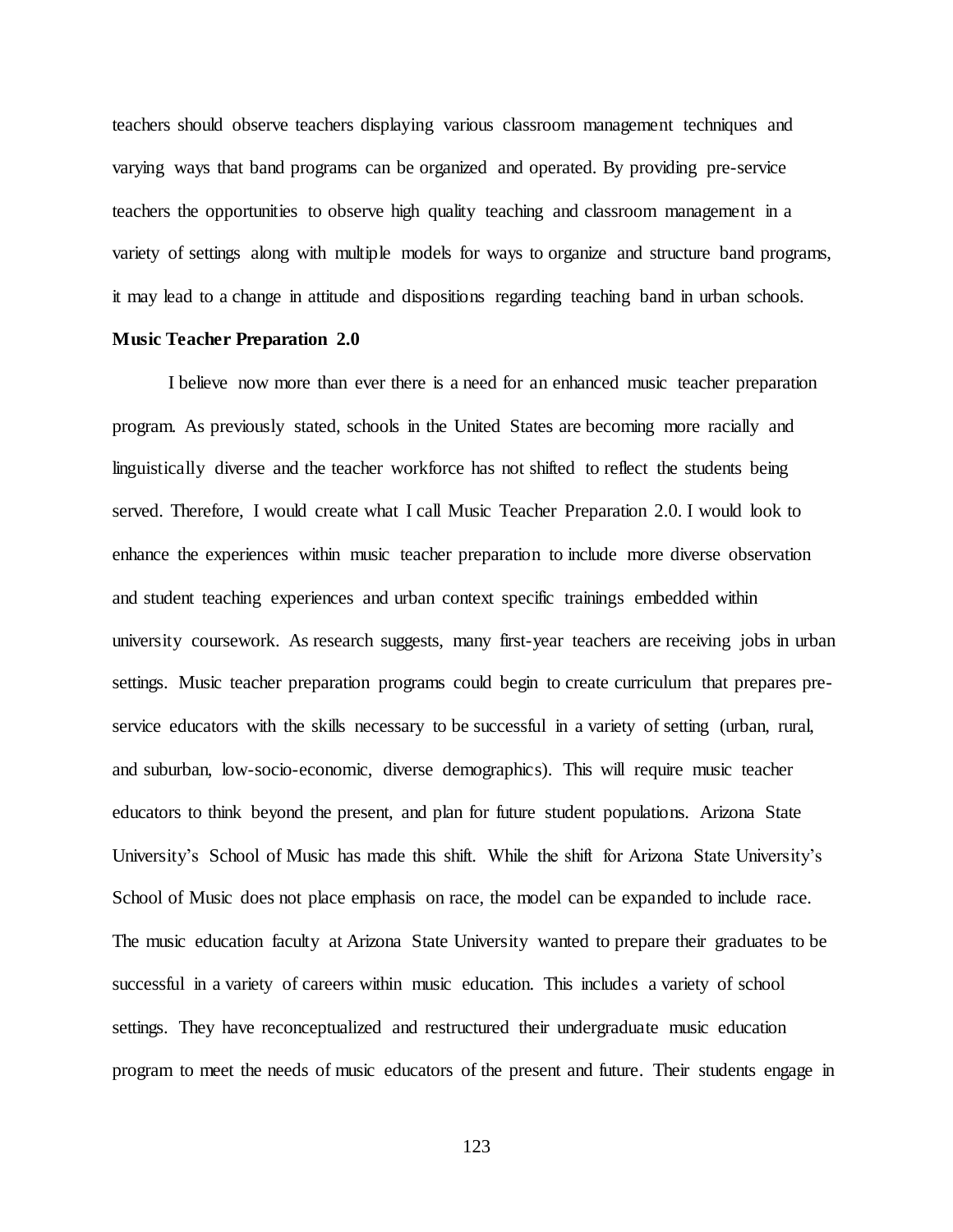teachers should observe teachers displaying various classroom management techniques and varying ways that band programs can be organized and operated. By providing pre-service teachers the opportunities to observe high quality teaching and classroom management in a variety of settings along with multiple models for ways to organize and structure band programs, it may lead to a change in attitude and dispositions regarding teaching band in urban schools.

**Music Teacher Preparation 2.0**

I believe now more than ever there is a need for an enhanced music teacher preparation program. As previously stated, schools in the United States are becoming more racially and linguistically diverse and the teacher workforce has not shifted to reflect the students being served. Therefore, I would create what I call Music Teacher Preparation 2.0. I would look to enhance the experiences within music teacher preparation to include more diverse observation and student teaching experiences and urban context specific trainings embedded within university coursework. As research suggests, many first-year teachers are receiving jobs in urban settings. Music teacher preparation programs could begin to create curriculum that prepares pre-service educators with the skills necessary to be successful in a variety of setting (urban, rural, and suburban, low-socio-economic, diverse demographics). This will require music teacher educators to think beyond the present, and plan for future student populations. Arizona State University's School of Music has made this shift. While the shift for Arizona State University's School of Music does not place emphasis on race, the model can be expanded to include race. The music education faculty at Arizona State University wanted to prepare their graduates to be successful in a variety of careers within music education. This includes a variety of school settings. They have reconceptualized and restructured their undergraduate music education program to meet the needs of music educators of the present and future. Their students engage in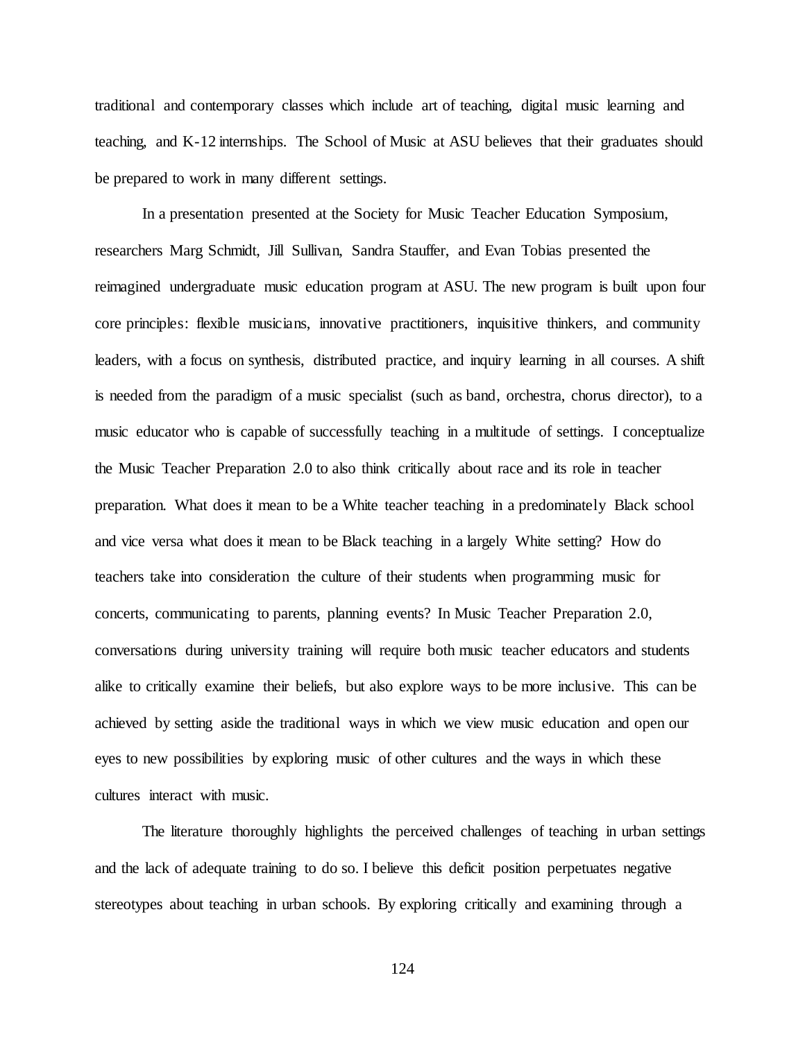traditional and contemporary classes which include art of teaching, digital music learning and teaching, and K-12 internships. The School of Music at ASU believes that their graduates should be prepared to work in many different settings.

In a presentation presented at the Society for Music Teacher Education Symposium, researchers Marg Schmidt, Jill Sullivan, Sandra Stauffer, and Evan Tobias presented the reimagined undergraduate music education program at ASU. The new program is built upon four core principles: flexible musicians, innovative practitioners, inquisitive thinkers, and community leaders, with a focus on synthesis, distributed practice, and inquiry learning in all courses. A shift is needed from the paradigm of a music specialist (such as band, orchestra, chorus director), to a music educator who is capable of successfully teaching in a multitude of settings. I conceptualize the Music Teacher Preparation 2.0 to also think critically about race and its role in teacher preparation. What does it mean to be a White teacher teaching in a predominately Black school and vice versa what does it mean to be Black teaching in a largely White setting? How do teachers take into consideration the culture of their students when programming music for concerts, communicating to parents, planning events? In Music Teacher Preparation 2.0, conversations during university training will require both music teacher educators and students alike to critically examine their beliefs, but also explore ways to be more inclusive. This can be achieved by setting aside the traditional ways in which we view music education and open our eyes to new possibilities by exploring music of other cultures and the ways in which these cultures interact with music.

The literature thoroughly highlights the perceived challenges of teaching in urban settings and the lack of adequate training to do so. I believe this deficit position perpetuates negative stereotypes about teaching in urban schools. By exploring critically and examining through a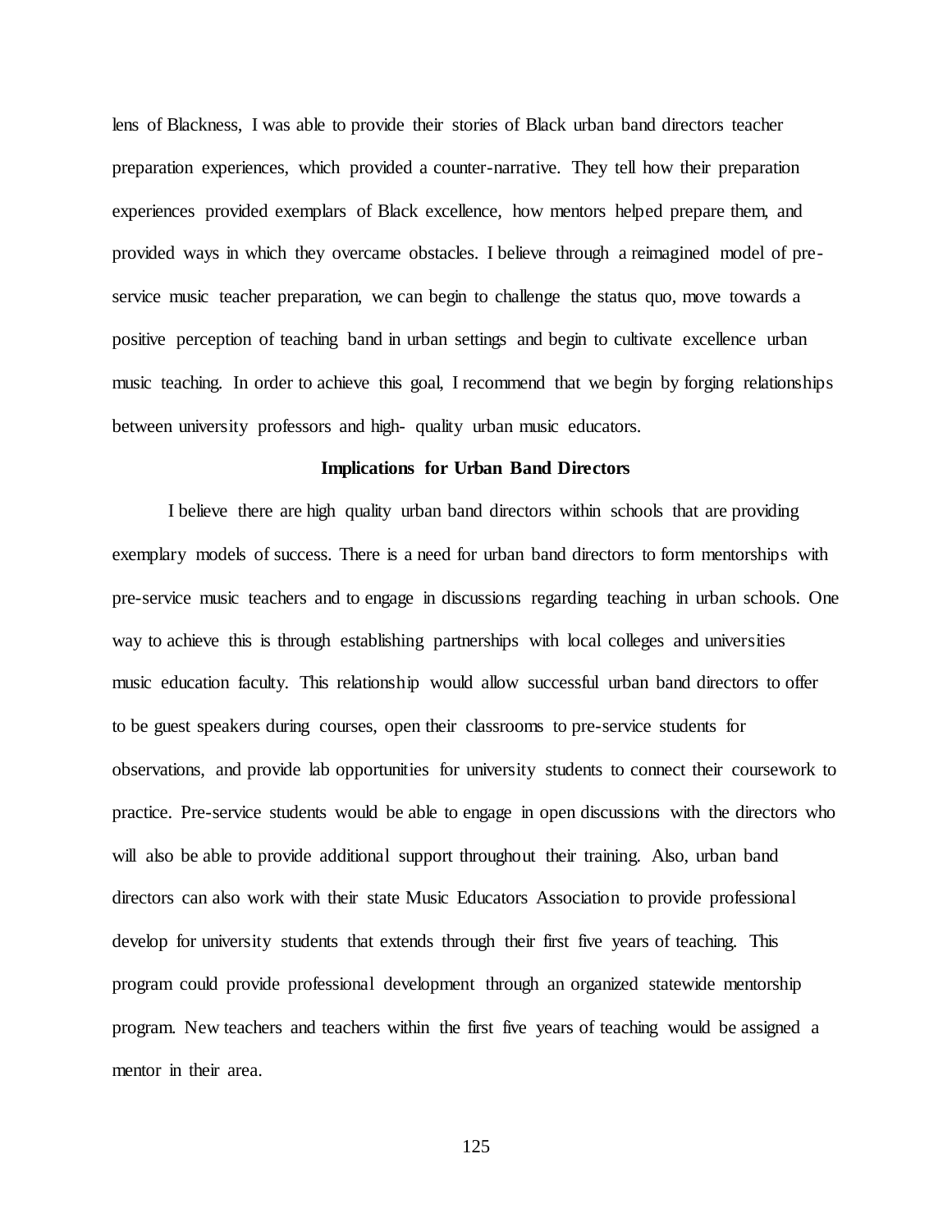lens of Blackness, I was able to provide their stories of Black urban band directors teacher preparation experiences, which provided a counter-narrative. They tell how their preparation experiences provided exemplars of Black excellence, how mentors helped prepare them, and provided ways in which they overcame obstacles. I believe through a reimagined model of pre-service music teacher preparation, we can begin to challenge the status quo, move towards a positive perception of teaching band in urban settings and begin to cultivate excellence urban music teaching. In order to achieve this goal, I recommend that we begin by forging relationships between university professors and high- quality urban music educators.

### Implications for Urban Band Directors

I believe there are high quality urban band directors within schools that are providing exemplary models of success. There is a need for urban band directors to form mentorships with pre-service music teachers and to engage in discussions regarding teaching in urban schools. One way to achieve this is through establishing partnerships with local colleges and universities music education faculty. This relationship would allow successful urban band directors to offer to be guest speakers during courses, open their classrooms to pre-service students for observations, and provide lab opportunities for university students to connect their coursework to practice. Pre-service students would be able to engage in open discussions with the directors who will also be able to provide additional support throughout their training. Also, urban band directors can also work with their state Music Educators Association to provide professional develop for university students that extends through their first five years of teaching. This program could provide professional development through an organized statewide mentorship program. New teachers and teachers within the first five years of teaching would be assigned a mentor in their area.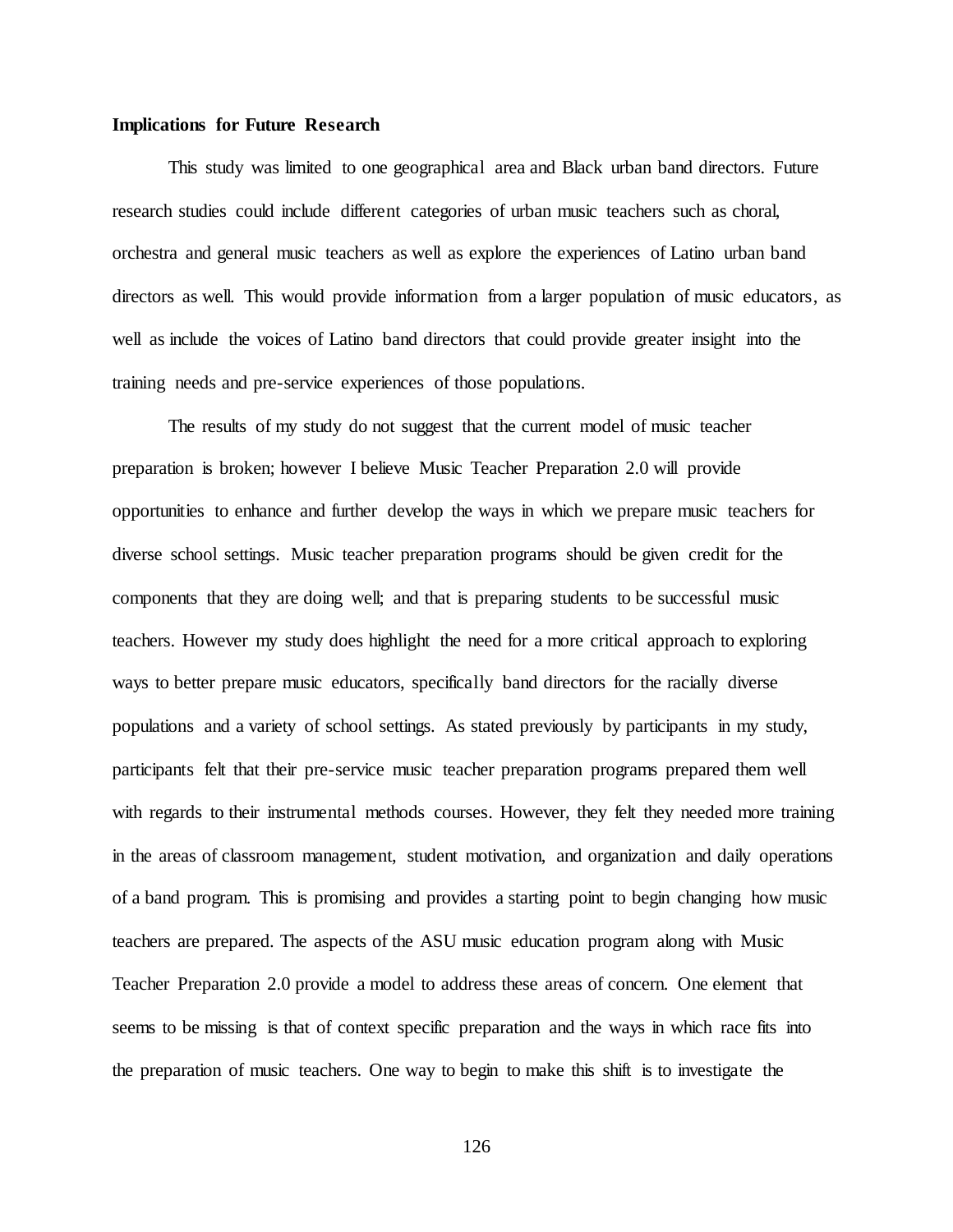**Implications for Future Research**

This study was limited to one geographical area and Black urban band directors. Future research studies could include different categories of urban music teachers such as choral, orchestra and general music teachers as well as explore the experiences of Latino urban band directors as well. This would provide information from a larger population of music educators, as well as include the voices of Latino band directors that could provide greater insight into the training needs and pre-service experiences of those populations.

The results of my study do not suggest that the current model of music teacher preparation is broken; however I believe Music Teacher Preparation 2.0 will provide opportunities to enhance and further develop the ways in which we prepare music teachers for diverse school settings. Music teacher preparation programs should be given credit for the components that they are doing well; and that is preparing students to be successful music teachers. However my study does highlight the need for a more critical approach to exploring ways to better prepare music educators, specifically band directors for the racially diverse populations and a variety of school settings. As stated previously by participants in my study, participants felt that their pre-service music teacher preparation programs prepared them well with regards to their instrumental methods courses. However, they felt they needed more training in the areas of classroom management, student motivation, and organization and daily operations of a band program. This is promising and provides a starting point to begin changing how music teachers are prepared. The aspects of the ASU music education program along with Music Teacher Preparation 2.0 provide a model to address these areas of concern. One element that seems to be missing is that of context specific preparation and the ways in which race fits into the preparation of music teachers. One way to begin to make this shift is to investigate the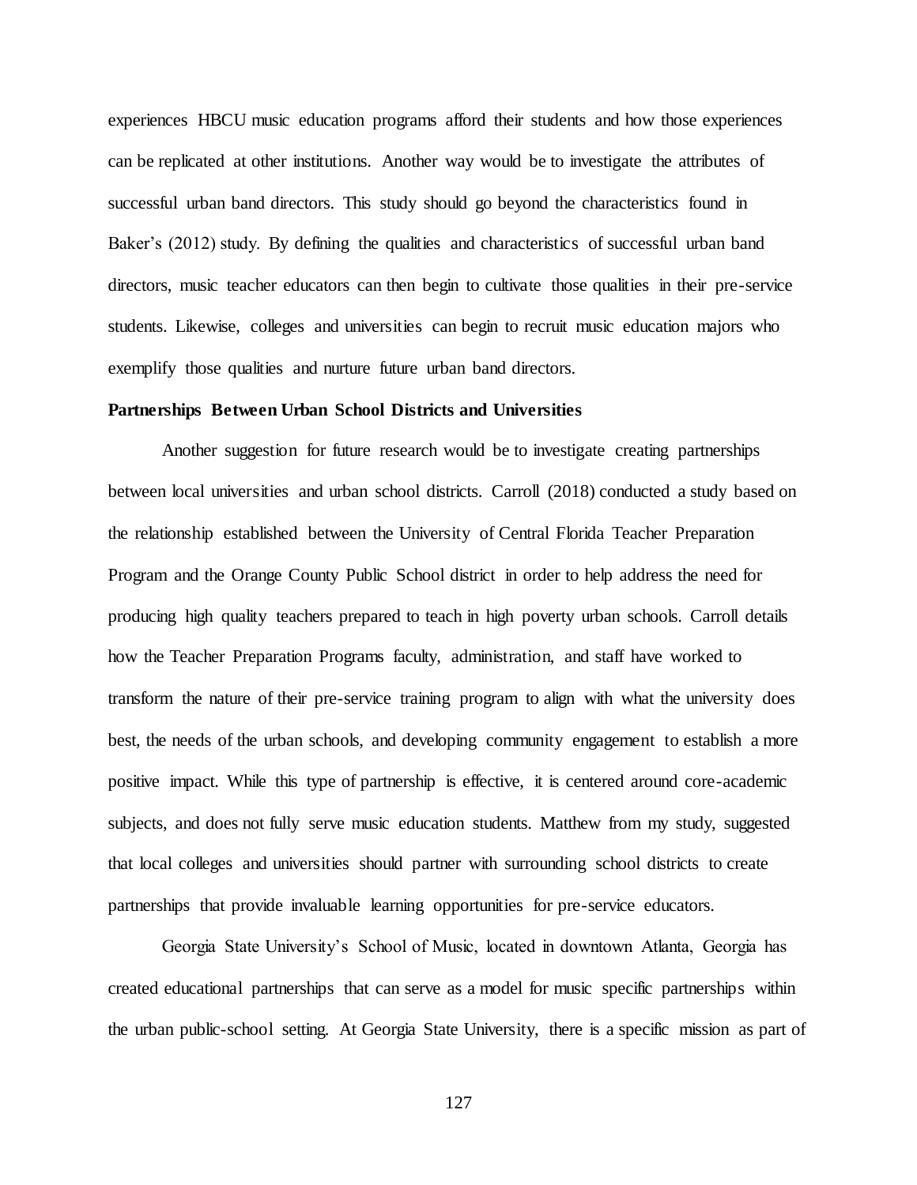experiences HBCU music education programs afford their students and how those experiences can be replicated at other institutions. Another way would be to investigate the attributes of successful urban band directors. This study should go beyond the characteristics found in Baker's (2012) study. By defining the qualities and characteristics of successful urban band directors, music teacher educators can then begin to cultivate those qualities in their pre-service students. Likewise, colleges and universities can begin to recruit music education majors who exemplify those qualities and nurture future urban band directors.

**Partnerships Between Urban School Districts and Universities**

Another suggestion for future research would be to investigate creating partnerships between local universities and urban school districts. Carroll (2018) conducted a study based on the relationship established between the University of Central Florida Teacher Preparation Program and the Orange County Public School district in order to help address the need for producing high quality teachers prepared to teach in high poverty urban schools. Carroll details how the Teacher Preparation Programs faculty, administration, and staff have worked to transform the nature of their pre-service training program to align with what the university does best, the needs of the urban schools, and developing community engagement to establish a more positive impact. While this type of partnership is effective, it is centered around core-academic subjects, and does not fully serve music education students. Matthew from my study, suggested that local colleges and universities should partner with surrounding school districts to create partnerships that provide invaluable learning opportunities for pre-service educators.

Georgia State University's School of Music, located in downtown Atlanta, Georgia has created educational partnerships that can serve as a model for music specific partnerships within the urban public-school setting. At Georgia State University, there is a specific mission as part of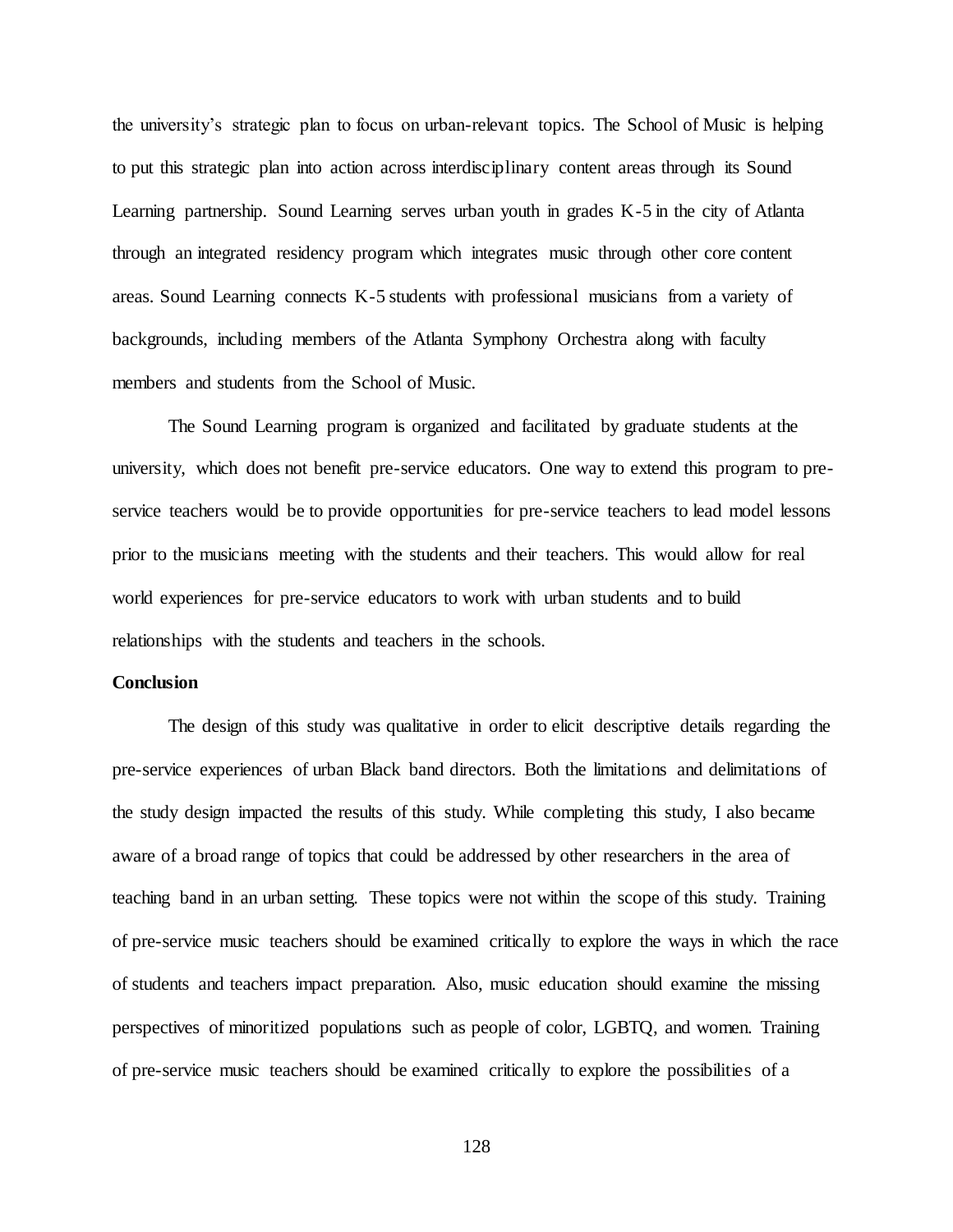the university's strategic plan to focus on urban-relevant topics. The School of Music is helping to put this strategic plan into action across interdisciplinary content areas through its Sound Learning partnership. Sound Learning serves urban youth in grades K-5 in the city of Atlanta through an integrated residency program which integrates music through other core content areas. Sound Learning connects K-5 students with professional musicians from a variety of backgrounds, including members of the Atlanta Symphony Orchestra along with faculty members and students from the School of Music.

The Sound Learning program is organized and facilitated by graduate students at the university, which does not benefit pre-service educators. One way to extend this program to pre-service teachers would be to provide opportunities for pre-service teachers to lead model lessons prior to the musicians meeting with the students and their teachers. This would allow for real world experiences for pre-service educators to work with urban students and to build relationships with the students and teachers in the schools.

**Conclusion**

The design of this study was qualitative in order to elicit descriptive details regarding the pre-service experiences of urban Black band directors. Both the limitations and delimitations of the study design impacted the results of this study. While completing this study, I also became aware of a broad range of topics that could be addressed by other researchers in the area of teaching band in an urban setting. These topics were not within the scope of this study. Training of pre-service music teachers should be examined critically to explore the ways in which the race of students and teachers impact preparation. Also, music education should examine the missing perspectives of minoritized populations such as people of color, LGBTQ, and women. Training of pre-service music teachers should be examined critically to explore the possibilities of a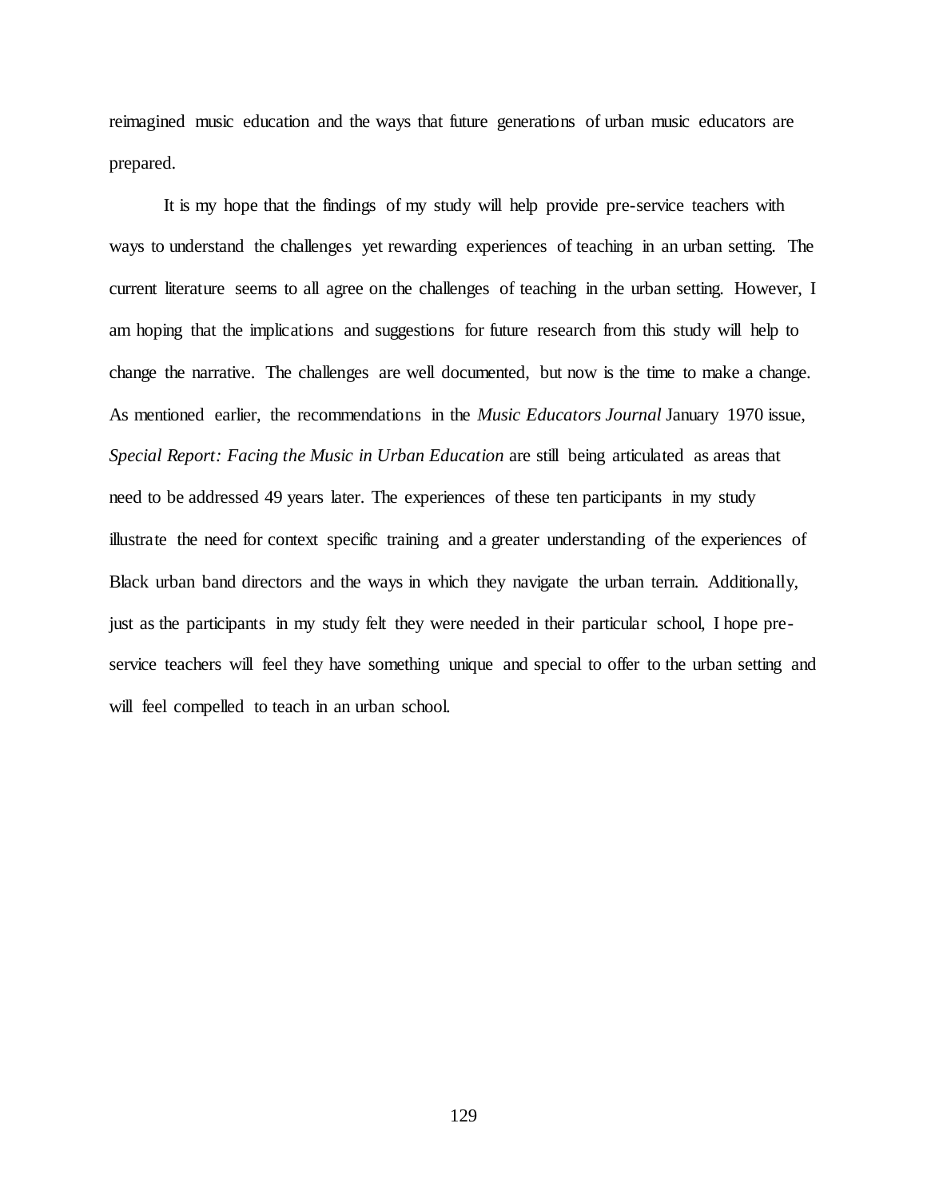reimagined music education and the ways that future generations of urban music educators are prepared.

It is my hope that the findings of my study will help provide pre-service teachers with ways to understand the challenges yet rewarding experiences of teaching in an urban setting. The current literature seems to all agree on the challenges of teaching in the urban setting. However, I am hoping that the implications and suggestions for future research from this study will help to change the narrative. The challenges are well documented, but now is the time to make a change. As mentioned earlier, the recommendations in the *Music Educators Journal* January 1970 issue, *Special Report: Facing the Music in Urban Education* are still being articulated as areas that need to be addressed 49 years later. The experiences of these ten participants in my study illustrate the need for context specific training and a greater understanding of the experiences of Black urban band directors and the ways in which they navigate the urban terrain. Additionally, just as the participants in my study felt they were needed in their particular school, I hope pre-service teachers will feel they have something unique and special to offer to the urban setting and will feel compelled to teach in an urban school.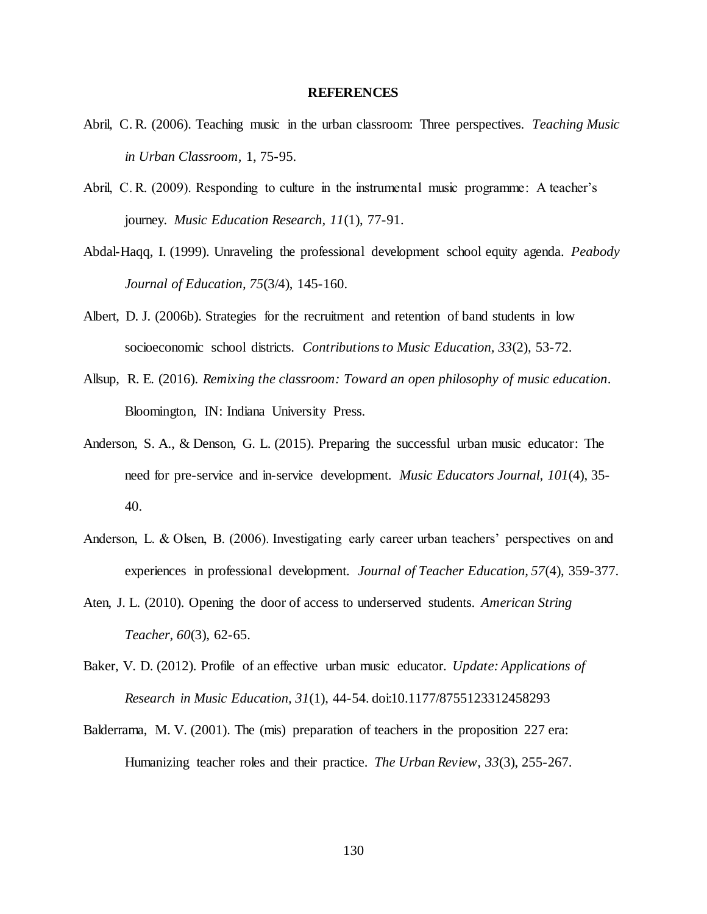# REFERENCES

Abril, C. R. (2006). Teaching music in the urban classroom: Three perspectives. *Teaching Music in Urban Classroom*, 1, 75-95.

Abril, C. R. (2009). Responding to culture in the instrumental music programme: A teacher's journey. *Music Education Research, 11*(1), 77-91.

Abdal-Haqq, I. (1999). Unraveling the professional development school equity agenda. *Peabody Journal of Education, 75*(3/4), 145-160.

Albert, D. J. (2006b). Strategies for the recruitment and retention of band students in low socioeconomic school districts. *Contributions to Music Education, 33*(2), 53-72.

Allsup, R. E. (2016). *Remixing the classroom: Toward an open philosophy of music education*. Bloomington, IN: Indiana University Press.

Anderson, S. A., & Denson, G. L. (2015). Preparing the successful urban music educator: The need for pre-service and in-service development. *Music Educators Journal, 101*(4), 35-40.

Anderson, L. & Olsen, B. (2006). Investigating early career urban teachers' perspectives on and experiences in professional development. *Journal of Teacher Education, 57*(4), 359-377.

Aten, J. L. (2010). Opening the door of access to underserved students. *American String Teacher, 60*(3), 62-65.

Baker, V. D. (2012). Profile of an effective urban music educator. *Update: Applications of Research in Music Education, 31*(1), 44-54. doi:10.1177/8755123312458293

Balderrama, M. V. (2001). The (mis) preparation of teachers in the proposition 227 era: Humanizing teacher roles and their practice. *The Urban Review, 33*(3), 255-267.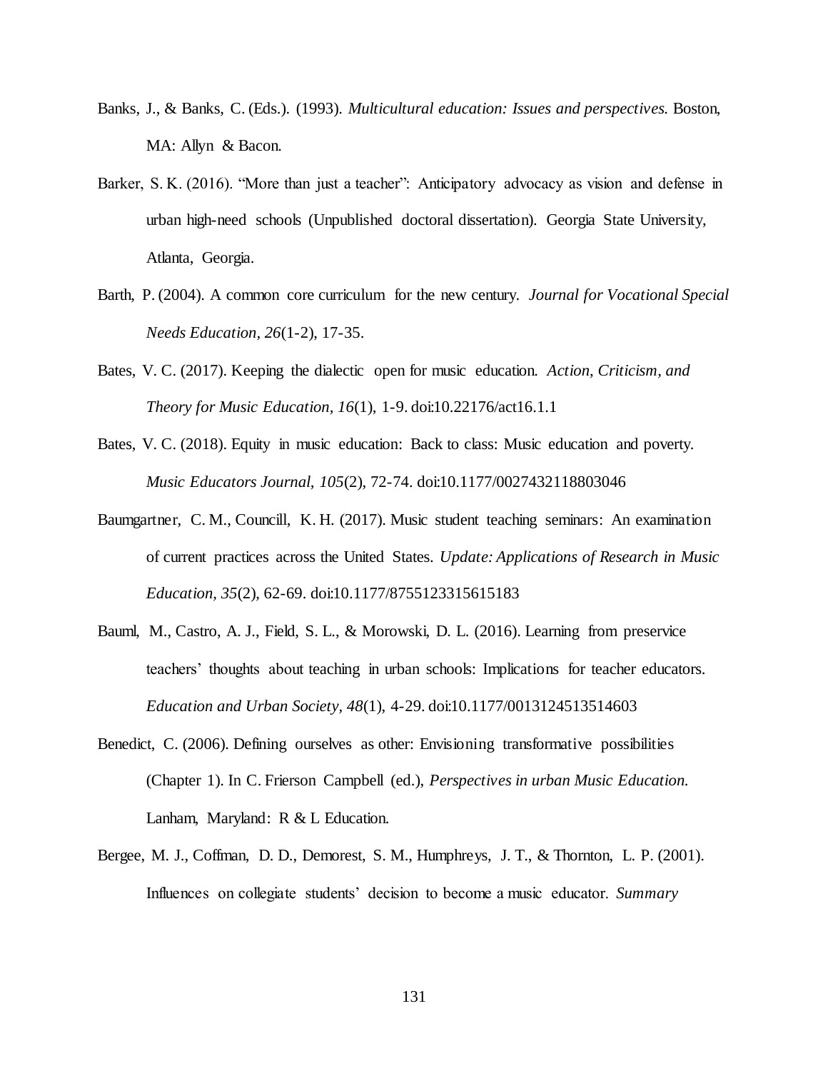Banks, J., & Banks, C. (Eds.). (1993). *Multicultural education: Issues and perspectives.* Boston, MA: Allyn & Bacon.

Barker, S. K. (2016). "More than just a teacher": Anticipatory advocacy as vision and defense in urban high-need schools (Unpublished doctoral dissertation). Georgia State University, Atlanta, Georgia.

Barth, P. (2004). A common core curriculum for the new century. *Journal for Vocational Special Needs Education, 26*(1-2), 17-35.

Bates, V. C. (2017). Keeping the dialectic open for music education. *Action, Criticism, and Theory for Music Education, 16*(1), 1-9. doi:10.22176/act16.1.1

Bates, V. C. (2018). Equity in music education: Back to class: Music education and poverty. *Music Educators Journal, 105*(2), 72-74. doi:10.1177/0027432118803046

Baumgartner, C. M., Councill, K. H. (2017). Music student teaching seminars: An examination of current practices across the United States. *Update: Applications of Research in Music Education, 35*(2), 62-69. doi:10.1177/8755123315615183

Bauml, M., Castro, A. J., Field, S. L., & Morowski, D. L. (2016). Learning from preservice teachers' thoughts about teaching in urban schools: Implications for teacher educators. *Education and Urban Society, 48*(1), 4-29. doi:10.1177/0013124513514603

Benedict, C. (2006). Defining ourselves as other: Envisioning transformative possibilities (Chapter 1). In C. Frierson Campbell (ed.), *Perspectives in urban Music Education.* Lanham, Maryland: R & L Education.

Bergee, M. J., Coffman, D. D., Demorest, S. M., Humphreys, J. T., & Thornton, L. P. (2001). Influences on collegiate students' decision to become a music educator. *Summary*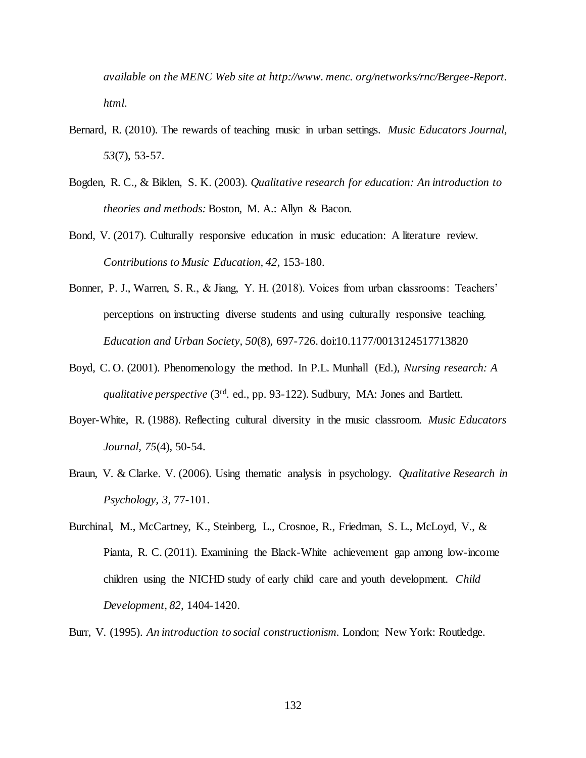*available on the MENC Web site at http://www. menc. org/networks/rnc/Bergee-Report. html.*

Bernard, R. (2010). The rewards of teaching music in urban settings. *Music Educators Journal, 53*(7), 53-57.

Bogden, R. C., & Biklen, S. K. (2003). *Qualitative research for education: An introduction to theories and methods:* Boston, M. A.: Allyn & Bacon.

Bond, V. (2017). Culturally responsive education in music education: A literature review. *Contributions to Music Education, 42*, 153-180.

Bonner, P. J., Warren, S. R., & Jiang, Y. H. (2018). Voices from urban classrooms: Teachers' perceptions on instructing diverse students and using culturally responsive teaching. *Education and Urban Society, 50*(8), 697-726. doi:10.1177/0013124517713820

Boyd, C. O. (2001). Phenomenology the method. In P.L. Munhall (Ed.), *Nursing research: A qualitative perspective* (3rd. ed., pp. 93-122). Sudbury, MA: Jones and Bartlett.

Boyer-White, R. (1988). Reflecting cultural diversity in the music classroom. *Music Educators Journal, 75*(4), 50-54.

Braun, V. & Clarke. V. (2006). Using thematic analysis in psychology. *Qualitative Research in Psychology, 3,* 77-101.

Burchinal, M., McCartney, K., Steinberg, L., Crosnoe, R., Friedman, S. L., McLoyd, V., & Pianta, R. C. (2011). Examining the Black-White achievement gap among low-income children using the NICHD study of early child care and youth development. *Child Development, 82,* 1404-1420.

Burr, V. (1995). *An introduction to social constructionism*. London; New York: Routledge.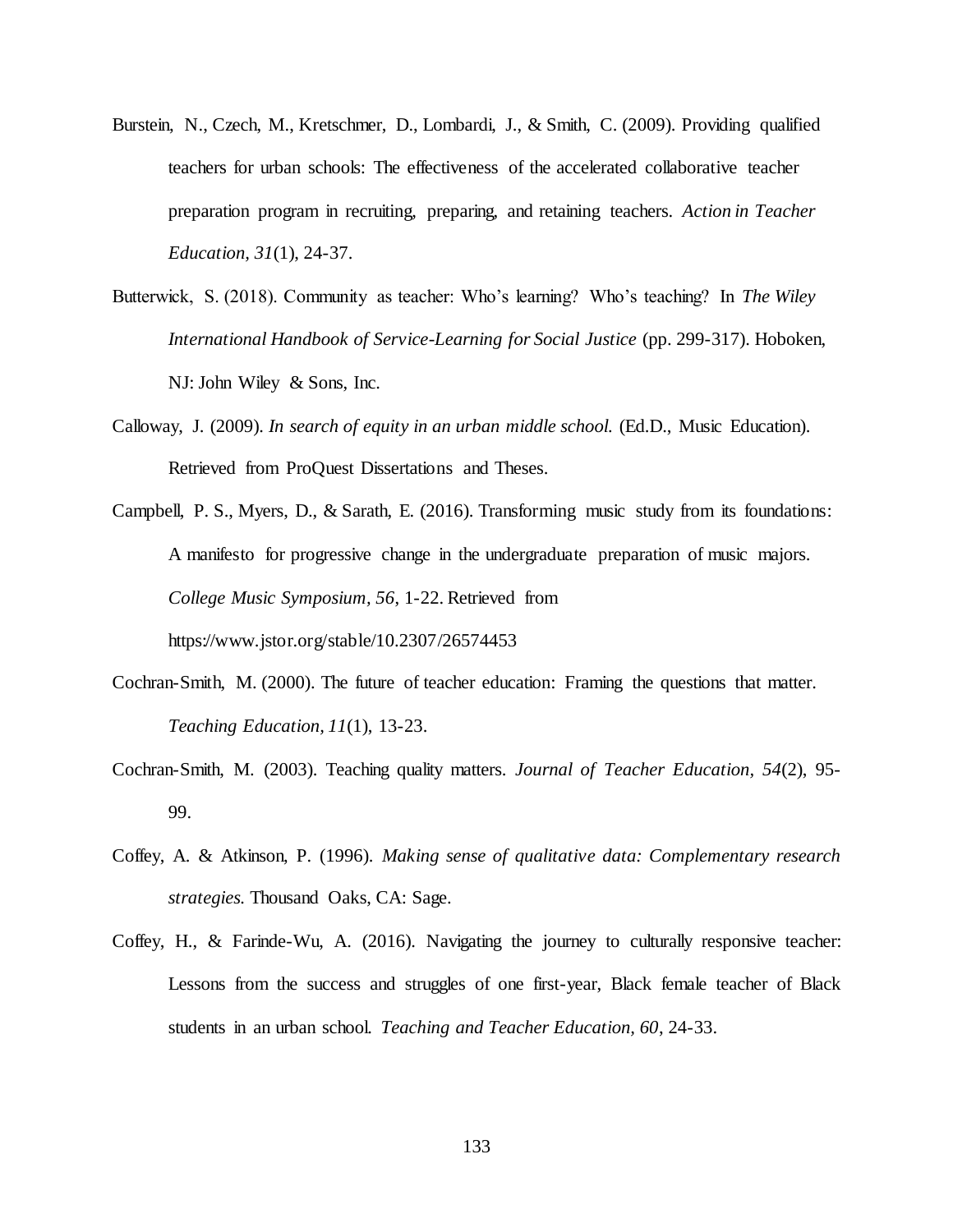Burstein, N., Czech, M., Kretschmer, D., Lombardi, J., & Smith, C. (2009). Providing qualified teachers for urban schools: The effectiveness of the accelerated collaborative teacher preparation program in recruiting, preparing, and retaining teachers. *Action in Teacher Education, 31*(1), 24-37.

Butterwick, S. (2018). Community as teacher: Who's learning? Who's teaching? In *The Wiley International Handbook of Service-Learning for Social Justice* (pp. 299-317). Hoboken, NJ: John Wiley & Sons, Inc.

Calloway, J. (2009). *In search of equity in an urban middle school.* (Ed.D., Music Education). Retrieved from ProQuest Dissertations and Theses.

Campbell, P. S., Myers, D., & Sarath, E. (2016). Transforming music study from its foundations: A manifesto for progressive change in the undergraduate preparation of music majors. *College Music Symposium, 56*, 1-22. Retrieved from https://www.jstor.org/stable/10.2307/26574453

Cochran-Smith, M. (2000). The future of teacher education: Framing the questions that matter. *Teaching Education, 11*(1), 13-23.

Cochran-Smith, M. (2003). Teaching quality matters. *Journal of Teacher Education*, *54*(2), 95-99.

Coffey, A. & Atkinson, P. (1996). *Making sense of qualitative data: Complementary research strategies.* Thousand Oaks, CA: Sage.

Coffey, H., & Farinde-Wu, A. (2016). Navigating the journey to culturally responsive teacher: Lessons from the success and struggles of one first-year, Black female teacher of Black students in an urban school. *Teaching and Teacher Education, 60*, 24-33.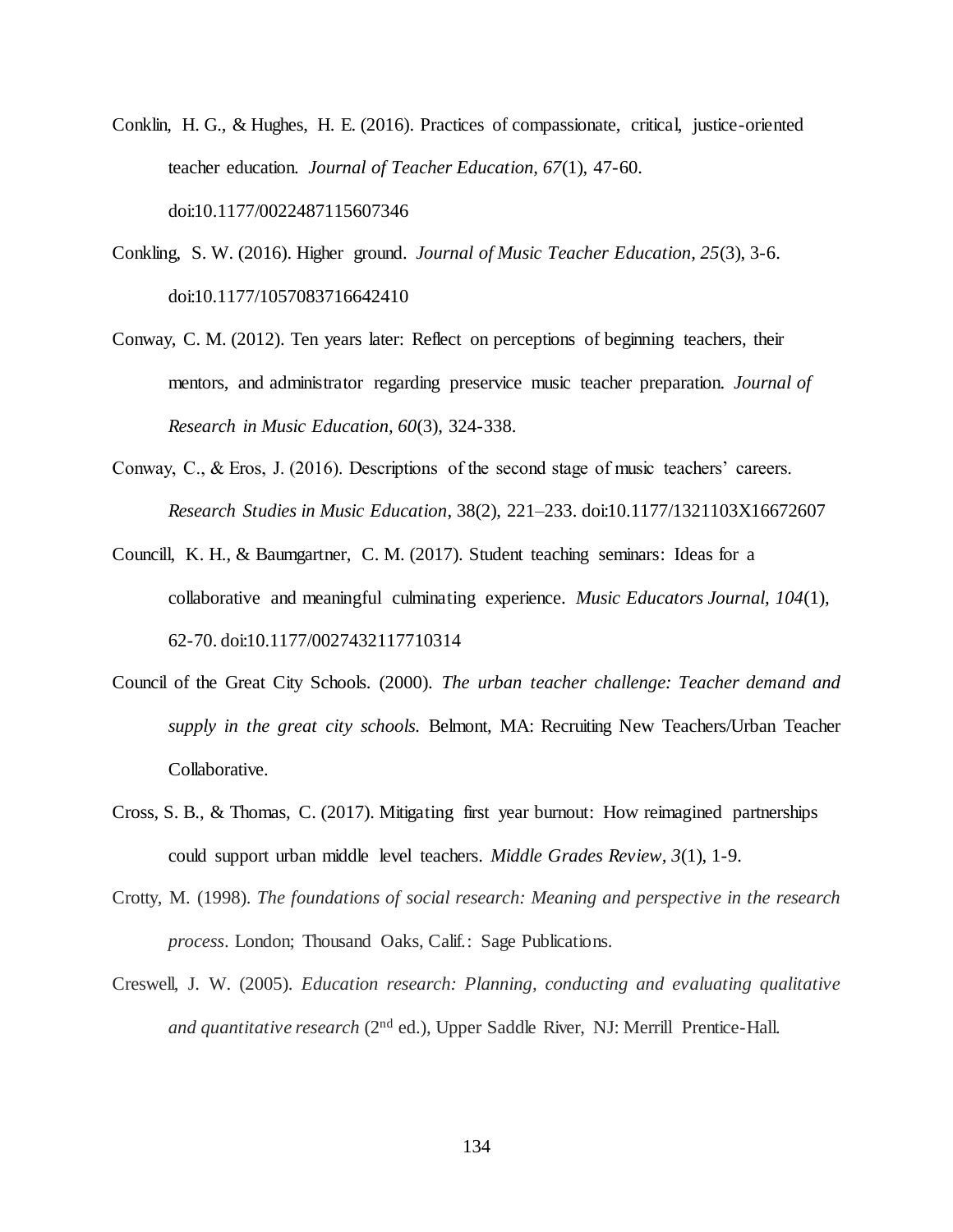Conklin, H. G., & Hughes, H. E. (2016). Practices of compassionate, critical, justice-oriented teacher education. *Journal of Teacher Education, 67*(1), 47-60. doi:10.1177/0022487115607346

Conkling, S. W. (2016). Higher ground. *Journal of Music Teacher Education, 25*(3), 3-6. doi:10.1177/1057083716642410

Conway, C. M. (2012). Ten years later: Reflect on perceptions of beginning teachers, their mentors, and administrator regarding preservice music teacher preparation. *Journal of Research in Music Education, 60*(3), 324-338.

Conway, C., & Eros, J. (2016). Descriptions of the second stage of music teachers' careers. *Research Studies in Music Education*, 38(2), 221–233. doi:10.1177/1321103X16672607

Councill, K. H., & Baumgartner, C. M. (2017). Student teaching seminars: Ideas for a collaborative and meaningful culminating experience. *Music Educators Journal, 104*(1), 62-70. doi:10.1177/0027432117710314

Council of the Great City Schools. (2000). *The urban teacher challenge: Teacher demand and supply in the great city schools.* Belmont, MA: Recruiting New Teachers/Urban Teacher Collaborative.

Cross, S. B., & Thomas, C. (2017). Mitigating first year burnout: How reimagined partnerships could support urban middle level teachers. *Middle Grades Review, 3*(1), 1-9.

Crotty, M. (1998). *The foundations of social research: Meaning and perspective in the research process*. London; Thousand Oaks, Calif.: Sage Publications.

Creswell, J. W. (2005). *Education research: Planning, conducting and evaluating qualitative and quantitative research* (2nd ed.), Upper Saddle River, NJ: Merrill Prentice-Hall.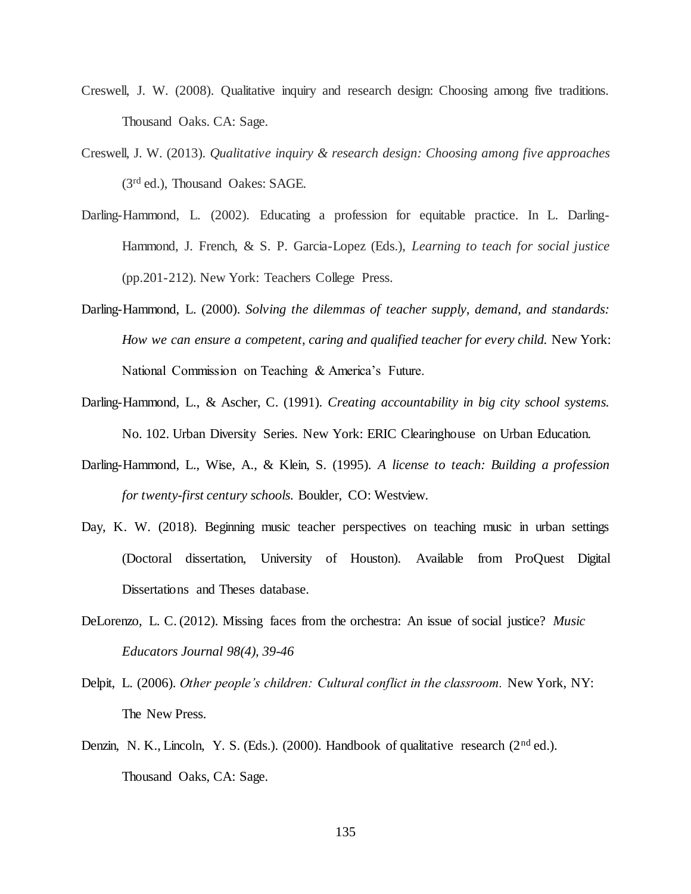Creswell, J. W. (2008). Qualitative inquiry and research design: Choosing among five traditions. Thousand Oaks. CA: Sage.

Creswell, J. W. (2013). *Qualitative inquiry & research design: Choosing among five approaches* (3rd ed.), Thousand Oakes: SAGE.

Darling-Hammond, L. (2002). Educating a profession for equitable practice. In L. Darling-Hammond, J. French, & S. P. Garcia-Lopez (Eds.), *Learning to teach for social justice* (pp.201-212). New York: Teachers College Press.

Darling-Hammond, L. (2000). *Solving the dilemmas of teacher supply, demand, and standards: How we can ensure a competent, caring and qualified teacher for every child.* New York: National Commission on Teaching & America's Future.

Darling-Hammond, L., & Ascher, C. (1991). *Creating accountability in big city school systems.* No. 102. Urban Diversity Series. New York: ERIC Clearinghouse on Urban Education.

Darling-Hammond, L., Wise, A., & Klein, S. (1995). *A license to teach: Building a profession for twenty-first century schools.* Boulder, CO: Westview.

Day, K. W. (2018). Beginning music teacher perspectives on teaching music in urban settings (Doctoral dissertation, University of Houston). Available from ProQuest Digital Dissertations and Theses database.

DeLorenzo, L. C. (2012). Missing faces from the orchestra: An issue of social justice? *Music Educators Journal 98(4), 39-46*

Delpit, L. (2006). *Other people's children: Cultural conflict in the classroom.* New York, NY: The New Press.

Denzin, N. K., Lincoln, Y. S. (Eds.). (2000). Handbook of qualitative research (2nd ed.). Thousand Oaks, CA: Sage.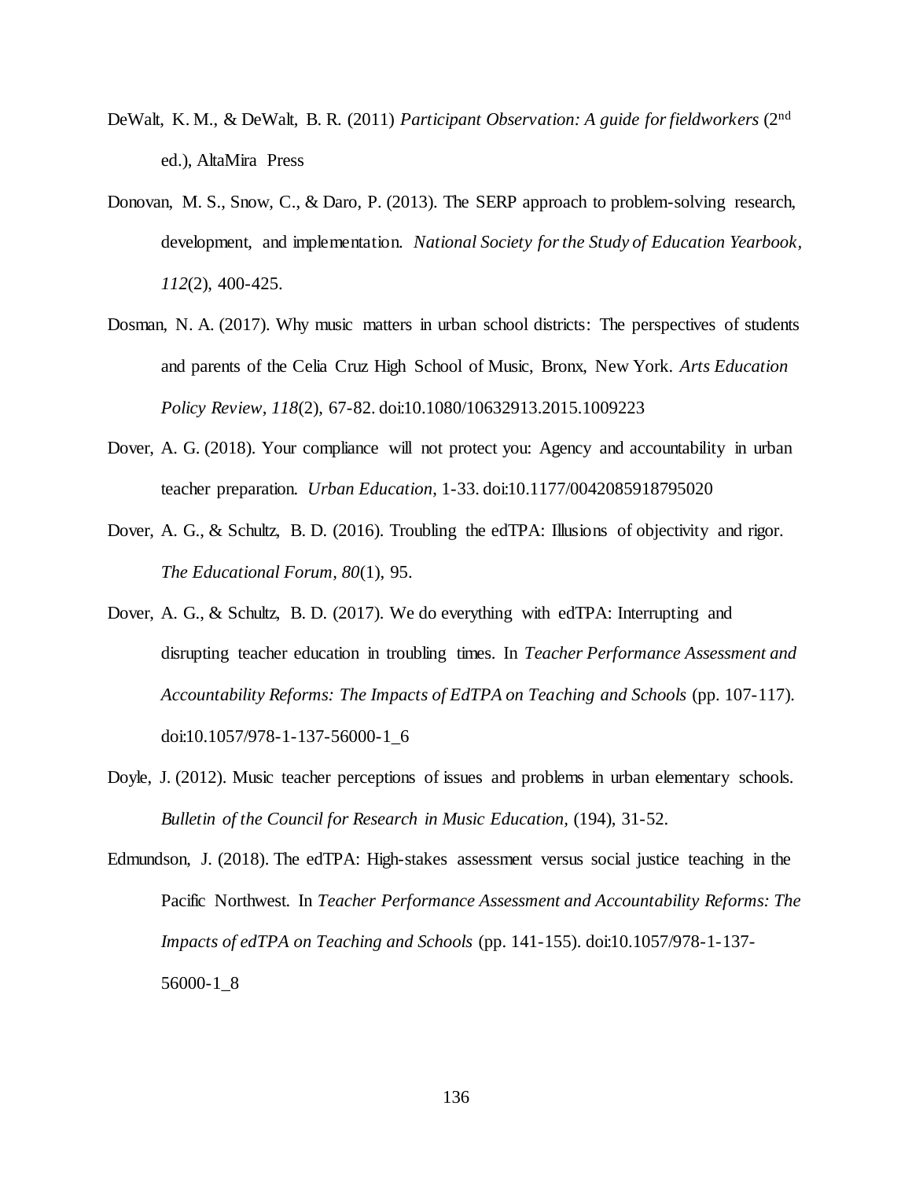DeWalt, K. M., & DeWalt, B. R. (2011) *Participant Observation: A guide for fieldworkers* (2nd ed.), AltaMira Press

Donovan, M. S., Snow, C., & Daro, P. (2013). The SERP approach to problem-solving research, development, and implementation. *National Society for the Study of Education Yearbook, 112*(2), 400-425.

Dosman, N. A. (2017). Why music matters in urban school districts: The perspectives of students and parents of the Celia Cruz High School of Music, Bronx, New York. *Arts Education Policy Review, 118*(2), 67-82. doi:10.1080/10632913.2015.1009223

Dover, A. G. (2018). Your compliance will not protect you: Agency and accountability in urban teacher preparation. *Urban Education*, 1-33. doi:10.1177/0042085918795020

Dover, A. G., & Schultz, B. D. (2016). Troubling the edTPA: Illusions of objectivity and rigor. *The Educational Forum, 80*(1), 95.

Dover, A. G., & Schultz, B. D. (2017). We do everything with edTPA: Interrupting and disrupting teacher education in troubling times. In *Teacher Performance Assessment and Accountability Reforms: The Impacts of EdTPA on Teaching and Schools* (pp. 107-117). doi:10.1057/978-1-137-56000-1_6

Doyle, J. (2012). Music teacher perceptions of issues and problems in urban elementary schools. *Bulletin of the Council for Research in Music Education*, (194), 31-52.

Edmundson, J. (2018). The edTPA: High-stakes assessment versus social justice teaching in the Pacific Northwest. In *Teacher Performance Assessment and Accountability Reforms: The Impacts of edTPA on Teaching and Schools* (pp. 141-155). doi:10.1057/978-1-137-56000-1_8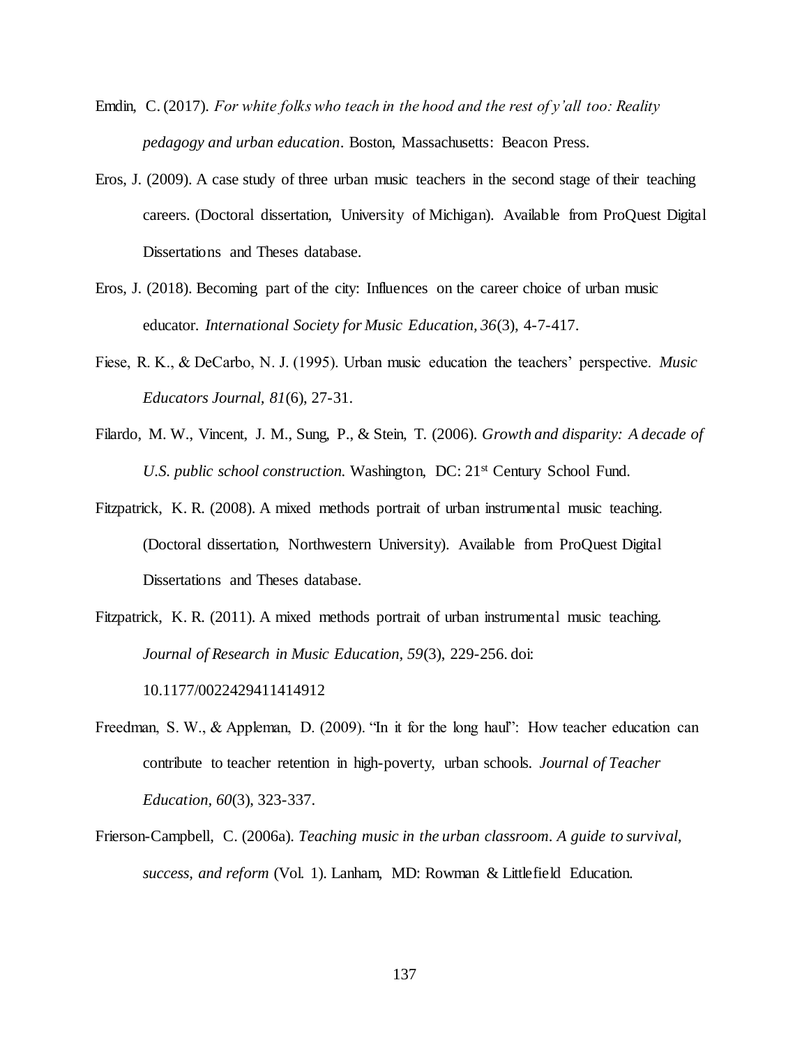Emdin, C. (2017). *For white folks who teach in the hood and the rest of y'all too: Reality pedagogy and urban education*. Boston, Massachusetts: Beacon Press.

Eros, J. (2009). A case study of three urban music teachers in the second stage of their teaching careers. (Doctoral dissertation, University of Michigan). Available from ProQuest Digital Dissertations and Theses database.

Eros, J. (2018). Becoming part of the city: Influences on the career choice of urban music educator. *International Society for Music Education, 36*(3), 4-7-417.

Fiese, R. K., & DeCarbo, N. J. (1995). Urban music education the teachers' perspective. *Music Educators Journal, 81*(6), 27-31.

Filardo, M. W., Vincent, J. M., Sung, P., & Stein, T. (2006). *Growth and disparity: A decade of U.S. public school construction.* Washington, DC: 21st Century School Fund.

Fitzpatrick, K. R. (2008). A mixed methods portrait of urban instrumental music teaching. (Doctoral dissertation, Northwestern University). Available from ProQuest Digital Dissertations and Theses database.

Fitzpatrick, K. R. (2011). A mixed methods portrait of urban instrumental music teaching. *Journal of Research in Music Education, 59*(3), 229-256. doi: 10.1177/0022429411414912

Freedman, S. W., & Appleman, D. (2009). "In it for the long haul": How teacher education can contribute to teacher retention in high-poverty, urban schools. *Journal of Teacher Education, 60*(3), 323-337.

Frierson-Campbell, C. (2006a). *Teaching music in the urban classroom. A guide to survival, success, and reform* (Vol. 1). Lanham, MD: Rowman & Littlefield Education.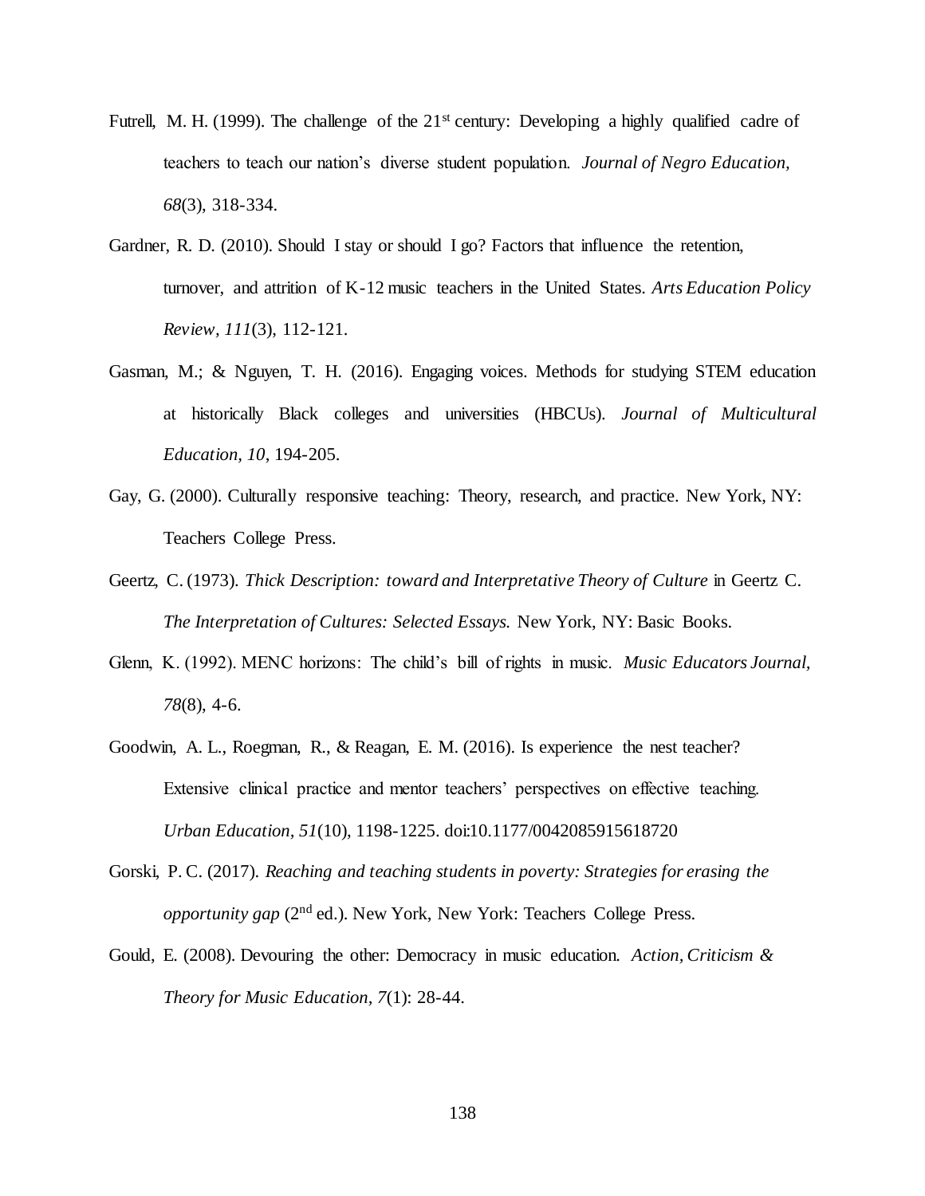Futrell, M. H. (1999). The challenge of the 21st century: Developing a highly qualified cadre of teachers to teach our nation's diverse student population. *Journal of Negro Education, 68*(3), 318-334.

Gardner, R. D. (2010). Should I stay or should I go? Factors that influence the retention, turnover, and attrition of K-12 music teachers in the United States. *Arts Education Policy Review, 111*(3), 112-121.

Gasman, M.; & Nguyen, T. H. (2016). Engaging voices. Methods for studying STEM education at historically Black colleges and universities (HBCUs). *Journal of Multicultural Education, 10*, 194-205.

Gay, G. (2000). Culturally responsive teaching: Theory, research, and practice. New York, NY: Teachers College Press.

Geertz, C. (1973). *Thick Description: toward and Interpretative Theory of Culture* in Geertz C. *The Interpretation of Cultures: Selected Essays.* New York, NY: Basic Books.

Glenn, K. (1992). MENC horizons: The child's bill of rights in music. *Music Educators Journal, 78*(8), 4-6.

Goodwin, A. L., Roegman, R., & Reagan, E. M. (2016). Is experience the nest teacher? Extensive clinical practice and mentor teachers' perspectives on effective teaching. *Urban Education, 51*(10), 1198-1225. doi:10.1177/0042085915618720

Gorski, P. C. (2017). *Reaching and teaching students in poverty: Strategies for erasing the opportunity gap* (2nd ed.). New York, New York: Teachers College Press.

Gould, E. (2008). Devouring the other: Democracy in music education. *Action, Criticism & Theory for Music Education, 7*(1): 28-44.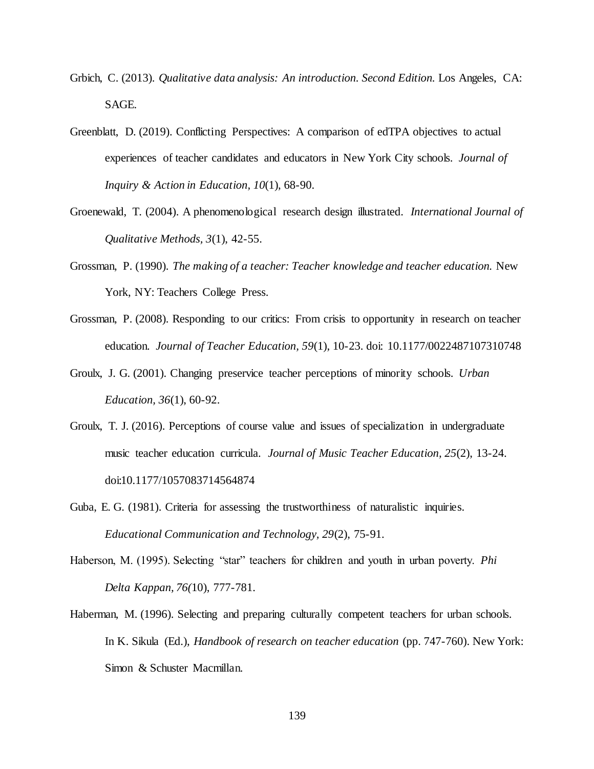Grbich, C. (2013). *Qualitative data analysis: An introduction. Second Edition.* Los Angeles, CA: SAGE.

Greenblatt, D. (2019). Conflicting Perspectives: A comparison of edTPA objectives to actual experiences of teacher candidates and educators in New York City schools. *Journal of Inquiry & Action in Education, 10*(1), 68-90.

Groenewald, T. (2004). A phenomenological research design illustrated. *International Journal of Qualitative Methods, 3*(1), 42-55.

Grossman, P. (1990). *The making of a teacher: Teacher knowledge and teacher education.* New York, NY: Teachers College Press.

Grossman, P. (2008). Responding to our critics: From crisis to opportunity in research on teacher education. *Journal of Teacher Education, 59*(1), 10-23. doi: 10.1177/0022487107310748

Groulx, J. G. (2001). Changing preservice teacher perceptions of minority schools. *Urban Education, 36*(1), 60-92.

Groulx, T. J. (2016). Perceptions of course value and issues of specialization in undergraduate music teacher education curricula. *Journal of Music Teacher Education, 25*(2), 13-24. doi:10.1177/1057083714564874

Guba, E. G. (1981). Criteria for assessing the trustworthiness of naturalistic inquiries. *Educational Communication and Technology, 29*(2), 75-91.

Haberson, M. (1995). Selecting "star" teachers for children and youth in urban poverty. *Phi Delta Kappan, 76(*10), 777-781.

Haberman, M. (1996). Selecting and preparing culturally competent teachers for urban schools. In K. Sikula (Ed.), *Handbook of research on teacher education* (pp. 747-760). New York: Simon & Schuster Macmillan.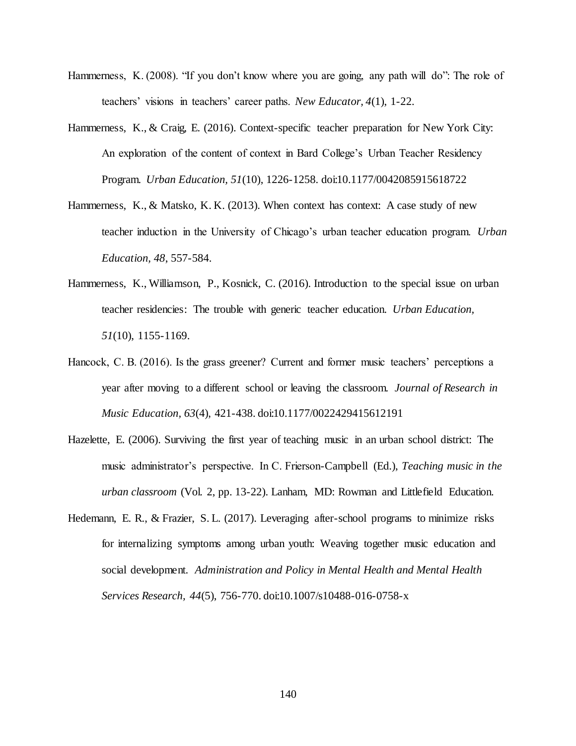Hammerness, K. (2008). "If you don't know where you are going, any path will do": The role of teachers' visions in teachers' career paths. *New Educator, 4*(1), 1-22.

Hammerness, K., & Craig, E. (2016). Context-specific teacher preparation for New York City: An exploration of the content of context in Bard College's Urban Teacher Residency Program. *Urban Education, 51*(10), 1226-1258. doi:10.1177/0042085915618722

Hammerness, K., & Matsko, K. K. (2013). When context has context: A case study of new teacher induction in the University of Chicago's urban teacher education program. *Urban Education, 48*, 557-584.

Hammerness, K., Williamson, P., Kosnick, C. (2016). Introduction to the special issue on urban teacher residencies: The trouble with generic teacher education. *Urban Education, 51*(10), 1155-1169.

Hancock, C. B. (2016). Is the grass greener? Current and former music teachers' perceptions a year after moving to a different school or leaving the classroom. *Journal of Research in Music Education, 63*(4), 421-438. doi:10.1177/0022429415612191

Hazelette, E. (2006). Surviving the first year of teaching music in an urban school district: The music administrator's perspective. In C. Frierson-Campbell (Ed.), *Teaching music in the urban classroom* (Vol. 2, pp. 13-22). Lanham, MD: Rowman and Littlefield Education.

Hedemann, E. R., & Frazier, S. L. (2017). Leveraging after-school programs to minimize risks for internalizing symptoms among urban youth: Weaving together music education and social development. *Administration and Policy in Mental Health and Mental Health Services Research, 44*(5), 756-770. doi:10.1007/s10488-016-0758-x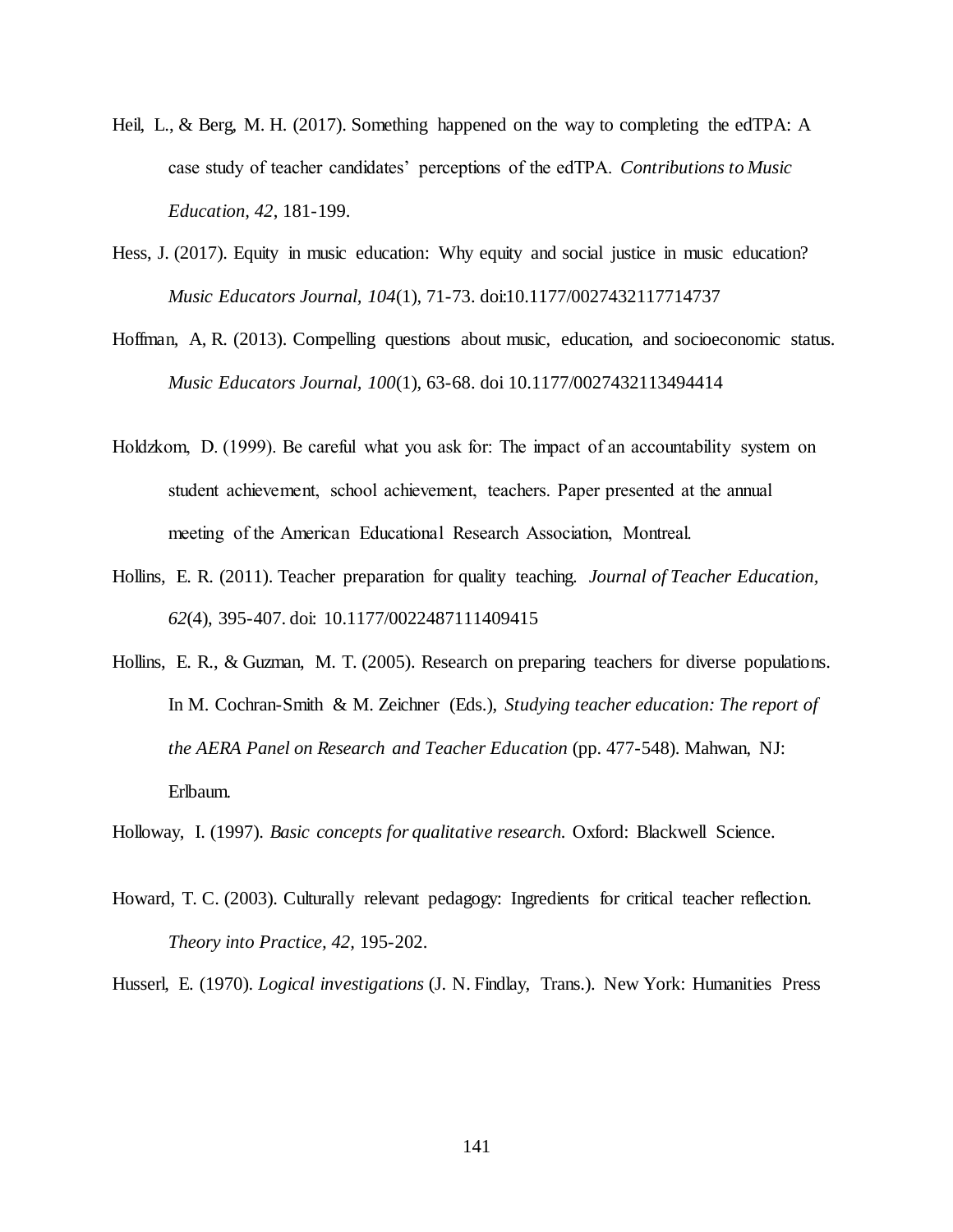Heil, L., & Berg, M. H. (2017). Something happened on the way to completing the edTPA: A case study of teacher candidates' perceptions of the edTPA. *Contributions to Music Education, 42,* 181-199.

Hess, J. (2017). Equity in music education: Why equity and social justice in music education? *Music Educators Journal, 104*(1), 71-73. doi:10.1177/0027432117714737

Hoffman, A, R. (2013). Compelling questions about music, education, and socioeconomic status. *Music Educators Journal, 100*(1), 63-68. doi 10.1177/0027432113494414

Holdzkom, D. (1999). Be careful what you ask for: The impact of an accountability system on student achievement, school achievement, teachers. Paper presented at the annual meeting of the American Educational Research Association, Montreal.

Hollins, E. R. (2011). Teacher preparation for quality teaching. *Journal of Teacher Education, 62*(4), 395-407. doi: 10.1177/0022487111409415

Hollins, E. R., & Guzman, M. T. (2005). Research on preparing teachers for diverse populations. In M. Cochran-Smith & M. Zeichner (Eds.), *Studying teacher education: The report of the AERA Panel on Research and Teacher Education* (pp. 477-548). Mahwan, NJ: Erlbaum.

Holloway, I. (1997). *Basic concepts for qualitative research.* Oxford: Blackwell Science.

Howard, T. C. (2003). Culturally relevant pedagogy: Ingredients for critical teacher reflection. *Theory into Practice, 42,* 195-202.

Husserl, E. (1970). *Logical investigations* (J. N. Findlay, Trans.). New York: Humanities Press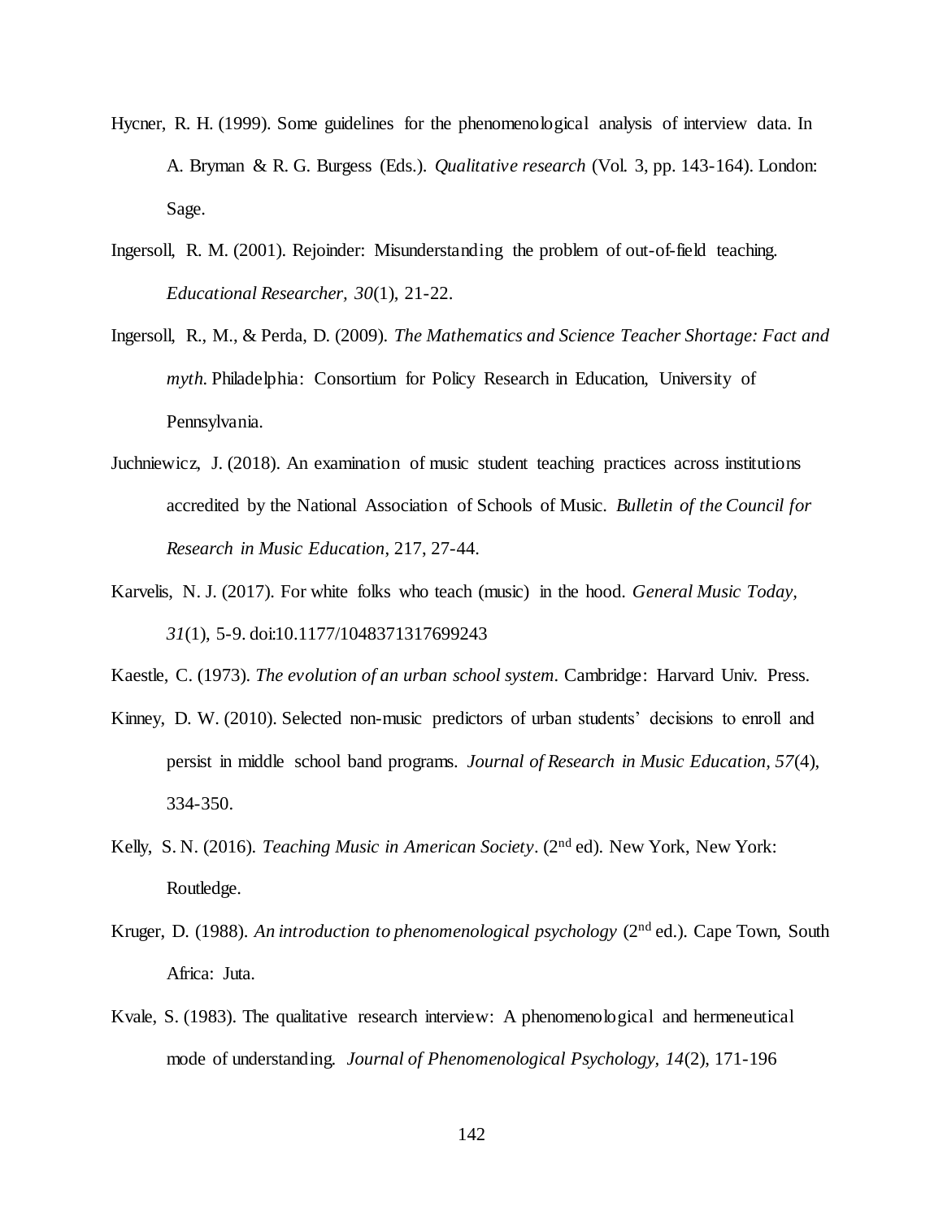Hycner, R. H. (1999). Some guidelines for the phenomenological analysis of interview data. In A. Bryman & R. G. Burgess (Eds.). *Qualitative research* (Vol. 3, pp. 143-164). London: Sage.

Ingersoll, R. M. (2001). Rejoinder: Misunderstanding the problem of out-of-field teaching. *Educational Researcher, 30*(1), 21-22.

Ingersoll, R., M., & Perda, D. (2009). *The Mathematics and Science Teacher Shortage: Fact and myth.* Philadelphia: Consortium for Policy Research in Education, University of Pennsylvania.

Juchniewicz, J. (2018). An examination of music student teaching practices across institutions accredited by the National Association of Schools of Music. *Bulletin of the Council for Research in Music Education*, 217, 27-44.

Karvelis, N. J. (2017). For white folks who teach (music) in the hood. *General Music Today, 31*(1), 5-9. doi:10.1177/1048371317699243

Kaestle, C. (1973). *The evolution of an urban school system*. Cambridge: Harvard Univ. Press.

Kinney, D. W. (2010). Selected non-music predictors of urban students' decisions to enroll and persist in middle school band programs. *Journal of Research in Music Education, 57*(4), 334-350.

Kelly, S. N. (2016). *Teaching Music in American Society*. (2nd ed). New York, New York: Routledge.

Kruger, D. (1988). *An introduction to phenomenological psychology* (2nd ed.). Cape Town, South Africa: Juta.

Kvale, S. (1983). The qualitative research interview: A phenomenological and hermeneutical mode of understanding. *Journal of Phenomenological Psychology, 14*(2), 171-196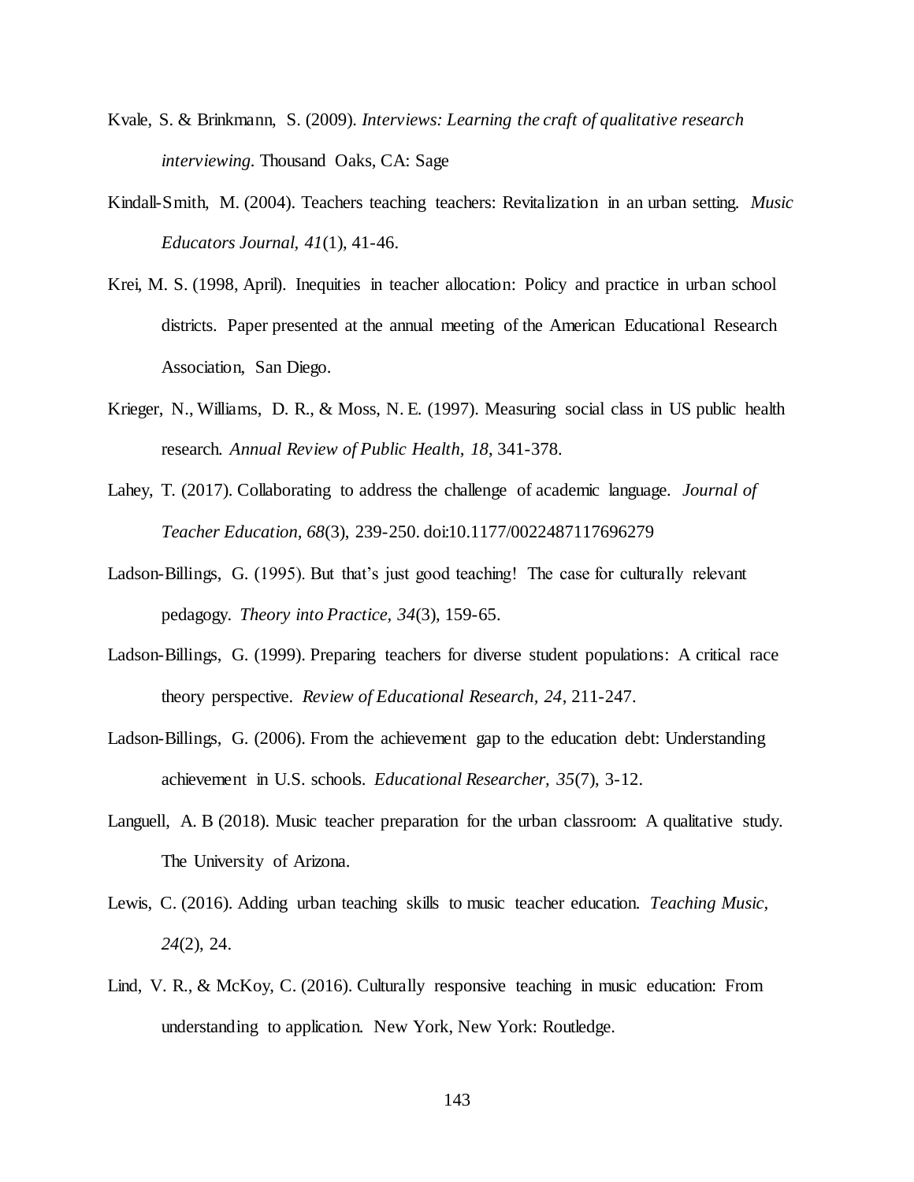Kvale, S. & Brinkmann, S. (2009). *Interviews: Learning the craft of qualitative research interviewing*. Thousand Oaks, CA: Sage

Kindall-Smith, M. (2004). Teachers teaching teachers: Revitalization in an urban setting. *Music Educators Journal, 41*(1), 41-46.

Krei, M. S. (1998, April). Inequities in teacher allocation: Policy and practice in urban school districts. Paper presented at the annual meeting of the American Educational Research Association, San Diego.

Krieger, N., Williams, D. R., & Moss, N. E. (1997). Measuring social class in US public health research. *Annual Review of Public Health, 18*, 341-378.

Lahey, T. (2017). Collaborating to address the challenge of academic language. *Journal of Teacher Education, 68*(3), 239-250. doi:10.1177/0022487117696279

Ladson-Billings, G. (1995). But that's just good teaching! The case for culturally relevant pedagogy. *Theory into Practice, 34*(3), 159-65.

Ladson-Billings, G. (1999). Preparing teachers for diverse student populations: A critical race theory perspective. *Review of Educational Research, 24*, 211-247.

Ladson-Billings, G. (2006). From the achievement gap to the education debt: Understanding achievement in U.S. schools. *Educational Researcher, 35*(7), 3-12.

Languell, A. B (2018). Music teacher preparation for the urban classroom: A qualitative study. The University of Arizona.

Lewis, C. (2016). Adding urban teaching skills to music teacher education. *Teaching Music, 24*(2), 24.

Lind, V. R., & McKoy, C. (2016). Culturally responsive teaching in music education: From understanding to application. New York, New York: Routledge.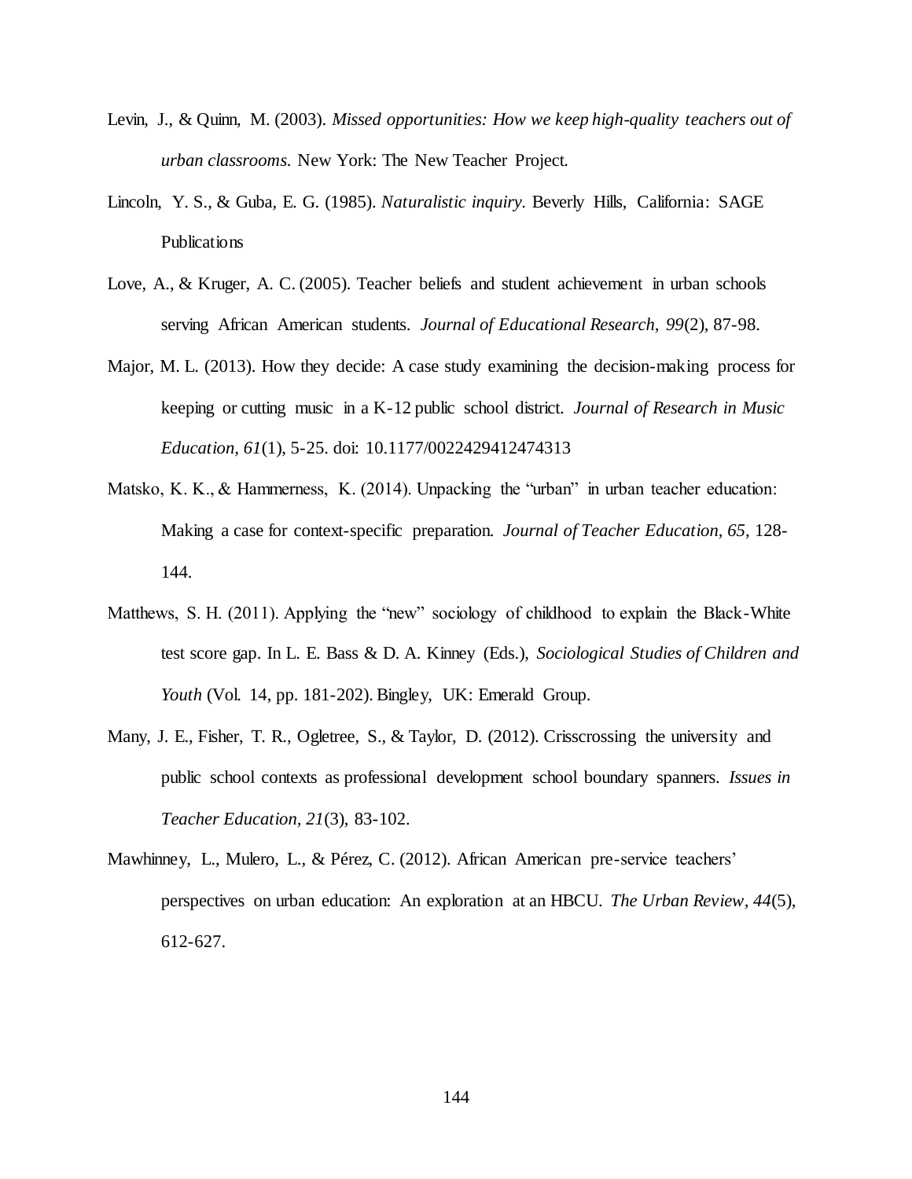Levin, J., & Quinn, M. (2003). *Missed opportunities: How we keep high-quality teachers out of urban classrooms.* New York: The New Teacher Project.

Lincoln, Y. S., & Guba, E. G. (1985). *Naturalistic inquiry.* Beverly Hills, California: SAGE Publications

Love, A., & Kruger, A. C. (2005). Teacher beliefs and student achievement in urban schools serving African American students. *Journal of Educational Research, 99*(2), 87-98.

Major, M. L. (2013). How they decide: A case study examining the decision-making process for keeping or cutting music in a K-12 public school district. *Journal of Research in Music Education, 61*(1), 5-25. doi: 10.1177/0022429412474313

Matsko, K. K., & Hammerness, K. (2014). Unpacking the "urban" in urban teacher education: Making a case for context-specific preparation. *Journal of Teacher Education, 65,* 128-144.

Matthews, S. H. (2011). Applying the "new" sociology of childhood to explain the Black-White test score gap. In L. E. Bass & D. A. Kinney (Eds.), *Sociological Studies of Children and Youth* (Vol. 14, pp. 181-202). Bingley, UK: Emerald Group.

Many, J. E., Fisher, T. R., Ogletree, S., & Taylor, D. (2012). Crisscrossing the university and public school contexts as professional development school boundary spanners. *Issues in Teacher Education, 21*(3), 83-102.

Mawhinney, L., Mulero, L., & Pérez, C. (2012). African American pre-service teachers' perspectives on urban education: An exploration at an HBCU. *The Urban Review, 44*(5), 612-627.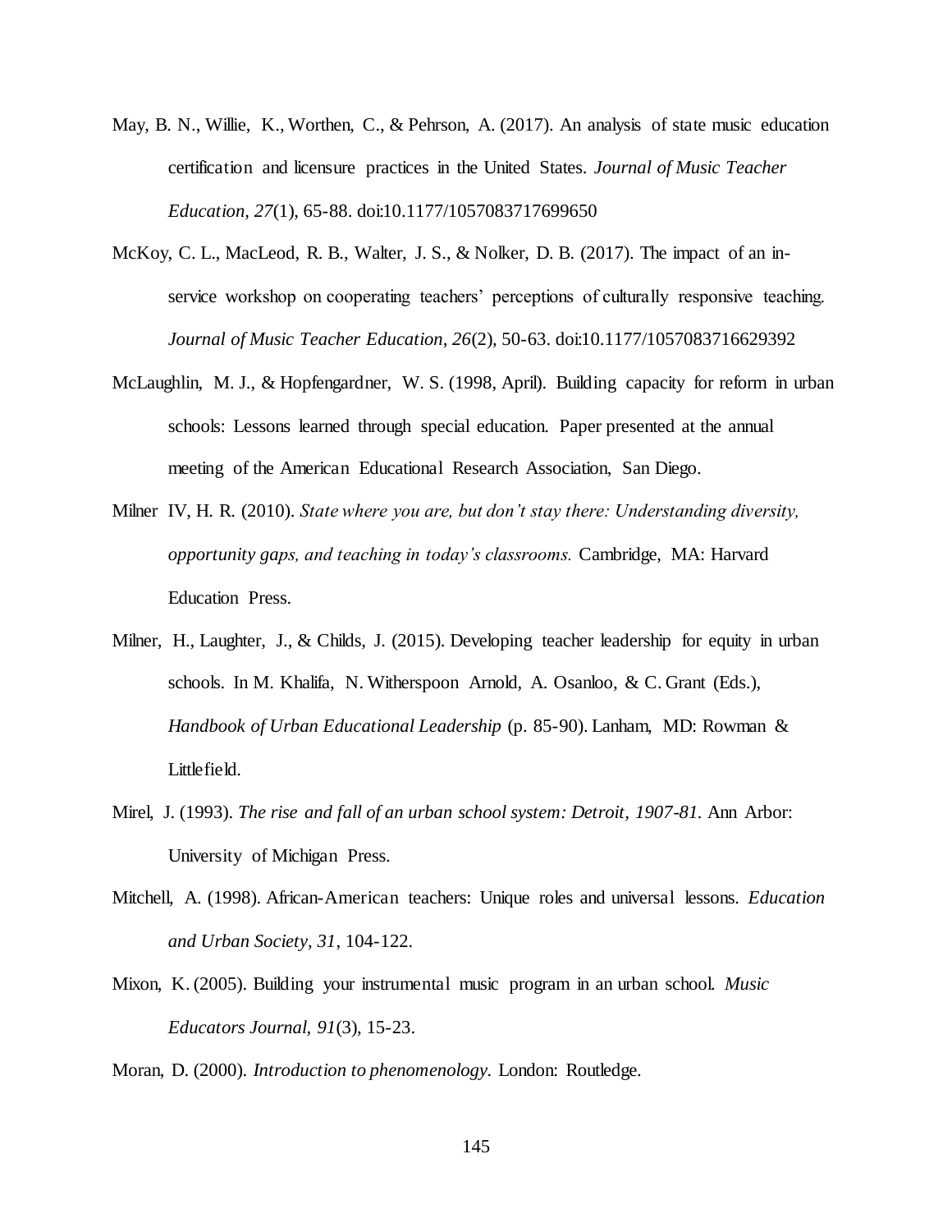May, B. N., Willie, K., Worthen, C., & Pehrson, A. (2017). An analysis of state music education certification and licensure practices in the United States. *Journal of Music Teacher Education, 27*(1), 65-88. doi:10.1177/1057083717699650

McKoy, C. L., MacLeod, R. B., Walter, J. S., & Nolker, D. B. (2017). The impact of an in-service workshop on cooperating teachers' perceptions of culturally responsive teaching. *Journal of Music Teacher Education, 26*(2), 50-63. doi:10.1177/1057083716629392

McLaughlin, M. J., & Hopfengardner, W. S. (1998, April). Building capacity for reform in urban schools: Lessons learned through special education. Paper presented at the annual meeting of the American Educational Research Association, San Diego.

Milner IV, H. R. (2010). *State where you are, but don't stay there: Understanding diversity, opportunity gaps, and teaching in today's classrooms.* Cambridge, MA: Harvard Education Press.

Milner, H., Laughter, J., & Childs, J. (2015). Developing teacher leadership for equity in urban schools. In M. Khalifa, N. Witherspoon Arnold, A. Osanloo, & C. Grant (Eds.), *Handbook of Urban Educational Leadership* (p. 85-90). Lanham, MD: Rowman & Littlefield.

Mirel, J. (1993). *The rise and fall of an urban school system: Detroit, 1907-81.* Ann Arbor: University of Michigan Press.

Mitchell, A. (1998). African-American teachers: Unique roles and universal lessons. *Education and Urban Society, 31*, 104-122.

Mixon, K. (2005). Building your instrumental music program in an urban school. *Music Educators Journal, 91*(3), 15-23.

Moran, D. (2000). *Introduction to phenomenology.* London: Routledge.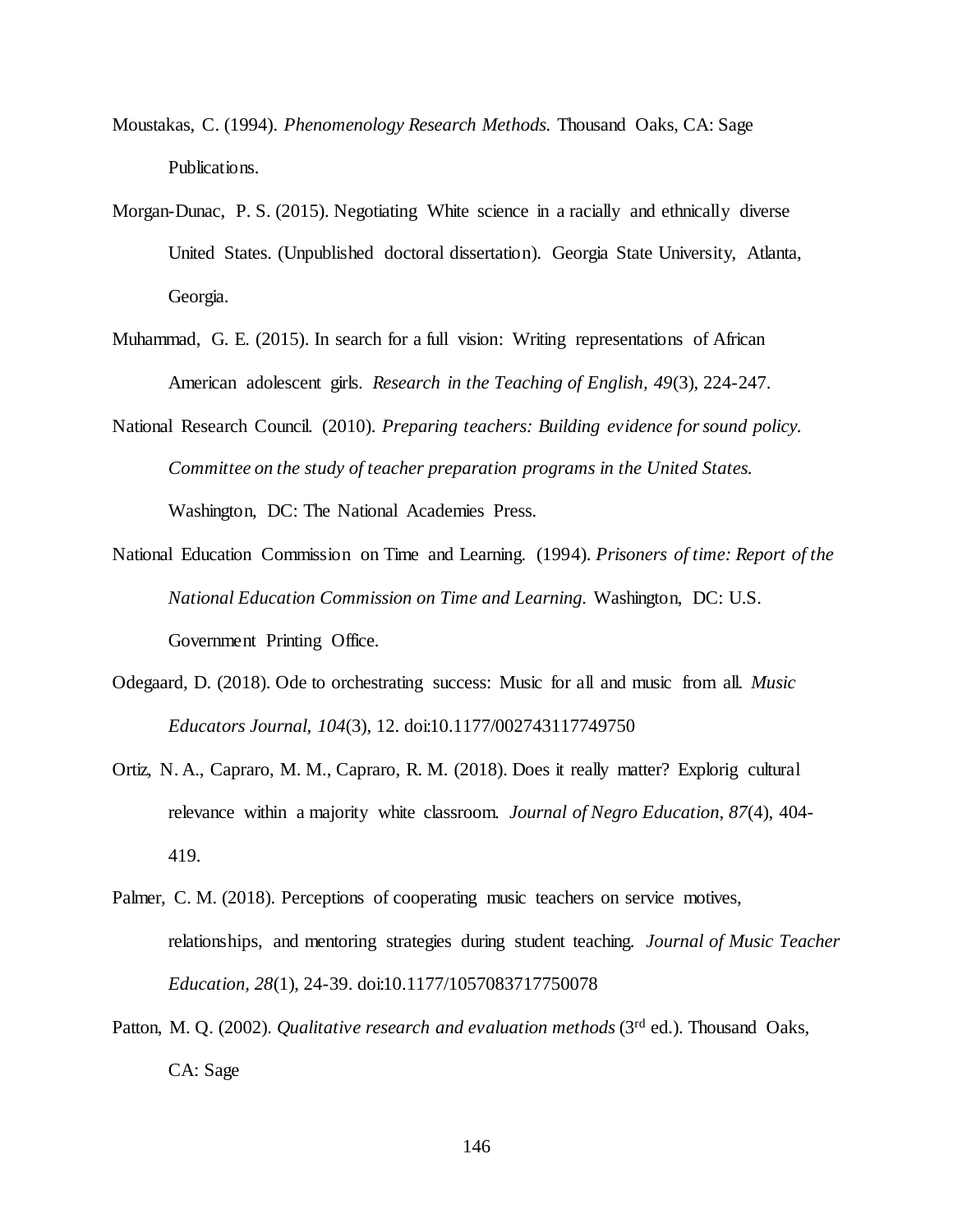Moustakas, C. (1994). *Phenomenology Research Methods.* Thousand Oaks, CA: Sage Publications.

Morgan-Dunac, P. S. (2015). Negotiating White science in a racially and ethnically diverse United States. (Unpublished doctoral dissertation). Georgia State University, Atlanta, Georgia.

Muhammad, G. E. (2015). In search for a full vision: Writing representations of African American adolescent girls. *Research in the Teaching of English, 49*(3), 224-247.

National Research Council. (2010). *Preparing teachers: Building evidence for sound policy. Committee on the study of teacher preparation programs in the United States.* Washington, DC: The National Academies Press.

National Education Commission on Time and Learning. (1994). *Prisoners of time: Report of the National Education Commission on Time and Learning.* Washington, DC: U.S. Government Printing Office.

Odegaard, D. (2018). Ode to orchestrating success: Music for all and music from all. *Music Educators Journal, 104*(3), 12. doi:10.1177/002743117749750

Ortiz, N. A., Capraro, M. M., Capraro, R. M. (2018). Does it really matter? Explorig cultural relevance within a majority white classroom. *Journal of Negro Education, 87*(4), 404-419.

Palmer, C. M. (2018). Perceptions of cooperating music teachers on service motives, relationships, and mentoring strategies during student teaching. *Journal of Music Teacher Education, 28*(1), 24-39. doi:10.1177/1057083717750078

Patton, M. Q. (2002). *Qualitative research and evaluation methods* (3rd ed.). Thousand Oaks, CA: Sage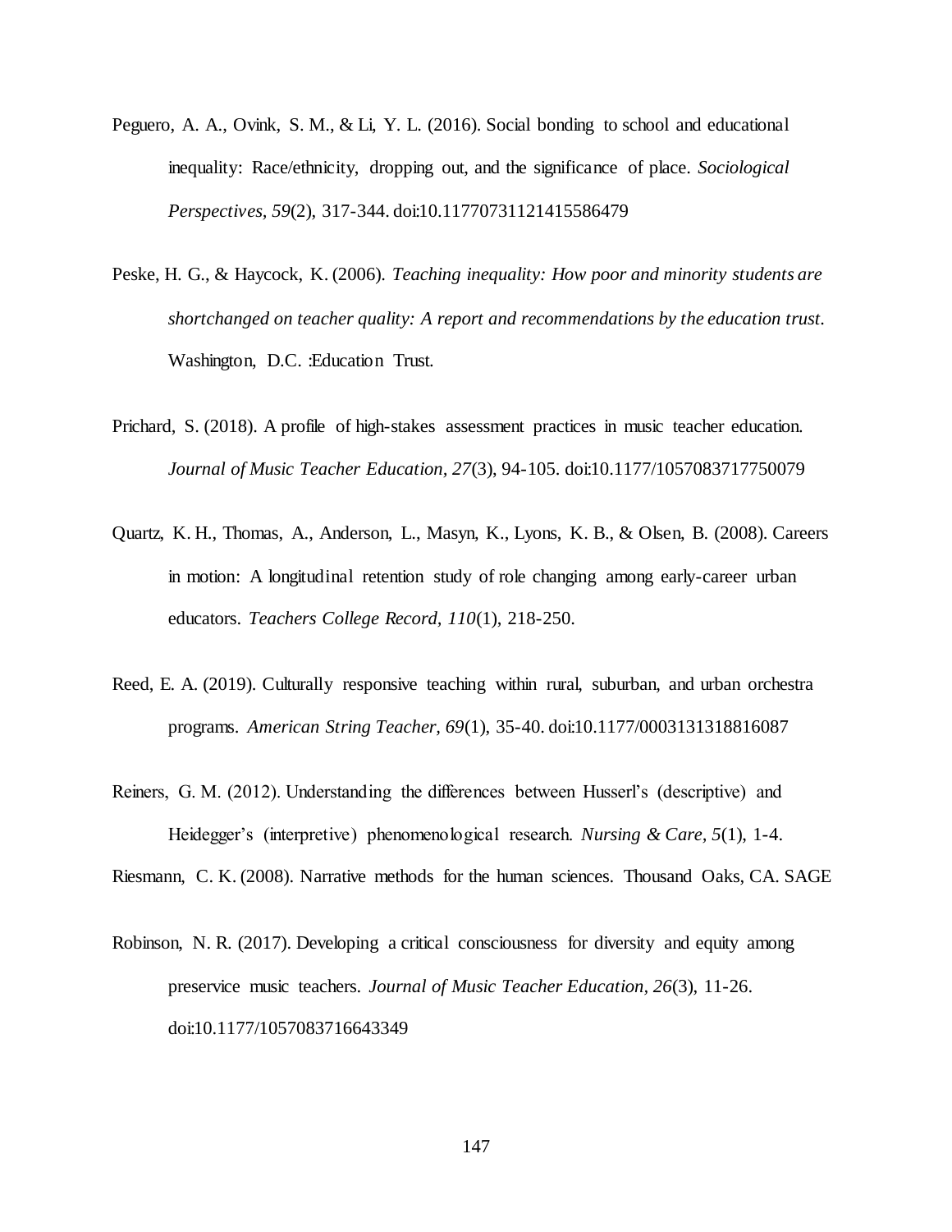Peguero, A. A., Ovink, S. M., & Li, Y. L. (2016). Social bonding to school and educational inequality: Race/ethnicity, dropping out, and the significance of place. *Sociological Perspectives, 59*(2), 317-344. doi:10.11770731121415586479

Peske, H. G., & Haycock, K. (2006). *Teaching inequality: How poor and minority students are shortchanged on teacher quality: A report and recommendations by the education trust.* Washington, D.C. :Education Trust.

Prichard, S. (2018). A profile of high-stakes assessment practices in music teacher education. *Journal of Music Teacher Education, 27*(3), 94-105. doi:10.1177/1057083717750079

Quartz, K. H., Thomas, A., Anderson, L., Masyn, K., Lyons, K. B., & Olsen, B. (2008). Careers in motion: A longitudinal retention study of role changing among early-career urban educators. *Teachers College Record, 110*(1), 218-250.

Reed, E. A. (2019). Culturally responsive teaching within rural, suburban, and urban orchestra programs. *American String Teacher, 69*(1), 35-40. doi:10.1177/0003131318816087

Reiners, G. M. (2012). Understanding the differences between Husserl's (descriptive) and Heidegger's (interpretive) phenomenological research. *Nursing & Care, 5*(1), 1-4.

Riesmann, C. K. (2008). Narrative methods for the human sciences. Thousand Oaks, CA. SAGE

Robinson, N. R. (2017). Developing a critical consciousness for diversity and equity among preservice music teachers. *Journal of Music Teacher Education, 26*(3), 11-26. doi:10.1177/1057083716643349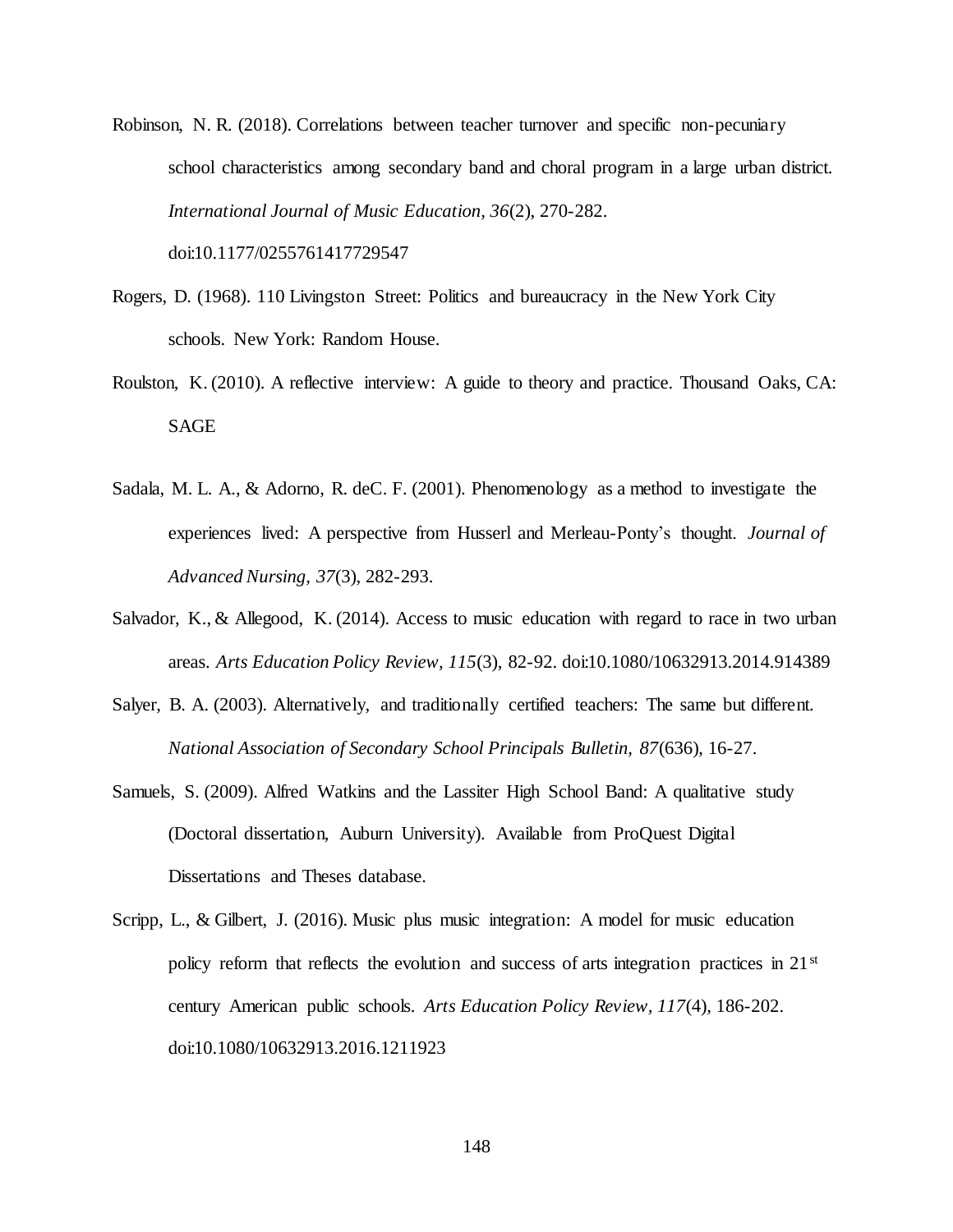Robinson, N. R. (2018). Correlations between teacher turnover and specific non-pecuniary school characteristics among secondary band and choral program in a large urban district. *International Journal of Music Education, 36*(2), 270-282. doi:10.1177/0255761417729547

Rogers, D. (1968). 110 Livingston Street: Politics and bureaucracy in the New York City schools. New York: Random House.

Roulston, K. (2010). A reflective interview: A guide to theory and practice. Thousand Oaks, CA: SAGE

Sadala, M. L. A., & Adorno, R. deC. F. (2001). Phenomenology as a method to investigate the experiences lived: A perspective from Husserl and Merleau-Ponty's thought. *Journal of Advanced Nursing, 37*(3), 282-293.

Salvador, K., & Allegood, K. (2014). Access to music education with regard to race in two urban areas. *Arts Education Policy Review, 115*(3), 82-92. doi:10.1080/10632913.2014.914389

Salyer, B. A. (2003). Alternatively, and traditionally certified teachers: The same but different. *National Association of Secondary School Principals Bulletin, 87*(636), 16-27.

Samuels, S. (2009). Alfred Watkins and the Lassiter High School Band: A qualitative study (Doctoral dissertation, Auburn University). Available from ProQuest Digital Dissertations and Theses database.

Scripp, L., & Gilbert, J. (2016). Music plus music integration: A model for music education policy reform that reflects the evolution and success of arts integration practices in 21st century American public schools. *Arts Education Policy Review, 117*(4), 186-202. doi:10.1080/10632913.2016.1211923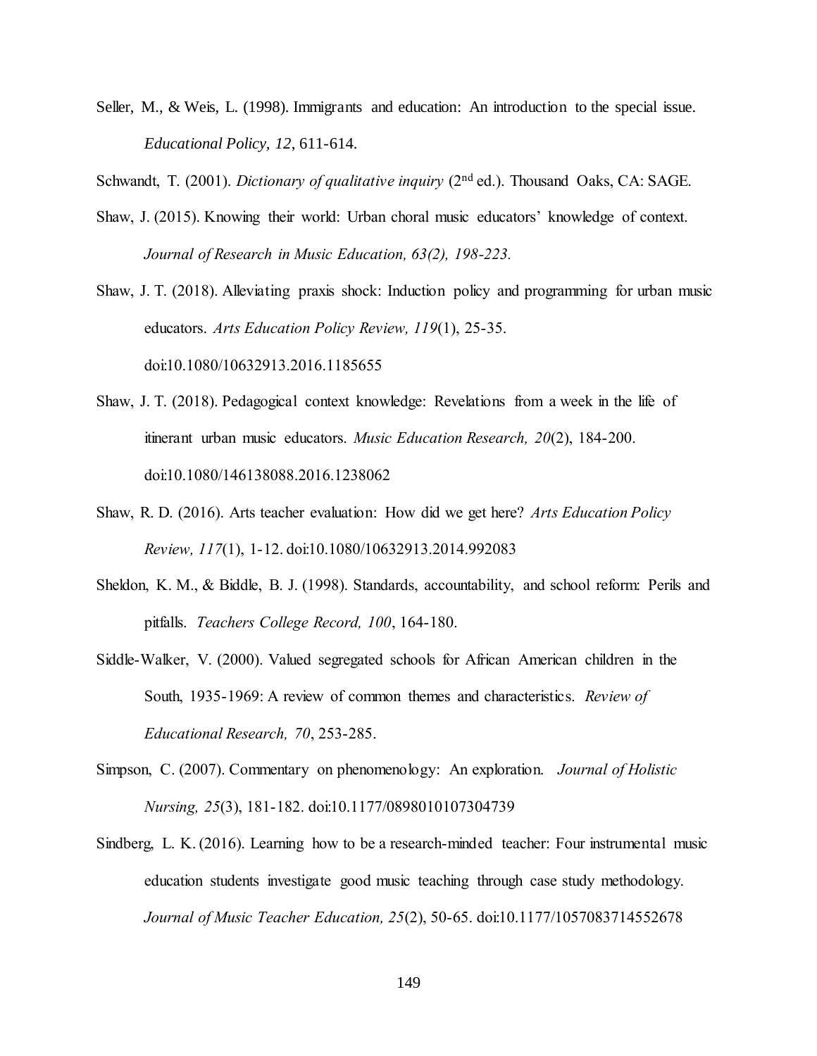Seller, M., & Weis, L. (1998). Immigrants and education: An introduction to the special issue. *Educational Policy, 12*, 611-614.

Schwandt, T. (2001). *Dictionary of qualitative inquiry* (2nd ed.). Thousand Oaks, CA: SAGE.

Shaw, J. (2015). Knowing their world: Urban choral music educators' knowledge of context. *Journal of Research in Music Education, 63(2), 198-223.*

Shaw, J. T. (2018). Alleviating praxis shock: Induction policy and programming for urban music educators. *Arts Education Policy Review, 119*(1), 25-35. doi:10.1080/10632913.2016.1185655

Shaw, J. T. (2018). Pedagogical context knowledge: Revelations from a week in the life of itinerant urban music educators. *Music Education Research, 20*(2), 184-200. doi:10.1080/146138088.2016.1238062

Shaw, R. D. (2016). Arts teacher evaluation: How did we get here? *Arts Education Policy Review, 117*(1), 1-12. doi:10.1080/10632913.2014.992083

Sheldon, K. M., & Biddle, B. J. (1998). Standards, accountability, and school reform: Perils and pitfalls. *Teachers College Record, 100*, 164-180.

Siddle-Walker, V. (2000). Valued segregated schools for African American children in the South, 1935-1969: A review of common themes and characteristics. *Review of Educational Research, 70*, 253-285.

Simpson, C. (2007). Commentary on phenomenology: An exploration. *Journal of Holistic Nursing, 25*(3), 181-182. doi:10.1177/0898010107304739

Sindberg, L. K. (2016). Learning how to be a research-minded teacher: Four instrumental music education students investigate good music teaching through case study methodology. *Journal of Music Teacher Education, 25*(2), 50-65. doi:10.1177/1057083714552678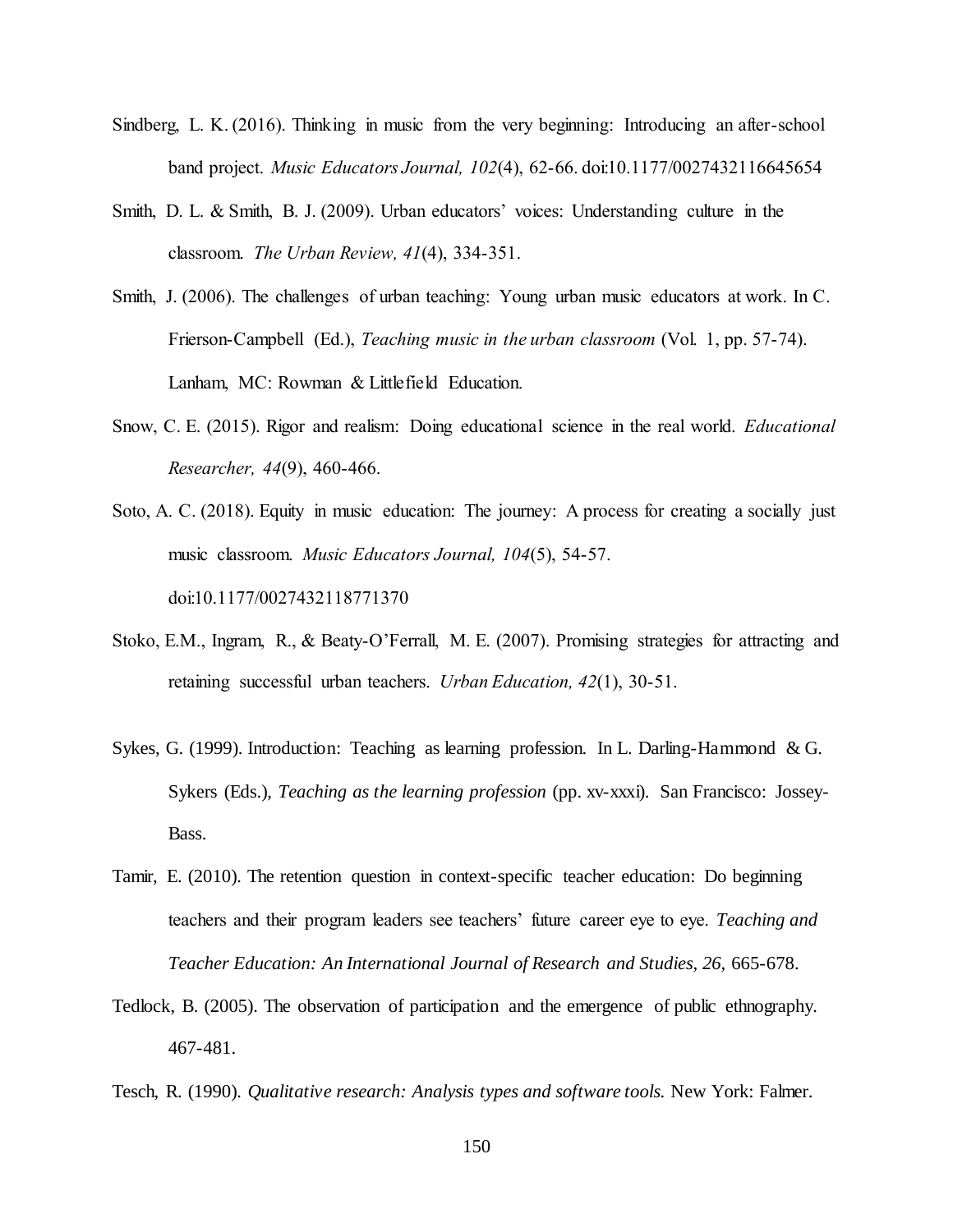Sindberg, L. K. (2016). Thinking in music from the very beginning: Introducing an after-school band project. *Music Educators Journal, 102*(4), 62-66. doi:10.1177/0027432116645654

Smith, D. L. & Smith, B. J. (2009). Urban educators' voices: Understanding culture in the classroom. *The Urban Review, 41*(4), 334-351.

Smith, J. (2006). The challenges of urban teaching: Young urban music educators at work. In C. Frierson-Campbell (Ed.), *Teaching music in the urban classroom* (Vol. 1, pp. 57-74). Lanham, MC: Rowman & Littlefield Education.

Snow, C. E. (2015). Rigor and realism: Doing educational science in the real world. *Educational Researcher, 44*(9), 460-466.

Soto, A. C. (2018). Equity in music education: The journey: A process for creating a socially just music classroom. *Music Educators Journal, 104*(5), 54-57. doi:10.1177/0027432118771370

Stoko, E.M., Ingram, R., & Beaty-O'Ferrall, M. E. (2007). Promising strategies for attracting and retaining successful urban teachers. *Urban Education, 42*(1), 30-51.

Sykes, G. (1999). Introduction: Teaching as learning profession. In L. Darling-Hammond & G. Sykers (Eds.), *Teaching as the learning profession* (pp. xv-xxxi). San Francisco: Jossey-Bass.

Tamir, E. (2010). The retention question in context-specific teacher education: Do beginning teachers and their program leaders see teachers' future career eye to eye. *Teaching and Teacher Education: An International Journal of Research and Studies, 26*, 665-678.

Tedlock, B. (2005). The observation of participation and the emergence of public ethnography. 467-481.

Tesch, R. (1990). *Qualitative research: Analysis types and software tools.* New York: Falmer.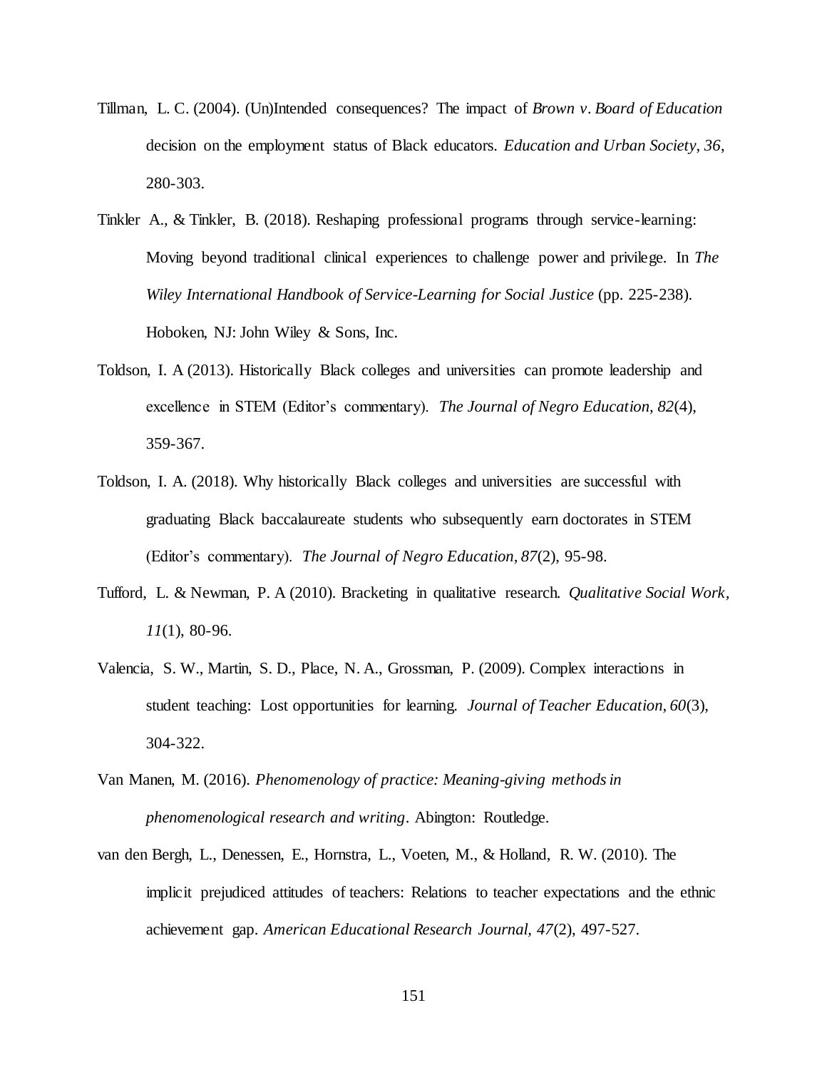Tillman, L. C. (2004). (Un)Intended consequences? The impact of *Brown v. Board of Education* decision on the employment status of Black educators. *Education and Urban Society, 36*, 280-303.

Tinkler A., & Tinkler, B. (2018). Reshaping professional programs through service-learning: Moving beyond traditional clinical experiences to challenge power and privilege. In *The Wiley International Handbook of Service-Learning for Social Justice* (pp. 225-238). Hoboken, NJ: John Wiley & Sons, Inc.

Toldson, I. A (2013). Historically Black colleges and universities can promote leadership and excellence in STEM (Editor's commentary). *The Journal of Negro Education, 82*(4), 359-367.

Toldson, I. A. (2018). Why historically Black colleges and universities are successful with graduating Black baccalaureate students who subsequently earn doctorates in STEM (Editor's commentary). *The Journal of Negro Education, 87*(2), 95-98.

Tufford, L. & Newman, P. A (2010). Bracketing in qualitative research. *Qualitative Social Work, 11*(1), 80-96.

Valencia, S. W., Martin, S. D., Place, N. A., Grossman, P. (2009). Complex interactions in student teaching: Lost opportunities for learning. *Journal of Teacher Education, 60*(3), 304-322.

Van Manen, M. (2016). *Phenomenology of practice: Meaning-giving methods in phenomenological research and writing*. Abington: Routledge.

van den Bergh, L., Denessen, E., Hornstra, L., Voeten, M., & Holland, R. W. (2010). The implicit prejudiced attitudes of teachers: Relations to teacher expectations and the ethnic achievement gap. *American Educational Research Journal, 47*(2), 497-527.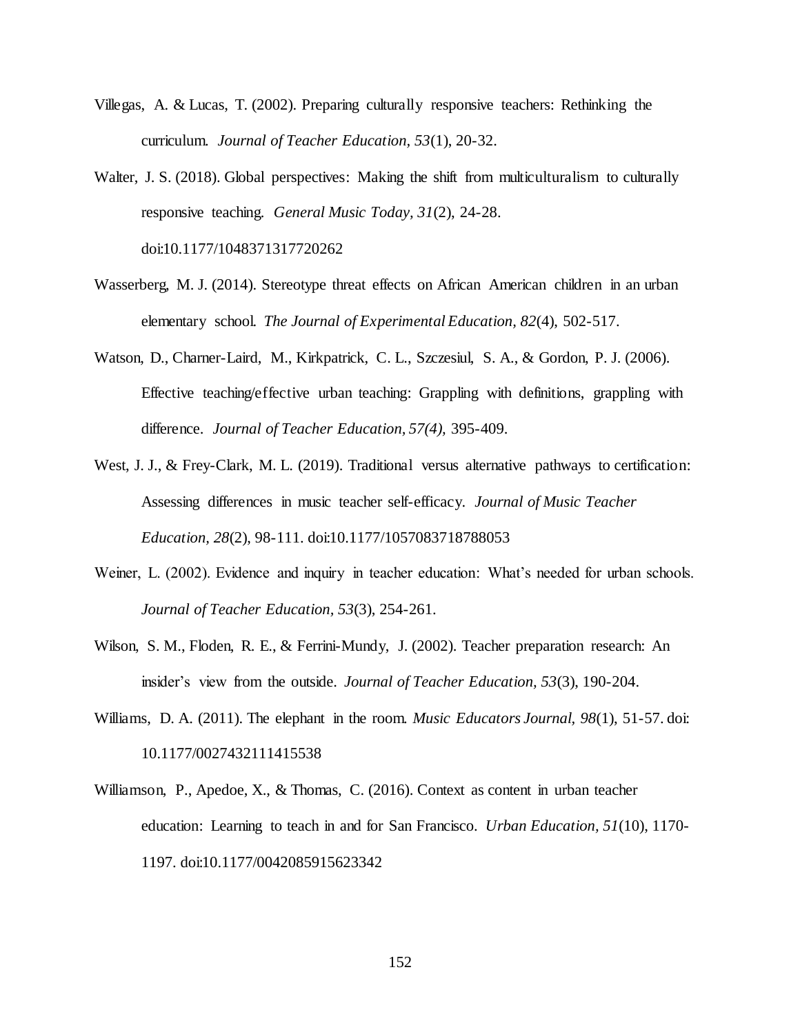Villegas, A. & Lucas, T. (2002). Preparing culturally responsive teachers: Rethinking the curriculum. *Journal of Teacher Education, 53*(1), 20-32.

Walter, J. S. (2018). Global perspectives: Making the shift from multiculturalism to culturally responsive teaching. *General Music Today*, *31*(2), 24-28. doi:10.1177/1048371317720262

Wasserberg, M. J. (2014). Stereotype threat effects on African American children in an urban elementary school. *The Journal of Experimental Education*, *82*(4), 502-517.

Watson, D., Charner-Laird, M., Kirkpatrick, C. L., Szczesiul, S. A., & Gordon, P. J. (2006). Effective teaching/effective urban teaching: Grappling with definitions, grappling with difference. *Journal of Teacher Education, 57(4),* 395-409.

West, J. J., & Frey-Clark, M. L. (2019). Traditional versus alternative pathways to certification: Assessing differences in music teacher self-efficacy. *Journal of Music Teacher Education, 28*(2), 98-111. doi:10.1177/1057083718788053

Weiner, L. (2002). Evidence and inquiry in teacher education: What's needed for urban schools. *Journal of Teacher Education*, *53*(3), 254-261.

Wilson, S. M., Floden, R. E., & Ferrini-Mundy, J. (2002). Teacher preparation research: An insider's view from the outside. *Journal of Teacher Education*, *53*(3), 190-204.

Williams, D. A. (2011). The elephant in the room. *Music Educators Journal*, *98*(1), 51-57. doi: 10.1177/0027432111415538

Williamson, P., Apedoe, X., & Thomas, C. (2016). Context as content in urban teacher education: Learning to teach in and for San Francisco. *Urban Education*, *51*(10), 1170-1197. doi:10.1177/0042085915623342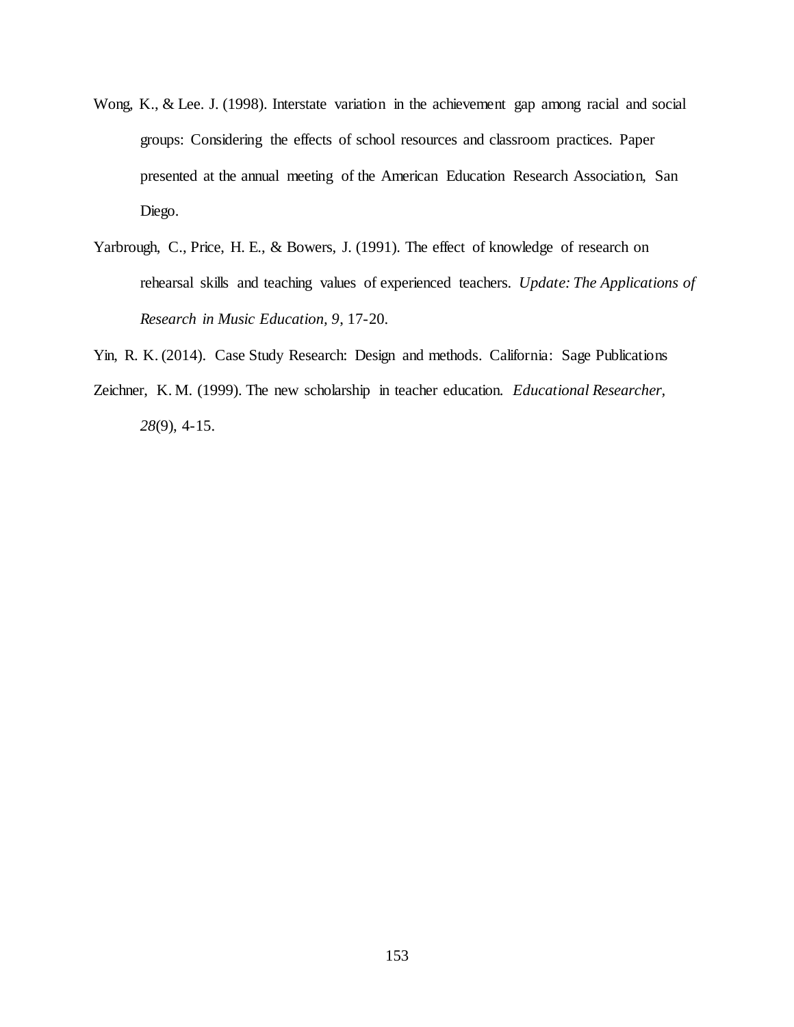Wong, K., & Lee. J. (1998). Interstate variation in the achievement gap among racial and social groups: Considering the effects of school resources and classroom practices. Paper presented at the annual meeting of the American Education Research Association, San Diego.

Yarbrough, C., Price, H. E., & Bowers, J. (1991). The effect of knowledge of research on rehearsal skills and teaching values of experienced teachers. *Update: The Applications of Research in Music Education, 9*, 17-20.

Yin, R. K. (2014). Case Study Research: Design and methods. California: Sage Publications

Zeichner, K. M. (1999). The new scholarship in teacher education. *Educational Researcher, 28*(9), 4-15.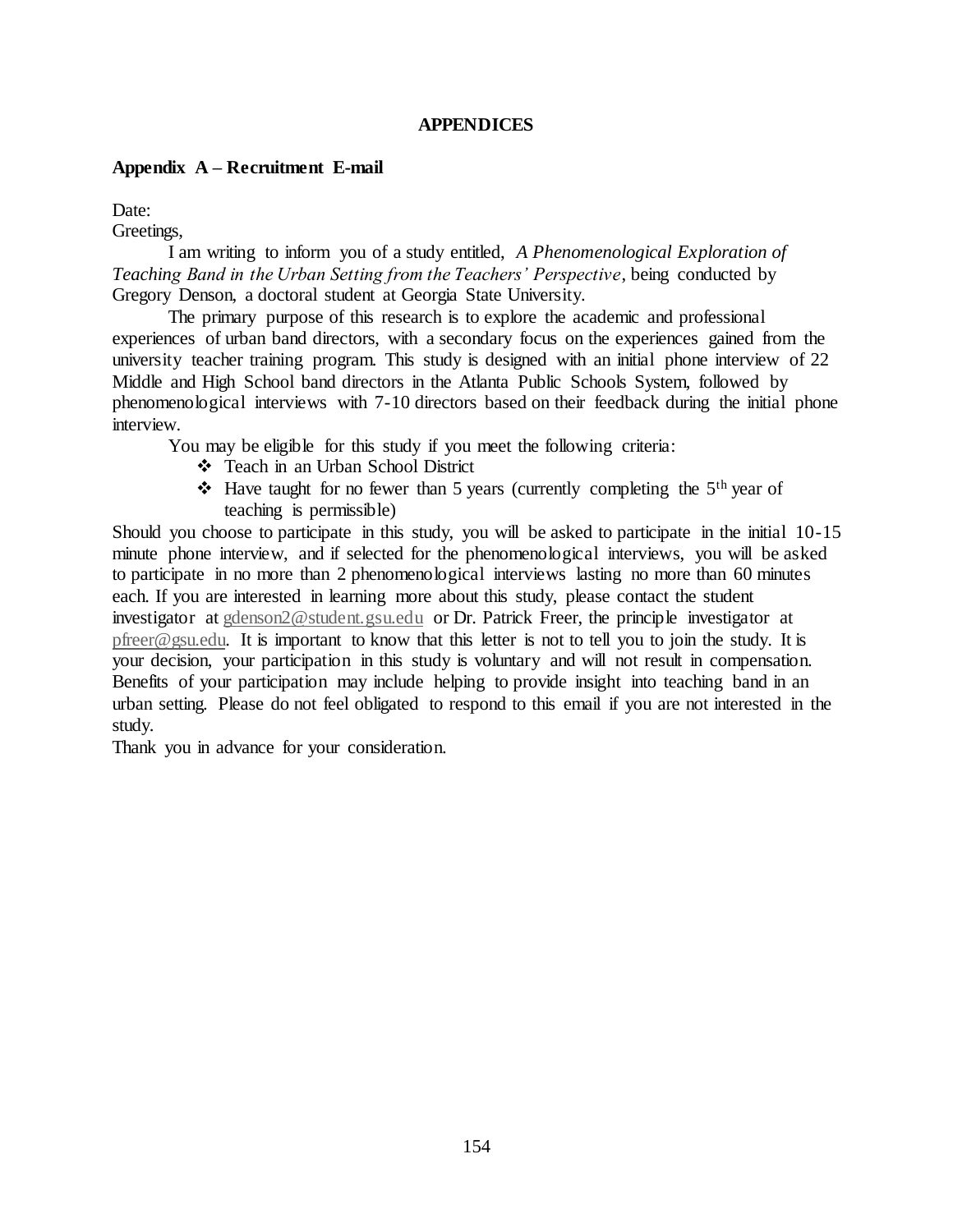# APPENDICES

## Appendix A – Recruitment E-mail

Date:

Greetings,

I am writing to inform you of a study entitled, *A Phenomenological Exploration of Teaching Band in the Urban Setting from the Teachers' Perspective*, being conducted by Gregory Denson, a doctoral student at Georgia State University.

The primary purpose of this research is to explore the academic and professional experiences of urban band directors, with a secondary focus on the experiences gained from the university teacher training program. This study is designed with an initial phone interview of 22 Middle and High School band directors in the Atlanta Public Schools System, followed by phenomenological interviews with 7-10 directors based on their feedback during the initial phone interview.

You may be eligible for this study if you meet the following criteria:

- Teach in an Urban School District
- Have taught for no fewer than 5 years (currently completing the 5th year of teaching is permissible)

Should you choose to participate in this study, you will be asked to participate in the initial 10-15 minute phone interview, and if selected for the phenomenological interviews, you will be asked to participate in no more than 2 phenomenological interviews lasting no more than 60 minutes each. If you are interested in learning more about this study, please contact the student investigator at gdenson2@student.gsu.edu or Dr. Patrick Freer, the principle investigator at pfreer@gsu.edu. It is important to know that this letter is not to tell you to join the study. It is your decision, your participation in this study is voluntary and will not result in compensation. Benefits of your participation may include helping to provide insight into teaching band in an urban setting. Please do not feel obligated to respond to this email if you are not interested in the study.

Thank you in advance for your consideration.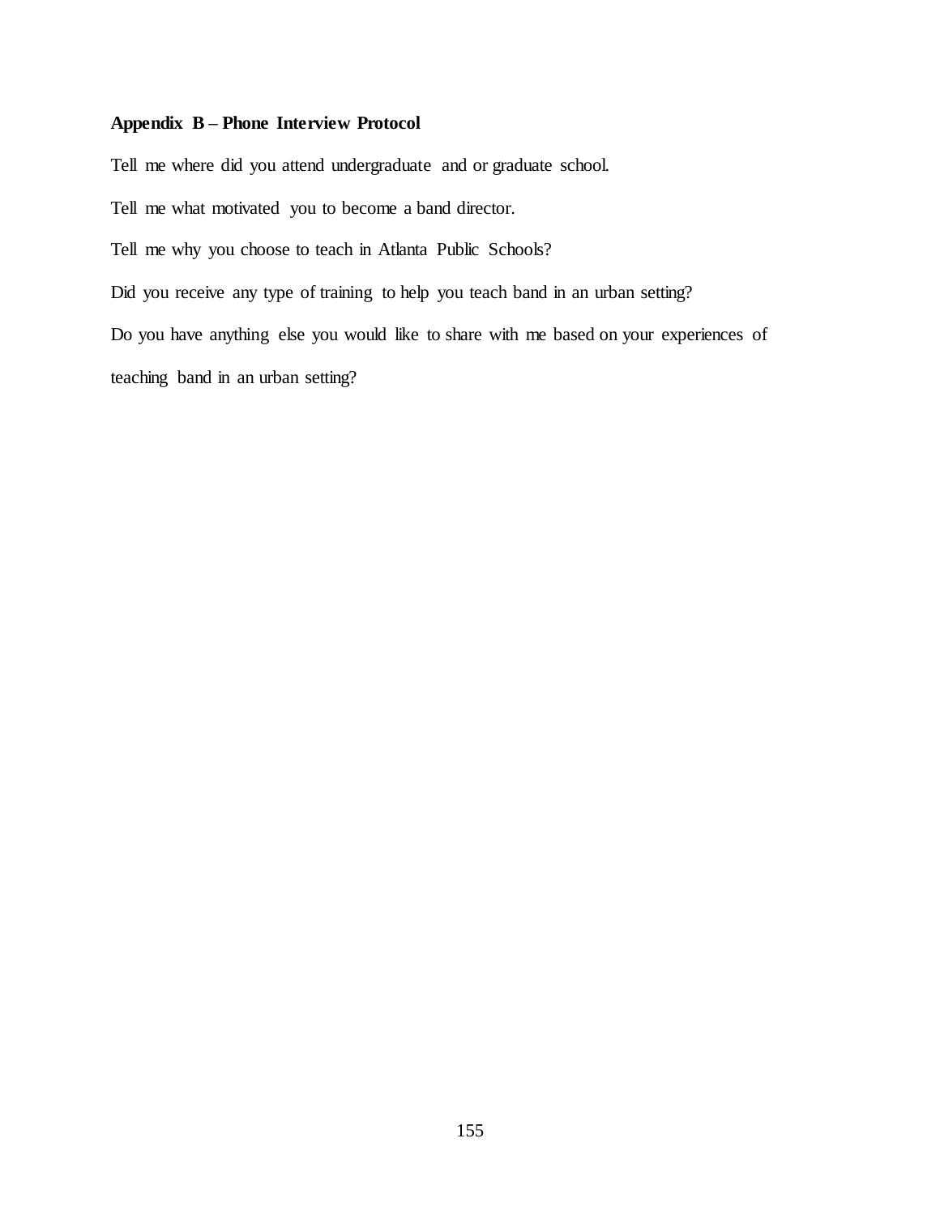**Appendix B – Phone Interview Protocol**

Tell me where did you attend undergraduate and or graduate school.

Tell me what motivated you to become a band director.

Tell me why you choose to teach in Atlanta Public Schools?

Did you receive any type of training to help you teach band in an urban setting?

Do you have anything else you would like to share with me based on your experiences of teaching band in an urban setting?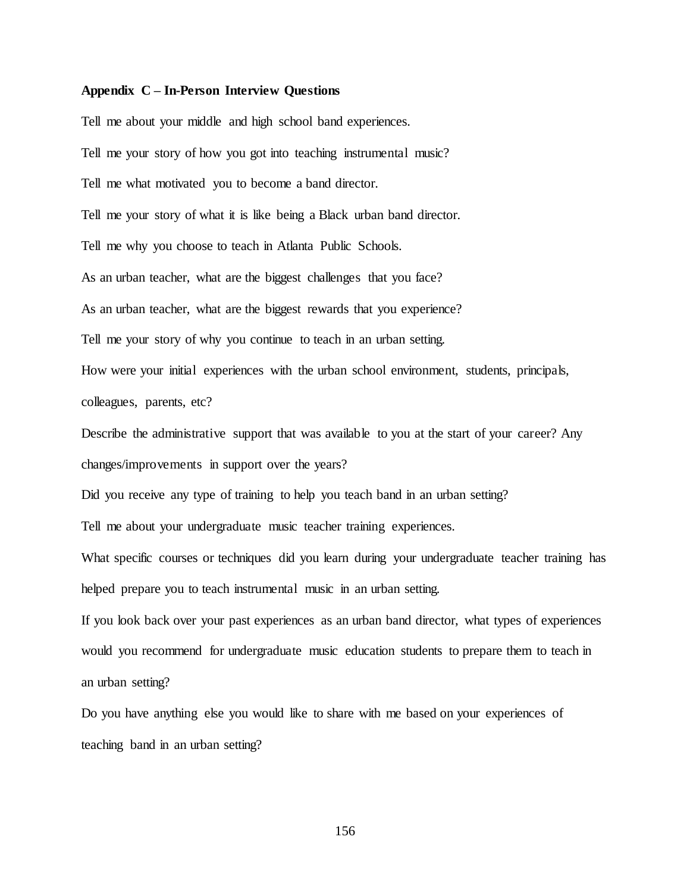**Appendix C – In-Person Interview Questions**

Tell me about your middle and high school band experiences.

Tell me your story of how you got into teaching instrumental music?

Tell me what motivated you to become a band director.

Tell me your story of what it is like being a Black urban band director.

Tell me why you choose to teach in Atlanta Public Schools.

As an urban teacher, what are the biggest challenges that you face?

As an urban teacher, what are the biggest rewards that you experience?

Tell me your story of why you continue to teach in an urban setting.

How were your initial experiences with the urban school environment, students, principals, colleagues, parents, etc?

Describe the administrative support that was available to you at the start of your career? Any changes/improvements in support over the years?

Did you receive any type of training to help you teach band in an urban setting?

Tell me about your undergraduate music teacher training experiences.

What specific courses or techniques did you learn during your undergraduate teacher training has helped prepare you to teach instrumental music in an urban setting.

If you look back over your past experiences as an urban band director, what types of experiences would you recommend for undergraduate music education students to prepare them to teach in an urban setting?

Do you have anything else you would like to share with me based on your experiences of teaching band in an urban setting?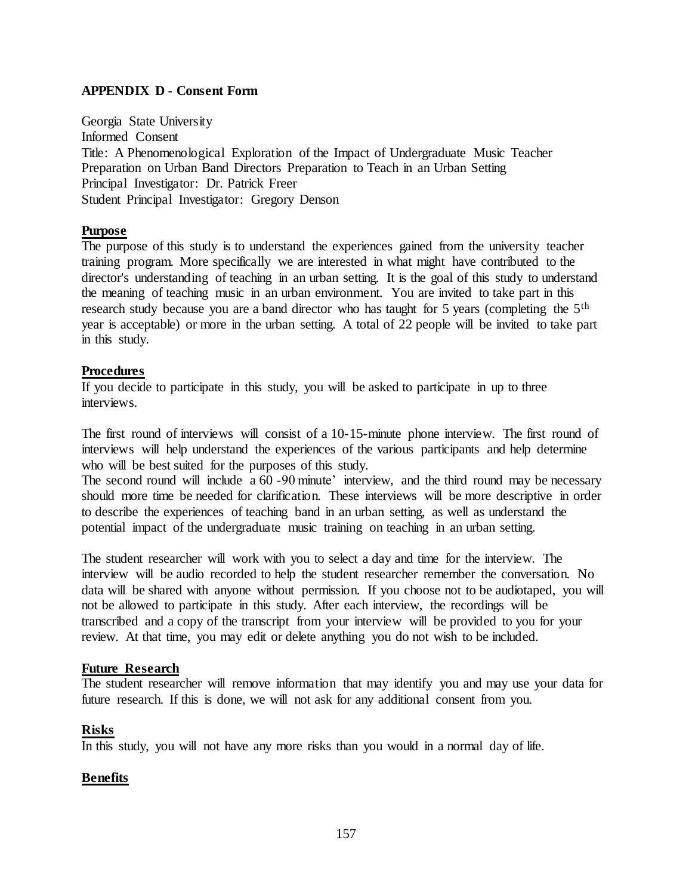**APPENDIX D - Consent Form**

Georgia State University
Informed Consent
Title: A Phenomenological Exploration of the Impact of Undergraduate Music Teacher Preparation on Urban Band Directors Preparation to Teach in an Urban Setting
Principal Investigator: Dr. Patrick Freer
Student Principal Investigator: Gregory Denson

**Purpose**

The purpose of this study is to understand the experiences gained from the university teacher training program. More specifically we are interested in what might have contributed to the director's understanding of teaching in an urban setting. It is the goal of this study to understand the meaning of teaching music in an urban environment. You are invited to take part in this research study because you are a band director who has taught for 5 years (completing the 5th year is acceptable) or more in the urban setting. A total of 22 people will be invited to take part in this study.

**Procedures**

If you decide to participate in this study, you will be asked to participate in up to three interviews.

The first round of interviews will consist of a 10-15-minute phone interview. The first round of interviews will help understand the experiences of the various participants and help determine who will be best suited for the purposes of this study.
The second round will include a 60 -90 minute' interview, and the third round may be necessary should more time be needed for clarification. These interviews will be more descriptive in order to describe the experiences of teaching band in an urban setting, as well as understand the potential impact of the undergraduate music training on teaching in an urban setting.

The student researcher will work with you to select a day and time for the interview. The interview will be audio recorded to help the student researcher remember the conversation. No data will be shared with anyone without permission. If you choose not to be audiotaped, you will not be allowed to participate in this study. After each interview, the recordings will be transcribed and a copy of the transcript from your interview will be provided to you for your review. At that time, you may edit or delete anything you do not wish to be included.

**Future Research**

The student researcher will remove information that may identify you and may use your data for future research. If this is done, we will not ask for any additional consent from you.

**Risks**

In this study, you will not have any more risks than you would in a normal day of life.

**Benefits**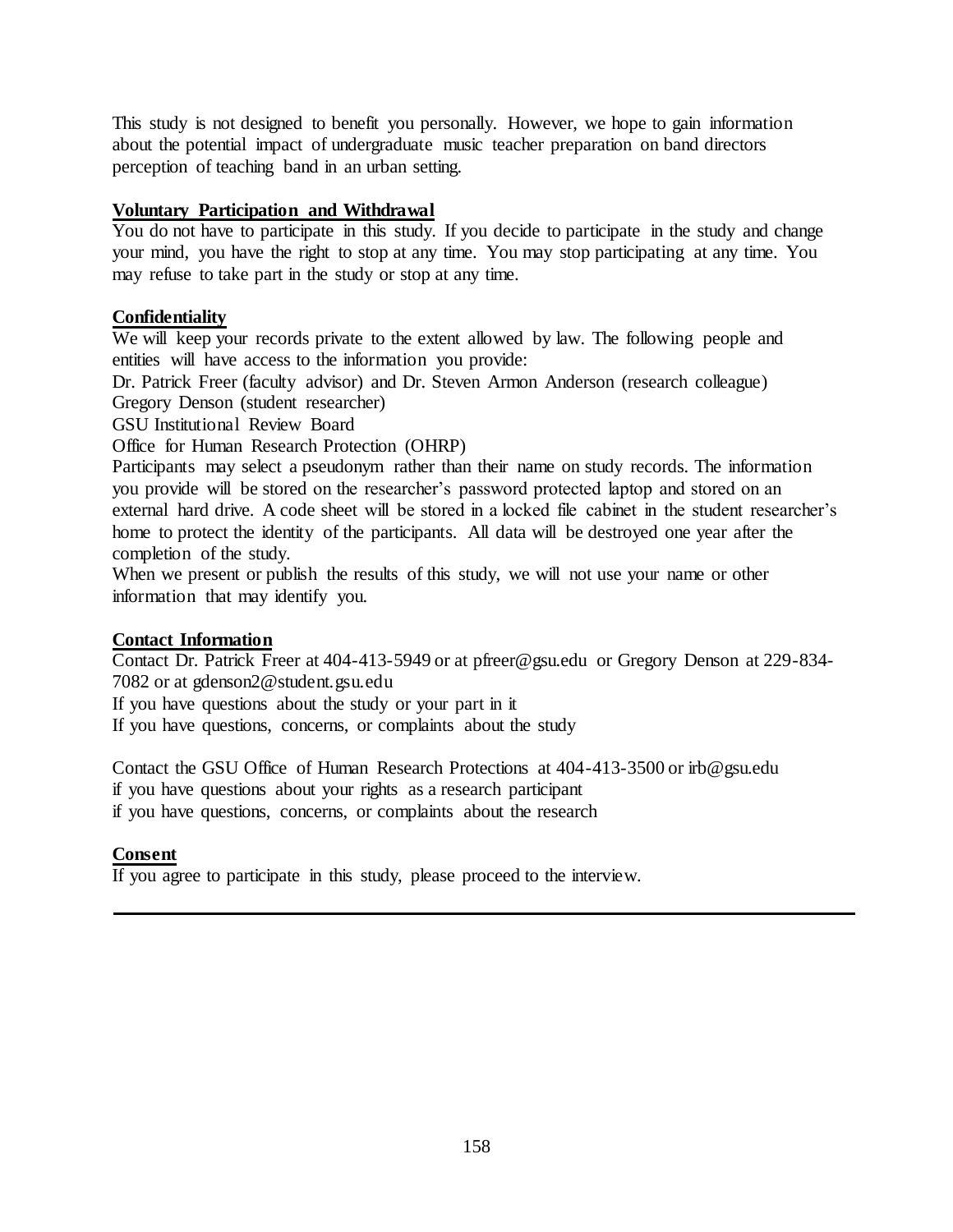This study is not designed to benefit you personally. However, we hope to gain information about the potential impact of undergraduate music teacher preparation on band directors perception of teaching band in an urban setting.

**Voluntary Participation and Withdrawal**

You do not have to participate in this study. If you decide to participate in the study and change your mind, you have the right to stop at any time. You may stop participating at any time. You may refuse to take part in the study or stop at any time.

**Confidentiality**

We will keep your records private to the extent allowed by law. The following people and entities will have access to the information you provide:

Dr. Patrick Freer (faculty advisor) and Dr. Steven Armon Anderson (research colleague)

Gregory Denson (student researcher)

GSU Institutional Review Board

Office for Human Research Protection (OHRP)

Participants may select a pseudonym rather than their name on study records. The information you provide will be stored on the researcher's password protected laptop and stored on an external hard drive. A code sheet will be stored in a locked file cabinet in the student researcher's home to protect the identity of the participants. All data will be destroyed one year after the completion of the study.

When we present or publish the results of this study, we will not use your name or other information that may identify you.

**Contact Information**

Contact Dr. Patrick Freer at 404-413-5949 or at pfreer@gsu.edu or Gregory Denson at 229-834-7082 or at gdenson2@student.gsu.edu

If you have questions about the study or your part in it

If you have questions, concerns, or complaints about the study

Contact the GSU Office of Human Research Protections at 404-413-3500 or irb@gsu.edu

if you have questions about your rights as a research participant

if you have questions, concerns, or complaints about the research

**Consent**

If you agree to participate in this study, please proceed to the interview.

---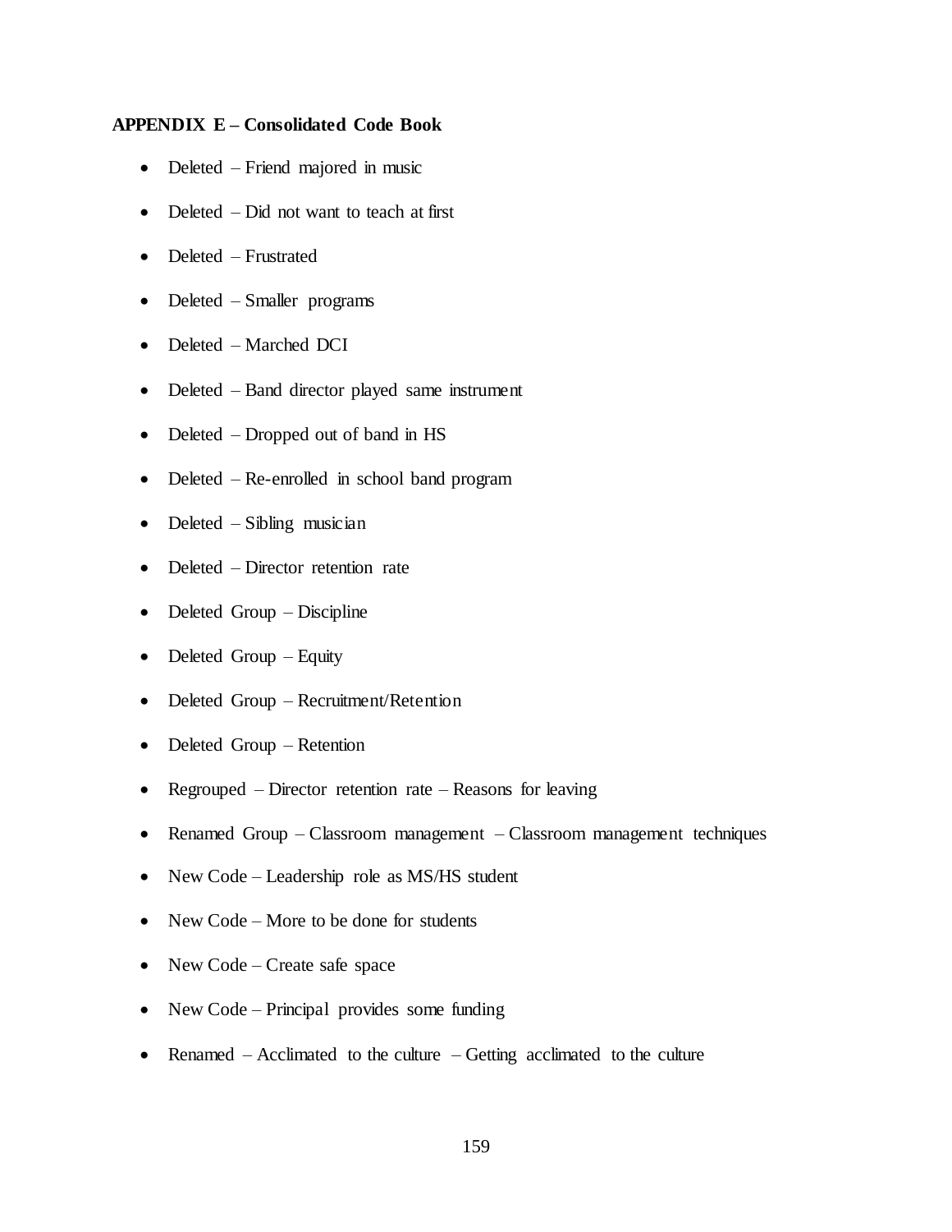**APPENDIX E – Consolidated Code Book**

- Deleted – Friend majored in music
- Deleted – Did not want to teach at first
- Deleted – Frustrated
- Deleted – Smaller programs
- Deleted – Marched DCI
- Deleted – Band director played same instrument
- Deleted – Dropped out of band in HS
- Deleted – Re-enrolled in school band program
- Deleted – Sibling musician
- Deleted – Director retention rate
- Deleted Group – Discipline
- Deleted Group – Equity
- Deleted Group – Recruitment/Retention
- Deleted Group – Retention
- Regrouped – Director retention rate – Reasons for leaving
- Renamed Group – Classroom management – Classroom management techniques
- New Code – Leadership role as MS/HS student
- New Code – More to be done for students
- New Code – Create safe space
- New Code – Principal provides some funding
- Renamed – Acclimated to the culture – Getting acclimated to the culture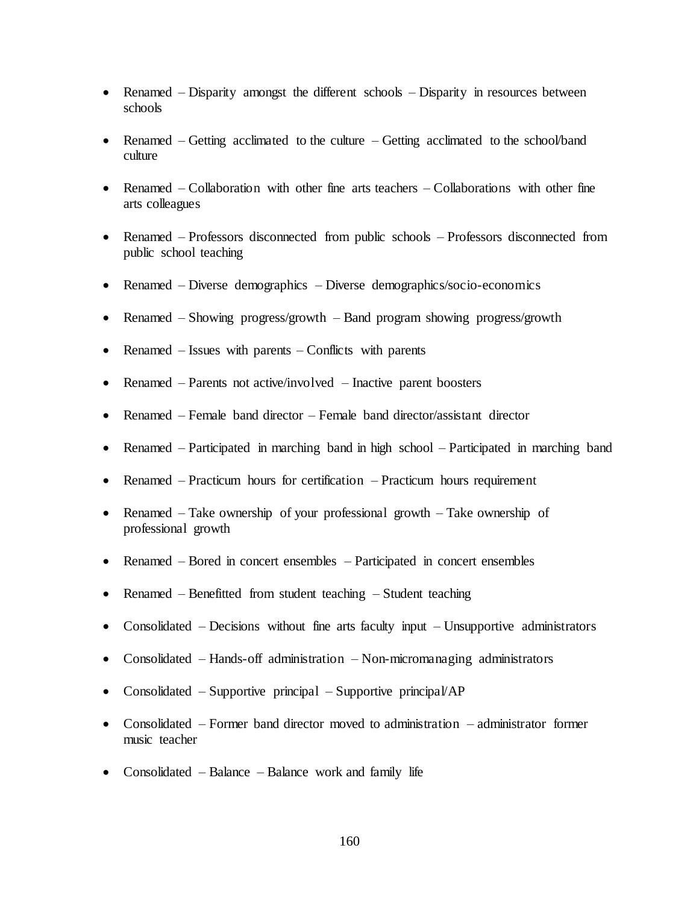- Renamed – Disparity amongst the different schools – Disparity in resources between schools
- Renamed – Getting acclimated to the culture – Getting acclimated to the school/band culture
- Renamed – Collaboration with other fine arts teachers – Collaborations with other fine arts colleagues
- Renamed – Professors disconnected from public schools – Professors disconnected from public school teaching
- Renamed – Diverse demographics – Diverse demographics/socio-economics
- Renamed – Showing progress/growth – Band program showing progress/growth
- Renamed – Issues with parents – Conflicts with parents
- Renamed – Parents not active/involved – Inactive parent boosters
- Renamed – Female band director – Female band director/assistant director
- Renamed – Participated in marching band in high school – Participated in marching band
- Renamed – Practicum hours for certification – Practicum hours requirement
- Renamed – Take ownership of your professional growth – Take ownership of professional growth
- Renamed – Bored in concert ensembles – Participated in concert ensembles
- Renamed – Benefitted from student teaching – Student teaching
- Consolidated – Decisions without fine arts faculty input – Unsupportive administrators
- Consolidated – Hands-off administration – Non-micromanaging administrators
- Consolidated – Supportive principal – Supportive principal/AP
- Consolidated – Former band director moved to administration – administrator former music teacher
- Consolidated – Balance – Balance work and family life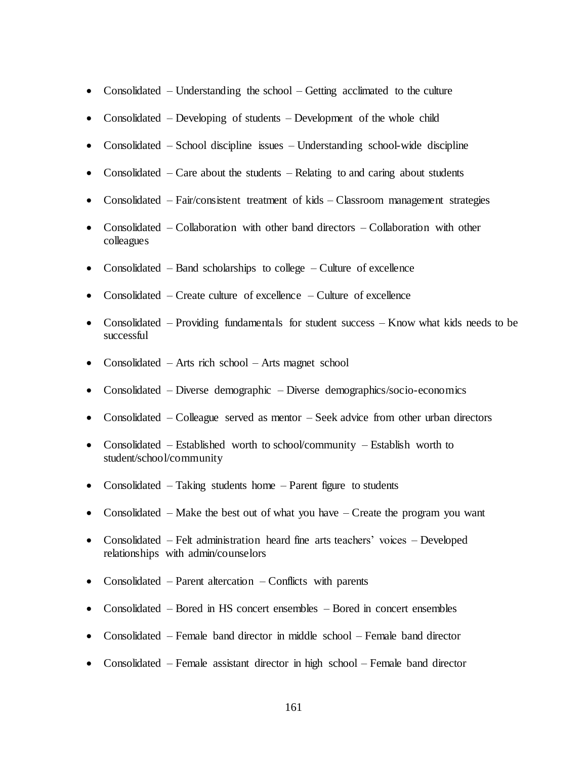- Consolidated – Understanding the school – Getting acclimated to the culture
- Consolidated – Developing of students – Development of the whole child
- Consolidated – School discipline issues – Understanding school-wide discipline
- Consolidated – Care about the students – Relating to and caring about students
- Consolidated – Fair/consistent treatment of kids – Classroom management strategies
- Consolidated – Collaboration with other band directors – Collaboration with other colleagues
- Consolidated – Band scholarships to college – Culture of excellence
- Consolidated – Create culture of excellence – Culture of excellence
- Consolidated – Providing fundamentals for student success – Know what kids needs to be successful
- Consolidated – Arts rich school – Arts magnet school
- Consolidated – Diverse demographic – Diverse demographics/socio-economics
- Consolidated – Colleague served as mentor – Seek advice from other urban directors
- Consolidated – Established worth to school/community – Establish worth to student/school/community
- Consolidated – Taking students home – Parent figure to students
- Consolidated – Make the best out of what you have – Create the program you want
- Consolidated – Felt administration heard fine arts teachers' voices – Developed relationships with admin/counselors
- Consolidated – Parent altercation – Conflicts with parents
- Consolidated – Bored in HS concert ensembles – Bored in concert ensembles
- Consolidated – Female band director in middle school – Female band director
- Consolidated – Female assistant director in high school – Female band director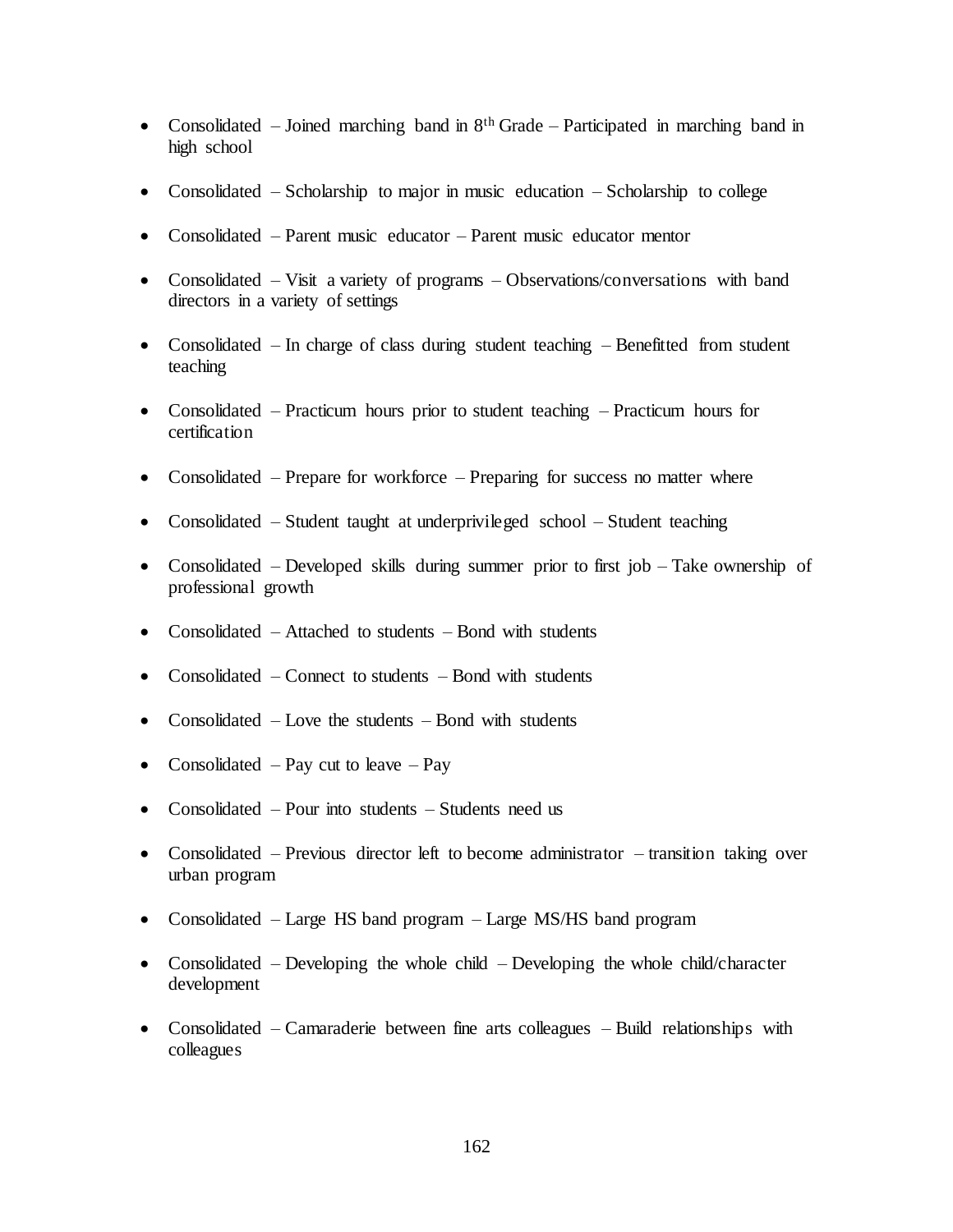- Consolidated – Joined marching band in 8th Grade – Participated in marching band in high school
- Consolidated – Scholarship to major in music education – Scholarship to college
- Consolidated – Parent music educator – Parent music educator mentor
- Consolidated – Visit a variety of programs – Observations/conversations with band directors in a variety of settings
- Consolidated – In charge of class during student teaching – Benefitted from student teaching
- Consolidated – Practicum hours prior to student teaching – Practicum hours for certification
- Consolidated – Prepare for workforce – Preparing for success no matter where
- Consolidated – Student taught at underprivileged school – Student teaching
- Consolidated – Developed skills during summer prior to first job – Take ownership of professional growth
- Consolidated – Attached to students – Bond with students
- Consolidated – Connect to students – Bond with students
- Consolidated – Love the students – Bond with students
- Consolidated – Pay cut to leave – Pay
- Consolidated – Pour into students – Students need us
- Consolidated – Previous director left to become administrator – transition taking over urban program
- Consolidated – Large HS band program – Large MS/HS band program
- Consolidated – Developing the whole child – Developing the whole child/character development
- Consolidated – Camaraderie between fine arts colleagues – Build relationships with colleagues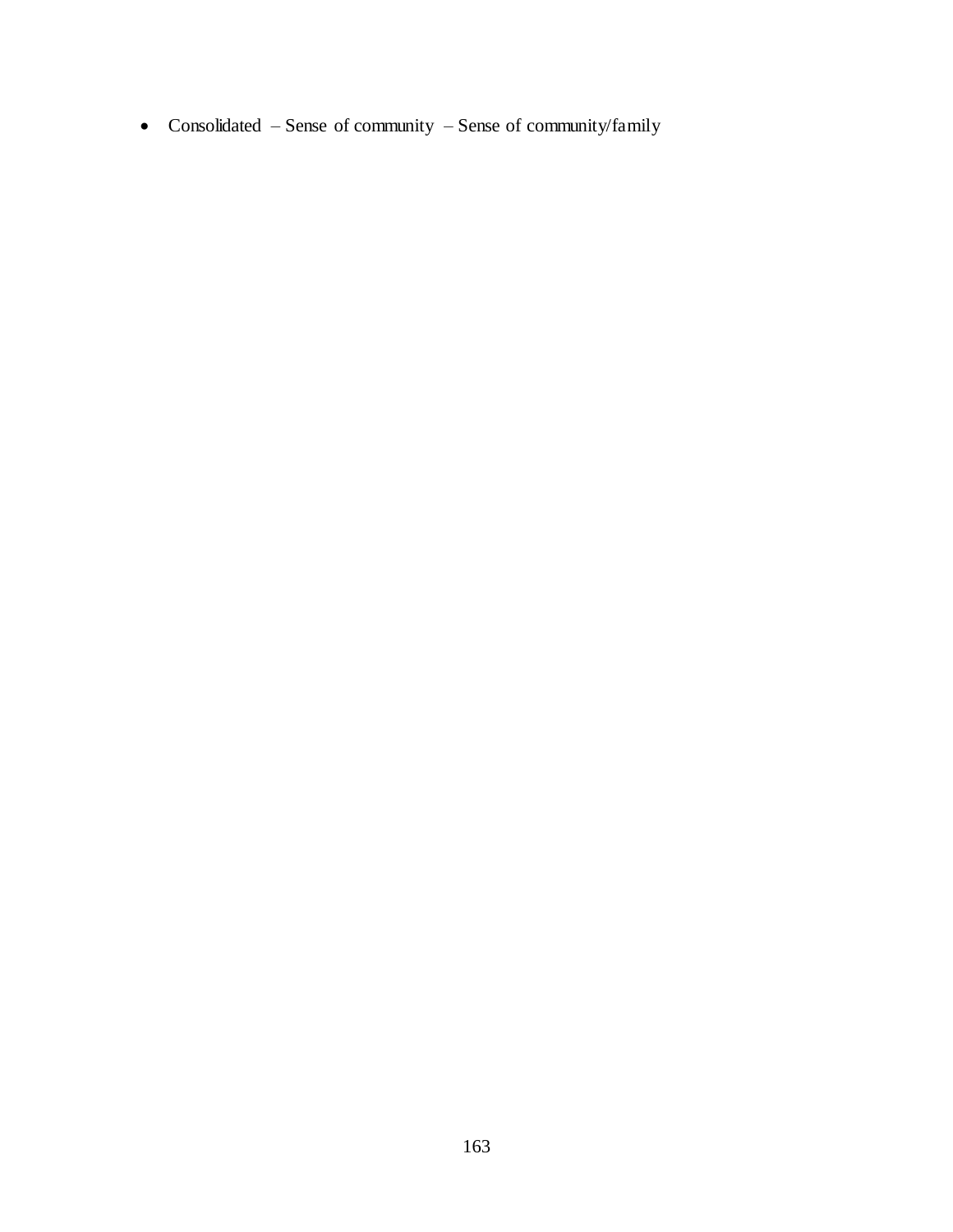- Consolidated – Sense of community – Sense of community/family